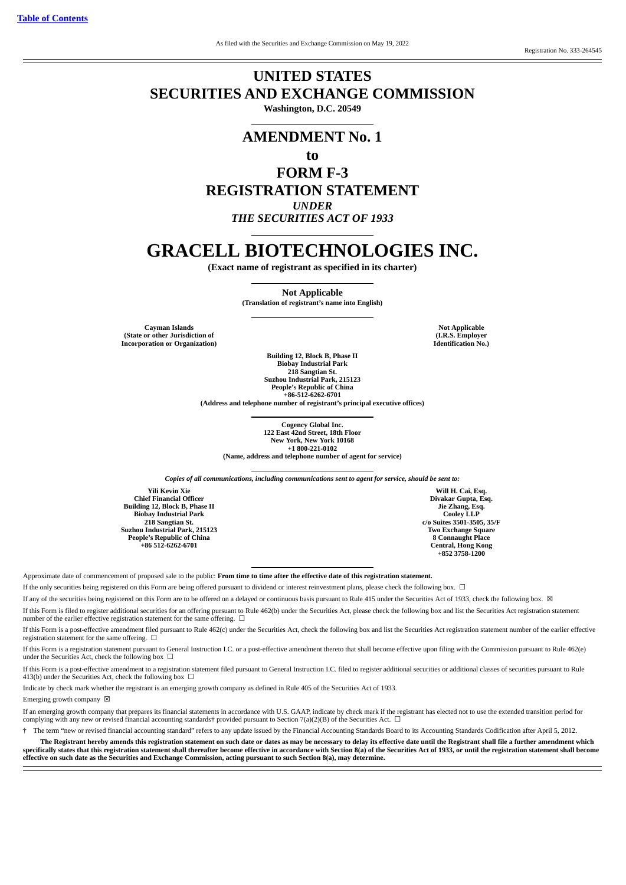[Table of Contents]

As filed with the Securities and Exchange Commission on May 19, 2022

Registration No. 333-264545

# UNITED STATES
# SECURITIES AND EXCHANGE COMMISSION

**Washington, D.C. 20549**

## AMENDMENT No. 1

## to

## FORM F-3

## REGISTRATION STATEMENT

***UNDER***

***THE SECURITIES ACT OF 1933***

# GRACELL BIOTECHNOLOGIES INC.

**(Exact name of registrant as specified in its charter)**

**Not Applicable**

**(Translation of registrant's name into English)**

| **Cayman Islands**<br>**(State or other Jurisdiction of Incorporation or Organization)** | **Not Applicable**<br>**(I.R.S. Employer Identification No.)** |
|---|---|

**Building 12, Block B, Phase II**
**Biobay Industrial Park**
**218 Sangtian St.**
**Suzhou Industrial Park, 215123**
**People's Republic of China**
**+86-512-6262-6701**
**(Address and telephone number of registrant's principal executive offices)**

**Cogency Global Inc.**
**122 East 42nd Street, 18th Floor**
**New York, New York 10168**
**+1 800-221-0102**
**(Name, address and telephone number of agent for service)**

***Copies of all communications, including communications sent to agent for service, should be sent to:***

| **Yili Kevin Xie**<br>**Chief Financial Officer**<br>**Building 12, Block B, Phase II**<br>**Biobay Industrial Park**<br>**218 Sangtian St.**<br>**Suzhou Industrial Park, 215123**<br>**People's Republic of China**<br>**+86 512-6262-6701** | **Will H. Cai, Esq.**<br>**Divakar Gupta, Esq.**<br>**Jie Zhang, Esq.**<br>**Cooley LLP**<br>**c/o Suites 3501-3505, 35/F**<br>**Two Exchange Square**<br>**8 Connaught Place**<br>**Central, Hong Kong**<br>**+852 3758-1200** |
|---|---|

Approximate date of commencement of proposed sale to the public: **From time to time after the effective date of this registration statement.**

If the only securities being registered on this Form are being offered pursuant to dividend or interest reinvestment plans, please check the following box. ☐

If any of the securities being registered on this Form are to be offered on a delayed or continuous basis pursuant to Rule 415 under the Securities Act of 1933, check the following box. ☒

If this Form is filed to register additional securities for an offering pursuant to Rule 462(b) under the Securities Act, please check the following box and list the Securities Act registration statement number of the earlier effective registration statement for the same offering. ☐

If this Form is a post-effective amendment filed pursuant to Rule 462(c) under the Securities Act, check the following box and list the Securities Act registration statement number of the earlier effective registration statement for the same offering. ☐

If this Form is a registration statement pursuant to General Instruction I.C. or a post-effective amendment thereto that shall become effective upon filing with the Commission pursuant to Rule 462(e) under the Securities Act, check the following box ☐

If this Form is a post-effective amendment to a registration statement filed pursuant to General Instruction I.C. filed to register additional securities or additional classes of securities pursuant to Rule 413(b) under the Securities Act, check the following box ☐

Indicate by check mark whether the registrant is an emerging growth company as defined in Rule 405 of the Securities Act of 1933.

Emerging growth company ☒

If an emerging growth company that prepares its financial statements in accordance with U.S. GAAP, indicate by check mark if the registrant has elected not to use the extended transition period for complying with any new or revised financial accounting standards† provided pursuant to Section 7(a)(2)(B) of the Securities Act. ☐

† The term "new or revised financial accounting standard" refers to any update issued by the Financial Accounting Standards Board to its Accounting Standards Codification after April 5, 2012.

**The Registrant hereby amends this registration statement on such date or dates as may be necessary to delay its effective date until the Registrant shall file a further amendment which specifically states that this registration statement shall thereafter become effective in accordance with Section 8(a) of the Securities Act of 1933, or until the registration statement shall become effective on such date as the Securities and Exchange Commission, acting pursuant to such Section 8(a), may determine.**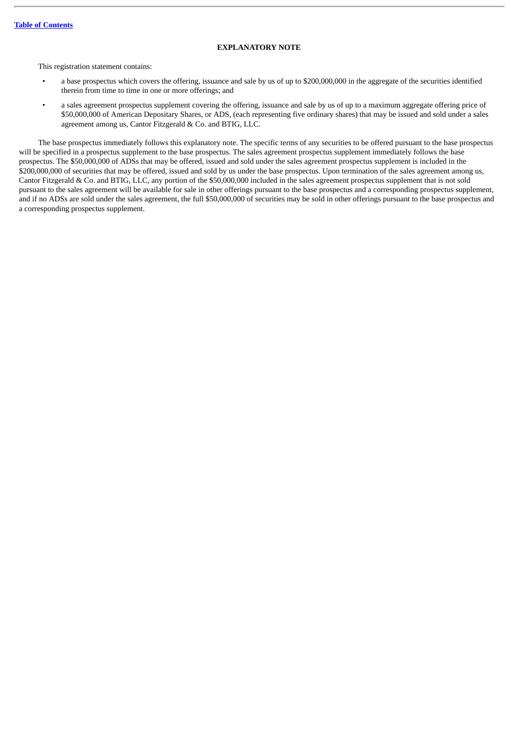## EXPLANATORY NOTE

This registration statement contains:

- a base prospectus which covers the offering, issuance and sale by us of up to $200,000,000 in the aggregate of the securities identified therein from time to time in one or more offerings; and
- a sales agreement prospectus supplement covering the offering, issuance and sale by us of up to a maximum aggregate offering price of $50,000,000 of American Depositary Shares, or ADS, (each representing five ordinary shares) that may be issued and sold under a sales agreement among us, Cantor Fitzgerald & Co. and BTIG, LLC.

The base prospectus immediately follows this explanatory note. The specific terms of any securities to be offered pursuant to the base prospectus will be specified in a prospectus supplement to the base prospectus. The sales agreement prospectus supplement immediately follows the base prospectus. The $50,000,000 of ADSs that may be offered, issued and sold under the sales agreement prospectus supplement is included in the $200,000,000 of securities that may be offered, issued and sold by us under the base prospectus. Upon termination of the sales agreement among us, Cantor Fitzgerald & Co. and BTIG, LLC, any portion of the $50,000,000 included in the sales agreement prospectus supplement that is not sold pursuant to the sales agreement will be available for sale in other offerings pursuant to the base prospectus and a corresponding prospectus supplement, and if no ADSs are sold under the sales agreement, the full $50,000,000 of securities may be sold in other offerings pursuant to the base prospectus and a corresponding prospectus supplement.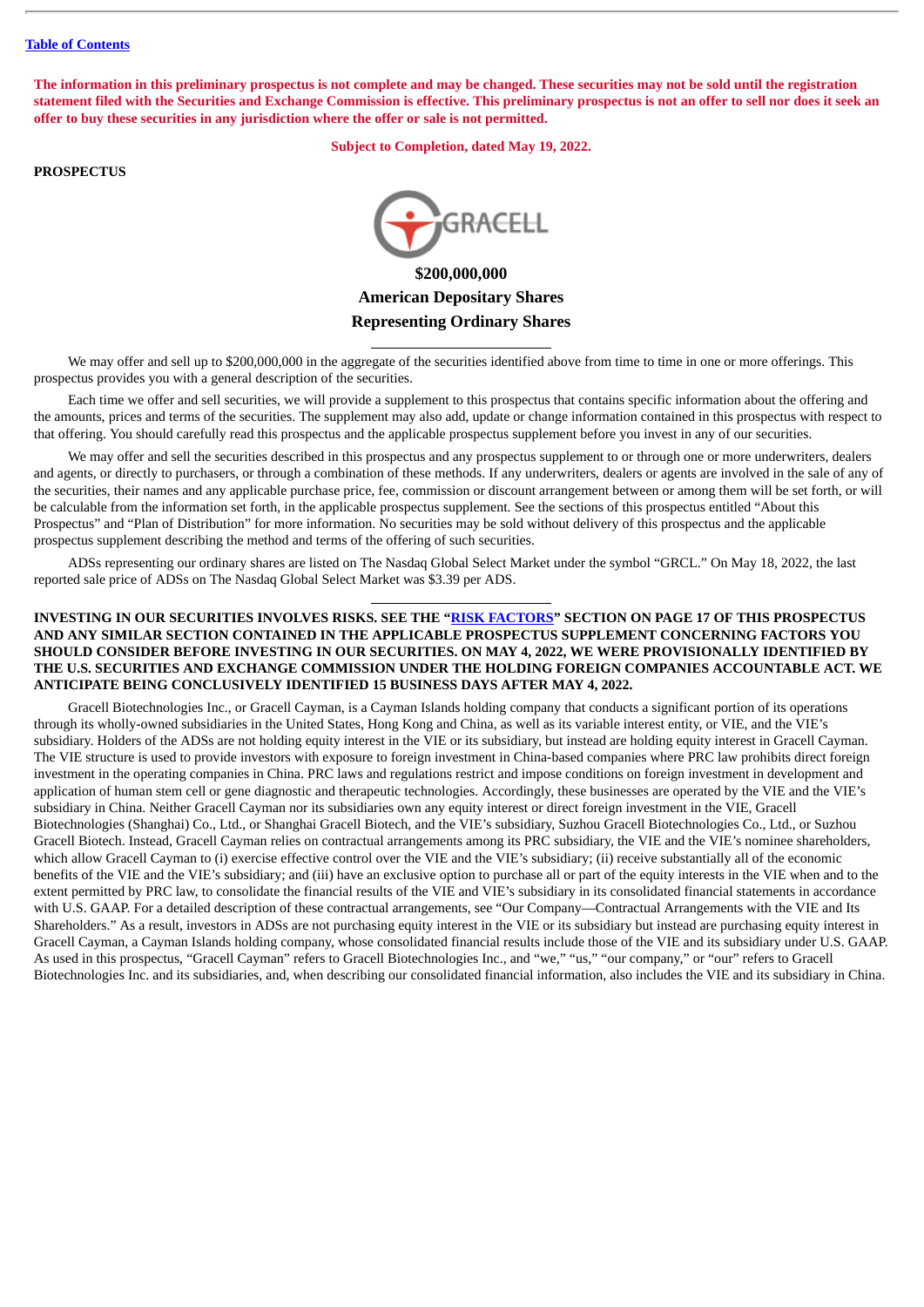[Table of Contents](#)

**The information in this preliminary prospectus is not complete and may be changed. These securities may not be sold until the registration statement filed with the Securities and Exchange Commission is effective. This preliminary prospectus is not an offer to sell nor does it seek an offer to buy these securities in any jurisdiction where the offer or sale is not permitted.**

**Subject to Completion, dated May 19, 2022.**

**PROSPECTUS**

GRACELL

**$200,000,000**

**American Depositary Shares**

**Representing Ordinary Shares**

We may offer and sell up to $200,000,000 in the aggregate of the securities identified above from time to time in one or more offerings. This prospectus provides you with a general description of the securities.

Each time we offer and sell securities, we will provide a supplement to this prospectus that contains specific information about the offering and the amounts, prices and terms of the securities. The supplement may also add, update or change information contained in this prospectus with respect to that offering. You should carefully read this prospectus and the applicable prospectus supplement before you invest in any of our securities.

We may offer and sell the securities described in this prospectus and any prospectus supplement to or through one or more underwriters, dealers and agents, or directly to purchasers, or through a combination of these methods. If any underwriters, dealers or agents are involved in the sale of any of the securities, their names and any applicable purchase price, fee, commission or discount arrangement between or among them will be set forth, or will be calculable from the information set forth, in the applicable prospectus supplement. See the sections of this prospectus entitled "About this Prospectus" and "Plan of Distribution" for more information. No securities may be sold without delivery of this prospectus and the applicable prospectus supplement describing the method and terms of the offering of such securities.

ADSs representing our ordinary shares are listed on The Nasdaq Global Select Market under the symbol "GRCL." On May 18, 2022, the last reported sale price of ADSs on The Nasdaq Global Select Market was $3.39 per ADS.

**INVESTING IN OUR SECURITIES INVOLVES RISKS. SEE THE "[RISK FACTORS](#)" SECTION ON PAGE 17 OF THIS PROSPECTUS AND ANY SIMILAR SECTION CONTAINED IN THE APPLICABLE PROSPECTUS SUPPLEMENT CONCERNING FACTORS YOU SHOULD CONSIDER BEFORE INVESTING IN OUR SECURITIES. ON MAY 4, 2022, WE WERE PROVISIONALLY IDENTIFIED BY THE U.S. SECURITIES AND EXCHANGE COMMISSION UNDER THE HOLDING FOREIGN COMPANIES ACCOUNTABLE ACT. WE ANTICIPATE BEING CONCLUSIVELY IDENTIFIED 15 BUSINESS DAYS AFTER MAY 4, 2022.**

Gracell Biotechnologies Inc., or Gracell Cayman, is a Cayman Islands holding company that conducts a significant portion of its operations through its wholly-owned subsidiaries in the United States, Hong Kong and China, as well as its variable interest entity, or VIE, and the VIE's subsidiary. Holders of the ADSs are not holding equity interest in the VIE or its subsidiary, but instead are holding equity interest in Gracell Cayman. The VIE structure is used to provide investors with exposure to foreign investment in China-based companies where PRC law prohibits direct foreign investment in the operating companies in China. PRC laws and regulations restrict and impose conditions on foreign investment in development and application of human stem cell or gene diagnostic and therapeutic technologies. Accordingly, these businesses are operated by the VIE and the VIE's subsidiary in China. Neither Gracell Cayman nor its subsidiaries own any equity interest or direct foreign investment in the VIE, Gracell Biotechnologies (Shanghai) Co., Ltd., or Shanghai Gracell Biotech, and the VIE's subsidiary, Suzhou Gracell Biotechnologies Co., Ltd., or Suzhou Gracell Biotech. Instead, Gracell Cayman relies on contractual arrangements among its PRC subsidiary, the VIE and the VIE's nominee shareholders, which allow Gracell Cayman to (i) exercise effective control over the VIE and the VIE's subsidiary; (ii) receive substantially all of the economic benefits of the VIE and the VIE's subsidiary; and (iii) have an exclusive option to purchase all or part of the equity interests in the VIE when and to the extent permitted by PRC law, to consolidate the financial results of the VIE and VIE's subsidiary in its consolidated financial statements in accordance with U.S. GAAP. For a detailed description of these contractual arrangements, see "Our Company—Contractual Arrangements with the VIE and Its Shareholders." As a result, investors in ADSs are not purchasing equity interest in the VIE or its subsidiary but instead are purchasing equity interest in Gracell Cayman, a Cayman Islands holding company, whose consolidated financial results include those of the VIE and its subsidiary under U.S. GAAP. As used in this prospectus, "Gracell Cayman" refers to Gracell Biotechnologies Inc., and "we," "us," "our company," or "our" refers to Gracell Biotechnologies Inc. and its subsidiaries, and, when describing our consolidated financial information, also includes the VIE and its subsidiary in China.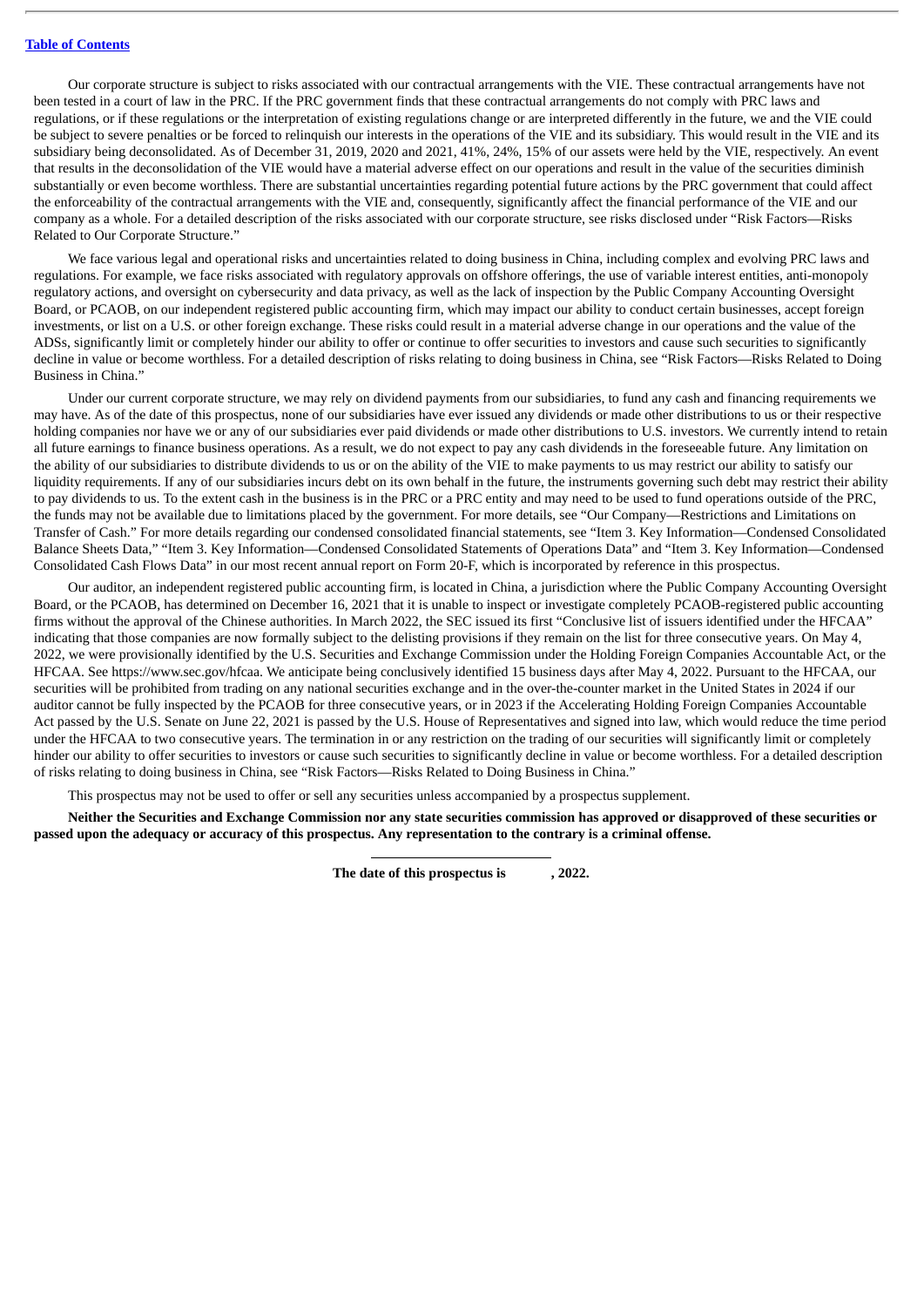Our corporate structure is subject to risks associated with our contractual arrangements with the VIE. These contractual arrangements have not been tested in a court of law in the PRC. If the PRC government finds that these contractual arrangements do not comply with PRC laws and regulations, or if these regulations or the interpretation of existing regulations change or are interpreted differently in the future, we and the VIE could be subject to severe penalties or be forced to relinquish our interests in the operations of the VIE and its subsidiary. This would result in the VIE and its subsidiary being deconsolidated. As of December 31, 2019, 2020 and 2021, 41%, 24%, 15% of our assets were held by the VIE, respectively. An event that results in the deconsolidation of the VIE would have a material adverse effect on our operations and result in the value of the securities diminish substantially or even become worthless. There are substantial uncertainties regarding potential future actions by the PRC government that could affect the enforceability of the contractual arrangements with the VIE and, consequently, significantly affect the financial performance of the VIE and our company as a whole. For a detailed description of the risks associated with our corporate structure, see risks disclosed under "Risk Factors—Risks Related to Our Corporate Structure."

We face various legal and operational risks and uncertainties related to doing business in China, including complex and evolving PRC laws and regulations. For example, we face risks associated with regulatory approvals on offshore offerings, the use of variable interest entities, anti-monopoly regulatory actions, and oversight on cybersecurity and data privacy, as well as the lack of inspection by the Public Company Accounting Oversight Board, or PCAOB, on our independent registered public accounting firm, which may impact our ability to conduct certain businesses, accept foreign investments, or list on a U.S. or other foreign exchange. These risks could result in a material adverse change in our operations and the value of the ADSs, significantly limit or completely hinder our ability to offer or continue to offer securities to investors and cause such securities to significantly decline in value or become worthless. For a detailed description of risks relating to doing business in China, see "Risk Factors—Risks Related to Doing Business in China."

Under our current corporate structure, we may rely on dividend payments from our subsidiaries, to fund any cash and financing requirements we may have. As of the date of this prospectus, none of our subsidiaries have ever issued any dividends or made other distributions to us or their respective holding companies nor have we or any of our subsidiaries ever paid dividends or made other distributions to U.S. investors. We currently intend to retain all future earnings to finance business operations. As a result, we do not expect to pay any cash dividends in the foreseeable future. Any limitation on the ability of our subsidiaries to distribute dividends to us or on the ability of the VIE to make payments to us may restrict our ability to satisfy our liquidity requirements. If any of our subsidiaries incurs debt on its own behalf in the future, the instruments governing such debt may restrict their ability to pay dividends to us. To the extent cash in the business is in the PRC or a PRC entity and may need to be used to fund operations outside of the PRC, the funds may not be available due to limitations placed by the government. For more details, see "Our Company—Restrictions and Limitations on Transfer of Cash." For more details regarding our condensed consolidated financial statements, see "Item 3. Key Information—Condensed Consolidated Balance Sheets Data," "Item 3. Key Information—Condensed Consolidated Statements of Operations Data" and "Item 3. Key Information—Condensed Consolidated Cash Flows Data" in our most recent annual report on Form 20-F, which is incorporated by reference in this prospectus.

Our auditor, an independent registered public accounting firm, is located in China, a jurisdiction where the Public Company Accounting Oversight Board, or the PCAOB, has determined on December 16, 2021 that it is unable to inspect or investigate completely PCAOB-registered public accounting firms without the approval of the Chinese authorities. In March 2022, the SEC issued its first "Conclusive list of issuers identified under the HFCAA" indicating that those companies are now formally subject to the delisting provisions if they remain on the list for three consecutive years. On May 4, 2022, we were provisionally identified by the U.S. Securities and Exchange Commission under the Holding Foreign Companies Accountable Act, or the HFCAA. See https://www.sec.gov/hfcaa. We anticipate being conclusively identified 15 business days after May 4, 2022. Pursuant to the HFCAA, our securities will be prohibited from trading on any national securities exchange and in the over-the-counter market in the United States in 2024 if our auditor cannot be fully inspected by the PCAOB for three consecutive years, or in 2023 if the Accelerating Holding Foreign Companies Accountable Act passed by the U.S. Senate on June 22, 2021 is passed by the U.S. House of Representatives and signed into law, which would reduce the time period under the HFCAA to two consecutive years. The termination in or any restriction on the trading of our securities will significantly limit or completely hinder our ability to offer securities to investors or cause such securities to significantly decline in value or become worthless. For a detailed description of risks relating to doing business in China, see "Risk Factors—Risks Related to Doing Business in China."

This prospectus may not be used to offer or sell any securities unless accompanied by a prospectus supplement.

**Neither the Securities and Exchange Commission nor any state securities commission has approved or disapproved of these securities or passed upon the adequacy or accuracy of this prospectus. Any representation to the contrary is a criminal offense.**

**The date of this prospectus is , 2022.**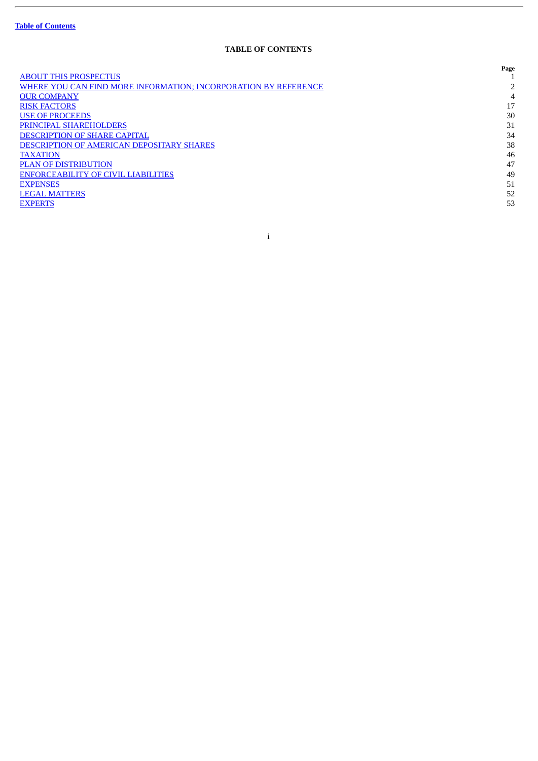## TABLE OF CONTENTS

| | Page |
|---|---|
| ABOUT THIS PROSPECTUS | 1 |
| WHERE YOU CAN FIND MORE INFORMATION; INCORPORATION BY REFERENCE | 2 |
| OUR COMPANY | 4 |
| RISK FACTORS | 17 |
| USE OF PROCEEDS | 30 |
| PRINCIPAL SHAREHOLDERS | 31 |
| DESCRIPTION OF SHARE CAPITAL | 34 |
| DESCRIPTION OF AMERICAN DEPOSITARY SHARES | 38 |
| TAXATION | 46 |
| PLAN OF DISTRIBUTION | 47 |
| ENFORCEABILITY OF CIVIL LIABILITIES | 49 |
| EXPENSES | 51 |
| LEGAL MATTERS | 52 |
| EXPERTS | 53 |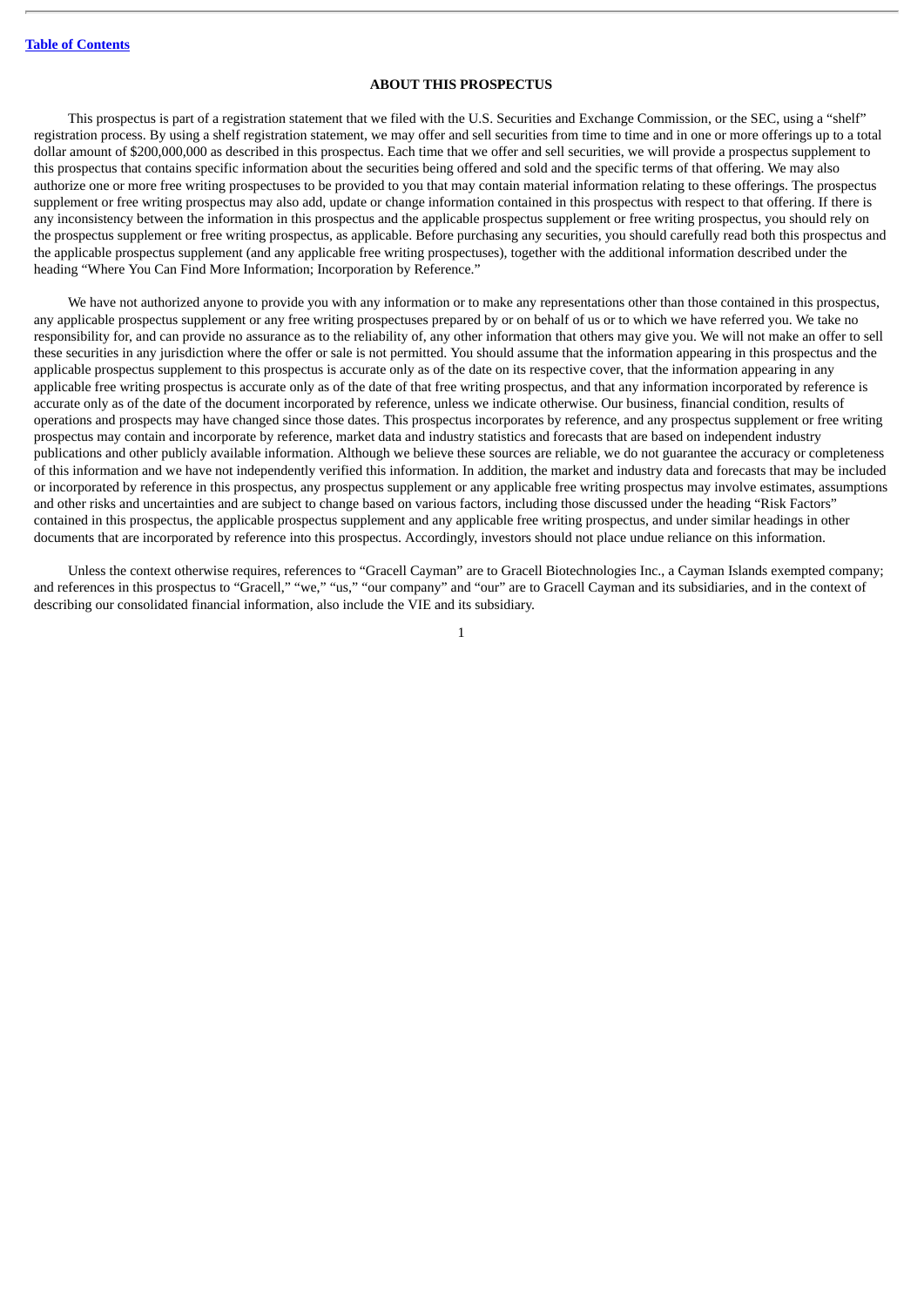## ABOUT THIS PROSPECTUS

This prospectus is part of a registration statement that we filed with the U.S. Securities and Exchange Commission, or the SEC, using a "shelf" registration process. By using a shelf registration statement, we may offer and sell securities from time to time and in one or more offerings up to a total dollar amount of $200,000,000 as described in this prospectus. Each time that we offer and sell securities, we will provide a prospectus supplement to this prospectus that contains specific information about the securities being offered and sold and the specific terms of that offering. We may also authorize one or more free writing prospectuses to be provided to you that may contain material information relating to these offerings. The prospectus supplement or free writing prospectus may also add, update or change information contained in this prospectus with respect to that offering. If there is any inconsistency between the information in this prospectus and the applicable prospectus supplement or free writing prospectus, you should rely on the prospectus supplement or free writing prospectus, as applicable. Before purchasing any securities, you should carefully read both this prospectus and the applicable prospectus supplement (and any applicable free writing prospectuses), together with the additional information described under the heading "Where You Can Find More Information; Incorporation by Reference."

We have not authorized anyone to provide you with any information or to make any representations other than those contained in this prospectus, any applicable prospectus supplement or any free writing prospectuses prepared by or on behalf of us or to which we have referred you. We take no responsibility for, and can provide no assurance as to the reliability of, any other information that others may give you. We will not make an offer to sell these securities in any jurisdiction where the offer or sale is not permitted. You should assume that the information appearing in this prospectus and the applicable prospectus supplement to this prospectus is accurate only as of the date on its respective cover, that the information appearing in any applicable free writing prospectus is accurate only as of the date of that free writing prospectus, and that any information incorporated by reference is accurate only as of the date of the document incorporated by reference, unless we indicate otherwise. Our business, financial condition, results of operations and prospects may have changed since those dates. This prospectus incorporates by reference, and any prospectus supplement or free writing prospectus may contain and incorporate by reference, market data and industry statistics and forecasts that are based on independent industry publications and other publicly available information. Although we believe these sources are reliable, we do not guarantee the accuracy or completeness of this information and we have not independently verified this information. In addition, the market and industry data and forecasts that may be included or incorporated by reference in this prospectus, any prospectus supplement or any applicable free writing prospectus may involve estimates, assumptions and other risks and uncertainties and are subject to change based on various factors, including those discussed under the heading "Risk Factors" contained in this prospectus, the applicable prospectus supplement and any applicable free writing prospectus, and under similar headings in other documents that are incorporated by reference into this prospectus. Accordingly, investors should not place undue reliance on this information.

Unless the context otherwise requires, references to "Gracell Cayman" are to Gracell Biotechnologies Inc., a Cayman Islands exempted company; and references in this prospectus to "Gracell," "we," "us," "our company" and "our" are to Gracell Cayman and its subsidiaries, and in the context of describing our consolidated financial information, also include the VIE and its subsidiary.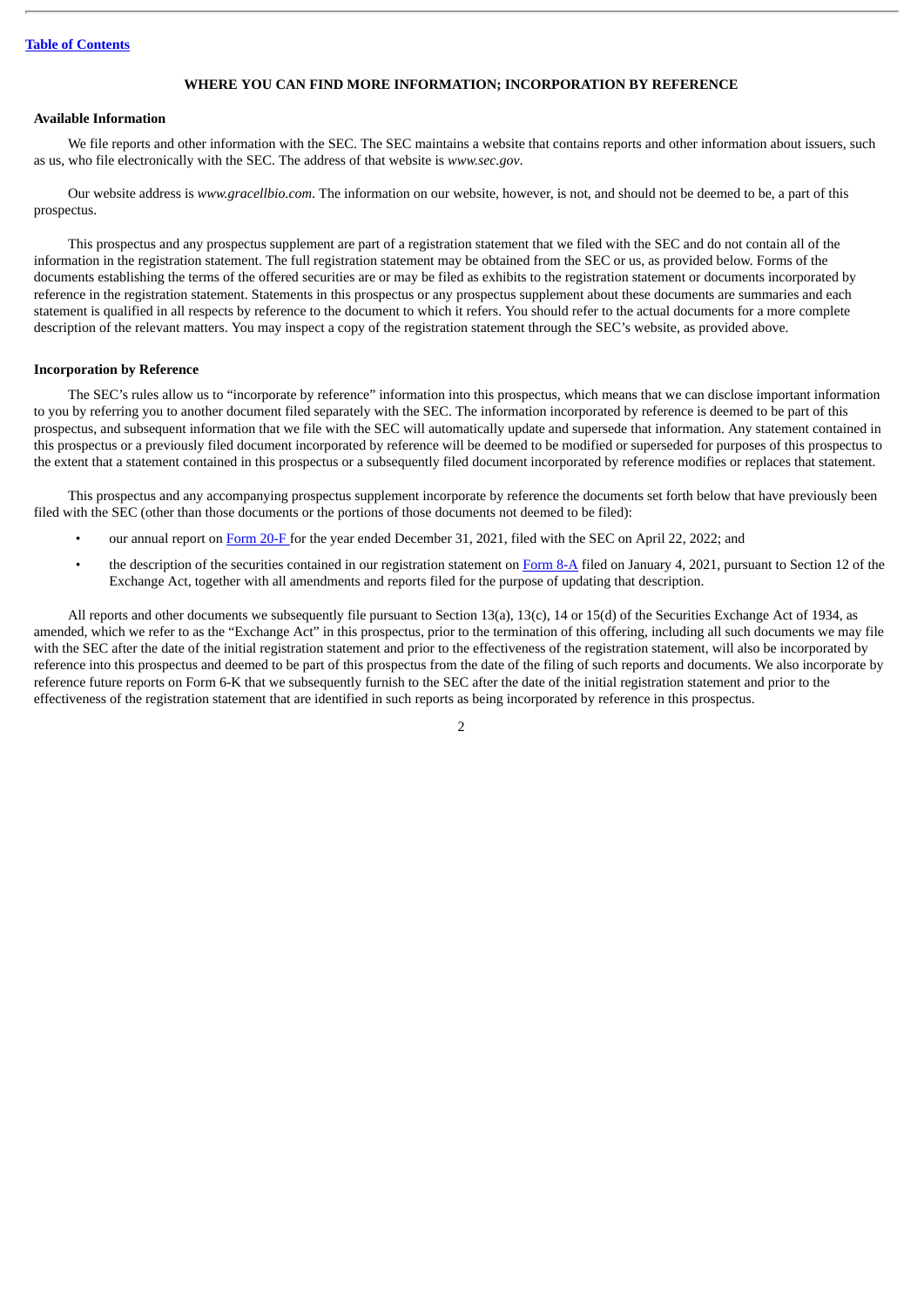[Table of Contents](#)

## WHERE YOU CAN FIND MORE INFORMATION; INCORPORATION BY REFERENCE

### Available Information

We file reports and other information with the SEC. The SEC maintains a website that contains reports and other information about issuers, such as us, who file electronically with the SEC. The address of that website is *www.sec.gov*.

Our website address is *www.gracellbio.com*. The information on our website, however, is not, and should not be deemed to be, a part of this prospectus.

This prospectus and any prospectus supplement are part of a registration statement that we filed with the SEC and do not contain all of the information in the registration statement. The full registration statement may be obtained from the SEC or us, as provided below. Forms of the documents establishing the terms of the offered securities are or may be filed as exhibits to the registration statement or documents incorporated by reference in the registration statement. Statements in this prospectus or any prospectus supplement about these documents are summaries and each statement is qualified in all respects by reference to the document to which it refers. You should refer to the actual documents for a more complete description of the relevant matters. You may inspect a copy of the registration statement through the SEC's website, as provided above.

### Incorporation by Reference

The SEC's rules allow us to "incorporate by reference" information into this prospectus, which means that we can disclose important information to you by referring you to another document filed separately with the SEC. The information incorporated by reference is deemed to be part of this prospectus, and subsequent information that we file with the SEC will automatically update and supersede that information. Any statement contained in this prospectus or a previously filed document incorporated by reference will be deemed to be modified or superseded for purposes of this prospectus to the extent that a statement contained in this prospectus or a subsequently filed document incorporated by reference modifies or replaces that statement.

This prospectus and any accompanying prospectus supplement incorporate by reference the documents set forth below that have previously been filed with the SEC (other than those documents or the portions of those documents not deemed to be filed):

- our annual report on Form 20-F for the year ended December 31, 2021, filed with the SEC on April 22, 2022; and
- the description of the securities contained in our registration statement on Form 8-A filed on January 4, 2021, pursuant to Section 12 of the Exchange Act, together with all amendments and reports filed for the purpose of updating that description.

All reports and other documents we subsequently file pursuant to Section 13(a), 13(c), 14 or 15(d) of the Securities Exchange Act of 1934, as amended, which we refer to as the "Exchange Act" in this prospectus, prior to the termination of this offering, including all such documents we may file with the SEC after the date of the initial registration statement and prior to the effectiveness of the registration statement, will also be incorporated by reference into this prospectus and deemed to be part of this prospectus from the date of the filing of such reports and documents. We also incorporate by reference future reports on Form 6-K that we subsequently furnish to the SEC after the date of the initial registration statement and prior to the effectiveness of the registration statement that are identified in such reports as being incorporated by reference in this prospectus.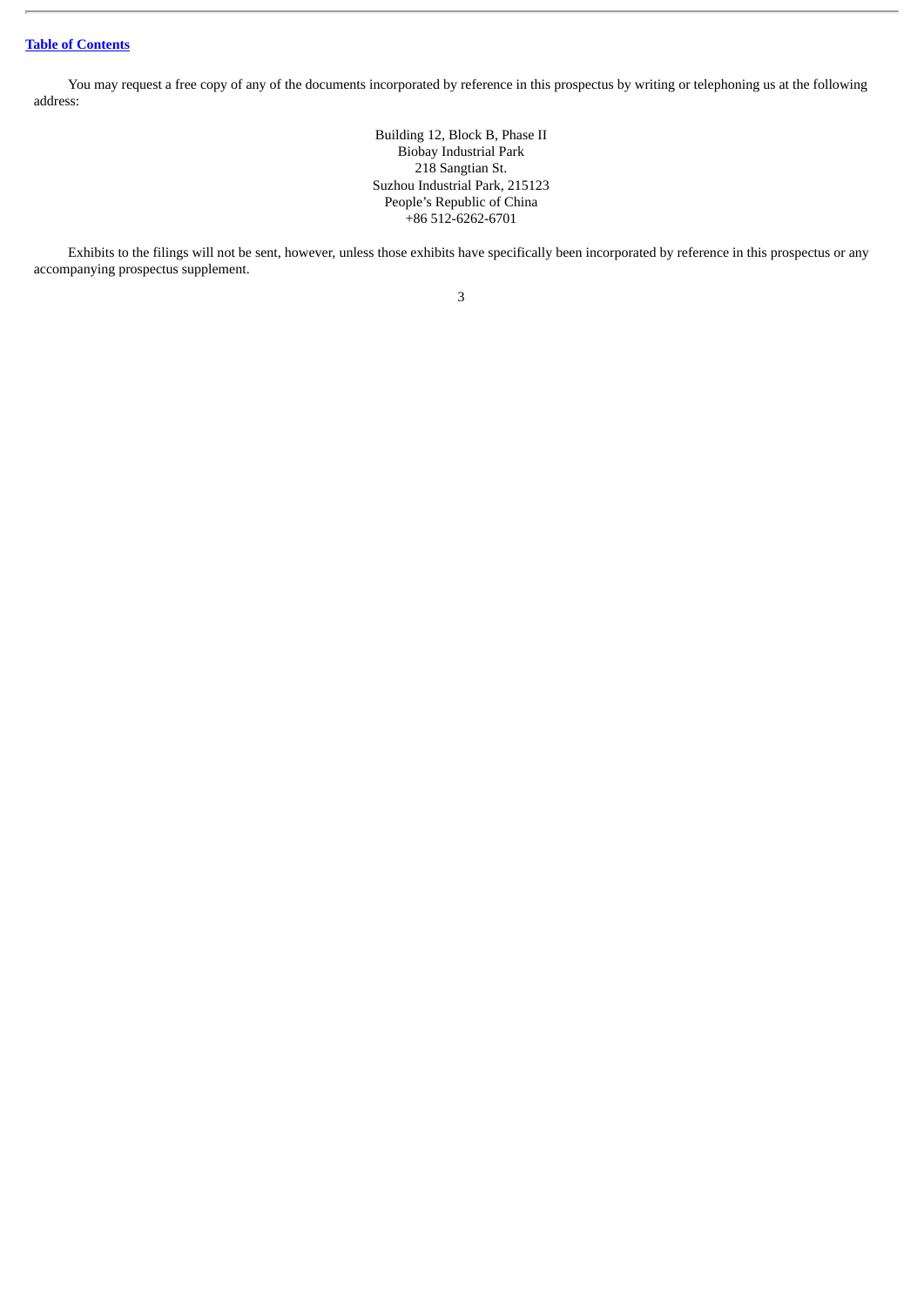You may request a free copy of any of the documents incorporated by reference in this prospectus by writing or telephoning us at the following address:

Building 12, Block B, Phase II  
Biobay Industrial Park  
218 Sangtian St.  
Suzhou Industrial Park, 215123  
People's Republic of China  
+86 512-6262-6701

Exhibits to the filings will not be sent, however, unless those exhibits have specifically been incorporated by reference in this prospectus or any accompanying prospectus supplement.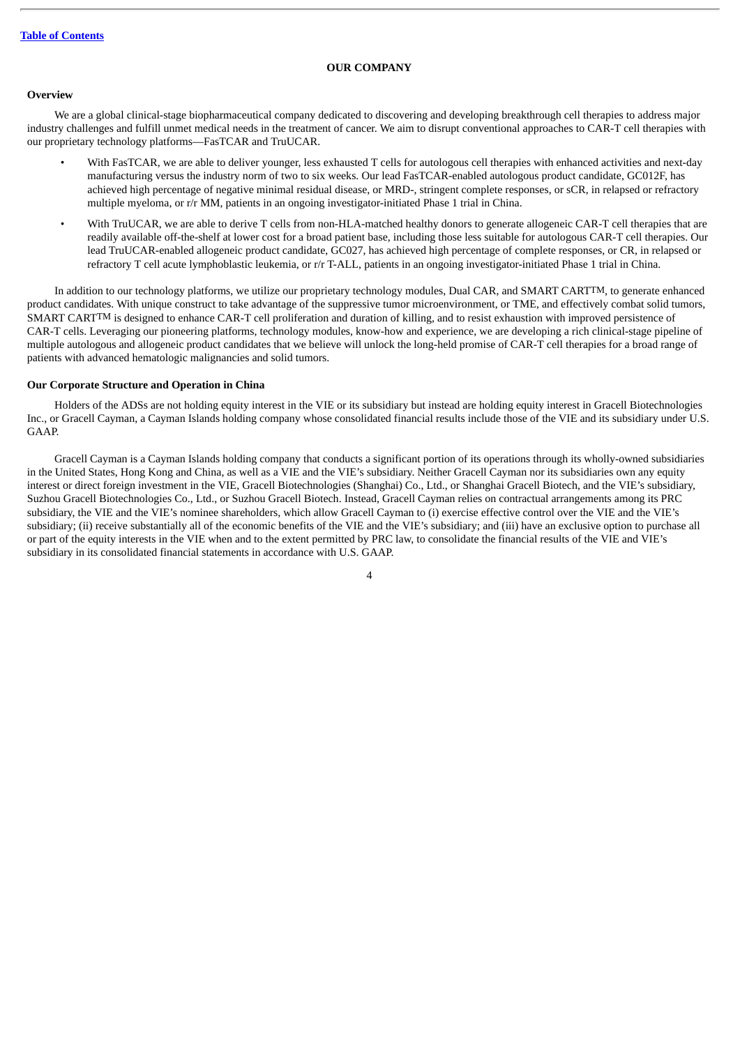[Table of Contents](#)

## OUR COMPANY

### Overview

We are a global clinical-stage biopharmaceutical company dedicated to discovering and developing breakthrough cell therapies to address major industry challenges and fulfill unmet medical needs in the treatment of cancer. We aim to disrupt conventional approaches to CAR-T cell therapies with our proprietary technology platforms—FasTCAR and TruUCAR.

- With FasTCAR, we are able to deliver younger, less exhausted T cells for autologous cell therapies with enhanced activities and next-day manufacturing versus the industry norm of two to six weeks. Our lead FasTCAR-enabled autologous product candidate, GC012F, has achieved high percentage of negative minimal residual disease, or MRD-, stringent complete responses, or sCR, in relapsed or refractory multiple myeloma, or r/r MM, patients in an ongoing investigator-initiated Phase 1 trial in China.
- With TruUCAR, we are able to derive T cells from non-HLA-matched healthy donors to generate allogeneic CAR-T cell therapies that are readily available off-the-shelf at lower cost for a broad patient base, including those less suitable for autologous CAR-T cell therapies. Our lead TruUCAR-enabled allogeneic product candidate, GC027, has achieved high percentage of complete responses, or CR, in relapsed or refractory T cell acute lymphoblastic leukemia, or r/r T-ALL, patients in an ongoing investigator-initiated Phase 1 trial in China.

In addition to our technology platforms, we utilize our proprietary technology modules, Dual CAR, and SMART CARTTM, to generate enhanced product candidates. With unique construct to take advantage of the suppressive tumor microenvironment, or TME, and effectively combat solid tumors, SMART CARTTM is designed to enhance CAR-T cell proliferation and duration of killing, and to resist exhaustion with improved persistence of CAR-T cells. Leveraging our pioneering platforms, technology modules, know-how and experience, we are developing a rich clinical-stage pipeline of multiple autologous and allogeneic product candidates that we believe will unlock the long-held promise of CAR-T cell therapies for a broad range of patients with advanced hematologic malignancies and solid tumors.

### Our Corporate Structure and Operation in China

Holders of the ADSs are not holding equity interest in the VIE or its subsidiary but instead are holding equity interest in Gracell Biotechnologies Inc., or Gracell Cayman, a Cayman Islands holding company whose consolidated financial results include those of the VIE and its subsidiary under U.S. GAAP.

Gracell Cayman is a Cayman Islands holding company that conducts a significant portion of its operations through its wholly-owned subsidiaries in the United States, Hong Kong and China, as well as a VIE and the VIE's subsidiary. Neither Gracell Cayman nor its subsidiaries own any equity interest or direct foreign investment in the VIE, Gracell Biotechnologies (Shanghai) Co., Ltd., or Shanghai Gracell Biotech, and the VIE's subsidiary, Suzhou Gracell Biotechnologies Co., Ltd., or Suzhou Gracell Biotech. Instead, Gracell Cayman relies on contractual arrangements among its PRC subsidiary, the VIE and the VIE's nominee shareholders, which allow Gracell Cayman to (i) exercise effective control over the VIE and the VIE's subsidiary; (ii) receive substantially all of the economic benefits of the VIE and the VIE's subsidiary; and (iii) have an exclusive option to purchase all or part of the equity interests in the VIE when and to the extent permitted by PRC law, to consolidate the financial results of the VIE and VIE's subsidiary in its consolidated financial statements in accordance with U.S. GAAP.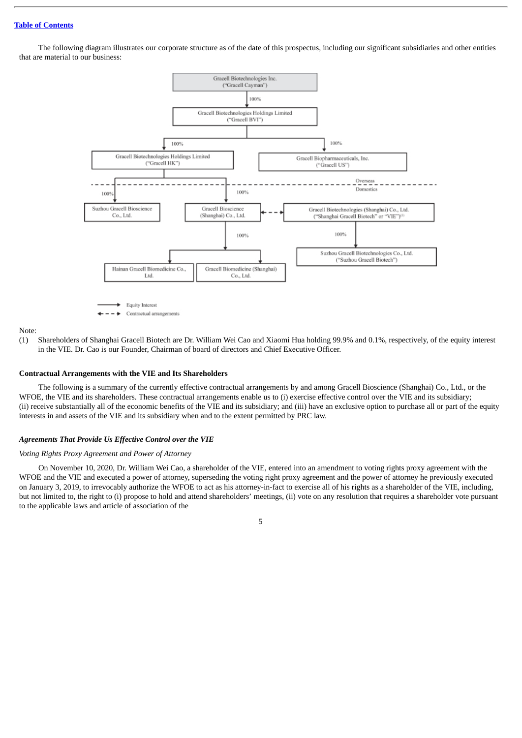The following diagram illustrates our corporate structure as of the date of this prospectus, including our significant subsidiaries and other entities that are material to our business:

Gracell Biotechnologies Inc. ("Gracell Cayman")

100%

Gracell Biotechnologies Holdings Limited ("Gracell BVI")

100% — Gracell Biotechnologies Holdings Limited ("Gracell HK")

100% — Gracell Biopharmaceuticals, Inc. ("Gracell US")

Overseas

Domestics

100% — Suzhou Gracell Bioscience Co., Ltd.

100% — Gracell Bioscience (Shanghai) Co., Ltd.

Gracell Biotechnologies (Shanghai) Co., Ltd. ("Shanghai Gracell Biotech" or "VIE")(1)

100% — Suzhou Gracell Biotechnologies Co., Ltd. ("Suzhou Gracell Biotech")

100% — Hainan Gracell Biomedicine Co., Ltd.

Gracell Biomedicine (Shanghai) Co., Ltd.

Equity Interest

Contractual arrangements

Note:

(1) Shareholders of Shanghai Gracell Biotech are Dr. William Wei Cao and Xiaomi Hua holding 99.9% and 0.1%, respectively, of the equity interest in the VIE. Dr. Cao is our Founder, Chairman of board of directors and Chief Executive Officer.

**Contractual Arrangements with the VIE and Its Shareholders**

The following is a summary of the currently effective contractual arrangements by and among Gracell Bioscience (Shanghai) Co., Ltd., or the WFOE, the VIE and its shareholders. These contractual arrangements enable us to (i) exercise effective control over the VIE and its subsidiary; (ii) receive substantially all of the economic benefits of the VIE and its subsidiary; and (iii) have an exclusive option to purchase all or part of the equity interests in and assets of the VIE and its subsidiary when and to the extent permitted by PRC law.

***Agreements That Provide Us Effective Control over the VIE***

*Voting Rights Proxy Agreement and Power of Attorney*

On November 10, 2020, Dr. William Wei Cao, a shareholder of the VIE, entered into an amendment to voting rights proxy agreement with the WFOE and the VIE and executed a power of attorney, superseding the voting right proxy agreement and the power of attorney he previously executed on January 3, 2019, to irrevocably authorize the WFOE to act as his attorney-in-fact to exercise all of his rights as a shareholder of the VIE, including, but not limited to, the right to (i) propose to hold and attend shareholders' meetings, (ii) vote on any resolution that requires a shareholder vote pursuant to the applicable laws and article of association of the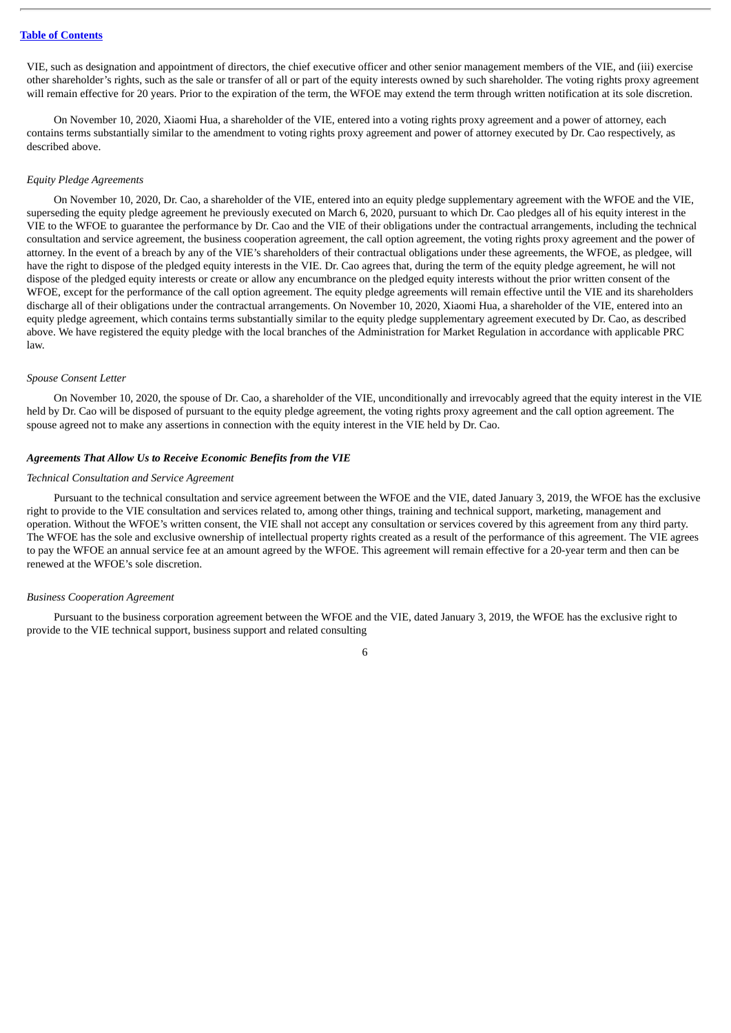VIE, such as designation and appointment of directors, the chief executive officer and other senior management members of the VIE, and (iii) exercise other shareholder's rights, such as the sale or transfer of all or part of the equity interests owned by such shareholder. The voting rights proxy agreement will remain effective for 20 years. Prior to the expiration of the term, the WFOE may extend the term through written notification at its sole discretion.

On November 10, 2020, Xiaomi Hua, a shareholder of the VIE, entered into a voting rights proxy agreement and a power of attorney, each contains terms substantially similar to the amendment to voting rights proxy agreement and power of attorney executed by Dr. Cao respectively, as described above.

*Equity Pledge Agreements*

On November 10, 2020, Dr. Cao, a shareholder of the VIE, entered into an equity pledge supplementary agreement with the WFOE and the VIE, superseding the equity pledge agreement he previously executed on March 6, 2020, pursuant to which Dr. Cao pledges all of his equity interest in the VIE to the WFOE to guarantee the performance by Dr. Cao and the VIE of their obligations under the contractual arrangements, including the technical consultation and service agreement, the business cooperation agreement, the call option agreement, the voting rights proxy agreement and the power of attorney. In the event of a breach by any of the VIE's shareholders of their contractual obligations under these agreements, the WFOE, as pledgee, will have the right to dispose of the pledged equity interests in the VIE. Dr. Cao agrees that, during the term of the equity pledge agreement, he will not dispose of the pledged equity interests or create or allow any encumbrance on the pledged equity interests without the prior written consent of the WFOE, except for the performance of the call option agreement. The equity pledge agreements will remain effective until the VIE and its shareholders discharge all of their obligations under the contractual arrangements. On November 10, 2020, Xiaomi Hua, a shareholder of the VIE, entered into an equity pledge agreement, which contains terms substantially similar to the equity pledge supplementary agreement executed by Dr. Cao, as described above. We have registered the equity pledge with the local branches of the Administration for Market Regulation in accordance with applicable PRC law.

*Spouse Consent Letter*

On November 10, 2020, the spouse of Dr. Cao, a shareholder of the VIE, unconditionally and irrevocably agreed that the equity interest in the VIE held by Dr. Cao will be disposed of pursuant to the equity pledge agreement, the voting rights proxy agreement and the call option agreement. The spouse agreed not to make any assertions in connection with the equity interest in the VIE held by Dr. Cao.

***Agreements That Allow Us to Receive Economic Benefits from the VIE***

*Technical Consultation and Service Agreement*

Pursuant to the technical consultation and service agreement between the WFOE and the VIE, dated January 3, 2019, the WFOE has the exclusive right to provide to the VIE consultation and services related to, among other things, training and technical support, marketing, management and operation. Without the WFOE's written consent, the VIE shall not accept any consultation or services covered by this agreement from any third party. The WFOE has the sole and exclusive ownership of intellectual property rights created as a result of the performance of this agreement. The VIE agrees to pay the WFOE an annual service fee at an amount agreed by the WFOE. This agreement will remain effective for a 20-year term and then can be renewed at the WFOE's sole discretion.

*Business Cooperation Agreement*

Pursuant to the business corporation agreement between the WFOE and the VIE, dated January 3, 2019, the WFOE has the exclusive right to provide to the VIE technical support, business support and related consulting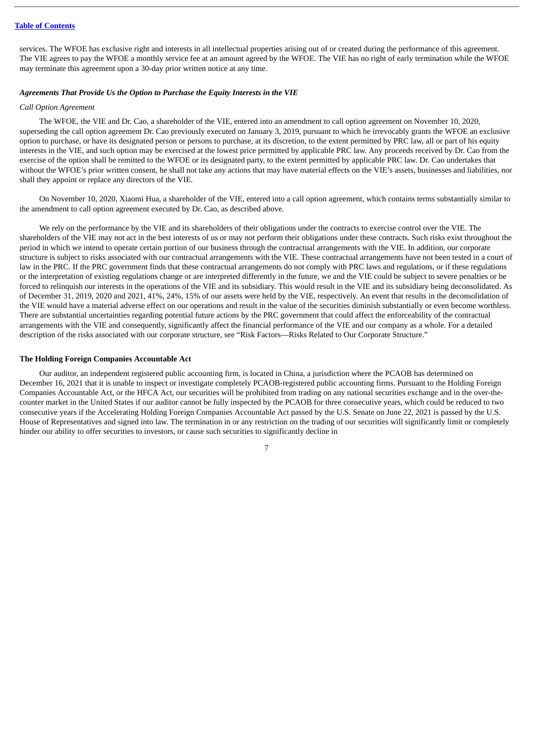services. The WFOE has exclusive right and interests in all intellectual properties arising out of or created during the performance of this agreement. The VIE agrees to pay the WFOE a monthly service fee at an amount agreed by the WFOE. The VIE has no right of early termination while the WFOE may terminate this agreement upon a 30-day prior written notice at any time.

***Agreements That Provide Us the Option to Purchase the Equity Interests in the VIE***

*Call Option Agreement*

The WFOE, the VIE and Dr. Cao, a shareholder of the VIE, entered into an amendment to call option agreement on November 10, 2020, superseding the call option agreement Dr. Cao previously executed on January 3, 2019, pursuant to which he irrevocably grants the WFOE an exclusive option to purchase, or have its designated person or persons to purchase, at its discretion, to the extent permitted by PRC law, all or part of his equity interests in the VIE, and such option may be exercised at the lowest price permitted by applicable PRC law. Any proceeds received by Dr. Cao from the exercise of the option shall be remitted to the WFOE or its designated party, to the extent permitted by applicable PRC law. Dr. Cao undertakes that without the WFOE's prior written consent, he shall not take any actions that may have material effects on the VIE's assets, businesses and liabilities, nor shall they appoint or replace any directors of the VIE.

On November 10, 2020, Xiaomi Hua, a shareholder of the VIE, entered into a call option agreement, which contains terms substantially similar to the amendment to call option agreement executed by Dr. Cao, as described above.

We rely on the performance by the VIE and its shareholders of their obligations under the contracts to exercise control over the VIE. The shareholders of the VIE may not act in the best interests of us or may not perform their obligations under these contracts. Such risks exist throughout the period in which we intend to operate certain portion of our business through the contractual arrangements with the VIE. In addition, our corporate structure is subject to risks associated with our contractual arrangements with the VIE. These contractual arrangements have not been tested in a court of law in the PRC. If the PRC government finds that these contractual arrangements do not comply with PRC laws and regulations, or if these regulations or the interpretation of existing regulations change or are interpreted differently in the future, we and the VIE could be subject to severe penalties or be forced to relinquish our interests in the operations of the VIE and its subsidiary. This would result in the VIE and its subsidiary being deconsolidated. As of December 31, 2019, 2020 and 2021, 41%, 24%, 15% of our assets were held by the VIE, respectively. An event that results in the deconsolidation of the VIE would have a material adverse effect on our operations and result in the value of the securities diminish substantially or even become worthless. There are substantial uncertainties regarding potential future actions by the PRC government that could affect the enforceability of the contractual arrangements with the VIE and consequently, significantly affect the financial performance of the VIE and our company as a whole. For a detailed description of the risks associated with our corporate structure, see "Risk Factors—Risks Related to Our Corporate Structure."

**The Holding Foreign Companies Accountable Act**

Our auditor, an independent registered public accounting firm, is located in China, a jurisdiction where the PCAOB has determined on December 16, 2021 that it is unable to inspect or investigate completely PCAOB-registered public accounting firms. Pursuant to the Holding Foreign Companies Accountable Act, or the HFCA Act, our securities will be prohibited from trading on any national securities exchange and in the over-the-counter market in the United States if our auditor cannot be fully inspected by the PCAOB for three consecutive years, which could be reduced to two consecutive years if the Accelerating Holding Foreign Companies Accountable Act passed by the U.S. Senate on June 22, 2021 is passed by the U.S. House of Representatives and signed into law. The termination in or any restriction on the trading of our securities will significantly limit or completely hinder our ability to offer securities to investors, or cause such securities to significantly decline in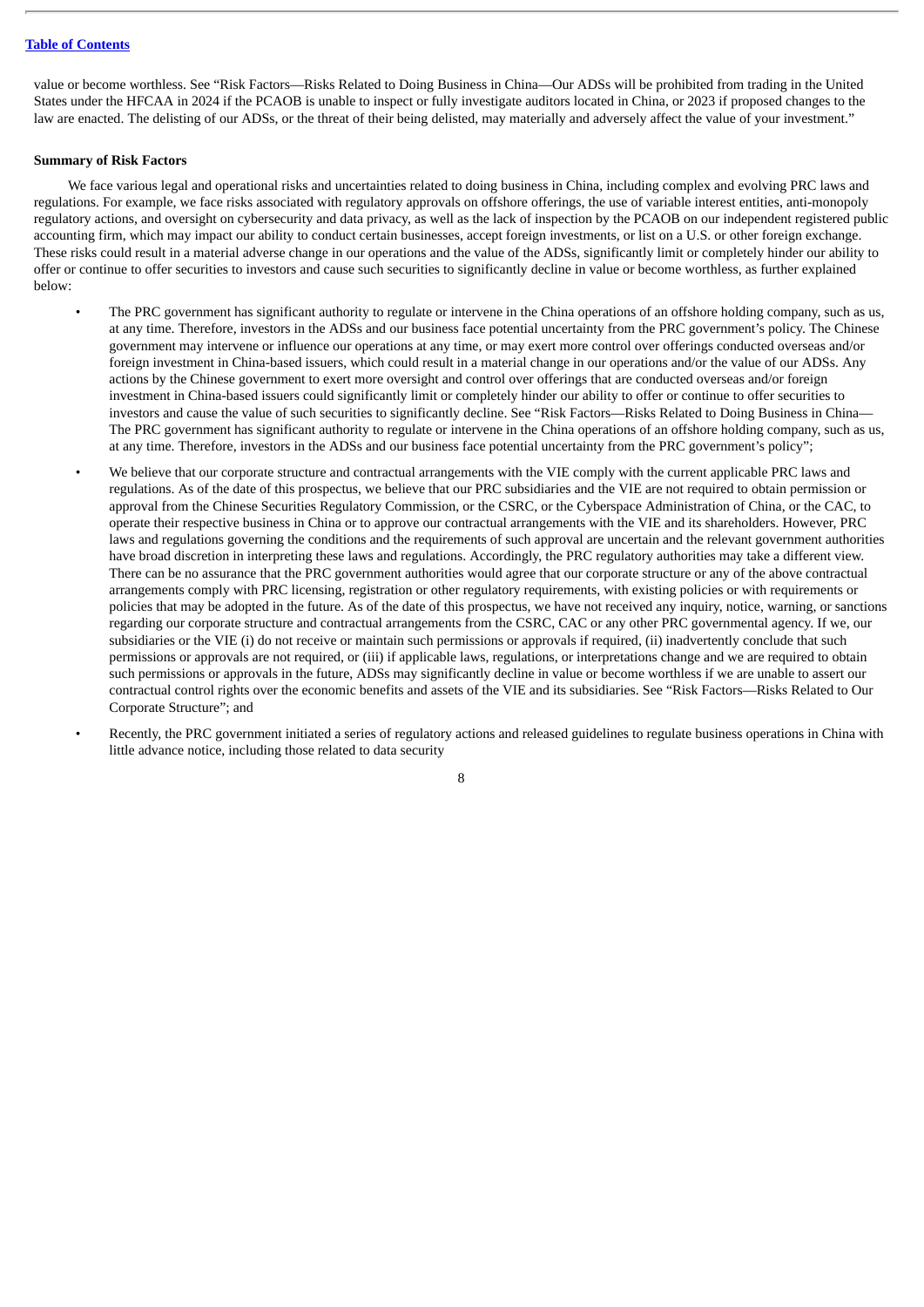value or become worthless. See "Risk Factors—Risks Related to Doing Business in China—Our ADSs will be prohibited from trading in the United States under the HFCAA in 2024 if the PCAOB is unable to inspect or fully investigate auditors located in China, or 2023 if proposed changes to the law are enacted. The delisting of our ADSs, or the threat of their being delisted, may materially and adversely affect the value of your investment."

**Summary of Risk Factors**

We face various legal and operational risks and uncertainties related to doing business in China, including complex and evolving PRC laws and regulations. For example, we face risks associated with regulatory approvals on offshore offerings, the use of variable interest entities, anti-monopoly regulatory actions, and oversight on cybersecurity and data privacy, as well as the lack of inspection by the PCAOB on our independent registered public accounting firm, which may impact our ability to conduct certain businesses, accept foreign investments, or list on a U.S. or other foreign exchange. These risks could result in a material adverse change in our operations and the value of the ADSs, significantly limit or completely hinder our ability to offer or continue to offer securities to investors and cause such securities to significantly decline in value or become worthless, as further explained below:

- The PRC government has significant authority to regulate or intervene in the China operations of an offshore holding company, such as us, at any time. Therefore, investors in the ADSs and our business face potential uncertainty from the PRC government's policy. The Chinese government may intervene or influence our operations at any time, or may exert more control over offerings conducted overseas and/or foreign investment in China-based issuers, which could result in a material change in our operations and/or the value of our ADSs. Any actions by the Chinese government to exert more oversight and control over offerings that are conducted overseas and/or foreign investment in China-based issuers could significantly limit or completely hinder our ability to offer or continue to offer securities to investors and cause the value of such securities to significantly decline. See "Risk Factors—Risks Related to Doing Business in China—The PRC government has significant authority to regulate or intervene in the China operations of an offshore holding company, such as us, at any time. Therefore, investors in the ADSs and our business face potential uncertainty from the PRC government's policy";

- We believe that our corporate structure and contractual arrangements with the VIE comply with the current applicable PRC laws and regulations. As of the date of this prospectus, we believe that our PRC subsidiaries and the VIE are not required to obtain permission or approval from the Chinese Securities Regulatory Commission, or the CSRC, or the Cyberspace Administration of China, or the CAC, to operate their respective business in China or to approve our contractual arrangements with the VIE and its shareholders. However, PRC laws and regulations governing the conditions and the requirements of such approval are uncertain and the relevant government authorities have broad discretion in interpreting these laws and regulations. Accordingly, the PRC regulatory authorities may take a different view. There can be no assurance that the PRC government authorities would agree that our corporate structure or any of the above contractual arrangements comply with PRC licensing, registration or other regulatory requirements, with existing policies or with requirements or policies that may be adopted in the future. As of the date of this prospectus, we have not received any inquiry, notice, warning, or sanctions regarding our corporate structure and contractual arrangements from the CSRC, CAC or any other PRC governmental agency. If we, our subsidiaries or the VIE (i) do not receive or maintain such permissions or approvals if required, (ii) inadvertently conclude that such permissions or approvals are not required, or (iii) if applicable laws, regulations, or interpretations change and we are required to obtain such permissions or approvals in the future, ADSs may significantly decline in value or become worthless if we are unable to assert our contractual control rights over the economic benefits and assets of the VIE and its subsidiaries. See "Risk Factors—Risks Related to Our Corporate Structure"; and

- Recently, the PRC government initiated a series of regulatory actions and released guidelines to regulate business operations in China with little advance notice, including those related to data security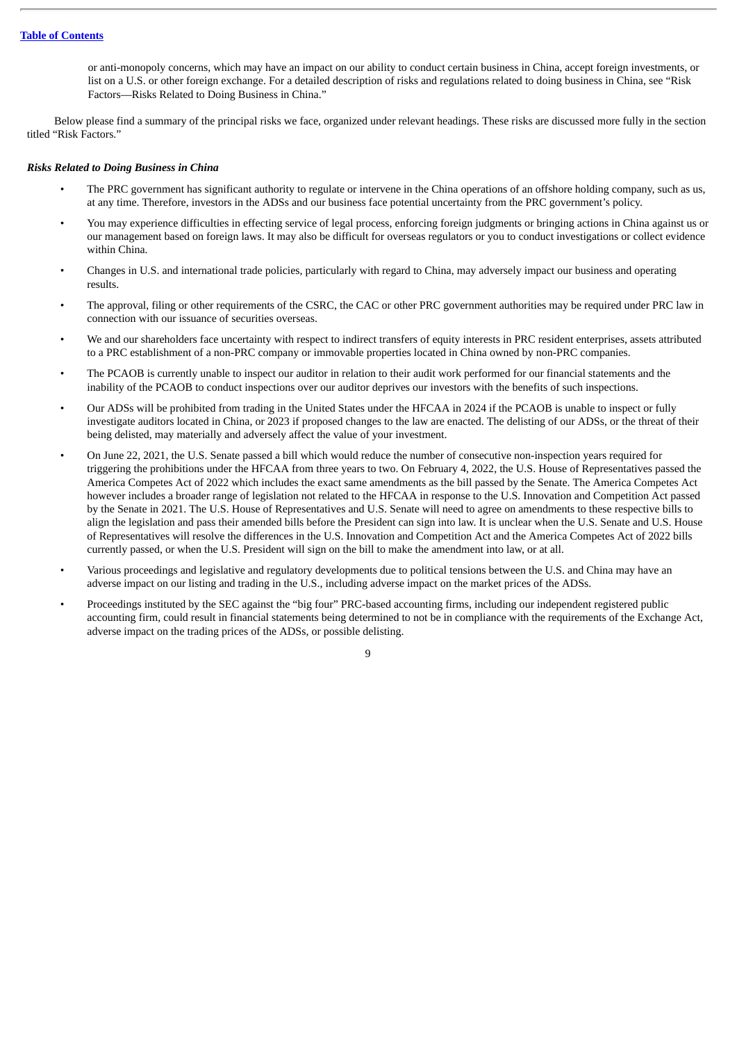or anti-monopoly concerns, which may have an impact on our ability to conduct certain business in China, accept foreign investments, or list on a U.S. or other foreign exchange. For a detailed description of risks and regulations related to doing business in China, see "Risk Factors—Risks Related to Doing Business in China."

Below please find a summary of the principal risks we face, organized under relevant headings. These risks are discussed more fully in the section titled "Risk Factors."

***Risks Related to Doing Business in China***

- The PRC government has significant authority to regulate or intervene in the China operations of an offshore holding company, such as us, at any time. Therefore, investors in the ADSs and our business face potential uncertainty from the PRC government's policy.
- You may experience difficulties in effecting service of legal process, enforcing foreign judgments or bringing actions in China against us or our management based on foreign laws. It may also be difficult for overseas regulators or you to conduct investigations or collect evidence within China.
- Changes in U.S. and international trade policies, particularly with regard to China, may adversely impact our business and operating results.
- The approval, filing or other requirements of the CSRC, the CAC or other PRC government authorities may be required under PRC law in connection with our issuance of securities overseas.
- We and our shareholders face uncertainty with respect to indirect transfers of equity interests in PRC resident enterprises, assets attributed to a PRC establishment of a non-PRC company or immovable properties located in China owned by non-PRC companies.
- The PCAOB is currently unable to inspect our auditor in relation to their audit work performed for our financial statements and the inability of the PCAOB to conduct inspections over our auditor deprives our investors with the benefits of such inspections.
- Our ADSs will be prohibited from trading in the United States under the HFCAA in 2024 if the PCAOB is unable to inspect or fully investigate auditors located in China, or 2023 if proposed changes to the law are enacted. The delisting of our ADSs, or the threat of their being delisted, may materially and adversely affect the value of your investment.
- On June 22, 2021, the U.S. Senate passed a bill which would reduce the number of consecutive non-inspection years required for triggering the prohibitions under the HFCAA from three years to two. On February 4, 2022, the U.S. House of Representatives passed the America Competes Act of 2022 which includes the exact same amendments as the bill passed by the Senate. The America Competes Act however includes a broader range of legislation not related to the HFCAA in response to the U.S. Innovation and Competition Act passed by the Senate in 2021. The U.S. House of Representatives and U.S. Senate will need to agree on amendments to these respective bills to align the legislation and pass their amended bills before the President can sign into law. It is unclear when the U.S. Senate and U.S. House of Representatives will resolve the differences in the U.S. Innovation and Competition Act and the America Competes Act of 2022 bills currently passed, or when the U.S. President will sign on the bill to make the amendment into law, or at all.
- Various proceedings and legislative and regulatory developments due to political tensions between the U.S. and China may have an adverse impact on our listing and trading in the U.S., including adverse impact on the market prices of the ADSs.
- Proceedings instituted by the SEC against the "big four" PRC-based accounting firms, including our independent registered public accounting firm, could result in financial statements being determined to not be in compliance with the requirements of the Exchange Act, adverse impact on the trading prices of the ADSs, or possible delisting.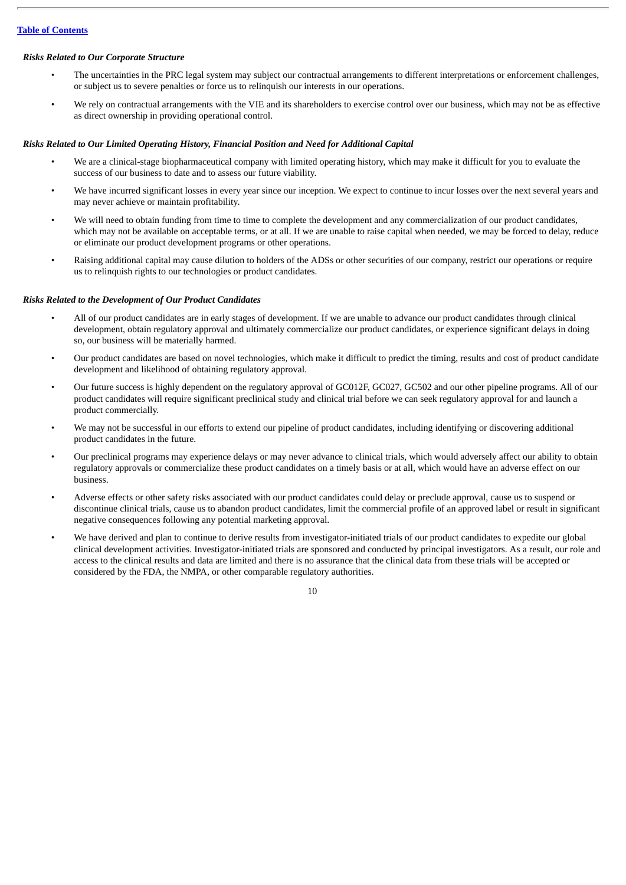*Risks Related to Our Corporate Structure*

- The uncertainties in the PRC legal system may subject our contractual arrangements to different interpretations or enforcement challenges, or subject us to severe penalties or force us to relinquish our interests in our operations.
- We rely on contractual arrangements with the VIE and its shareholders to exercise control over our business, which may not be as effective as direct ownership in providing operational control.

*Risks Related to Our Limited Operating History, Financial Position and Need for Additional Capital*

- We are a clinical-stage biopharmaceutical company with limited operating history, which may make it difficult for you to evaluate the success of our business to date and to assess our future viability.
- We have incurred significant losses in every year since our inception. We expect to continue to incur losses over the next several years and may never achieve or maintain profitability.
- We will need to obtain funding from time to time to complete the development and any commercialization of our product candidates, which may not be available on acceptable terms, or at all. If we are unable to raise capital when needed, we may be forced to delay, reduce or eliminate our product development programs or other operations.
- Raising additional capital may cause dilution to holders of the ADSs or other securities of our company, restrict our operations or require us to relinquish rights to our technologies or product candidates.

*Risks Related to the Development of Our Product Candidates*

- All of our product candidates are in early stages of development. If we are unable to advance our product candidates through clinical development, obtain regulatory approval and ultimately commercialize our product candidates, or experience significant delays in doing so, our business will be materially harmed.
- Our product candidates are based on novel technologies, which make it difficult to predict the timing, results and cost of product candidate development and likelihood of obtaining regulatory approval.
- Our future success is highly dependent on the regulatory approval of GC012F, GC027, GC502 and our other pipeline programs. All of our product candidates will require significant preclinical study and clinical trial before we can seek regulatory approval for and launch a product commercially.
- We may not be successful in our efforts to extend our pipeline of product candidates, including identifying or discovering additional product candidates in the future.
- Our preclinical programs may experience delays or may never advance to clinical trials, which would adversely affect our ability to obtain regulatory approvals or commercialize these product candidates on a timely basis or at all, which would have an adverse effect on our business.
- Adverse effects or other safety risks associated with our product candidates could delay or preclude approval, cause us to suspend or discontinue clinical trials, cause us to abandon product candidates, limit the commercial profile of an approved label or result in significant negative consequences following any potential marketing approval.
- We have derived and plan to continue to derive results from investigator-initiated trials of our product candidates to expedite our global clinical development activities. Investigator-initiated trials are sponsored and conducted by principal investigators. As a result, our role and access to the clinical results and data are limited and there is no assurance that the clinical data from these trials will be accepted or considered by the FDA, the NMPA, or other comparable regulatory authorities.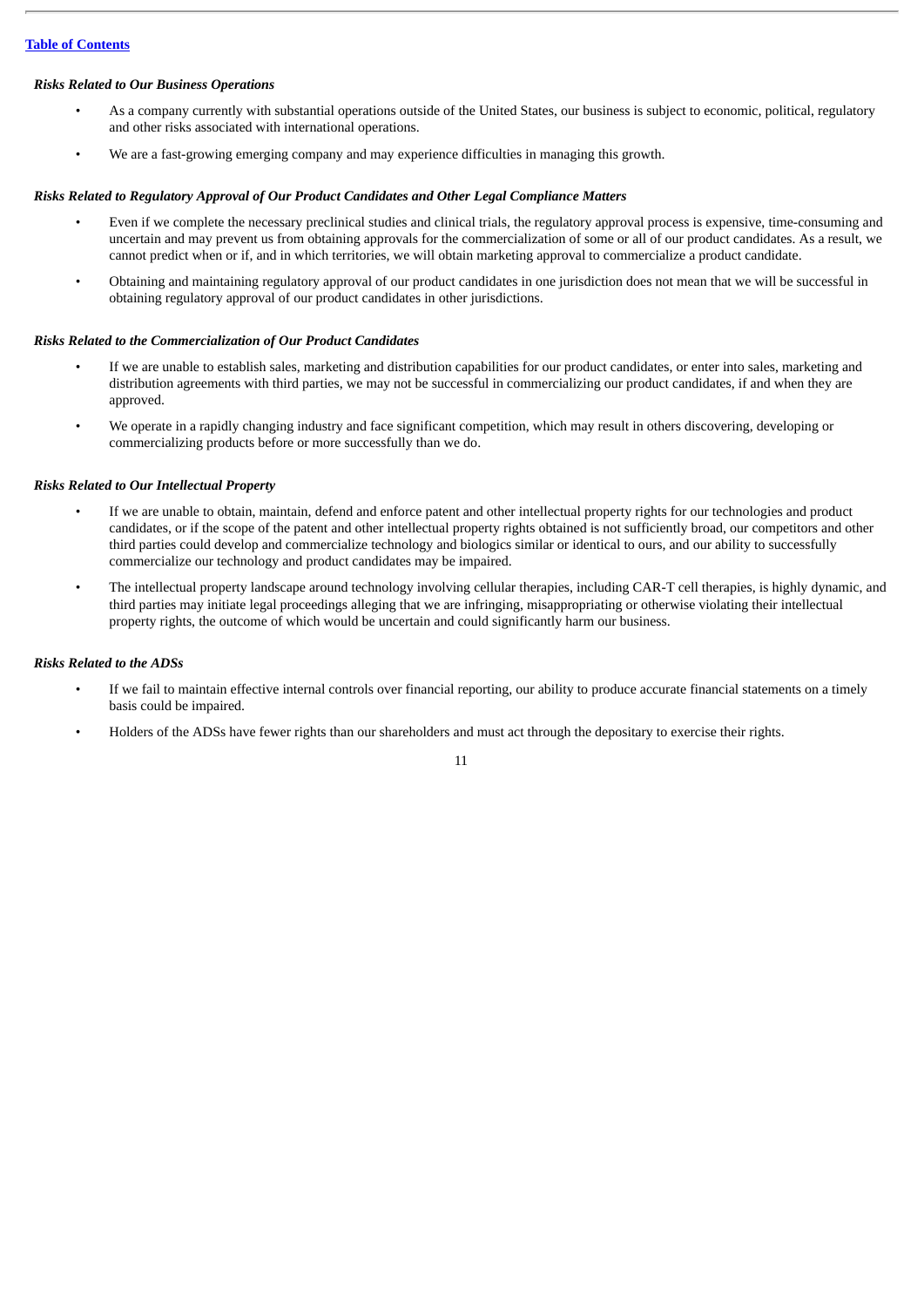*Risks Related to Our Business Operations*

- As a company currently with substantial operations outside of the United States, our business is subject to economic, political, regulatory and other risks associated with international operations.
- We are a fast-growing emerging company and may experience difficulties in managing this growth.

*Risks Related to Regulatory Approval of Our Product Candidates and Other Legal Compliance Matters*

- Even if we complete the necessary preclinical studies and clinical trials, the regulatory approval process is expensive, time-consuming and uncertain and may prevent us from obtaining approvals for the commercialization of some or all of our product candidates. As a result, we cannot predict when or if, and in which territories, we will obtain marketing approval to commercialize a product candidate.
- Obtaining and maintaining regulatory approval of our product candidates in one jurisdiction does not mean that we will be successful in obtaining regulatory approval of our product candidates in other jurisdictions.

*Risks Related to the Commercialization of Our Product Candidates*

- If we are unable to establish sales, marketing and distribution capabilities for our product candidates, or enter into sales, marketing and distribution agreements with third parties, we may not be successful in commercializing our product candidates, if and when they are approved.
- We operate in a rapidly changing industry and face significant competition, which may result in others discovering, developing or commercializing products before or more successfully than we do.

*Risks Related to Our Intellectual Property*

- If we are unable to obtain, maintain, defend and enforce patent and other intellectual property rights for our technologies and product candidates, or if the scope of the patent and other intellectual property rights obtained is not sufficiently broad, our competitors and other third parties could develop and commercialize technology and biologics similar or identical to ours, and our ability to successfully commercialize our technology and product candidates may be impaired.
- The intellectual property landscape around technology involving cellular therapies, including CAR-T cell therapies, is highly dynamic, and third parties may initiate legal proceedings alleging that we are infringing, misappropriating or otherwise violating their intellectual property rights, the outcome of which would be uncertain and could significantly harm our business.

*Risks Related to the ADSs*

- If we fail to maintain effective internal controls over financial reporting, our ability to produce accurate financial statements on a timely basis could be impaired.
- Holders of the ADSs have fewer rights than our shareholders and must act through the depositary to exercise their rights.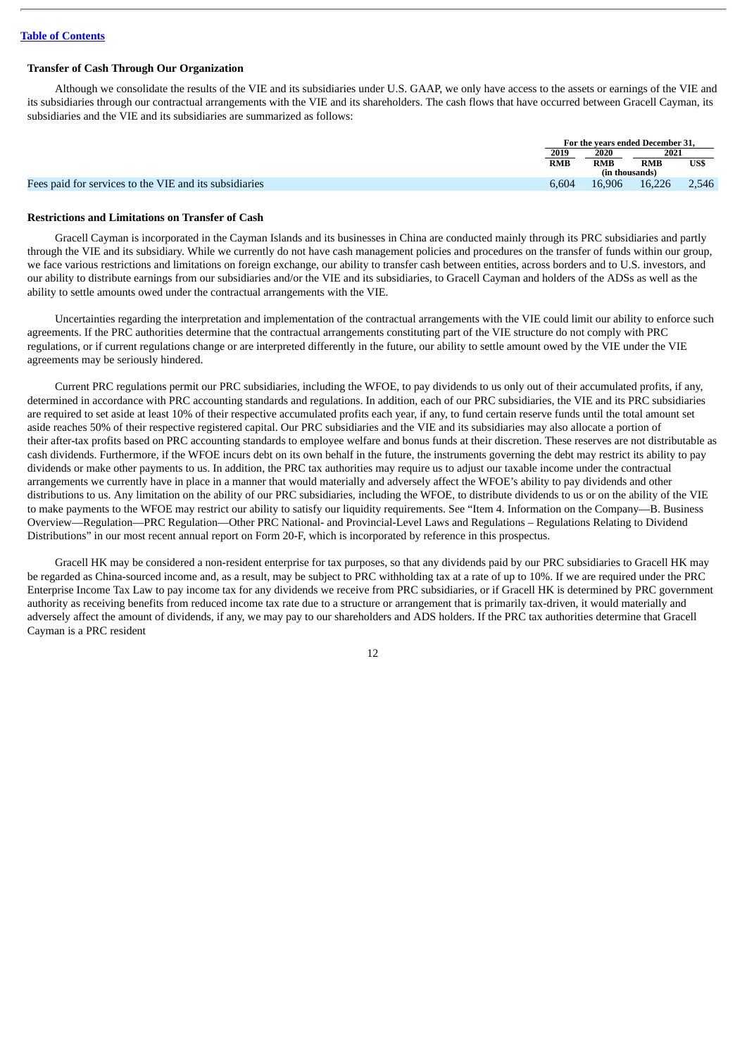[Table of Contents](#)

### Transfer of Cash Through Our Organization

Although we consolidate the results of the VIE and its subsidiaries under U.S. GAAP, we only have access to the assets or earnings of the VIE and its subsidiaries through our contractual arrangements with the VIE and its shareholders. The cash flows that have occurred between Gracell Cayman, its subsidiaries and the VIE and its subsidiaries are summarized as follows:

| | For the years ended December 31, | | | |
|---|---|---|---|---|
| | 2019 | 2020 | 2021 | |
| | RMB | RMB | RMB | US$ |
| | (in thousands) | | | |
| Fees paid for services to the VIE and its subsidiaries | 6,604 | 16,906 | 16,226 | 2,546 |

### Restrictions and Limitations on Transfer of Cash

Gracell Cayman is incorporated in the Cayman Islands and its businesses in China are conducted mainly through its PRC subsidiaries and partly through the VIE and its subsidiary. While we currently do not have cash management policies and procedures on the transfer of funds within our group, we face various restrictions and limitations on foreign exchange, our ability to transfer cash between entities, across borders and to U.S. investors, and our ability to distribute earnings from our subsidiaries and/or the VIE and its subsidiaries, to Gracell Cayman and holders of the ADSs as well as the ability to settle amounts owed under the contractual arrangements with the VIE.

Uncertainties regarding the interpretation and implementation of the contractual arrangements with the VIE could limit our ability to enforce such agreements. If the PRC authorities determine that the contractual arrangements constituting part of the VIE structure do not comply with PRC regulations, or if current regulations change or are interpreted differently in the future, our ability to settle amount owed by the VIE under the VIE agreements may be seriously hindered.

Current PRC regulations permit our PRC subsidiaries, including the WFOE, to pay dividends to us only out of their accumulated profits, if any, determined in accordance with PRC accounting standards and regulations. In addition, each of our PRC subsidiaries, the VIE and its PRC subsidiaries are required to set aside at least 10% of their respective accumulated profits each year, if any, to fund certain reserve funds until the total amount set aside reaches 50% of their respective registered capital. Our PRC subsidiaries and the VIE and its subsidiaries may also allocate a portion of their after-tax profits based on PRC accounting standards to employee welfare and bonus funds at their discretion. These reserves are not distributable as cash dividends. Furthermore, if the WFOE incurs debt on its own behalf in the future, the instruments governing the debt may restrict its ability to pay dividends or make other payments to us. In addition, the PRC tax authorities may require us to adjust our taxable income under the contractual arrangements we currently have in place in a manner that would materially and adversely affect the WFOE's ability to pay dividends and other distributions to us. Any limitation on the ability of our PRC subsidiaries, including the WFOE, to distribute dividends to us or on the ability of the VIE to make payments to the WFOE may restrict our ability to satisfy our liquidity requirements. See "Item 4. Information on the Company—B. Business Overview—Regulation—PRC Regulation—Other PRC National- and Provincial-Level Laws and Regulations – Regulations Relating to Dividend Distributions" in our most recent annual report on Form 20-F, which is incorporated by reference in this prospectus.

Gracell HK may be considered a non-resident enterprise for tax purposes, so that any dividends paid by our PRC subsidiaries to Gracell HK may be regarded as China-sourced income and, as a result, may be subject to PRC withholding tax at a rate of up to 10%. If we are required under the PRC Enterprise Income Tax Law to pay income tax for any dividends we receive from PRC subsidiaries, or if Gracell HK is determined by PRC government authority as receiving benefits from reduced income tax rate due to a structure or arrangement that is primarily tax-driven, it would materially and adversely affect the amount of dividends, if any, we may pay to our shareholders and ADS holders. If the PRC tax authorities determine that Gracell Cayman is a PRC resident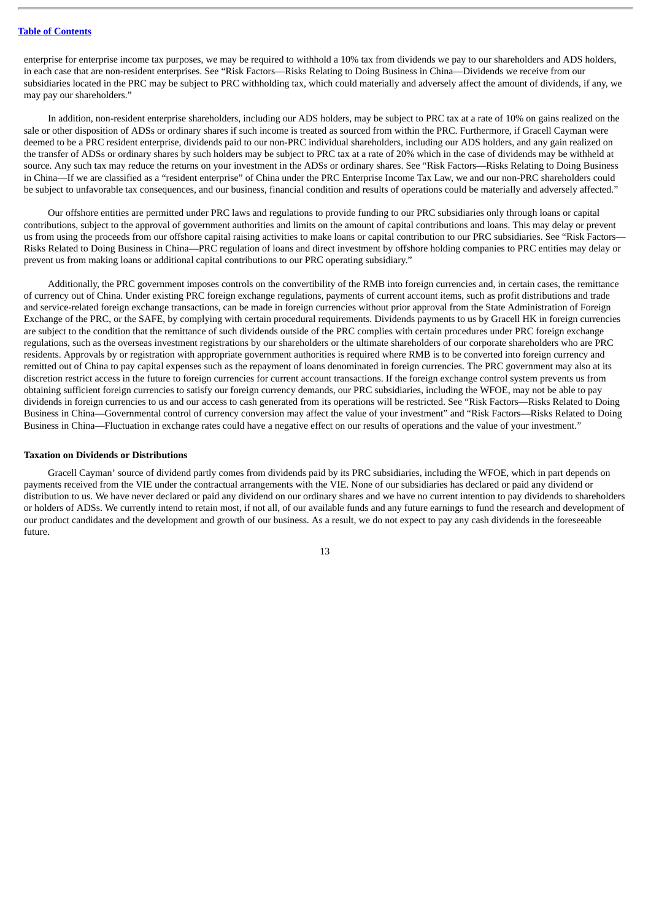enterprise for enterprise income tax purposes, we may be required to withhold a 10% tax from dividends we pay to our shareholders and ADS holders, in each case that are non-resident enterprises. See "Risk Factors—Risks Relating to Doing Business in China—Dividends we receive from our subsidiaries located in the PRC may be subject to PRC withholding tax, which could materially and adversely affect the amount of dividends, if any, we may pay our shareholders."

In addition, non-resident enterprise shareholders, including our ADS holders, may be subject to PRC tax at a rate of 10% on gains realized on the sale or other disposition of ADSs or ordinary shares if such income is treated as sourced from within the PRC. Furthermore, if Gracell Cayman were deemed to be a PRC resident enterprise, dividends paid to our non-PRC individual shareholders, including our ADS holders, and any gain realized on the transfer of ADSs or ordinary shares by such holders may be subject to PRC tax at a rate of 20% which in the case of dividends may be withheld at source. Any such tax may reduce the returns on your investment in the ADSs or ordinary shares. See "Risk Factors—Risks Relating to Doing Business in China—If we are classified as a "resident enterprise" of China under the PRC Enterprise Income Tax Law, we and our non-PRC shareholders could be subject to unfavorable tax consequences, and our business, financial condition and results of operations could be materially and adversely affected."

Our offshore entities are permitted under PRC laws and regulations to provide funding to our PRC subsidiaries only through loans or capital contributions, subject to the approval of government authorities and limits on the amount of capital contributions and loans. This may delay or prevent us from using the proceeds from our offshore capital raising activities to make loans or capital contribution to our PRC subsidiaries. See "Risk Factors—Risks Related to Doing Business in China—PRC regulation of loans and direct investment by offshore holding companies to PRC entities may delay or prevent us from making loans or additional capital contributions to our PRC operating subsidiary."

Additionally, the PRC government imposes controls on the convertibility of the RMB into foreign currencies and, in certain cases, the remittance of currency out of China. Under existing PRC foreign exchange regulations, payments of current account items, such as profit distributions and trade and service-related foreign exchange transactions, can be made in foreign currencies without prior approval from the State Administration of Foreign Exchange of the PRC, or the SAFE, by complying with certain procedural requirements. Dividends payments to us by Gracell HK in foreign currencies are subject to the condition that the remittance of such dividends outside of the PRC complies with certain procedures under PRC foreign exchange regulations, such as the overseas investment registrations by our shareholders or the ultimate shareholders of our corporate shareholders who are PRC residents. Approvals by or registration with appropriate government authorities is required where RMB is to be converted into foreign currency and remitted out of China to pay capital expenses such as the repayment of loans denominated in foreign currencies. The PRC government may also at its discretion restrict access in the future to foreign currencies for current account transactions. If the foreign exchange control system prevents us from obtaining sufficient foreign currencies to satisfy our foreign currency demands, our PRC subsidiaries, including the WFOE, may not be able to pay dividends in foreign currencies to us and our access to cash generated from its operations will be restricted. See "Risk Factors—Risks Related to Doing Business in China—Governmental control of currency conversion may affect the value of your investment" and "Risk Factors—Risks Related to Doing Business in China—Fluctuation in exchange rates could have a negative effect on our results of operations and the value of your investment."

**Taxation on Dividends or Distributions**

Gracell Cayman' source of dividend partly comes from dividends paid by its PRC subsidiaries, including the WFOE, which in part depends on payments received from the VIE under the contractual arrangements with the VIE. None of our subsidiaries has declared or paid any dividend or distribution to us. We have never declared or paid any dividend on our ordinary shares and we have no current intention to pay dividends to shareholders or holders of ADSs. We currently intend to retain most, if not all, of our available funds and any future earnings to fund the research and development of our product candidates and the development and growth of our business. As a result, we do not expect to pay any cash dividends in the foreseeable future.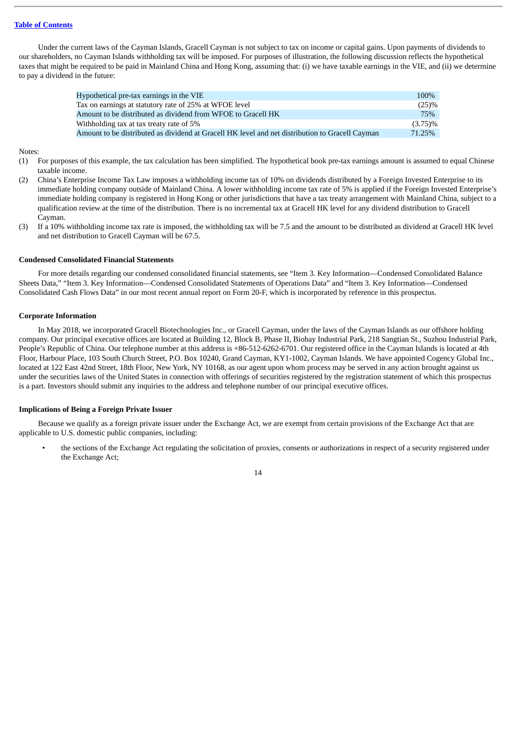Under the current laws of the Cayman Islands, Gracell Cayman is not subject to tax on income or capital gains. Upon payments of dividends to our shareholders, no Cayman Islands withholding tax will be imposed. For purposes of illustration, the following discussion reflects the hypothetical taxes that might be required to be paid in Mainland China and Hong Kong, assuming that: (i) we have taxable earnings in the VIE, and (ii) we determine to pay a dividend in the future:

| | |
|---|---|
| Hypothetical pre-tax earnings in the VIE | 100% |
| Tax on earnings at statutory rate of 25% at WFOE level | (25)% |
| Amount to be distributed as dividend from WFOE to Gracell HK | 75% |
| Withholding tax at tax treaty rate of 5% | (3.75)% |
| Amount to be distributed as dividend at Gracell HK level and net distribution to Gracell Cayman | 71.25% |

Notes:

(1) For purposes of this example, the tax calculation has been simplified. The hypothetical book pre-tax earnings amount is assumed to equal Chinese taxable income.

(2) China's Enterprise Income Tax Law imposes a withholding income tax of 10% on dividends distributed by a Foreign Invested Enterprise to its immediate holding company outside of Mainland China. A lower withholding income tax rate of 5% is applied if the Foreign Invested Enterprise's immediate holding company is registered in Hong Kong or other jurisdictions that have a tax treaty arrangement with Mainland China, subject to a qualification review at the time of the distribution. There is no incremental tax at Gracell HK level for any dividend distribution to Gracell Cayman.

(3) If a 10% withholding income tax rate is imposed, the withholding tax will be 7.5 and the amount to be distributed as dividend at Gracell HK level and net distribution to Gracell Cayman will be 67.5.

**Condensed Consolidated Financial Statements**

For more details regarding our condensed consolidated financial statements, see "Item 3. Key Information—Condensed Consolidated Balance Sheets Data," "Item 3. Key Information—Condensed Consolidated Statements of Operations Data" and "Item 3. Key Information—Condensed Consolidated Cash Flows Data" in our most recent annual report on Form 20-F, which is incorporated by reference in this prospectus.

**Corporate Information**

In May 2018, we incorporated Gracell Biotechnologies Inc., or Gracell Cayman, under the laws of the Cayman Islands as our offshore holding company. Our principal executive offices are located at Building 12, Block B, Phase II, Biobay Industrial Park, 218 Sangtian St., Suzhou Industrial Park, People's Republic of China. Our telephone number at this address is +86-512-6262-6701. Our registered office in the Cayman Islands is located at 4th Floor, Harbour Place, 103 South Church Street, P.O. Box 10240, Grand Cayman, KY1-1002, Cayman Islands. We have appointed Cogency Global Inc., located at 122 East 42nd Street, 18th Floor, New York, NY 10168, as our agent upon whom process may be served in any action brought against us under the securities laws of the United States in connection with offerings of securities registered by the registration statement of which this prospectus is a part. Investors should submit any inquiries to the address and telephone number of our principal executive offices.

**Implications of Being a Foreign Private Issuer**

Because we qualify as a foreign private issuer under the Exchange Act, we are exempt from certain provisions of the Exchange Act that are applicable to U.S. domestic public companies, including:

- the sections of the Exchange Act regulating the solicitation of proxies, consents or authorizations in respect of a security registered under the Exchange Act;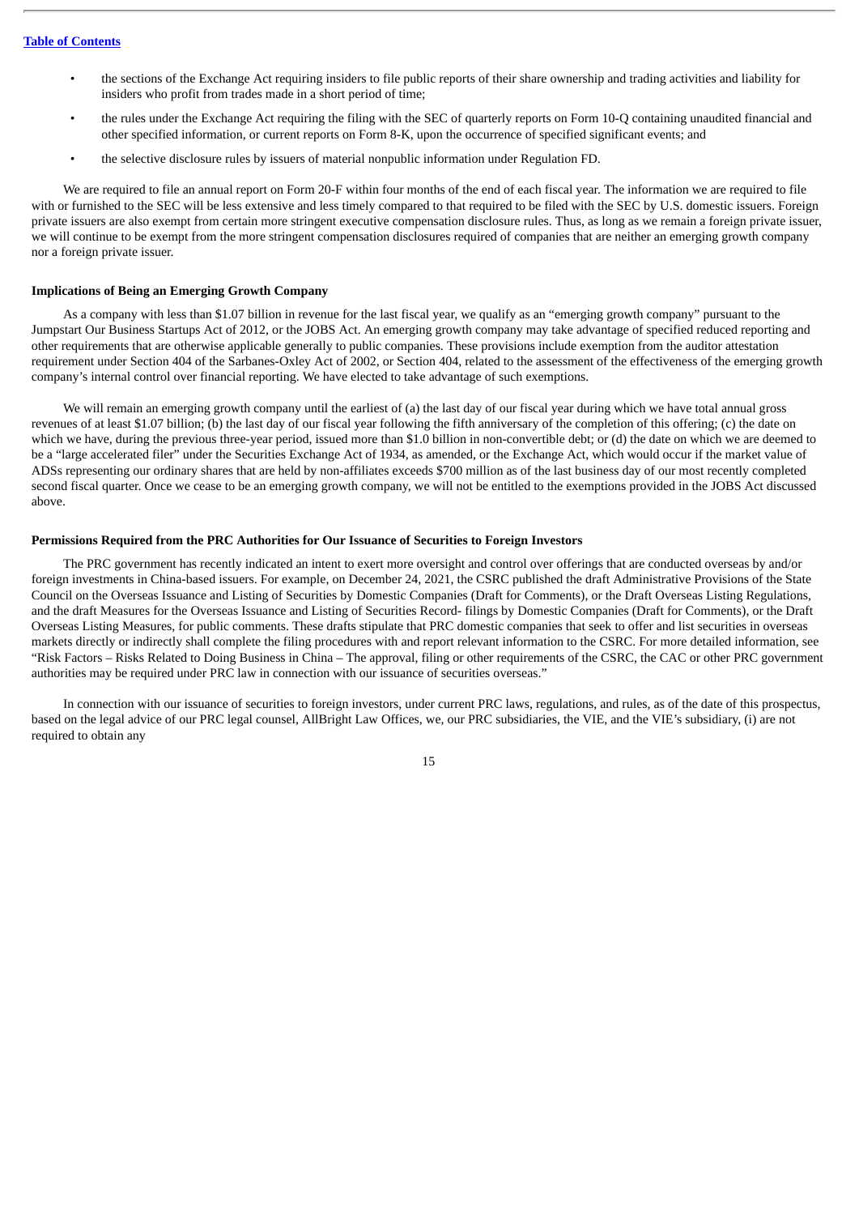- the sections of the Exchange Act requiring insiders to file public reports of their share ownership and trading activities and liability for insiders who profit from trades made in a short period of time;
- the rules under the Exchange Act requiring the filing with the SEC of quarterly reports on Form 10-Q containing unaudited financial and other specified information, or current reports on Form 8-K, upon the occurrence of specified significant events; and
- the selective disclosure rules by issuers of material nonpublic information under Regulation FD.

We are required to file an annual report on Form 20-F within four months of the end of each fiscal year. The information we are required to file with or furnished to the SEC will be less extensive and less timely compared to that required to be filed with the SEC by U.S. domestic issuers. Foreign private issuers are also exempt from certain more stringent executive compensation disclosure rules. Thus, as long as we remain a foreign private issuer, we will continue to be exempt from the more stringent compensation disclosures required of companies that are neither an emerging growth company nor a foreign private issuer.

**Implications of Being an Emerging Growth Company**

As a company with less than $1.07 billion in revenue for the last fiscal year, we qualify as an "emerging growth company" pursuant to the Jumpstart Our Business Startups Act of 2012, or the JOBS Act. An emerging growth company may take advantage of specified reduced reporting and other requirements that are otherwise applicable generally to public companies. These provisions include exemption from the auditor attestation requirement under Section 404 of the Sarbanes-Oxley Act of 2002, or Section 404, related to the assessment of the effectiveness of the emerging growth company's internal control over financial reporting. We have elected to take advantage of such exemptions.

We will remain an emerging growth company until the earliest of (a) the last day of our fiscal year during which we have total annual gross revenues of at least $1.07 billion; (b) the last day of our fiscal year following the fifth anniversary of the completion of this offering; (c) the date on which we have, during the previous three-year period, issued more than $1.0 billion in non-convertible debt; or (d) the date on which we are deemed to be a "large accelerated filer" under the Securities Exchange Act of 1934, as amended, or the Exchange Act, which would occur if the market value of ADSs representing our ordinary shares that are held by non-affiliates exceeds $700 million as of the last business day of our most recently completed second fiscal quarter. Once we cease to be an emerging growth company, we will not be entitled to the exemptions provided in the JOBS Act discussed above.

**Permissions Required from the PRC Authorities for Our Issuance of Securities to Foreign Investors**

The PRC government has recently indicated an intent to exert more oversight and control over offerings that are conducted overseas by and/or foreign investments in China-based issuers. For example, on December 24, 2021, the CSRC published the draft Administrative Provisions of the State Council on the Overseas Issuance and Listing of Securities by Domestic Companies (Draft for Comments), or the Draft Overseas Listing Regulations, and the draft Measures for the Overseas Issuance and Listing of Securities Record- filings by Domestic Companies (Draft for Comments), or the Draft Overseas Listing Measures, for public comments. These drafts stipulate that PRC domestic companies that seek to offer and list securities in overseas markets directly or indirectly shall complete the filing procedures with and report relevant information to the CSRC. For more detailed information, see "Risk Factors – Risks Related to Doing Business in China – The approval, filing or other requirements of the CSRC, the CAC or other PRC government authorities may be required under PRC law in connection with our issuance of securities overseas."

In connection with our issuance of securities to foreign investors, under current PRC laws, regulations, and rules, as of the date of this prospectus, based on the legal advice of our PRC legal counsel, AllBright Law Offices, we, our PRC subsidiaries, the VIE, and the VIE's subsidiary, (i) are not required to obtain any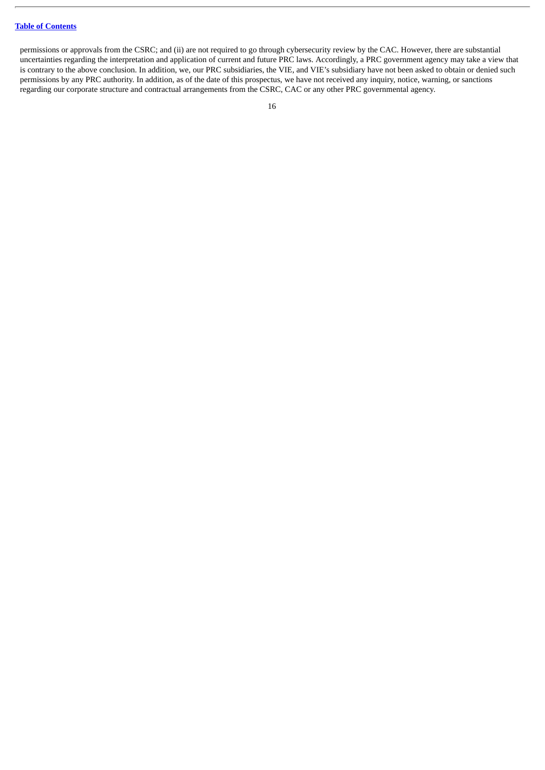permissions or approvals from the CSRC; and (ii) are not required to go through cybersecurity review by the CAC. However, there are substantial uncertainties regarding the interpretation and application of current and future PRC laws. Accordingly, a PRC government agency may take a view that is contrary to the above conclusion. In addition, we, our PRC subsidiaries, the VIE, and VIE's subsidiary have not been asked to obtain or denied such permissions by any PRC authority. In addition, as of the date of this prospectus, we have not received any inquiry, notice, warning, or sanctions regarding our corporate structure and contractual arrangements from the CSRC, CAC or any other PRC governmental agency.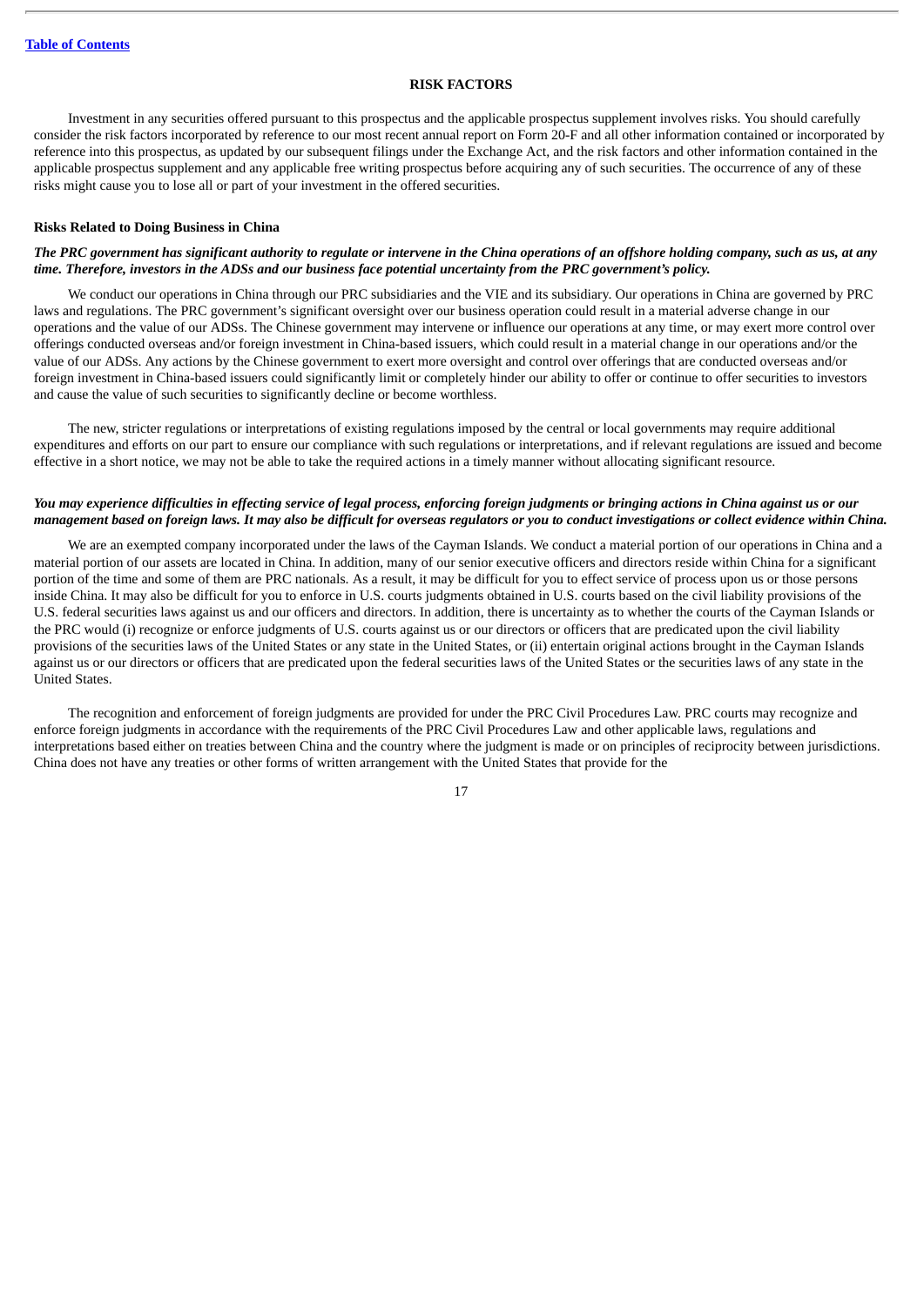## RISK FACTORS

Investment in any securities offered pursuant to this prospectus and the applicable prospectus supplement involves risks. You should carefully consider the risk factors incorporated by reference to our most recent annual report on Form 20-F and all other information contained or incorporated by reference into this prospectus, as updated by our subsequent filings under the Exchange Act, and the risk factors and other information contained in the applicable prospectus supplement and any applicable free writing prospectus before acquiring any of such securities. The occurrence of any of these risks might cause you to lose all or part of your investment in the offered securities.

### Risks Related to Doing Business in China

***The PRC government has significant authority to regulate or intervene in the China operations of an offshore holding company, such as us, at any time. Therefore, investors in the ADSs and our business face potential uncertainty from the PRC government's policy.***

We conduct our operations in China through our PRC subsidiaries and the VIE and its subsidiary. Our operations in China are governed by PRC laws and regulations. The PRC government's significant oversight over our business operation could result in a material adverse change in our operations and the value of our ADSs. The Chinese government may intervene or influence our operations at any time, or may exert more control over offerings conducted overseas and/or foreign investment in China-based issuers, which could result in a material change in our operations and/or the value of our ADSs. Any actions by the Chinese government to exert more oversight and control over offerings that are conducted overseas and/or foreign investment in China-based issuers could significantly limit or completely hinder our ability to offer or continue to offer securities to investors and cause the value of such securities to significantly decline or become worthless.

The new, stricter regulations or interpretations of existing regulations imposed by the central or local governments may require additional expenditures and efforts on our part to ensure our compliance with such regulations or interpretations, and if relevant regulations are issued and become effective in a short notice, we may not be able to take the required actions in a timely manner without allocating significant resource.

***You may experience difficulties in effecting service of legal process, enforcing foreign judgments or bringing actions in China against us or our management based on foreign laws. It may also be difficult for overseas regulators or you to conduct investigations or collect evidence within China.***

We are an exempted company incorporated under the laws of the Cayman Islands. We conduct a material portion of our operations in China and a material portion of our assets are located in China. In addition, many of our senior executive officers and directors reside within China for a significant portion of the time and some of them are PRC nationals. As a result, it may be difficult for you to effect service of process upon us or those persons inside China. It may also be difficult for you to enforce in U.S. courts judgments obtained in U.S. courts based on the civil liability provisions of the U.S. federal securities laws against us and our officers and directors. In addition, there is uncertainty as to whether the courts of the Cayman Islands or the PRC would (i) recognize or enforce judgments of U.S. courts against us or our directors or officers that are predicated upon the civil liability provisions of the securities laws of the United States or any state in the United States, or (ii) entertain original actions brought in the Cayman Islands against us or our directors or officers that are predicated upon the federal securities laws of the United States or the securities laws of any state in the United States.

The recognition and enforcement of foreign judgments are provided for under the PRC Civil Procedures Law. PRC courts may recognize and enforce foreign judgments in accordance with the requirements of the PRC Civil Procedures Law and other applicable laws, regulations and interpretations based either on treaties between China and the country where the judgment is made or on principles of reciprocity between jurisdictions. China does not have any treaties or other forms of written arrangement with the United States that provide for the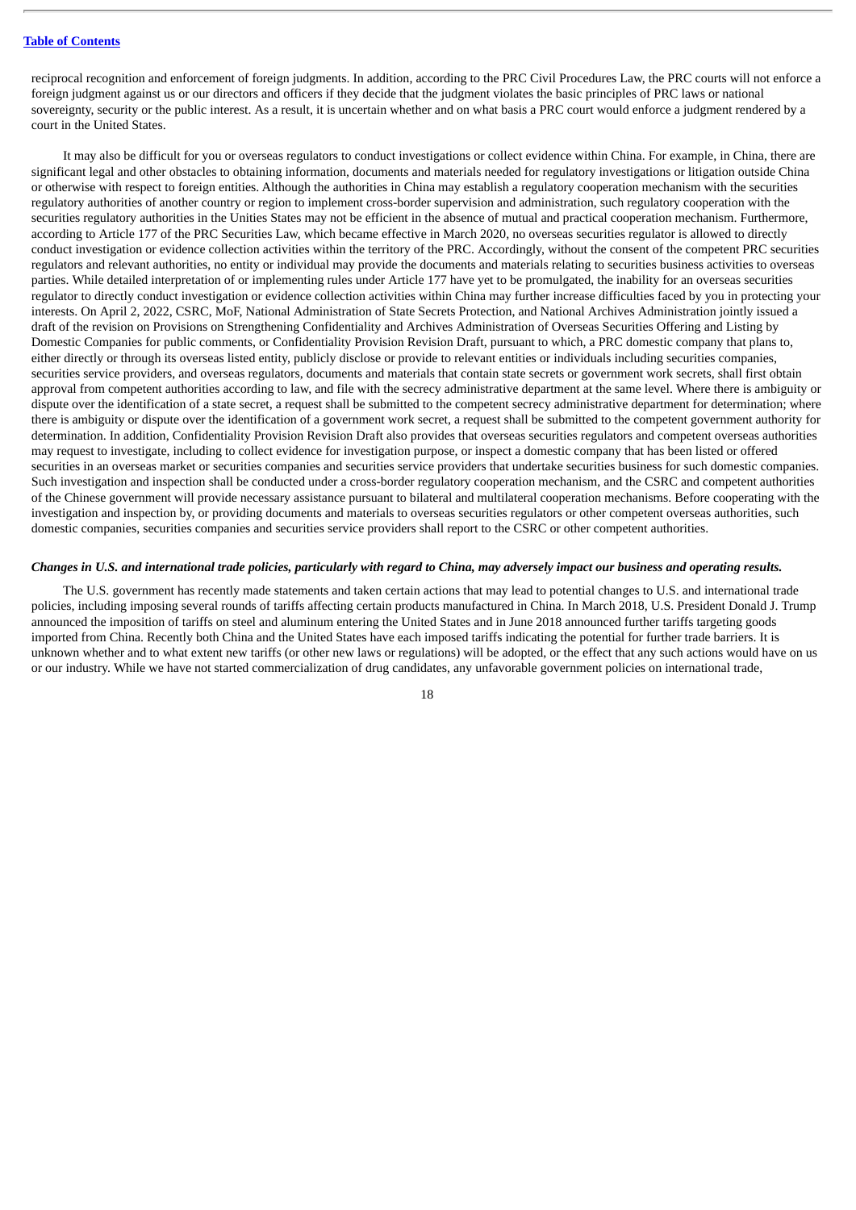reciprocal recognition and enforcement of foreign judgments. In addition, according to the PRC Civil Procedures Law, the PRC courts will not enforce a foreign judgment against us or our directors and officers if they decide that the judgment violates the basic principles of PRC laws or national sovereignty, security or the public interest. As a result, it is uncertain whether and on what basis a PRC court would enforce a judgment rendered by a court in the United States.

It may also be difficult for you or overseas regulators to conduct investigations or collect evidence within China. For example, in China, there are significant legal and other obstacles to obtaining information, documents and materials needed for regulatory investigations or litigation outside China or otherwise with respect to foreign entities. Although the authorities in China may establish a regulatory cooperation mechanism with the securities regulatory authorities of another country or region to implement cross-border supervision and administration, such regulatory cooperation with the securities regulatory authorities in the Unities States may not be efficient in the absence of mutual and practical cooperation mechanism. Furthermore, according to Article 177 of the PRC Securities Law, which became effective in March 2020, no overseas securities regulator is allowed to directly conduct investigation or evidence collection activities within the territory of the PRC. Accordingly, without the consent of the competent PRC securities regulators and relevant authorities, no entity or individual may provide the documents and materials relating to securities business activities to overseas parties. While detailed interpretation of or implementing rules under Article 177 have yet to be promulgated, the inability for an overseas securities regulator to directly conduct investigation or evidence collection activities within China may further increase difficulties faced by you in protecting your interests. On April 2, 2022, CSRC, MoF, National Administration of State Secrets Protection, and National Archives Administration jointly issued a draft of the revision on Provisions on Strengthening Confidentiality and Archives Administration of Overseas Securities Offering and Listing by Domestic Companies for public comments, or Confidentiality Provision Revision Draft, pursuant to which, a PRC domestic company that plans to, either directly or through its overseas listed entity, publicly disclose or provide to relevant entities or individuals including securities companies, securities service providers, and overseas regulators, documents and materials that contain state secrets or government work secrets, shall first obtain approval from competent authorities according to law, and file with the secrecy administrative department at the same level. Where there is ambiguity or dispute over the identification of a state secret, a request shall be submitted to the competent secrecy administrative department for determination; where there is ambiguity or dispute over the identification of a government work secret, a request shall be submitted to the competent government authority for determination. In addition, Confidentiality Provision Revision Draft also provides that overseas securities regulators and competent overseas authorities may request to investigate, including to collect evidence for investigation purpose, or inspect a domestic company that has been listed or offered securities in an overseas market or securities companies and securities service providers that undertake securities business for such domestic companies. Such investigation and inspection shall be conducted under a cross-border regulatory cooperation mechanism, and the CSRC and competent authorities of the Chinese government will provide necessary assistance pursuant to bilateral and multilateral cooperation mechanisms. Before cooperating with the investigation and inspection by, or providing documents and materials to overseas securities regulators or other competent overseas authorities, such domestic companies, securities companies and securities service providers shall report to the CSRC or other competent authorities.

***Changes in U.S. and international trade policies, particularly with regard to China, may adversely impact our business and operating results.***

The U.S. government has recently made statements and taken certain actions that may lead to potential changes to U.S. and international trade policies, including imposing several rounds of tariffs affecting certain products manufactured in China. In March 2018, U.S. President Donald J. Trump announced the imposition of tariffs on steel and aluminum entering the United States and in June 2018 announced further tariffs targeting goods imported from China. Recently both China and the United States have each imposed tariffs indicating the potential for further trade barriers. It is unknown whether and to what extent new tariffs (or other new laws or regulations) will be adopted, or the effect that any such actions would have on us or our industry. While we have not started commercialization of drug candidates, any unfavorable government policies on international trade,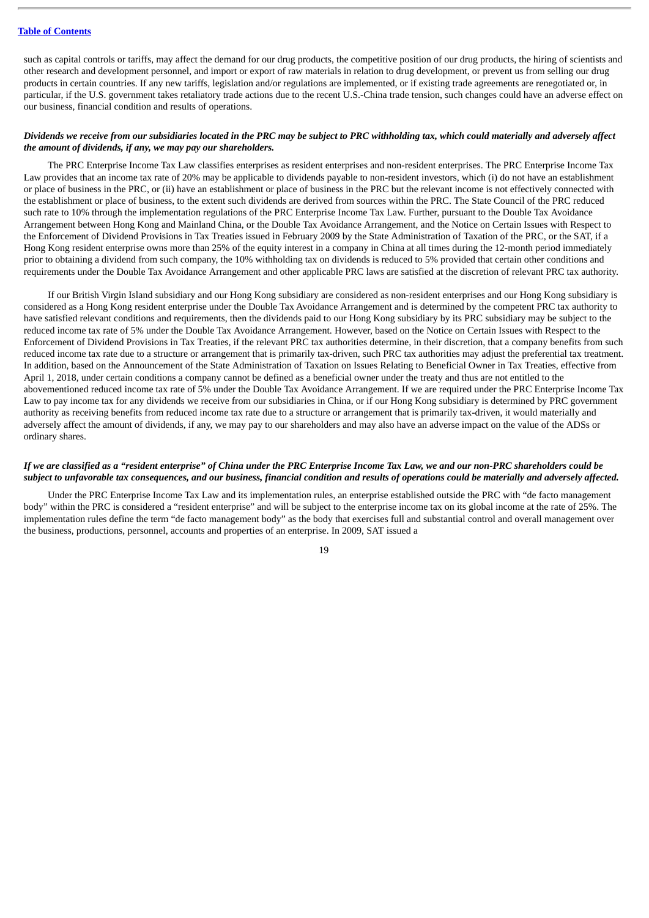such as capital controls or tariffs, may affect the demand for our drug products, the competitive position of our drug products, the hiring of scientists and other research and development personnel, and import or export of raw materials in relation to drug development, or prevent us from selling our drug products in certain countries. If any new tariffs, legislation and/or regulations are implemented, or if existing trade agreements are renegotiated or, in particular, if the U.S. government takes retaliatory trade actions due to the recent U.S.-China trade tension, such changes could have an adverse effect on our business, financial condition and results of operations.

***Dividends we receive from our subsidiaries located in the PRC may be subject to PRC withholding tax, which could materially and adversely affect the amount of dividends, if any, we may pay our shareholders.***

The PRC Enterprise Income Tax Law classifies enterprises as resident enterprises and non-resident enterprises. The PRC Enterprise Income Tax Law provides that an income tax rate of 20% may be applicable to dividends payable to non-resident investors, which (i) do not have an establishment or place of business in the PRC, or (ii) have an establishment or place of business in the PRC but the relevant income is not effectively connected with the establishment or place of business, to the extent such dividends are derived from sources within the PRC. The State Council of the PRC reduced such rate to 10% through the implementation regulations of the PRC Enterprise Income Tax Law. Further, pursuant to the Double Tax Avoidance Arrangement between Hong Kong and Mainland China, or the Double Tax Avoidance Arrangement, and the Notice on Certain Issues with Respect to the Enforcement of Dividend Provisions in Tax Treaties issued in February 2009 by the State Administration of Taxation of the PRC, or the SAT, if a Hong Kong resident enterprise owns more than 25% of the equity interest in a company in China at all times during the 12-month period immediately prior to obtaining a dividend from such company, the 10% withholding tax on dividends is reduced to 5% provided that certain other conditions and requirements under the Double Tax Avoidance Arrangement and other applicable PRC laws are satisfied at the discretion of relevant PRC tax authority.

If our British Virgin Island subsidiary and our Hong Kong subsidiary are considered as non-resident enterprises and our Hong Kong subsidiary is considered as a Hong Kong resident enterprise under the Double Tax Avoidance Arrangement and is determined by the competent PRC tax authority to have satisfied relevant conditions and requirements, then the dividends paid to our Hong Kong subsidiary by its PRC subsidiary may be subject to the reduced income tax rate of 5% under the Double Tax Avoidance Arrangement. However, based on the Notice on Certain Issues with Respect to the Enforcement of Dividend Provisions in Tax Treaties, if the relevant PRC tax authorities determine, in their discretion, that a company benefits from such reduced income tax rate due to a structure or arrangement that is primarily tax-driven, such PRC tax authorities may adjust the preferential tax treatment. In addition, based on the Announcement of the State Administration of Taxation on Issues Relating to Beneficial Owner in Tax Treaties, effective from April 1, 2018, under certain conditions a company cannot be defined as a beneficial owner under the treaty and thus are not entitled to the abovementioned reduced income tax rate of 5% under the Double Tax Avoidance Arrangement. If we are required under the PRC Enterprise Income Tax Law to pay income tax for any dividends we receive from our subsidiaries in China, or if our Hong Kong subsidiary is determined by PRC government authority as receiving benefits from reduced income tax rate due to a structure or arrangement that is primarily tax-driven, it would materially and adversely affect the amount of dividends, if any, we may pay to the shareholders and may also have an adverse impact on the value of the ADSs or ordinary shares.

***If we are classified as a "resident enterprise" of China under the PRC Enterprise Income Tax Law, we and our non-PRC shareholders could be subject to unfavorable tax consequences, and our business, financial condition and results of operations could be materially and adversely affected.***

Under the PRC Enterprise Income Tax Law and its implementation rules, an enterprise established outside the PRC with "de facto management body" within the PRC is considered a "resident enterprise" and will be subject to the enterprise income tax on its global income at the rate of 25%. The implementation rules define the term "de facto management body" as the body that exercises full and substantial control and overall management over the business, productions, personnel, accounts and properties of an enterprise. In 2009, SAT issued a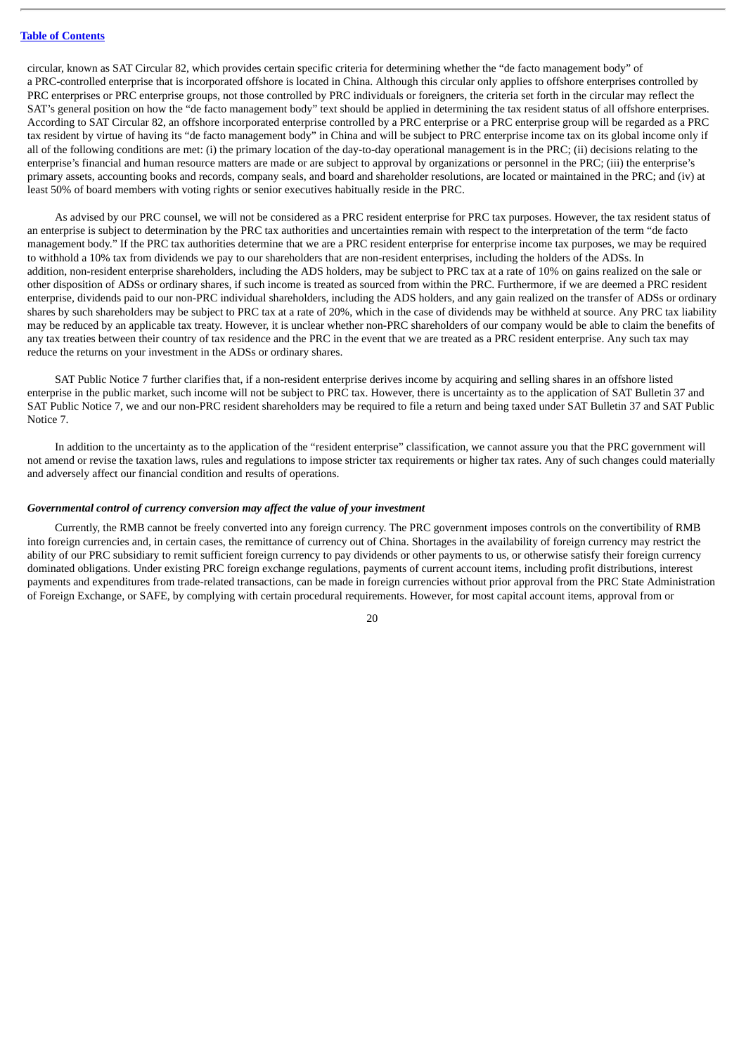circular, known as SAT Circular 82, which provides certain specific criteria for determining whether the "de facto management body" of a PRC-controlled enterprise that is incorporated offshore is located in China. Although this circular only applies to offshore enterprises controlled by PRC enterprises or PRC enterprise groups, not those controlled by PRC individuals or foreigners, the criteria set forth in the circular may reflect the SAT's general position on how the "de facto management body" text should be applied in determining the tax resident status of all offshore enterprises. According to SAT Circular 82, an offshore incorporated enterprise controlled by a PRC enterprise or a PRC enterprise group will be regarded as a PRC tax resident by virtue of having its "de facto management body" in China and will be subject to PRC enterprise income tax on its global income only if all of the following conditions are met: (i) the primary location of the day-to-day operational management is in the PRC; (ii) decisions relating to the enterprise's financial and human resource matters are made or are subject to approval by organizations or personnel in the PRC; (iii) the enterprise's primary assets, accounting books and records, company seals, and board and shareholder resolutions, are located or maintained in the PRC; and (iv) at least 50% of board members with voting rights or senior executives habitually reside in the PRC.

As advised by our PRC counsel, we will not be considered as a PRC resident enterprise for PRC tax purposes. However, the tax resident status of an enterprise is subject to determination by the PRC tax authorities and uncertainties remain with respect to the interpretation of the term "de facto management body." If the PRC tax authorities determine that we are a PRC resident enterprise for enterprise income tax purposes, we may be required to withhold a 10% tax from dividends we pay to our shareholders that are non-resident enterprises, including the holders of the ADSs. In addition, non-resident enterprise shareholders, including the ADS holders, may be subject to PRC tax at a rate of 10% on gains realized on the sale or other disposition of ADSs or ordinary shares, if such income is treated as sourced from within the PRC. Furthermore, if we are deemed a PRC resident enterprise, dividends paid to our non-PRC individual shareholders, including the ADS holders, and any gain realized on the transfer of ADSs or ordinary shares by such shareholders may be subject to PRC tax at a rate of 20%, which in the case of dividends may be withheld at source. Any PRC tax liability may be reduced by an applicable tax treaty. However, it is unclear whether non-PRC shareholders of our company would be able to claim the benefits of any tax treaties between their country of tax residence and the PRC in the event that we are treated as a PRC resident enterprise. Any such tax may reduce the returns on your investment in the ADSs or ordinary shares.

SAT Public Notice 7 further clarifies that, if a non-resident enterprise derives income by acquiring and selling shares in an offshore listed enterprise in the public market, such income will not be subject to PRC tax. However, there is uncertainty as to the application of SAT Bulletin 37 and SAT Public Notice 7, we and our non-PRC resident shareholders may be required to file a return and being taxed under SAT Bulletin 37 and SAT Public Notice 7.

In addition to the uncertainty as to the application of the "resident enterprise" classification, we cannot assure you that the PRC government will not amend or revise the taxation laws, rules and regulations to impose stricter tax requirements or higher tax rates. Any of such changes could materially and adversely affect our financial condition and results of operations.

***Governmental control of currency conversion may affect the value of your investment***

Currently, the RMB cannot be freely converted into any foreign currency. The PRC government imposes controls on the convertibility of RMB into foreign currencies and, in certain cases, the remittance of currency out of China. Shortages in the availability of foreign currency may restrict the ability of our PRC subsidiary to remit sufficient foreign currency to pay dividends or other payments to us, or otherwise satisfy their foreign currency dominated obligations. Under existing PRC foreign exchange regulations, payments of current account items, including profit distributions, interest payments and expenditures from trade-related transactions, can be made in foreign currencies without prior approval from the PRC State Administration of Foreign Exchange, or SAFE, by complying with certain procedural requirements. However, for most capital account items, approval from or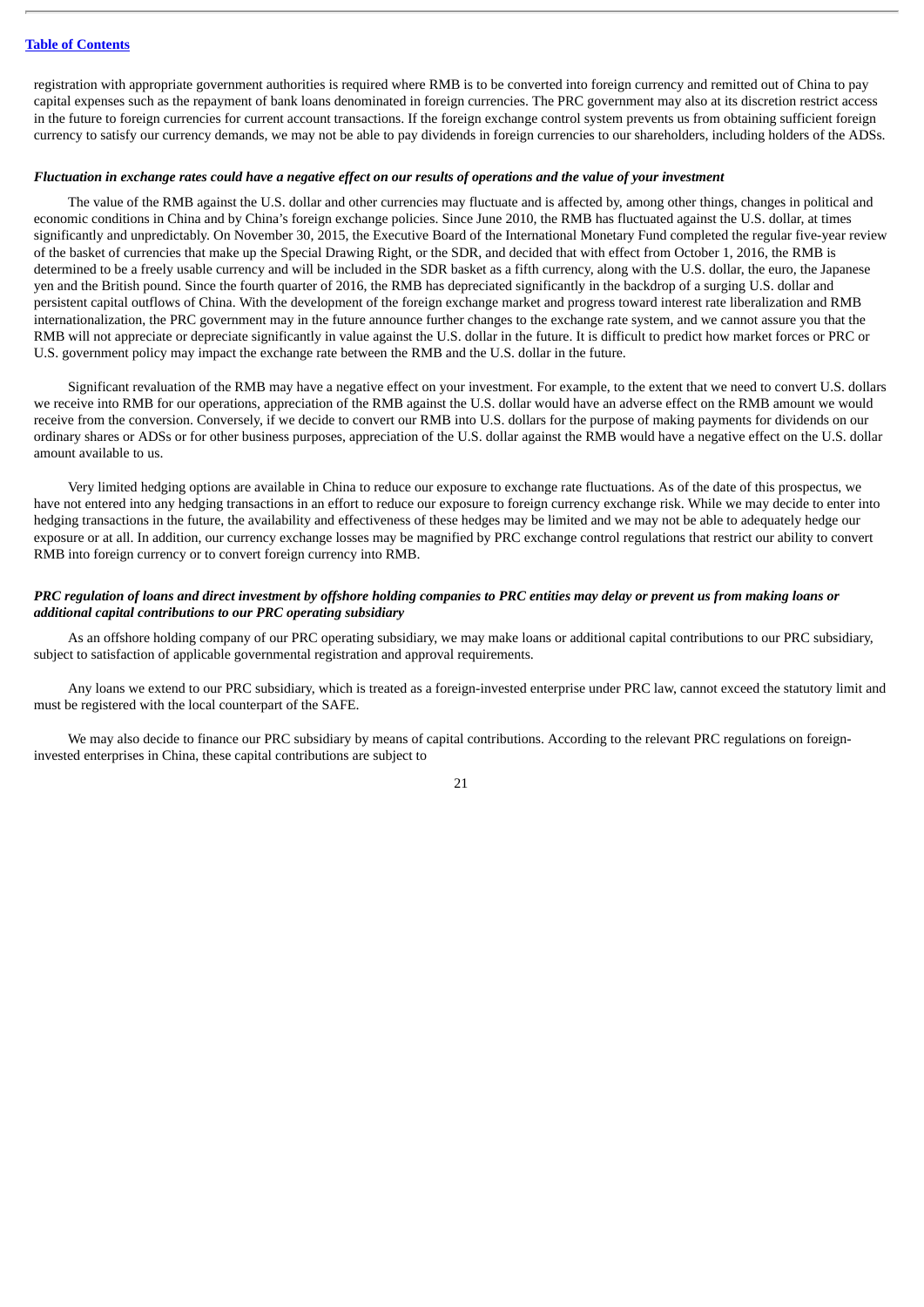registration with appropriate government authorities is required where RMB is to be converted into foreign currency and remitted out of China to pay capital expenses such as the repayment of bank loans denominated in foreign currencies. The PRC government may also at its discretion restrict access in the future to foreign currencies for current account transactions. If the foreign exchange control system prevents us from obtaining sufficient foreign currency to satisfy our currency demands, we may not be able to pay dividends in foreign currencies to our shareholders, including holders of the ADSs.

***Fluctuation in exchange rates could have a negative effect on our results of operations and the value of your investment***

The value of the RMB against the U.S. dollar and other currencies may fluctuate and is affected by, among other things, changes in political and economic conditions in China and by China's foreign exchange policies. Since June 2010, the RMB has fluctuated against the U.S. dollar, at times significantly and unpredictably. On November 30, 2015, the Executive Board of the International Monetary Fund completed the regular five-year review of the basket of currencies that make up the Special Drawing Right, or the SDR, and decided that with effect from October 1, 2016, the RMB is determined to be a freely usable currency and will be included in the SDR basket as a fifth currency, along with the U.S. dollar, the euro, the Japanese yen and the British pound. Since the fourth quarter of 2016, the RMB has depreciated significantly in the backdrop of a surging U.S. dollar and persistent capital outflows of China. With the development of the foreign exchange market and progress toward interest rate liberalization and RMB internationalization, the PRC government may in the future announce further changes to the exchange rate system, and we cannot assure you that the RMB will not appreciate or depreciate significantly in value against the U.S. dollar in the future. It is difficult to predict how market forces or PRC or U.S. government policy may impact the exchange rate between the RMB and the U.S. dollar in the future.

Significant revaluation of the RMB may have a negative effect on your investment. For example, to the extent that we need to convert U.S. dollars we receive into RMB for our operations, appreciation of the RMB against the U.S. dollar would have an adverse effect on the RMB amount we would receive from the conversion. Conversely, if we decide to convert our RMB into U.S. dollars for the purpose of making payments for dividends on our ordinary shares or ADSs or for other business purposes, appreciation of the U.S. dollar against the RMB would have a negative effect on the U.S. dollar amount available to us.

Very limited hedging options are available in China to reduce our exposure to exchange rate fluctuations. As of the date of this prospectus, we have not entered into any hedging transactions in an effort to reduce our exposure to foreign currency exchange risk. While we may decide to enter into hedging transactions in the future, the availability and effectiveness of these hedges may be limited and we may not be able to adequately hedge our exposure or at all. In addition, our currency exchange losses may be magnified by PRC exchange control regulations that restrict our ability to convert RMB into foreign currency or to convert foreign currency into RMB.

***PRC regulation of loans and direct investment by offshore holding companies to PRC entities may delay or prevent us from making loans or additional capital contributions to our PRC operating subsidiary***

As an offshore holding company of our PRC operating subsidiary, we may make loans or additional capital contributions to our PRC subsidiary, subject to satisfaction of applicable governmental registration and approval requirements.

Any loans we extend to our PRC subsidiary, which is treated as a foreign-invested enterprise under PRC law, cannot exceed the statutory limit and must be registered with the local counterpart of the SAFE.

We may also decide to finance our PRC subsidiary by means of capital contributions. According to the relevant PRC regulations on foreign-invested enterprises in China, these capital contributions are subject to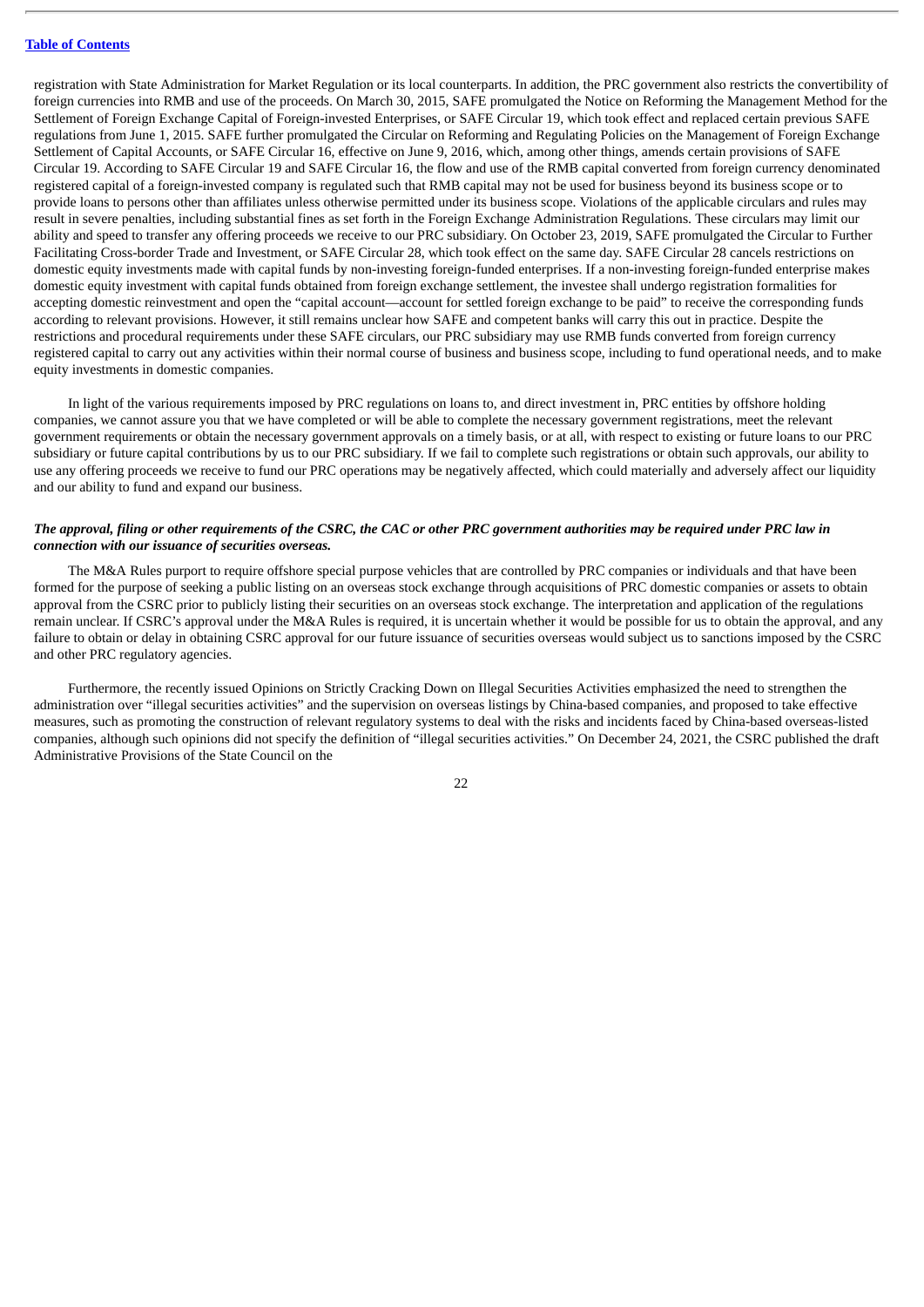registration with State Administration for Market Regulation or its local counterparts. In addition, the PRC government also restricts the convertibility of foreign currencies into RMB and use of the proceeds. On March 30, 2015, SAFE promulgated the Notice on Reforming the Management Method for the Settlement of Foreign Exchange Capital of Foreign-invested Enterprises, or SAFE Circular 19, which took effect and replaced certain previous SAFE regulations from June 1, 2015. SAFE further promulgated the Circular on Reforming and Regulating Policies on the Management of Foreign Exchange Settlement of Capital Accounts, or SAFE Circular 16, effective on June 9, 2016, which, among other things, amends certain provisions of SAFE Circular 19. According to SAFE Circular 19 and SAFE Circular 16, the flow and use of the RMB capital converted from foreign currency denominated registered capital of a foreign-invested company is regulated such that RMB capital may not be used for business beyond its business scope or to provide loans to persons other than affiliates unless otherwise permitted under its business scope. Violations of the applicable circulars and rules may result in severe penalties, including substantial fines as set forth in the Foreign Exchange Administration Regulations. These circulars may limit our ability and speed to transfer any offering proceeds we receive to our PRC subsidiary. On October 23, 2019, SAFE promulgated the Circular to Further Facilitating Cross-border Trade and Investment, or SAFE Circular 28, which took effect on the same day. SAFE Circular 28 cancels restrictions on domestic equity investments made with capital funds by non-investing foreign-funded enterprises. If a non-investing foreign-funded enterprise makes domestic equity investment with capital funds obtained from foreign exchange settlement, the investee shall undergo registration formalities for accepting domestic reinvestment and open the "capital account—account for settled foreign exchange to be paid" to receive the corresponding funds according to relevant provisions. However, it still remains unclear how SAFE and competent banks will carry this out in practice. Despite the restrictions and procedural requirements under these SAFE circulars, our PRC subsidiary may use RMB funds converted from foreign currency registered capital to carry out any activities within their normal course of business and business scope, including to fund operational needs, and to make equity investments in domestic companies.

In light of the various requirements imposed by PRC regulations on loans to, and direct investment in, PRC entities by offshore holding companies, we cannot assure you that we have completed or will be able to complete the necessary government registrations, meet the relevant government requirements or obtain the necessary government approvals on a timely basis, or at all, with respect to existing or future loans to our PRC subsidiary or future capital contributions by us to our PRC subsidiary. If we fail to complete such registrations or obtain such approvals, our ability to use any offering proceeds we receive to fund our PRC operations may be negatively affected, which could materially and adversely affect our liquidity and our ability to fund and expand our business.

***The approval, filing or other requirements of the CSRC, the CAC or other PRC government authorities may be required under PRC law in connection with our issuance of securities overseas.***

The M&A Rules purport to require offshore special purpose vehicles that are controlled by PRC companies or individuals and that have been formed for the purpose of seeking a public listing on an overseas stock exchange through acquisitions of PRC domestic companies or assets to obtain approval from the CSRC prior to publicly listing their securities on an overseas stock exchange. The interpretation and application of the regulations remain unclear. If CSRC's approval under the M&A Rules is required, it is uncertain whether it would be possible for us to obtain the approval, and any failure to obtain or delay in obtaining CSRC approval for our future issuance of securities overseas would subject us to sanctions imposed by the CSRC and other PRC regulatory agencies.

Furthermore, the recently issued Opinions on Strictly Cracking Down on Illegal Securities Activities emphasized the need to strengthen the administration over "illegal securities activities" and the supervision on overseas listings by China-based companies, and proposed to take effective measures, such as promoting the construction of relevant regulatory systems to deal with the risks and incidents faced by China-based overseas-listed companies, although such opinions did not specify the definition of "illegal securities activities." On December 24, 2021, the CSRC published the draft Administrative Provisions of the State Council on the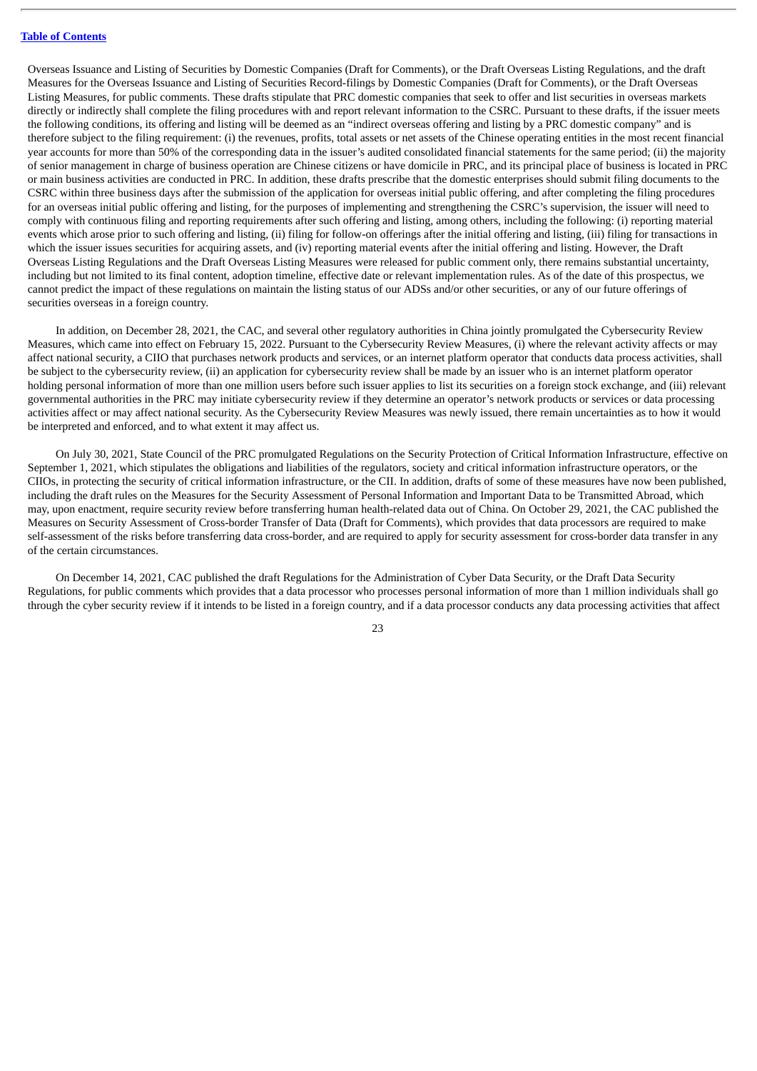Overseas Issuance and Listing of Securities by Domestic Companies (Draft for Comments), or the Draft Overseas Listing Regulations, and the draft Measures for the Overseas Issuance and Listing of Securities Record-filings by Domestic Companies (Draft for Comments), or the Draft Overseas Listing Measures, for public comments. These drafts stipulate that PRC domestic companies that seek to offer and list securities in overseas markets directly or indirectly shall complete the filing procedures with and report relevant information to the CSRC. Pursuant to these drafts, if the issuer meets the following conditions, its offering and listing will be deemed as an "indirect overseas offering and listing by a PRC domestic company" and is therefore subject to the filing requirement: (i) the revenues, profits, total assets or net assets of the Chinese operating entities in the most recent financial year accounts for more than 50% of the corresponding data in the issuer's audited consolidated financial statements for the same period; (ii) the majority of senior management in charge of business operation are Chinese citizens or have domicile in PRC, and its principal place of business is located in PRC or main business activities are conducted in PRC. In addition, these drafts prescribe that the domestic enterprises should submit filing documents to the CSRC within three business days after the submission of the application for overseas initial public offering, and after completing the filing procedures for an overseas initial public offering and listing, for the purposes of implementing and strengthening the CSRC's supervision, the issuer will need to comply with continuous filing and reporting requirements after such offering and listing, among others, including the following: (i) reporting material events which arose prior to such offering and listing, (ii) filing for follow-on offerings after the initial offering and listing, (iii) filing for transactions in which the issuer issues securities for acquiring assets, and (iv) reporting material events after the initial offering and listing. However, the Draft Overseas Listing Regulations and the Draft Overseas Listing Measures were released for public comment only, there remains substantial uncertainty, including but not limited to its final content, adoption timeline, effective date or relevant implementation rules. As of the date of this prospectus, we cannot predict the impact of these regulations on maintain the listing status of our ADSs and/or other securities, or any of our future offerings of securities overseas in a foreign country.

In addition, on December 28, 2021, the CAC, and several other regulatory authorities in China jointly promulgated the Cybersecurity Review Measures, which came into effect on February 15, 2022. Pursuant to the Cybersecurity Review Measures, (i) where the relevant activity affects or may affect national security, a CIIO that purchases network products and services, or an internet platform operator that conducts data process activities, shall be subject to the cybersecurity review, (ii) an application for cybersecurity review shall be made by an issuer who is an internet platform operator holding personal information of more than one million users before such issuer applies to list its securities on a foreign stock exchange, and (iii) relevant governmental authorities in the PRC may initiate cybersecurity review if they determine an operator's network products or services or data processing activities affect or may affect national security. As the Cybersecurity Review Measures was newly issued, there remain uncertainties as to how it would be interpreted and enforced, and to what extent it may affect us.

On July 30, 2021, State Council of the PRC promulgated Regulations on the Security Protection of Critical Information Infrastructure, effective on September 1, 2021, which stipulates the obligations and liabilities of the regulators, society and critical information infrastructure operators, or the CIIOs, in protecting the security of critical information infrastructure, or the CII. In addition, drafts of some of these measures have now been published, including the draft rules on the Measures for the Security Assessment of Personal Information and Important Data to be Transmitted Abroad, which may, upon enactment, require security review before transferring human health-related data out of China. On October 29, 2021, the CAC published the Measures on Security Assessment of Cross-border Transfer of Data (Draft for Comments), which provides that data processors are required to make self-assessment of the risks before transferring data cross-border, and are required to apply for security assessment for cross-border data transfer in any of the certain circumstances.

On December 14, 2021, CAC published the draft Regulations for the Administration of Cyber Data Security, or the Draft Data Security Regulations, for public comments which provides that a data processor who processes personal information of more than 1 million individuals shall go through the cyber security review if it intends to be listed in a foreign country, and if a data processor conducts any data processing activities that affect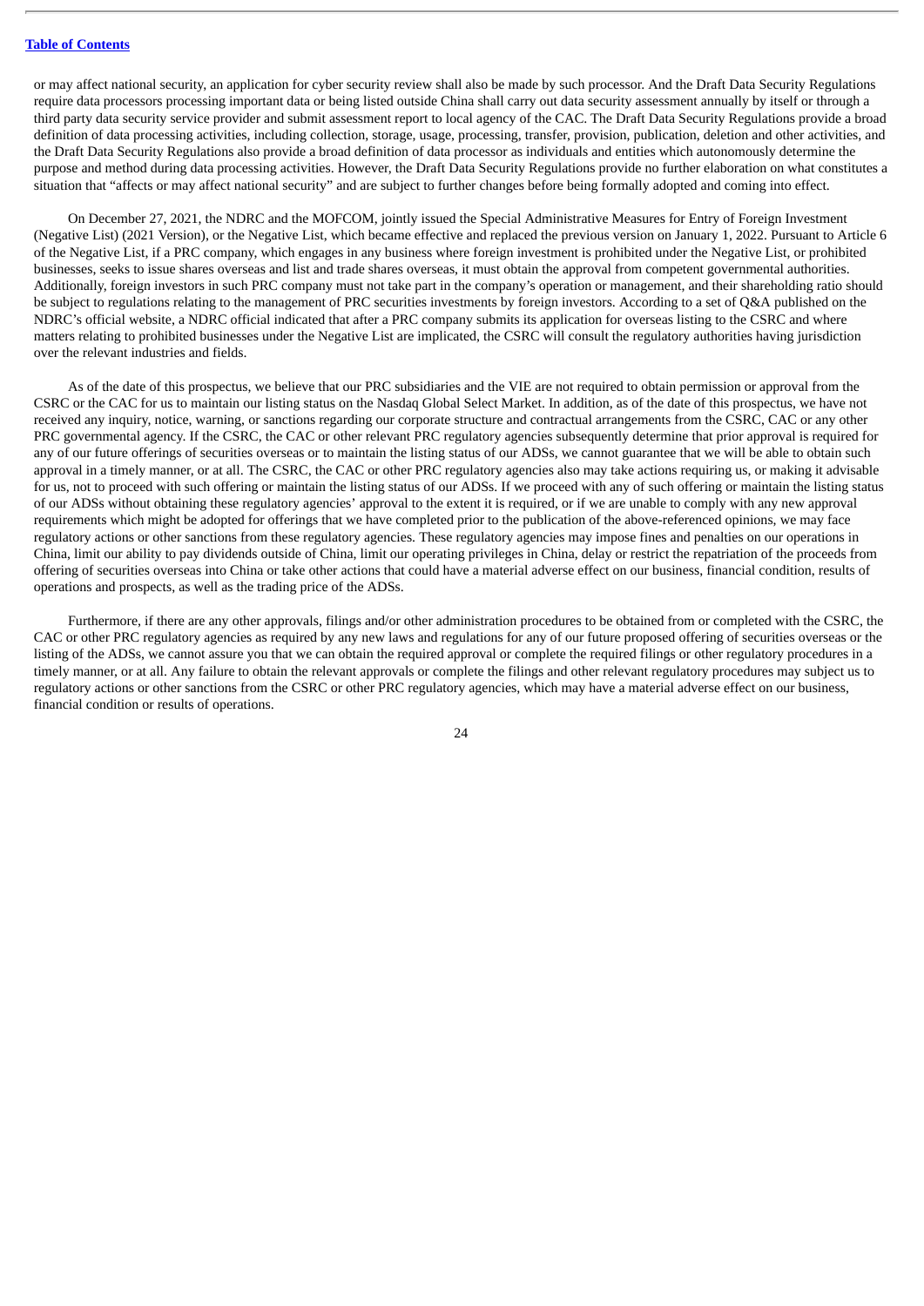or may affect national security, an application for cyber security review shall also be made by such processor. And the Draft Data Security Regulations require data processors processing important data or being listed outside China shall carry out data security assessment annually by itself or through a third party data security service provider and submit assessment report to local agency of the CAC. The Draft Data Security Regulations provide a broad definition of data processing activities, including collection, storage, usage, processing, transfer, provision, publication, deletion and other activities, and the Draft Data Security Regulations also provide a broad definition of data processor as individuals and entities which autonomously determine the purpose and method during data processing activities. However, the Draft Data Security Regulations provide no further elaboration on what constitutes a situation that "affects or may affect national security" and are subject to further changes before being formally adopted and coming into effect.

On December 27, 2021, the NDRC and the MOFCOM, jointly issued the Special Administrative Measures for Entry of Foreign Investment (Negative List) (2021 Version), or the Negative List, which became effective and replaced the previous version on January 1, 2022. Pursuant to Article 6 of the Negative List, if a PRC company, which engages in any business where foreign investment is prohibited under the Negative List, or prohibited businesses, seeks to issue shares overseas and list and trade shares overseas, it must obtain the approval from competent governmental authorities. Additionally, foreign investors in such PRC company must not take part in the company's operation or management, and their shareholding ratio should be subject to regulations relating to the management of PRC securities investments by foreign investors. According to a set of Q&A published on the NDRC's official website, a NDRC official indicated that after a PRC company submits its application for overseas listing to the CSRC and where matters relating to prohibited businesses under the Negative List are implicated, the CSRC will consult the regulatory authorities having jurisdiction over the relevant industries and fields.

As of the date of this prospectus, we believe that our PRC subsidiaries and the VIE are not required to obtain permission or approval from the CSRC or the CAC for us to maintain our listing status on the Nasdaq Global Select Market. In addition, as of the date of this prospectus, we have not received any inquiry, notice, warning, or sanctions regarding our corporate structure and contractual arrangements from the CSRC, CAC or any other PRC governmental agency. If the CSRC, the CAC or other relevant PRC regulatory agencies subsequently determine that prior approval is required for any of our future offerings of securities overseas or to maintain the listing status of our ADSs, we cannot guarantee that we will be able to obtain such approval in a timely manner, or at all. The CSRC, the CAC or other PRC regulatory agencies also may take actions requiring us, or making it advisable for us, not to proceed with such offering or maintain the listing status of our ADSs. If we proceed with any of such offering or maintain the listing status of our ADSs without obtaining these regulatory agencies' approval to the extent it is required, or if we are unable to comply with any new approval requirements which might be adopted for offerings that we have completed prior to the publication of the above-referenced opinions, we may face regulatory actions or other sanctions from these regulatory agencies. These regulatory agencies may impose fines and penalties on our operations in China, limit our ability to pay dividends outside of China, limit our operating privileges in China, delay or restrict the repatriation of the proceeds from offering of securities overseas into China or take other actions that could have a material adverse effect on our business, financial condition, results of operations and prospects, as well as the trading price of the ADSs.

Furthermore, if there are any other approvals, filings and/or other administration procedures to be obtained from or completed with the CSRC, the CAC or other PRC regulatory agencies as required by any new laws and regulations for any of our future proposed offering of securities overseas or the listing of the ADSs, we cannot assure you that we can obtain the required approval or complete the required filings or other regulatory procedures in a timely manner, or at all. Any failure to obtain the relevant approvals or complete the filings and other relevant regulatory procedures may subject us to regulatory actions or other sanctions from the CSRC or other PRC regulatory agencies, which may have a material adverse effect on our business, financial condition or results of operations.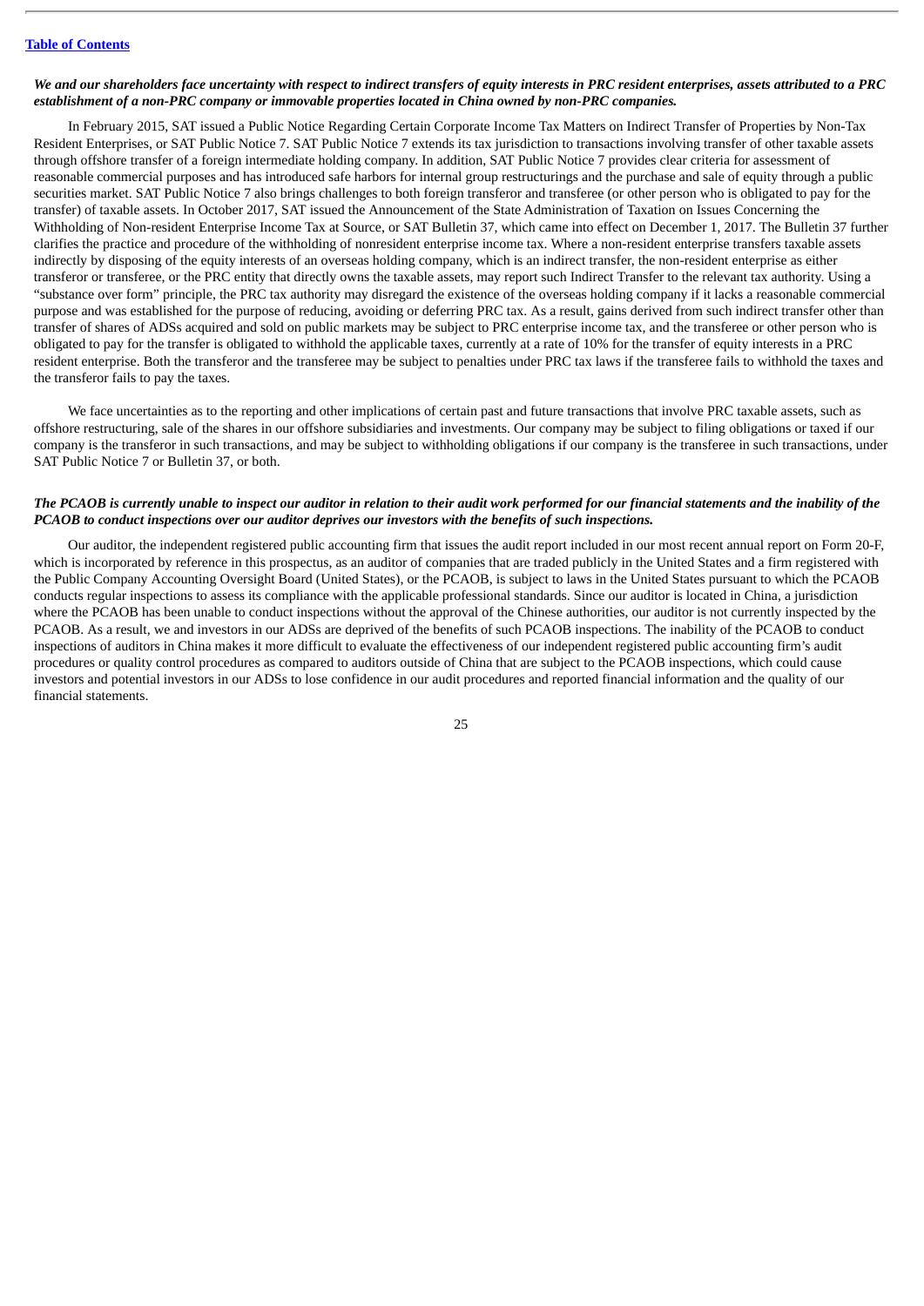*We and our shareholders face uncertainty with respect to indirect transfers of equity interests in PRC resident enterprises, assets attributed to a PRC establishment of a non-PRC company or immovable properties located in China owned by non-PRC companies.*

In February 2015, SAT issued a Public Notice Regarding Certain Corporate Income Tax Matters on Indirect Transfer of Properties by Non-Tax Resident Enterprises, or SAT Public Notice 7. SAT Public Notice 7 extends its tax jurisdiction to transactions involving transfer of other taxable assets through offshore transfer of a foreign intermediate holding company. In addition, SAT Public Notice 7 provides clear criteria for assessment of reasonable commercial purposes and has introduced safe harbors for internal group restructurings and the purchase and sale of equity through a public securities market. SAT Public Notice 7 also brings challenges to both foreign transferor and transferee (or other person who is obligated to pay for the transfer) of taxable assets. In October 2017, SAT issued the Announcement of the State Administration of Taxation on Issues Concerning the Withholding of Non-resident Enterprise Income Tax at Source, or SAT Bulletin 37, which came into effect on December 1, 2017. The Bulletin 37 further clarifies the practice and procedure of the withholding of nonresident enterprise income tax. Where a non-resident enterprise transfers taxable assets indirectly by disposing of the equity interests of an overseas holding company, which is an indirect transfer, the non-resident enterprise as either transferor or transferee, or the PRC entity that directly owns the taxable assets, may report such Indirect Transfer to the relevant tax authority. Using a "substance over form" principle, the PRC tax authority may disregard the existence of the overseas holding company if it lacks a reasonable commercial purpose and was established for the purpose of reducing, avoiding or deferring PRC tax. As a result, gains derived from such indirect transfer other than transfer of shares of ADSs acquired and sold on public markets may be subject to PRC enterprise income tax, and the transferee or other person who is obligated to pay for the transfer is obligated to withhold the applicable taxes, currently at a rate of 10% for the transfer of equity interests in a PRC resident enterprise. Both the transferor and the transferee may be subject to penalties under PRC tax laws if the transferee fails to withhold the taxes and the transferor fails to pay the taxes.

We face uncertainties as to the reporting and other implications of certain past and future transactions that involve PRC taxable assets, such as offshore restructuring, sale of the shares in our offshore subsidiaries and investments. Our company may be subject to filing obligations or taxed if our company is the transferor in such transactions, and may be subject to withholding obligations if our company is the transferee in such transactions, under SAT Public Notice 7 or Bulletin 37, or both.

*The PCAOB is currently unable to inspect our auditor in relation to their audit work performed for our financial statements and the inability of the PCAOB to conduct inspections over our auditor deprives our investors with the benefits of such inspections.*

Our auditor, the independent registered public accounting firm that issues the audit report included in our most recent annual report on Form 20-F, which is incorporated by reference in this prospectus, as an auditor of companies that are traded publicly in the United States and a firm registered with the Public Company Accounting Oversight Board (United States), or the PCAOB, is subject to laws in the United States pursuant to which the PCAOB conducts regular inspections to assess its compliance with the applicable professional standards. Since our auditor is located in China, a jurisdiction where the PCAOB has been unable to conduct inspections without the approval of the Chinese authorities, our auditor is not currently inspected by the PCAOB. As a result, we and investors in our ADSs are deprived of the benefits of such PCAOB inspections. The inability of the PCAOB to conduct inspections of auditors in China makes it more difficult to evaluate the effectiveness of our independent registered public accounting firm's audit procedures or quality control procedures as compared to auditors outside of China that are subject to the PCAOB inspections, which could cause investors and potential investors in our ADSs to lose confidence in our audit procedures and reported financial information and the quality of our financial statements.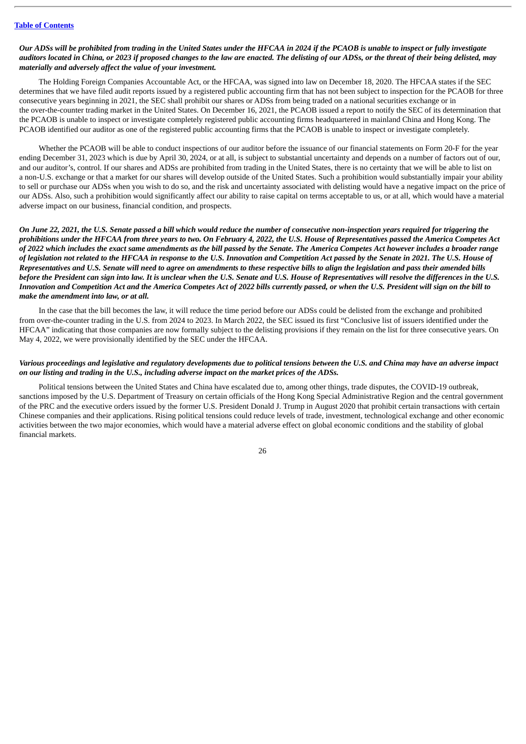*Our ADSs will be prohibited from trading in the United States under the HFCAA in 2024 if the PCAOB is unable to inspect or fully investigate auditors located in China, or 2023 if proposed changes to the law are enacted. The delisting of our ADSs, or the threat of their being delisted, may materially and adversely affect the value of your investment.*

The Holding Foreign Companies Accountable Act, or the HFCAA, was signed into law on December 18, 2020. The HFCAA states if the SEC determines that we have filed audit reports issued by a registered public accounting firm that has not been subject to inspection for the PCAOB for three consecutive years beginning in 2021, the SEC shall prohibit our shares or ADSs from being traded on a national securities exchange or in the over-the-counter trading market in the United States. On December 16, 2021, the PCAOB issued a report to notify the SEC of its determination that the PCAOB is unable to inspect or investigate completely registered public accounting firms headquartered in mainland China and Hong Kong. The PCAOB identified our auditor as one of the registered public accounting firms that the PCAOB is unable to inspect or investigate completely.

Whether the PCAOB will be able to conduct inspections of our auditor before the issuance of our financial statements on Form 20-F for the year ending December 31, 2023 which is due by April 30, 2024, or at all, is subject to substantial uncertainty and depends on a number of factors out of our, and our auditor's, control. If our shares and ADSs are prohibited from trading in the United States, there is no certainty that we will be able to list on a non-U.S. exchange or that a market for our shares will develop outside of the United States. Such a prohibition would substantially impair your ability to sell or purchase our ADSs when you wish to do so, and the risk and uncertainty associated with delisting would have a negative impact on the price of our ADSs. Also, such a prohibition would significantly affect our ability to raise capital on terms acceptable to us, or at all, which would have a material adverse impact on our business, financial condition, and prospects.

*On June 22, 2021, the U.S. Senate passed a bill which would reduce the number of consecutive non-inspection years required for triggering the prohibitions under the HFCAA from three years to two. On February 4, 2022, the U.S. House of Representatives passed the America Competes Act of 2022 which includes the exact same amendments as the bill passed by the Senate. The America Competes Act however includes a broader range of legislation not related to the HFCAA in response to the U.S. Innovation and Competition Act passed by the Senate in 2021. The U.S. House of Representatives and U.S. Senate will need to agree on amendments to these respective bills to align the legislation and pass their amended bills before the President can sign into law. It is unclear when the U.S. Senate and U.S. House of Representatives will resolve the differences in the U.S. Innovation and Competition Act and the America Competes Act of 2022 bills currently passed, or when the U.S. President will sign on the bill to make the amendment into law, or at all.*

In the case that the bill becomes the law, it will reduce the time period before our ADSs could be delisted from the exchange and prohibited from over-the-counter trading in the U.S. from 2024 to 2023. In March 2022, the SEC issued its first "Conclusive list of issuers identified under the HFCAA" indicating that those companies are now formally subject to the delisting provisions if they remain on the list for three consecutive years. On May 4, 2022, we were provisionally identified by the SEC under the HFCAA.

*Various proceedings and legislative and regulatory developments due to political tensions between the U.S. and China may have an adverse impact on our listing and trading in the U.S., including adverse impact on the market prices of the ADSs.*

Political tensions between the United States and China have escalated due to, among other things, trade disputes, the COVID-19 outbreak, sanctions imposed by the U.S. Department of Treasury on certain officials of the Hong Kong Special Administrative Region and the central government of the PRC and the executive orders issued by the former U.S. President Donald J. Trump in August 2020 that prohibit certain transactions with certain Chinese companies and their applications. Rising political tensions could reduce levels of trade, investment, technological exchange and other economic activities between the two major economies, which would have a material adverse effect on global economic conditions and the stability of global financial markets.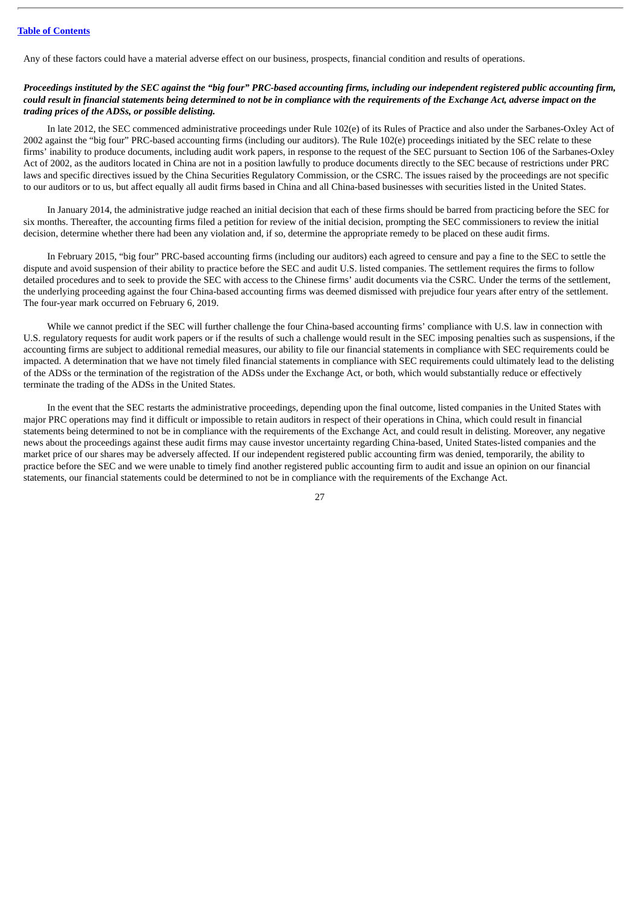Any of these factors could have a material adverse effect on our business, prospects, financial condition and results of operations.

***Proceedings instituted by the SEC against the "big four" PRC-based accounting firms, including our independent registered public accounting firm, could result in financial statements being determined to not be in compliance with the requirements of the Exchange Act, adverse impact on the trading prices of the ADSs, or possible delisting.***

In late 2012, the SEC commenced administrative proceedings under Rule 102(e) of its Rules of Practice and also under the Sarbanes-Oxley Act of 2002 against the "big four" PRC-based accounting firms (including our auditors). The Rule 102(e) proceedings initiated by the SEC relate to these firms' inability to produce documents, including audit work papers, in response to the request of the SEC pursuant to Section 106 of the Sarbanes-Oxley Act of 2002, as the auditors located in China are not in a position lawfully to produce documents directly to the SEC because of restrictions under PRC laws and specific directives issued by the China Securities Regulatory Commission, or the CSRC. The issues raised by the proceedings are not specific to our auditors or to us, but affect equally all audit firms based in China and all China-based businesses with securities listed in the United States.

In January 2014, the administrative judge reached an initial decision that each of these firms should be barred from practicing before the SEC for six months. Thereafter, the accounting firms filed a petition for review of the initial decision, prompting the SEC commissioners to review the initial decision, determine whether there had been any violation and, if so, determine the appropriate remedy to be placed on these audit firms.

In February 2015, "big four" PRC-based accounting firms (including our auditors) each agreed to censure and pay a fine to the SEC to settle the dispute and avoid suspension of their ability to practice before the SEC and audit U.S. listed companies. The settlement requires the firms to follow detailed procedures and to seek to provide the SEC with access to the Chinese firms' audit documents via the CSRC. Under the terms of the settlement, the underlying proceeding against the four China-based accounting firms was deemed dismissed with prejudice four years after entry of the settlement. The four-year mark occurred on February 6, 2019.

While we cannot predict if the SEC will further challenge the four China-based accounting firms' compliance with U.S. law in connection with U.S. regulatory requests for audit work papers or if the results of such a challenge would result in the SEC imposing penalties such as suspensions, if the accounting firms are subject to additional remedial measures, our ability to file our financial statements in compliance with SEC requirements could be impacted. A determination that we have not timely filed financial statements in compliance with SEC requirements could ultimately lead to the delisting of the ADSs or the termination of the registration of the ADSs under the Exchange Act, or both, which would substantially reduce or effectively terminate the trading of the ADSs in the United States.

In the event that the SEC restarts the administrative proceedings, depending upon the final outcome, listed companies in the United States with major PRC operations may find it difficult or impossible to retain auditors in respect of their operations in China, which could result in financial statements being determined to not be in compliance with the requirements of the Exchange Act, and could result in delisting. Moreover, any negative news about the proceedings against these audit firms may cause investor uncertainty regarding China-based, United States-listed companies and the market price of our shares may be adversely affected. If our independent registered public accounting firm was denied, temporarily, the ability to practice before the SEC and we were unable to timely find another registered public accounting firm to audit and issue an opinion on our financial statements, our financial statements could be determined to not be in compliance with the requirements of the Exchange Act.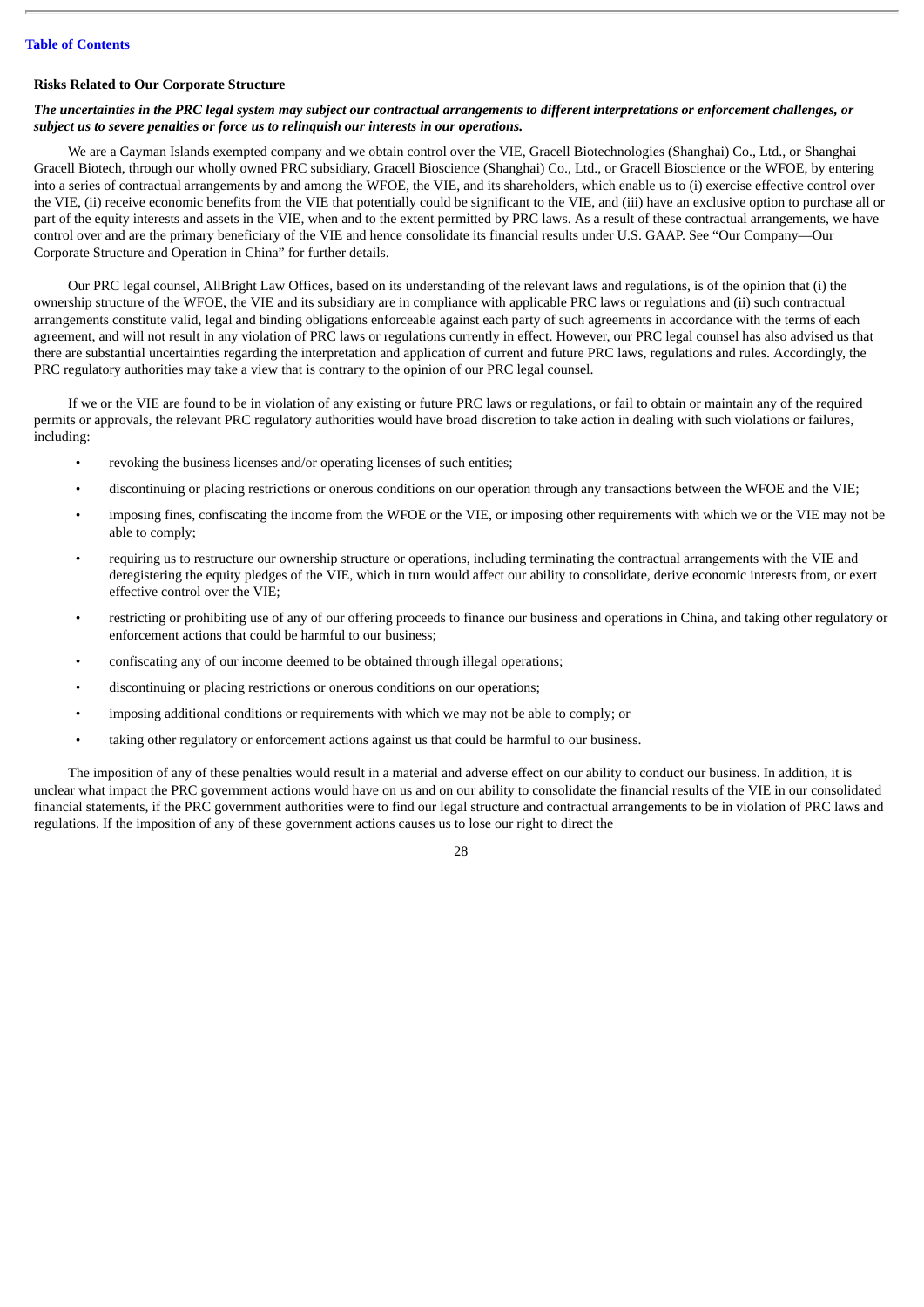### Risks Related to Our Corporate Structure

***The uncertainties in the PRC legal system may subject our contractual arrangements to different interpretations or enforcement challenges, or subject us to severe penalties or force us to relinquish our interests in our operations.***

We are a Cayman Islands exempted company and we obtain control over the VIE, Gracell Biotechnologies (Shanghai) Co., Ltd., or Shanghai Gracell Biotech, through our wholly owned PRC subsidiary, Gracell Bioscience (Shanghai) Co., Ltd., or Gracell Bioscience or the WFOE, by entering into a series of contractual arrangements by and among the WFOE, the VIE, and its shareholders, which enable us to (i) exercise effective control over the VIE, (ii) receive economic benefits from the VIE that potentially could be significant to the VIE, and (iii) have an exclusive option to purchase all or part of the equity interests and assets in the VIE, when and to the extent permitted by PRC laws. As a result of these contractual arrangements, we have control over and are the primary beneficiary of the VIE and hence consolidate its financial results under U.S. GAAP. See "Our Company—Our Corporate Structure and Operation in China" for further details.

Our PRC legal counsel, AllBright Law Offices, based on its understanding of the relevant laws and regulations, is of the opinion that (i) the ownership structure of the WFOE, the VIE and its subsidiary are in compliance with applicable PRC laws or regulations and (ii) such contractual arrangements constitute valid, legal and binding obligations enforceable against each party of such agreements in accordance with the terms of each agreement, and will not result in any violation of PRC laws or regulations currently in effect. However, our PRC legal counsel has also advised us that there are substantial uncertainties regarding the interpretation and application of current and future PRC laws, regulations and rules. Accordingly, the PRC regulatory authorities may take a view that is contrary to the opinion of our PRC legal counsel.

If we or the VIE are found to be in violation of any existing or future PRC laws or regulations, or fail to obtain or maintain any of the required permits or approvals, the relevant PRC regulatory authorities would have broad discretion to take action in dealing with such violations or failures, including:

- revoking the business licenses and/or operating licenses of such entities;
- discontinuing or placing restrictions or onerous conditions on our operation through any transactions between the WFOE and the VIE;
- imposing fines, confiscating the income from the WFOE or the VIE, or imposing other requirements with which we or the VIE may not be able to comply;
- requiring us to restructure our ownership structure or operations, including terminating the contractual arrangements with the VIE and deregistering the equity pledges of the VIE, which in turn would affect our ability to consolidate, derive economic interests from, or exert effective control over the VIE;
- restricting or prohibiting use of any of our offering proceeds to finance our business and operations in China, and taking other regulatory or enforcement actions that could be harmful to our business;
- confiscating any of our income deemed to be obtained through illegal operations;
- discontinuing or placing restrictions or onerous conditions on our operations;
- imposing additional conditions or requirements with which we may not be able to comply; or
- taking other regulatory or enforcement actions against us that could be harmful to our business.

The imposition of any of these penalties would result in a material and adverse effect on our ability to conduct our business. In addition, it is unclear what impact the PRC government actions would have on us and on our ability to consolidate the financial results of the VIE in our consolidated financial statements, if the PRC government authorities were to find our legal structure and contractual arrangements to be in violation of PRC laws and regulations. If the imposition of any of these government actions causes us to lose our right to direct the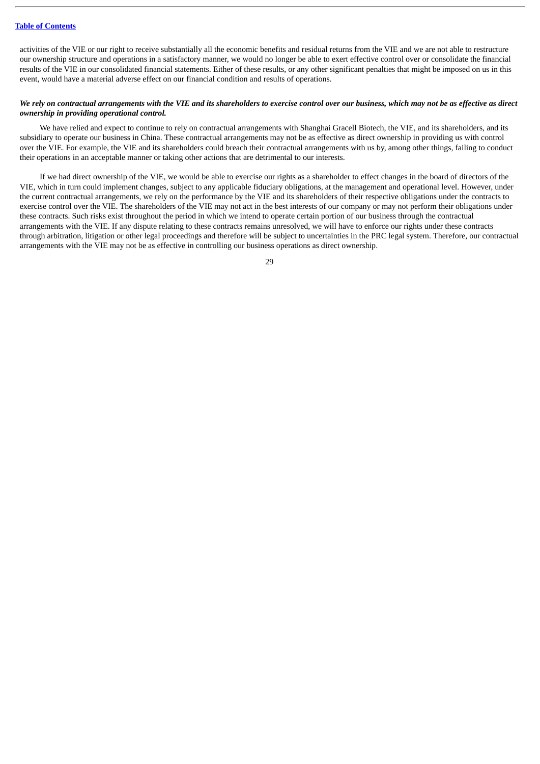activities of the VIE or our right to receive substantially all the economic benefits and residual returns from the VIE and we are not able to restructure our ownership structure and operations in a satisfactory manner, we would no longer be able to exert effective control over or consolidate the financial results of the VIE in our consolidated financial statements. Either of these results, or any other significant penalties that might be imposed on us in this event, would have a material adverse effect on our financial condition and results of operations.

***We rely on contractual arrangements with the VIE and its shareholders to exercise control over our business, which may not be as effective as direct ownership in providing operational control.***

We have relied and expect to continue to rely on contractual arrangements with Shanghai Gracell Biotech, the VIE, and its shareholders, and its subsidiary to operate our business in China. These contractual arrangements may not be as effective as direct ownership in providing us with control over the VIE. For example, the VIE and its shareholders could breach their contractual arrangements with us by, among other things, failing to conduct their operations in an acceptable manner or taking other actions that are detrimental to our interests.

If we had direct ownership of the VIE, we would be able to exercise our rights as a shareholder to effect changes in the board of directors of the VIE, which in turn could implement changes, subject to any applicable fiduciary obligations, at the management and operational level. However, under the current contractual arrangements, we rely on the performance by the VIE and its shareholders of their respective obligations under the contracts to exercise control over the VIE. The shareholders of the VIE may not act in the best interests of our company or may not perform their obligations under these contracts. Such risks exist throughout the period in which we intend to operate certain portion of our business through the contractual arrangements with the VIE. If any dispute relating to these contracts remains unresolved, we will have to enforce our rights under these contracts through arbitration, litigation or other legal proceedings and therefore will be subject to uncertainties in the PRC legal system. Therefore, our contractual arrangements with the VIE may not be as effective in controlling our business operations as direct ownership.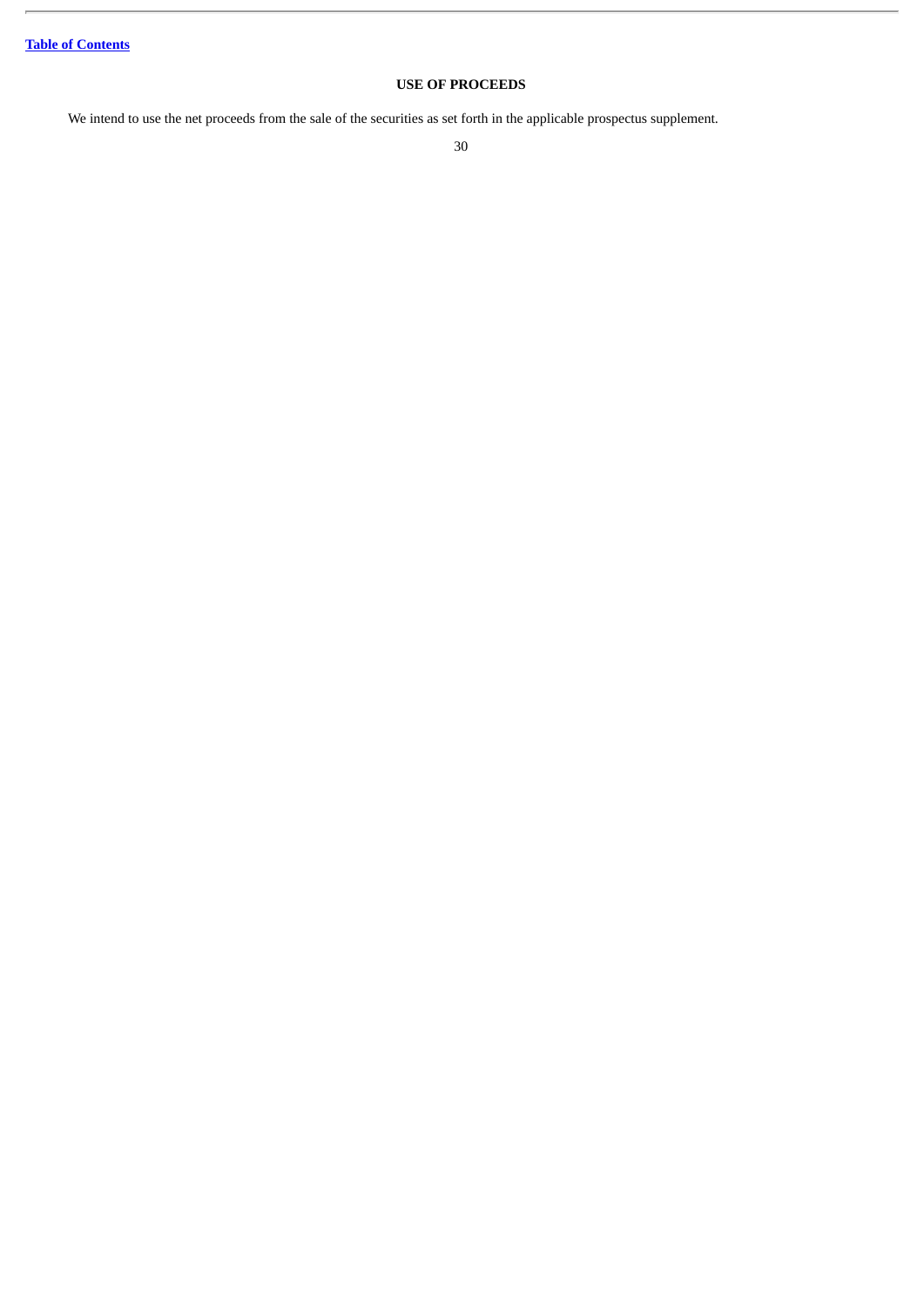## USE OF PROCEEDS

We intend to use the net proceeds from the sale of the securities as set forth in the applicable prospectus supplement.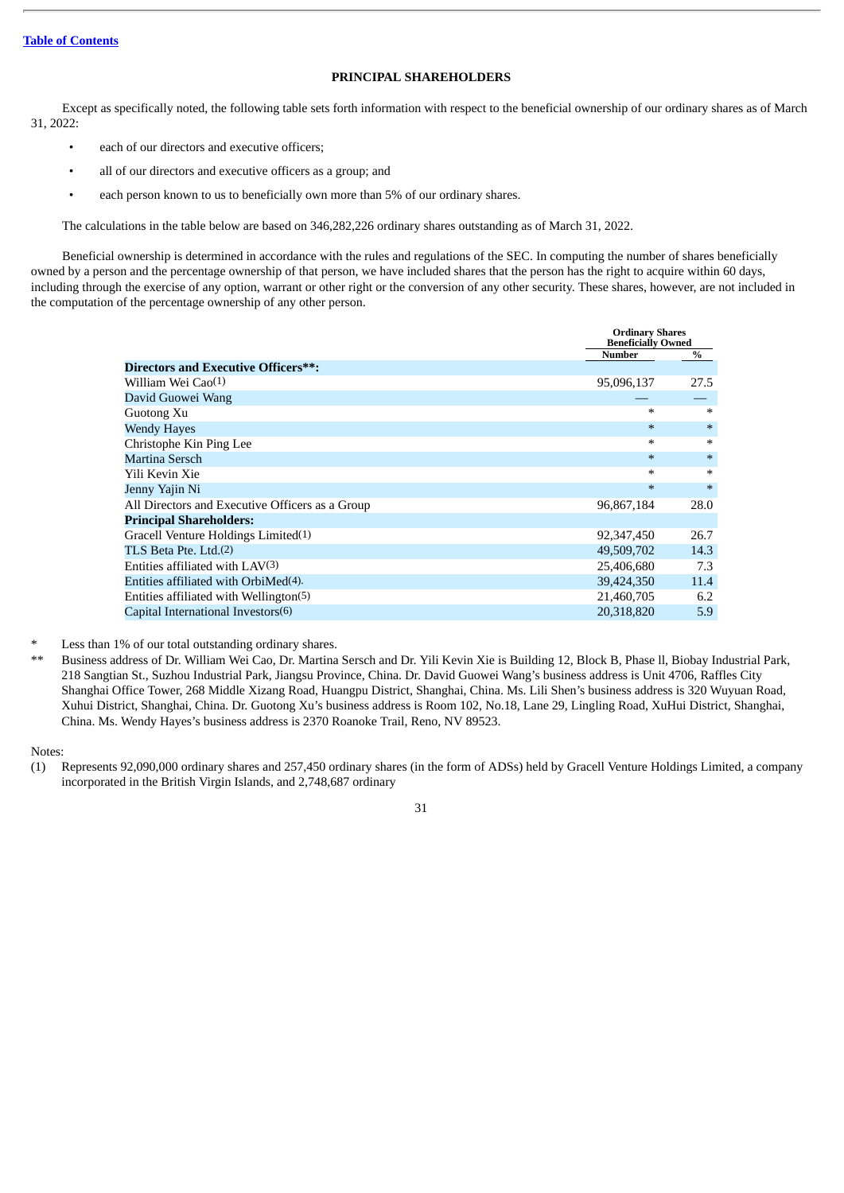[Table of Contents](#)

## PRINCIPAL SHAREHOLDERS

Except as specifically noted, the following table sets forth information with respect to the beneficial ownership of our ordinary shares as of March 31, 2022:

- each of our directors and executive officers;
- all of our directors and executive officers as a group; and
- each person known to us to beneficially own more than 5% of our ordinary shares.

The calculations in the table below are based on 346,282,226 ordinary shares outstanding as of March 31, 2022.

Beneficial ownership is determined in accordance with the rules and regulations of the SEC. In computing the number of shares beneficially owned by a person and the percentage ownership of that person, we have included shares that the person has the right to acquire within 60 days, including through the exercise of any option, warrant or other right or the conversion of any other security. These shares, however, are not included in the computation of the percentage ownership of any other person.

| | Ordinary Shares Beneficially Owned | |
|---|---|---|
| | Number | % |
| **Directors and Executive Officers\*\*:** | | |
| William Wei Cao(1) | 95,096,137 | 27.5 |
| David Guowei Wang | — | — |
| Guotong Xu | * | * |
| Wendy Hayes | * | * |
| Christophe Kin Ping Lee | * | * |
| Martina Sersch | * | * |
| Yili Kevin Xie | * | * |
| Jenny Yajin Ni | * | * |
| All Directors and Executive Officers as a Group | 96,867,184 | 28.0 |
| **Principal Shareholders:** | | |
| Gracell Venture Holdings Limited(1) | 92,347,450 | 26.7 |
| TLS Beta Pte. Ltd.(2) | 49,509,702 | 14.3 |
| Entities affiliated with LAV(3) | 25,406,680 | 7.3 |
| Entities affiliated with OrbiMed(4). | 39,424,350 | 11.4 |
| Entities affiliated with Wellington(5) | 21,460,705 | 6.2 |
| Capital International Investors(6) | 20,318,820 | 5.9 |

\* Less than 1% of our total outstanding ordinary shares.

\*\* Business address of Dr. William Wei Cao, Dr. Martina Sersch and Dr. Yili Kevin Xie is Building 12, Block B, Phase ll, Biobay Industrial Park, 218 Sangtian St., Suzhou Industrial Park, Jiangsu Province, China. Dr. David Guowei Wang's business address is Unit 4706, Raffles City Shanghai Office Tower, 268 Middle Xizang Road, Huangpu District, Shanghai, China. Ms. Lili Shen's business address is 320 Wuyuan Road, Xuhui District, Shanghai, China. Dr. Guotong Xu's business address is Room 102, No.18, Lane 29, Lingling Road, XuHui District, Shanghai, China. Ms. Wendy Hayes's business address is 2370 Roanoke Trail, Reno, NV 89523.

Notes:

(1) Represents 92,090,000 ordinary shares and 257,450 ordinary shares (in the form of ADSs) held by Gracell Venture Holdings Limited, a company incorporated in the British Virgin Islands, and 2,748,687 ordinary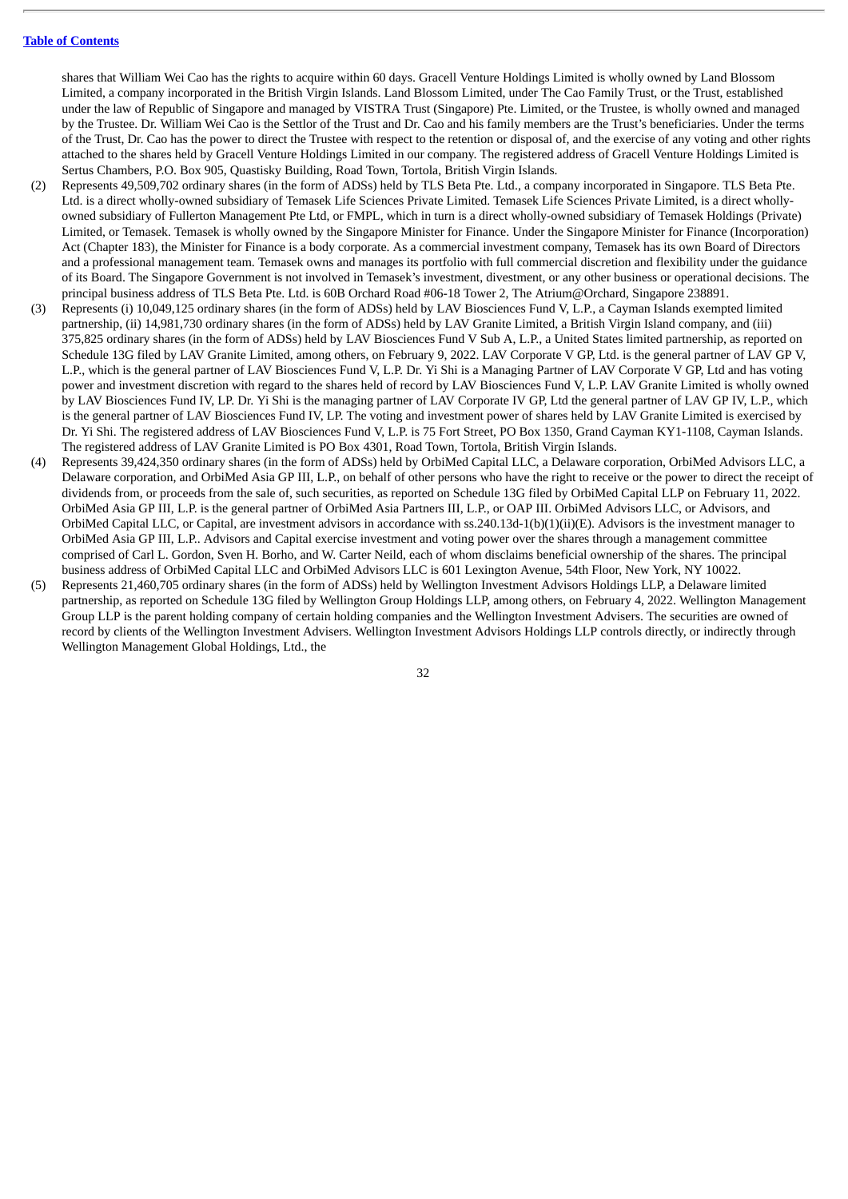shares that William Wei Cao has the rights to acquire within 60 days. Gracell Venture Holdings Limited is wholly owned by Land Blossom Limited, a company incorporated in the British Virgin Islands. Land Blossom Limited, under The Cao Family Trust, or the Trust, established under the law of Republic of Singapore and managed by VISTRA Trust (Singapore) Pte. Limited, or the Trustee, is wholly owned and managed by the Trustee. Dr. William Wei Cao is the Settlor of the Trust and Dr. Cao and his family members are the Trust's beneficiaries. Under the terms of the Trust, Dr. Cao has the power to direct the Trustee with respect to the retention or disposal of, and the exercise of any voting and other rights attached to the shares held by Gracell Venture Holdings Limited in our company. The registered address of Gracell Venture Holdings Limited is Sertus Chambers, P.O. Box 905, Quastisky Building, Road Town, Tortola, British Virgin Islands.

(2) Represents 49,509,702 ordinary shares (in the form of ADSs) held by TLS Beta Pte. Ltd., a company incorporated in Singapore. TLS Beta Pte. Ltd. is a direct wholly-owned subsidiary of Temasek Life Sciences Private Limited. Temasek Life Sciences Private Limited, is a direct wholly-owned subsidiary of Fullerton Management Pte Ltd, or FMPL, which in turn is a direct wholly-owned subsidiary of Temasek Holdings (Private) Limited, or Temasek. Temasek is wholly owned by the Singapore Minister for Finance. Under the Singapore Minister for Finance (Incorporation) Act (Chapter 183), the Minister for Finance is a body corporate. As a commercial investment company, Temasek has its own Board of Directors and a professional management team. Temasek owns and manages its portfolio with full commercial discretion and flexibility under the guidance of its Board. The Singapore Government is not involved in Temasek's investment, divestment, or any other business or operational decisions. The principal business address of TLS Beta Pte. Ltd. is 60B Orchard Road #06-18 Tower 2, The Atrium@Orchard, Singapore 238891.

(3) Represents (i) 10,049,125 ordinary shares (in the form of ADSs) held by LAV Biosciences Fund V, L.P., a Cayman Islands exempted limited partnership, (ii) 14,981,730 ordinary shares (in the form of ADSs) held by LAV Granite Limited, a British Virgin Island company, and (iii) 375,825 ordinary shares (in the form of ADSs) held by LAV Biosciences Fund V Sub A, L.P., a United States limited partnership, as reported on Schedule 13G filed by LAV Granite Limited, among others, on February 9, 2022. LAV Corporate V GP, Ltd. is the general partner of LAV GP V, L.P., which is the general partner of LAV Biosciences Fund V, L.P. Dr. Yi Shi is a Managing Partner of LAV Corporate V GP, Ltd and has voting power and investment discretion with regard to the shares held of record by LAV Biosciences Fund V, L.P. LAV Granite Limited is wholly owned by LAV Biosciences Fund IV, LP. Dr. Yi Shi is the managing partner of LAV Corporate IV GP, Ltd the general partner of LAV GP IV, L.P., which is the general partner of LAV Biosciences Fund IV, LP. The voting and investment power of shares held by LAV Granite Limited is exercised by Dr. Yi Shi. The registered address of LAV Biosciences Fund V, L.P. is 75 Fort Street, PO Box 1350, Grand Cayman KY1-1108, Cayman Islands. The registered address of LAV Granite Limited is PO Box 4301, Road Town, Tortola, British Virgin Islands.

(4) Represents 39,424,350 ordinary shares (in the form of ADSs) held by OrbiMed Capital LLC, a Delaware corporation, OrbiMed Advisors LLC, a Delaware corporation, and OrbiMed Asia GP III, L.P., on behalf of other persons who have the right to receive or the power to direct the receipt of dividends from, or proceeds from the sale of, such securities, as reported on Schedule 13G filed by OrbiMed Capital LLP on February 11, 2022. OrbiMed Asia GP III, L.P. is the general partner of OrbiMed Asia Partners III, L.P., or OAP III. OrbiMed Advisors LLC, or Advisors, and OrbiMed Capital LLC, or Capital, are investment advisors in accordance with ss.240.13d-1(b)(1)(ii)(E). Advisors is the investment manager to OrbiMed Asia GP III, L.P.. Advisors and Capital exercise investment and voting power over the shares through a management committee comprised of Carl L. Gordon, Sven H. Borho, and W. Carter Neild, each of whom disclaims beneficial ownership of the shares. The principal business address of OrbiMed Capital LLC and OrbiMed Advisors LLC is 601 Lexington Avenue, 54th Floor, New York, NY 10022.

(5) Represents 21,460,705 ordinary shares (in the form of ADSs) held by Wellington Investment Advisors Holdings LLP, a Delaware limited partnership, as reported on Schedule 13G filed by Wellington Group Holdings LLP, among others, on February 4, 2022. Wellington Management Group LLP is the parent holding company of certain holding companies and the Wellington Investment Advisers. The securities are owned of record by clients of the Wellington Investment Advisers. Wellington Investment Advisors Holdings LLP controls directly, or indirectly through Wellington Management Global Holdings, Ltd., the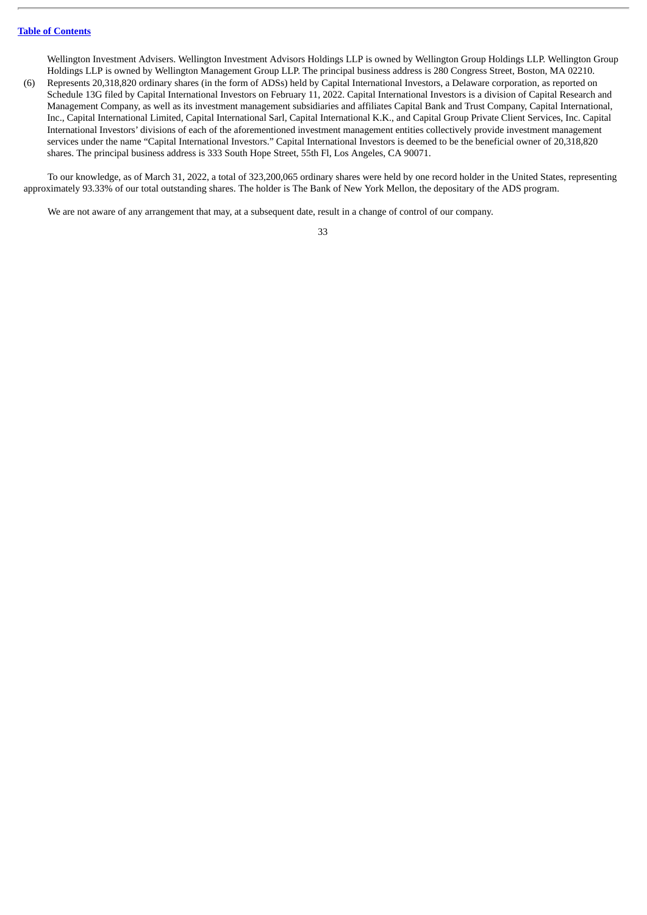Wellington Investment Advisers. Wellington Investment Advisors Holdings LLP is owned by Wellington Group Holdings LLP. Wellington Group Holdings LLP is owned by Wellington Management Group LLP. The principal business address is 280 Congress Street, Boston, MA 02210.

(6) Represents 20,318,820 ordinary shares (in the form of ADSs) held by Capital International Investors, a Delaware corporation, as reported on Schedule 13G filed by Capital International Investors on February 11, 2022. Capital International Investors is a division of Capital Research and Management Company, as well as its investment management subsidiaries and affiliates Capital Bank and Trust Company, Capital International, Inc., Capital International Limited, Capital International Sarl, Capital International K.K., and Capital Group Private Client Services, Inc. Capital International Investors' divisions of each of the aforementioned investment management entities collectively provide investment management services under the name "Capital International Investors." Capital International Investors is deemed to be the beneficial owner of 20,318,820 shares. The principal business address is 333 South Hope Street, 55th Fl, Los Angeles, CA 90071.

To our knowledge, as of March 31, 2022, a total of 323,200,065 ordinary shares were held by one record holder in the United States, representing approximately 93.33% of our total outstanding shares. The holder is The Bank of New York Mellon, the depositary of the ADS program.

We are not aware of any arrangement that may, at a subsequent date, result in a change of control of our company.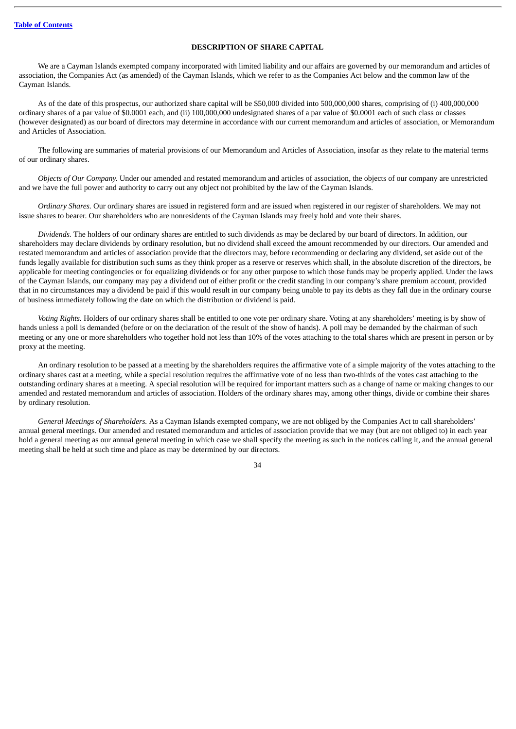## DESCRIPTION OF SHARE CAPITAL

We are a Cayman Islands exempted company incorporated with limited liability and our affairs are governed by our memorandum and articles of association, the Companies Act (as amended) of the Cayman Islands, which we refer to as the Companies Act below and the common law of the Cayman Islands.

As of the date of this prospectus, our authorized share capital will be $50,000 divided into 500,000,000 shares, comprising of (i) 400,000,000 ordinary shares of a par value of $0.0001 each, and (ii) 100,000,000 undesignated shares of a par value of $0.0001 each of such class or classes (however designated) as our board of directors may determine in accordance with our current memorandum and articles of association, or Memorandum and Articles of Association.

The following are summaries of material provisions of our Memorandum and Articles of Association, insofar as they relate to the material terms of our ordinary shares.

*Objects of Our Company.* Under our amended and restated memorandum and articles of association, the objects of our company are unrestricted and we have the full power and authority to carry out any object not prohibited by the law of the Cayman Islands.

*Ordinary Shares.* Our ordinary shares are issued in registered form and are issued when registered in our register of shareholders. We may not issue shares to bearer. Our shareholders who are nonresidents of the Cayman Islands may freely hold and vote their shares.

*Dividends.* The holders of our ordinary shares are entitled to such dividends as may be declared by our board of directors. In addition, our shareholders may declare dividends by ordinary resolution, but no dividend shall exceed the amount recommended by our directors. Our amended and restated memorandum and articles of association provide that the directors may, before recommending or declaring any dividend, set aside out of the funds legally available for distribution such sums as they think proper as a reserve or reserves which shall, in the absolute discretion of the directors, be applicable for meeting contingencies or for equalizing dividends or for any other purpose to which those funds may be properly applied. Under the laws of the Cayman Islands, our company may pay a dividend out of either profit or the credit standing in our company's share premium account, provided that in no circumstances may a dividend be paid if this would result in our company being unable to pay its debts as they fall due in the ordinary course of business immediately following the date on which the distribution or dividend is paid.

*Voting Rights.* Holders of our ordinary shares shall be entitled to one vote per ordinary share. Voting at any shareholders' meeting is by show of hands unless a poll is demanded (before or on the declaration of the result of the show of hands). A poll may be demanded by the chairman of such meeting or any one or more shareholders who together hold not less than 10% of the votes attaching to the total shares which are present in person or by proxy at the meeting.

An ordinary resolution to be passed at a meeting by the shareholders requires the affirmative vote of a simple majority of the votes attaching to the ordinary shares cast at a meeting, while a special resolution requires the affirmative vote of no less than two-thirds of the votes cast attaching to the outstanding ordinary shares at a meeting. A special resolution will be required for important matters such as a change of name or making changes to our amended and restated memorandum and articles of association. Holders of the ordinary shares may, among other things, divide or combine their shares by ordinary resolution.

*General Meetings of Shareholders.* As a Cayman Islands exempted company, we are not obliged by the Companies Act to call shareholders' annual general meetings. Our amended and restated memorandum and articles of association provide that we may (but are not obliged to) in each year hold a general meeting as our annual general meeting in which case we shall specify the meeting as such in the notices calling it, and the annual general meeting shall be held at such time and place as may be determined by our directors.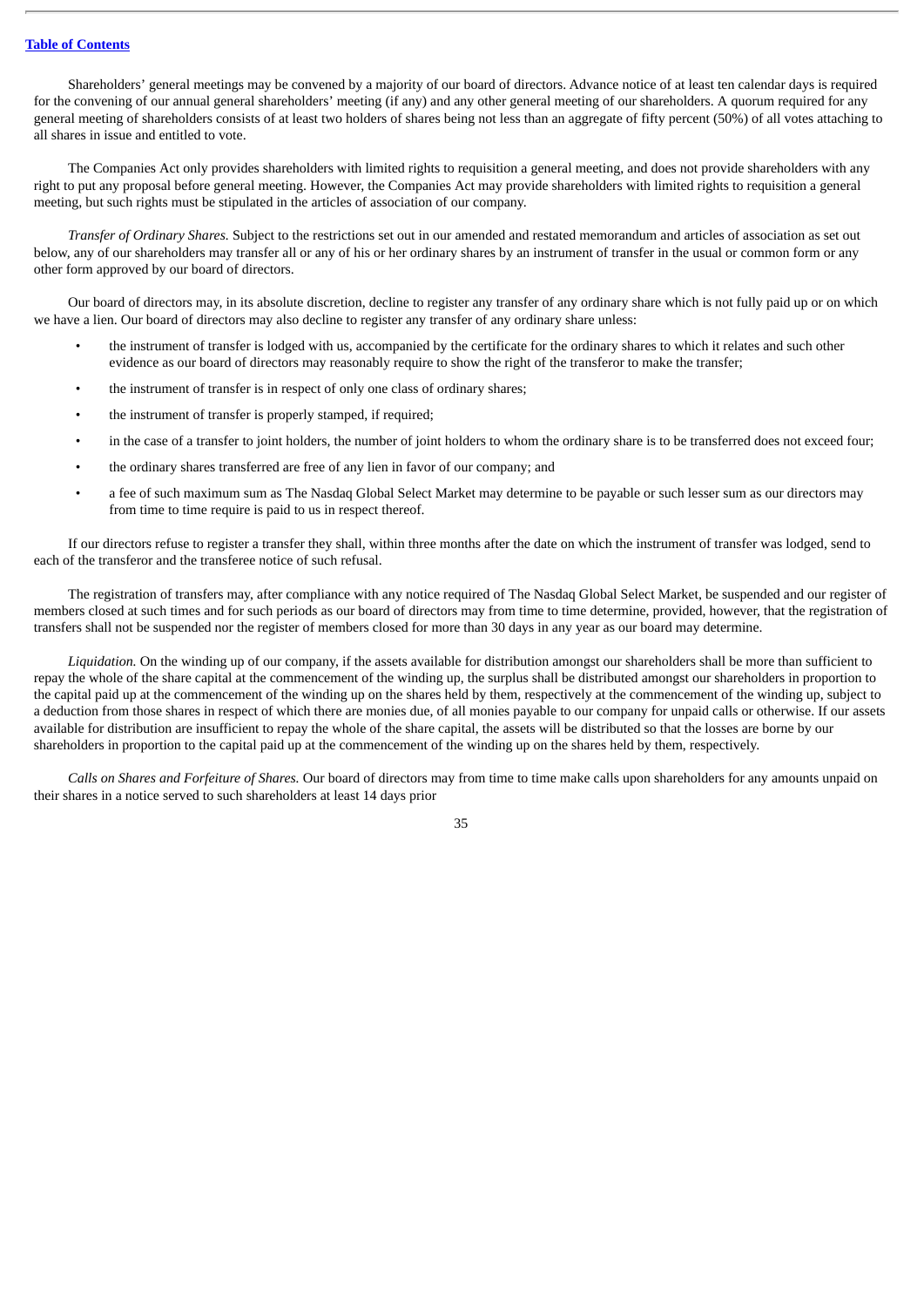Shareholders' general meetings may be convened by a majority of our board of directors. Advance notice of at least ten calendar days is required for the convening of our annual general shareholders' meeting (if any) and any other general meeting of our shareholders. A quorum required for any general meeting of shareholders consists of at least two holders of shares being not less than an aggregate of fifty percent (50%) of all votes attaching to all shares in issue and entitled to vote.

The Companies Act only provides shareholders with limited rights to requisition a general meeting, and does not provide shareholders with any right to put any proposal before general meeting. However, the Companies Act may provide shareholders with limited rights to requisition a general meeting, but such rights must be stipulated in the articles of association of our company.

*Transfer of Ordinary Shares.* Subject to the restrictions set out in our amended and restated memorandum and articles of association as set out below, any of our shareholders may transfer all or any of his or her ordinary shares by an instrument of transfer in the usual or common form or any other form approved by our board of directors.

Our board of directors may, in its absolute discretion, decline to register any transfer of any ordinary share which is not fully paid up or on which we have a lien. Our board of directors may also decline to register any transfer of any ordinary share unless:

- the instrument of transfer is lodged with us, accompanied by the certificate for the ordinary shares to which it relates and such other evidence as our board of directors may reasonably require to show the right of the transferor to make the transfer;
- the instrument of transfer is in respect of only one class of ordinary shares;
- the instrument of transfer is properly stamped, if required;
- in the case of a transfer to joint holders, the number of joint holders to whom the ordinary share is to be transferred does not exceed four;
- the ordinary shares transferred are free of any lien in favor of our company; and
- a fee of such maximum sum as The Nasdaq Global Select Market may determine to be payable or such lesser sum as our directors may from time to time require is paid to us in respect thereof.

If our directors refuse to register a transfer they shall, within three months after the date on which the instrument of transfer was lodged, send to each of the transferor and the transferee notice of such refusal.

The registration of transfers may, after compliance with any notice required of The Nasdaq Global Select Market, be suspended and our register of members closed at such times and for such periods as our board of directors may from time to time determine, provided, however, that the registration of transfers shall not be suspended nor the register of members closed for more than 30 days in any year as our board may determine.

*Liquidation.* On the winding up of our company, if the assets available for distribution amongst our shareholders shall be more than sufficient to repay the whole of the share capital at the commencement of the winding up, the surplus shall be distributed amongst our shareholders in proportion to the capital paid up at the commencement of the winding up on the shares held by them, respectively at the commencement of the winding up, subject to a deduction from those shares in respect of which there are monies due, of all monies payable to our company for unpaid calls or otherwise. If our assets available for distribution are insufficient to repay the whole of the share capital, the assets will be distributed so that the losses are borne by our shareholders in proportion to the capital paid up at the commencement of the winding up on the shares held by them, respectively.

*Calls on Shares and Forfeiture of Shares.* Our board of directors may from time to time make calls upon shareholders for any amounts unpaid on their shares in a notice served to such shareholders at least 14 days prior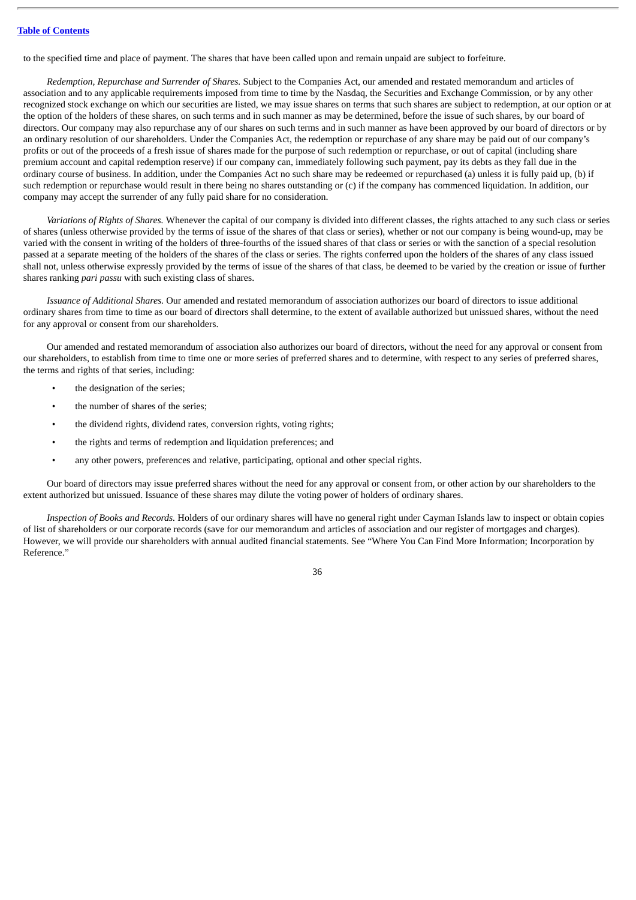to the specified time and place of payment. The shares that have been called upon and remain unpaid are subject to forfeiture.

*Redemption, Repurchase and Surrender of Shares.* Subject to the Companies Act, our amended and restated memorandum and articles of association and to any applicable requirements imposed from time to time by the Nasdaq, the Securities and Exchange Commission, or by any other recognized stock exchange on which our securities are listed, we may issue shares on terms that such shares are subject to redemption, at our option or at the option of the holders of these shares, on such terms and in such manner as may be determined, before the issue of such shares, by our board of directors. Our company may also repurchase any of our shares on such terms and in such manner as have been approved by our board of directors or by an ordinary resolution of our shareholders. Under the Companies Act, the redemption or repurchase of any share may be paid out of our company's profits or out of the proceeds of a fresh issue of shares made for the purpose of such redemption or repurchase, or out of capital (including share premium account and capital redemption reserve) if our company can, immediately following such payment, pay its debts as they fall due in the ordinary course of business. In addition, under the Companies Act no such share may be redeemed or repurchased (a) unless it is fully paid up, (b) if such redemption or repurchase would result in there being no shares outstanding or (c) if the company has commenced liquidation. In addition, our company may accept the surrender of any fully paid share for no consideration.

*Variations of Rights of Shares.* Whenever the capital of our company is divided into different classes, the rights attached to any such class or series of shares (unless otherwise provided by the terms of issue of the shares of that class or series), whether or not our company is being wound-up, may be varied with the consent in writing of the holders of three-fourths of the issued shares of that class or series or with the sanction of a special resolution passed at a separate meeting of the holders of the shares of the class or series. The rights conferred upon the holders of the shares of any class issued shall not, unless otherwise expressly provided by the terms of issue of the shares of that class, be deemed to be varied by the creation or issue of further shares ranking *pari passu* with such existing class of shares.

*Issuance of Additional Shares.* Our amended and restated memorandum of association authorizes our board of directors to issue additional ordinary shares from time to time as our board of directors shall determine, to the extent of available authorized but unissued shares, without the need for any approval or consent from our shareholders.

Our amended and restated memorandum of association also authorizes our board of directors, without the need for any approval or consent from our shareholders, to establish from time to time one or more series of preferred shares and to determine, with respect to any series of preferred shares, the terms and rights of that series, including:

- the designation of the series;
- the number of shares of the series;
- the dividend rights, dividend rates, conversion rights, voting rights;
- the rights and terms of redemption and liquidation preferences; and
- any other powers, preferences and relative, participating, optional and other special rights.

Our board of directors may issue preferred shares without the need for any approval or consent from, or other action by our shareholders to the extent authorized but unissued. Issuance of these shares may dilute the voting power of holders of ordinary shares.

*Inspection of Books and Records.* Holders of our ordinary shares will have no general right under Cayman Islands law to inspect or obtain copies of list of shareholders or our corporate records (save for our memorandum and articles of association and our register of mortgages and charges). However, we will provide our shareholders with annual audited financial statements. See "Where You Can Find More Information; Incorporation by Reference."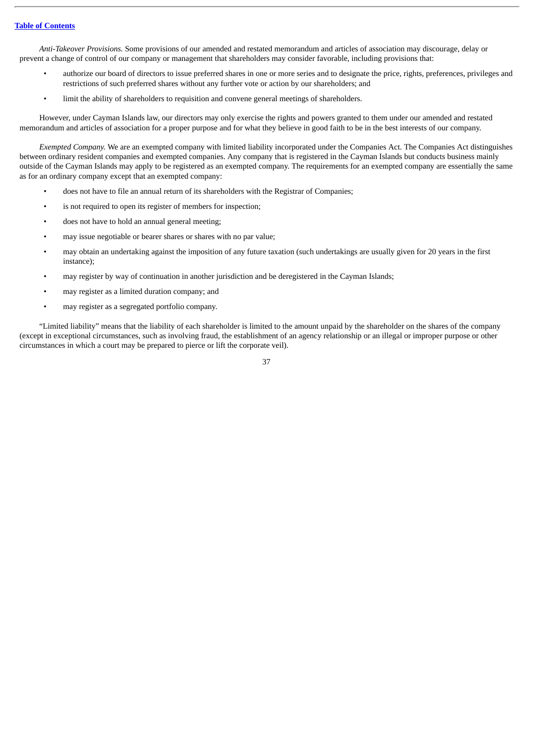*Anti-Takeover Provisions.* Some provisions of our amended and restated memorandum and articles of association may discourage, delay or prevent a change of control of our company or management that shareholders may consider favorable, including provisions that:

- authorize our board of directors to issue preferred shares in one or more series and to designate the price, rights, preferences, privileges and restrictions of such preferred shares without any further vote or action by our shareholders; and
- limit the ability of shareholders to requisition and convene general meetings of shareholders.

However, under Cayman Islands law, our directors may only exercise the rights and powers granted to them under our amended and restated memorandum and articles of association for a proper purpose and for what they believe in good faith to be in the best interests of our company.

*Exempted Company.* We are an exempted company with limited liability incorporated under the Companies Act. The Companies Act distinguishes between ordinary resident companies and exempted companies. Any company that is registered in the Cayman Islands but conducts business mainly outside of the Cayman Islands may apply to be registered as an exempted company. The requirements for an exempted company are essentially the same as for an ordinary company except that an exempted company:

- does not have to file an annual return of its shareholders with the Registrar of Companies;
- is not required to open its register of members for inspection;
- does not have to hold an annual general meeting;
- may issue negotiable or bearer shares or shares with no par value;
- may obtain an undertaking against the imposition of any future taxation (such undertakings are usually given for 20 years in the first instance);
- may register by way of continuation in another jurisdiction and be deregistered in the Cayman Islands;
- may register as a limited duration company; and
- may register as a segregated portfolio company.

"Limited liability" means that the liability of each shareholder is limited to the amount unpaid by the shareholder on the shares of the company (except in exceptional circumstances, such as involving fraud, the establishment of an agency relationship or an illegal or improper purpose or other circumstances in which a court may be prepared to pierce or lift the corporate veil).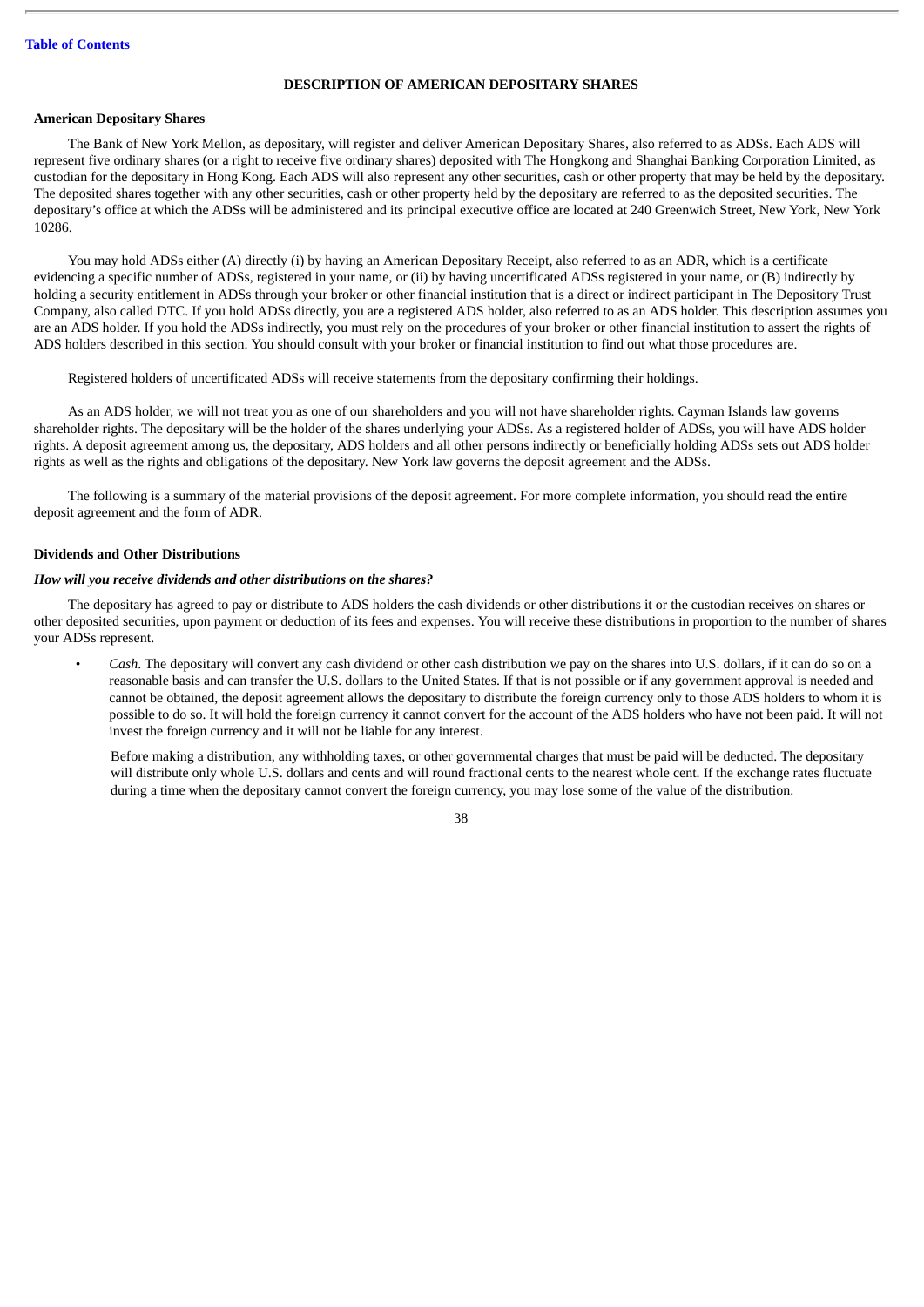## DESCRIPTION OF AMERICAN DEPOSITARY SHARES

### American Depositary Shares

The Bank of New York Mellon, as depositary, will register and deliver American Depositary Shares, also referred to as ADSs. Each ADS will represent five ordinary shares (or a right to receive five ordinary shares) deposited with The Hongkong and Shanghai Banking Corporation Limited, as custodian for the depositary in Hong Kong. Each ADS will also represent any other securities, cash or other property that may be held by the depositary. The deposited shares together with any other securities, cash or other property held by the depositary are referred to as the deposited securities. The depositary's office at which the ADSs will be administered and its principal executive office are located at 240 Greenwich Street, New York, New York 10286.

You may hold ADSs either (A) directly (i) by having an American Depositary Receipt, also referred to as an ADR, which is a certificate evidencing a specific number of ADSs, registered in your name, or (ii) by having uncertificated ADSs registered in your name, or (B) indirectly by holding a security entitlement in ADSs through your broker or other financial institution that is a direct or indirect participant in The Depository Trust Company, also called DTC. If you hold ADSs directly, you are a registered ADS holder, also referred to as an ADS holder. This description assumes you are an ADS holder. If you hold the ADSs indirectly, you must rely on the procedures of your broker or other financial institution to assert the rights of ADS holders described in this section. You should consult with your broker or financial institution to find out what those procedures are.

Registered holders of uncertificated ADSs will receive statements from the depositary confirming their holdings.

As an ADS holder, we will not treat you as one of our shareholders and you will not have shareholder rights. Cayman Islands law governs shareholder rights. The depositary will be the holder of the shares underlying your ADSs. As a registered holder of ADSs, you will have ADS holder rights. A deposit agreement among us, the depositary, ADS holders and all other persons indirectly or beneficially holding ADSs sets out ADS holder rights as well as the rights and obligations of the depositary. New York law governs the deposit agreement and the ADSs.

The following is a summary of the material provisions of the deposit agreement. For more complete information, you should read the entire deposit agreement and the form of ADR.

### Dividends and Other Distributions

***How will you receive dividends and other distributions on the shares?***

The depositary has agreed to pay or distribute to ADS holders the cash dividends or other distributions it or the custodian receives on shares or other deposited securities, upon payment or deduction of its fees and expenses. You will receive these distributions in proportion to the number of shares your ADSs represent.

- *Cash*. The depositary will convert any cash dividend or other cash distribution we pay on the shares into U.S. dollars, if it can do so on a reasonable basis and can transfer the U.S. dollars to the United States. If that is not possible or if any government approval is needed and cannot be obtained, the deposit agreement allows the depositary to distribute the foreign currency only to those ADS holders to whom it is possible to do so. It will hold the foreign currency it cannot convert for the account of the ADS holders who have not been paid. It will not invest the foreign currency and it will not be liable for any interest.

  Before making a distribution, any withholding taxes, or other governmental charges that must be paid will be deducted. The depositary will distribute only whole U.S. dollars and cents and will round fractional cents to the nearest whole cent. If the exchange rates fluctuate during a time when the depositary cannot convert the foreign currency, you may lose some of the value of the distribution.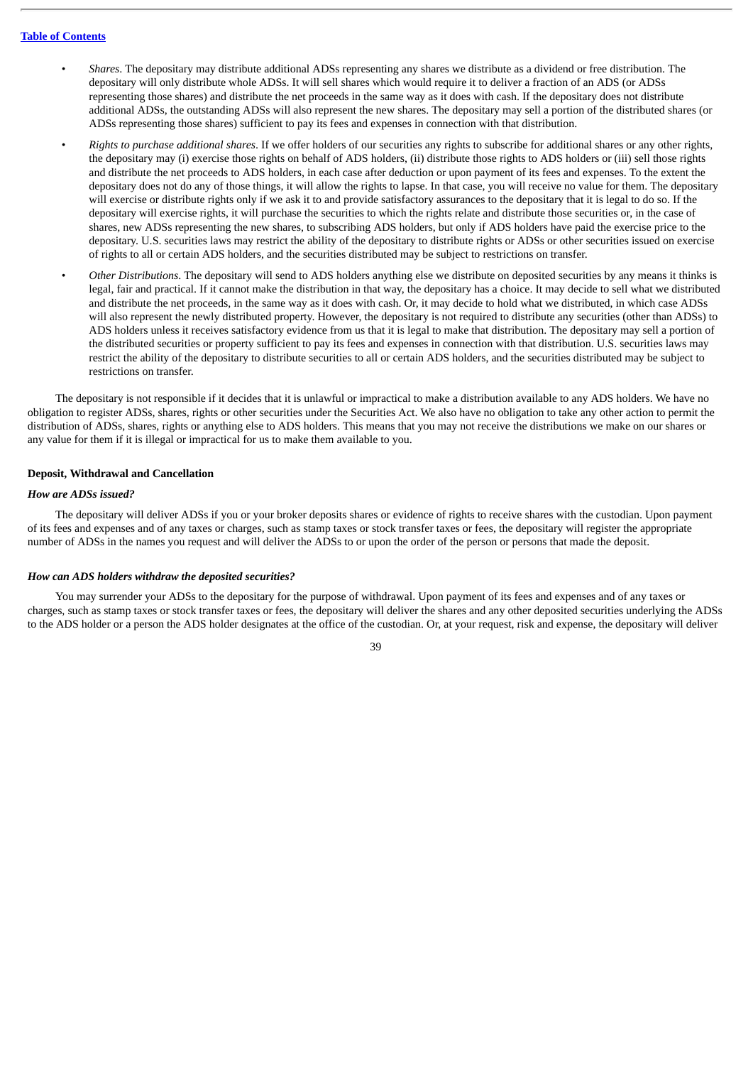- *Shares*. The depositary may distribute additional ADSs representing any shares we distribute as a dividend or free distribution. The depositary will only distribute whole ADSs. It will sell shares which would require it to deliver a fraction of an ADS (or ADSs representing those shares) and distribute the net proceeds in the same way as it does with cash. If the depositary does not distribute additional ADSs, the outstanding ADSs will also represent the new shares. The depositary may sell a portion of the distributed shares (or ADSs representing those shares) sufficient to pay its fees and expenses in connection with that distribution.
- *Rights to purchase additional shares*. If we offer holders of our securities any rights to subscribe for additional shares or any other rights, the depositary may (i) exercise those rights on behalf of ADS holders, (ii) distribute those rights to ADS holders or (iii) sell those rights and distribute the net proceeds to ADS holders, in each case after deduction or upon payment of its fees and expenses. To the extent the depositary does not do any of those things, it will allow the rights to lapse. In that case, you will receive no value for them. The depositary will exercise or distribute rights only if we ask it to and provide satisfactory assurances to the depositary that it is legal to do so. If the depositary will exercise rights, it will purchase the securities to which the rights relate and distribute those securities or, in the case of shares, new ADSs representing the new shares, to subscribing ADS holders, but only if ADS holders have paid the exercise price to the depositary. U.S. securities laws may restrict the ability of the depositary to distribute rights or ADSs or other securities issued on exercise of rights to all or certain ADS holders, and the securities distributed may be subject to restrictions on transfer.
- *Other Distributions*. The depositary will send to ADS holders anything else we distribute on deposited securities by any means it thinks is legal, fair and practical. If it cannot make the distribution in that way, the depositary has a choice. It may decide to sell what we distributed and distribute the net proceeds, in the same way as it does with cash. Or, it may decide to hold what we distributed, in which case ADSs will also represent the newly distributed property. However, the depositary is not required to distribute any securities (other than ADSs) to ADS holders unless it receives satisfactory evidence from us that it is legal to make that distribution. The depositary may sell a portion of the distributed securities or property sufficient to pay its fees and expenses in connection with that distribution. U.S. securities laws may restrict the ability of the depositary to distribute securities to all or certain ADS holders, and the securities distributed may be subject to restrictions on transfer.

The depositary is not responsible if it decides that it is unlawful or impractical to make a distribution available to any ADS holders. We have no obligation to register ADSs, shares, rights or other securities under the Securities Act. We also have no obligation to take any other action to permit the distribution of ADSs, shares, rights or anything else to ADS holders. This means that you may not receive the distributions we make on our shares or any value for them if it is illegal or impractical for us to make them available to you.

**Deposit, Withdrawal and Cancellation**

***How are ADSs issued?***

The depositary will deliver ADSs if you or your broker deposits shares or evidence of rights to receive shares with the custodian. Upon payment of its fees and expenses and of any taxes or charges, such as stamp taxes or stock transfer taxes or fees, the depositary will register the appropriate number of ADSs in the names you request and will deliver the ADSs to or upon the order of the person or persons that made the deposit.

***How can ADS holders withdraw the deposited securities?***

You may surrender your ADSs to the depositary for the purpose of withdrawal. Upon payment of its fees and expenses and of any taxes or charges, such as stamp taxes or stock transfer taxes or fees, the depositary will deliver the shares and any other deposited securities underlying the ADSs to the ADS holder or a person the ADS holder designates at the office of the custodian. Or, at your request, risk and expense, the depositary will deliver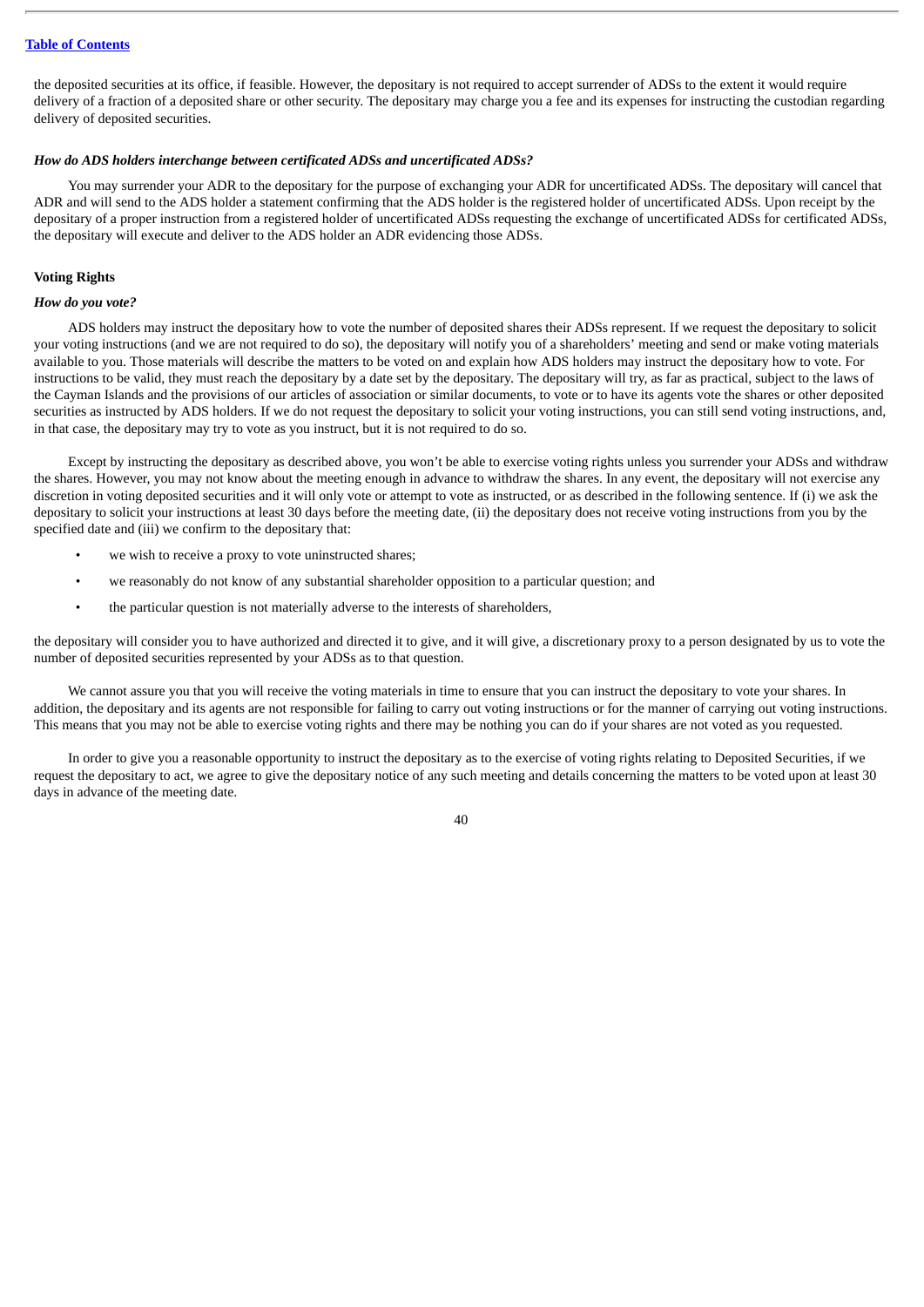the deposited securities at its office, if feasible. However, the depositary is not required to accept surrender of ADSs to the extent it would require delivery of a fraction of a deposited share or other security. The depositary may charge you a fee and its expenses for instructing the custodian regarding delivery of deposited securities.

***How do ADS holders interchange between certificated ADSs and uncertificated ADSs?***

You may surrender your ADR to the depositary for the purpose of exchanging your ADR for uncertificated ADSs. The depositary will cancel that ADR and will send to the ADS holder a statement confirming that the ADS holder is the registered holder of uncertificated ADSs. Upon receipt by the depositary of a proper instruction from a registered holder of uncertificated ADSs requesting the exchange of uncertificated ADSs for certificated ADSs, the depositary will execute and deliver to the ADS holder an ADR evidencing those ADSs.

**Voting Rights**

***How do you vote?***

ADS holders may instruct the depositary how to vote the number of deposited shares their ADSs represent. If we request the depositary to solicit your voting instructions (and we are not required to do so), the depositary will notify you of a shareholders' meeting and send or make voting materials available to you. Those materials will describe the matters to be voted on and explain how ADS holders may instruct the depositary how to vote. For instructions to be valid, they must reach the depositary by a date set by the depositary. The depositary will try, as far as practical, subject to the laws of the Cayman Islands and the provisions of our articles of association or similar documents, to vote or to have its agents vote the shares or other deposited securities as instructed by ADS holders. If we do not request the depositary to solicit your voting instructions, you can still send voting instructions, and, in that case, the depositary may try to vote as you instruct, but it is not required to do so.

Except by instructing the depositary as described above, you won't be able to exercise voting rights unless you surrender your ADSs and withdraw the shares. However, you may not know about the meeting enough in advance to withdraw the shares. In any event, the depositary will not exercise any discretion in voting deposited securities and it will only vote or attempt to vote as instructed, or as described in the following sentence. If (i) we ask the depositary to solicit your instructions at least 30 days before the meeting date, (ii) the depositary does not receive voting instructions from you by the specified date and (iii) we confirm to the depositary that:

- we wish to receive a proxy to vote uninstructed shares;
- we reasonably do not know of any substantial shareholder opposition to a particular question; and
- the particular question is not materially adverse to the interests of shareholders,

the depositary will consider you to have authorized and directed it to give, and it will give, a discretionary proxy to a person designated by us to vote the number of deposited securities represented by your ADSs as to that question.

We cannot assure you that you will receive the voting materials in time to ensure that you can instruct the depositary to vote your shares. In addition, the depositary and its agents are not responsible for failing to carry out voting instructions or for the manner of carrying out voting instructions. This means that you may not be able to exercise voting rights and there may be nothing you can do if your shares are not voted as you requested.

In order to give you a reasonable opportunity to instruct the depositary as to the exercise of voting rights relating to Deposited Securities, if we request the depositary to act, we agree to give the depositary notice of any such meeting and details concerning the matters to be voted upon at least 30 days in advance of the meeting date.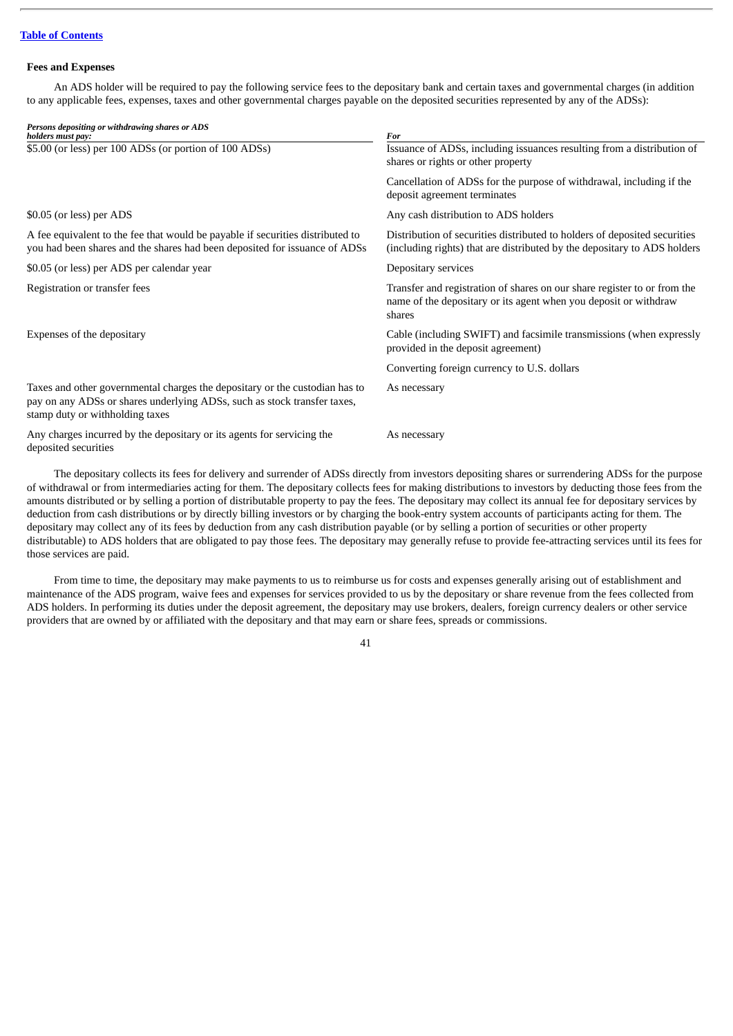[Table of Contents](#)

**Fees and Expenses**

An ADS holder will be required to pay the following service fees to the depositary bank and certain taxes and governmental charges (in addition to any applicable fees, expenses, taxes and other governmental charges payable on the deposited securities represented by any of the ADSs):

| *Persons depositing or withdrawing shares or ADS holders must pay:* | *For* |
|---|---|
| $5.00 (or less) per 100 ADSs (or portion of 100 ADSs) | Issuance of ADSs, including issuances resulting from a distribution of shares or rights or other property |
| | Cancellation of ADSs for the purpose of withdrawal, including if the deposit agreement terminates |
| $0.05 (or less) per ADS | Any cash distribution to ADS holders |
| A fee equivalent to the fee that would be payable if securities distributed to you had been shares and the shares had been deposited for issuance of ADSs | Distribution of securities distributed to holders of deposited securities (including rights) that are distributed by the depositary to ADS holders |
| $0.05 (or less) per ADS per calendar year | Depositary services |
| Registration or transfer fees | Transfer and registration of shares on our share register to or from the name of the depositary or its agent when you deposit or withdraw shares |
| Expenses of the depositary | Cable (including SWIFT) and facsimile transmissions (when expressly provided in the deposit agreement) |
| | Converting foreign currency to U.S. dollars |
| Taxes and other governmental charges the depositary or the custodian has to pay on any ADSs or shares underlying ADSs, such as stock transfer taxes, stamp duty or withholding taxes | As necessary |
| Any charges incurred by the depositary or its agents for servicing the deposited securities | As necessary |

The depositary collects its fees for delivery and surrender of ADSs directly from investors depositing shares or surrendering ADSs for the purpose of withdrawal or from intermediaries acting for them. The depositary collects fees for making distributions to investors by deducting those fees from the amounts distributed or by selling a portion of distributable property to pay the fees. The depositary may collect its annual fee for depositary services by deduction from cash distributions or by directly billing investors or by charging the book-entry system accounts of participants acting for them. The depositary may collect any of its fees by deduction from any cash distribution payable (or by selling a portion of securities or other property distributable) to ADS holders that are obligated to pay those fees. The depositary may generally refuse to provide fee-attracting services until its fees for those services are paid.

From time to time, the depositary may make payments to us to reimburse us for costs and expenses generally arising out of establishment and maintenance of the ADS program, waive fees and expenses for services provided to us by the depositary or share revenue from the fees collected from ADS holders. In performing its duties under the deposit agreement, the depositary may use brokers, dealers, foreign currency dealers or other service providers that are owned by or affiliated with the depositary and that may earn or share fees, spreads or commissions.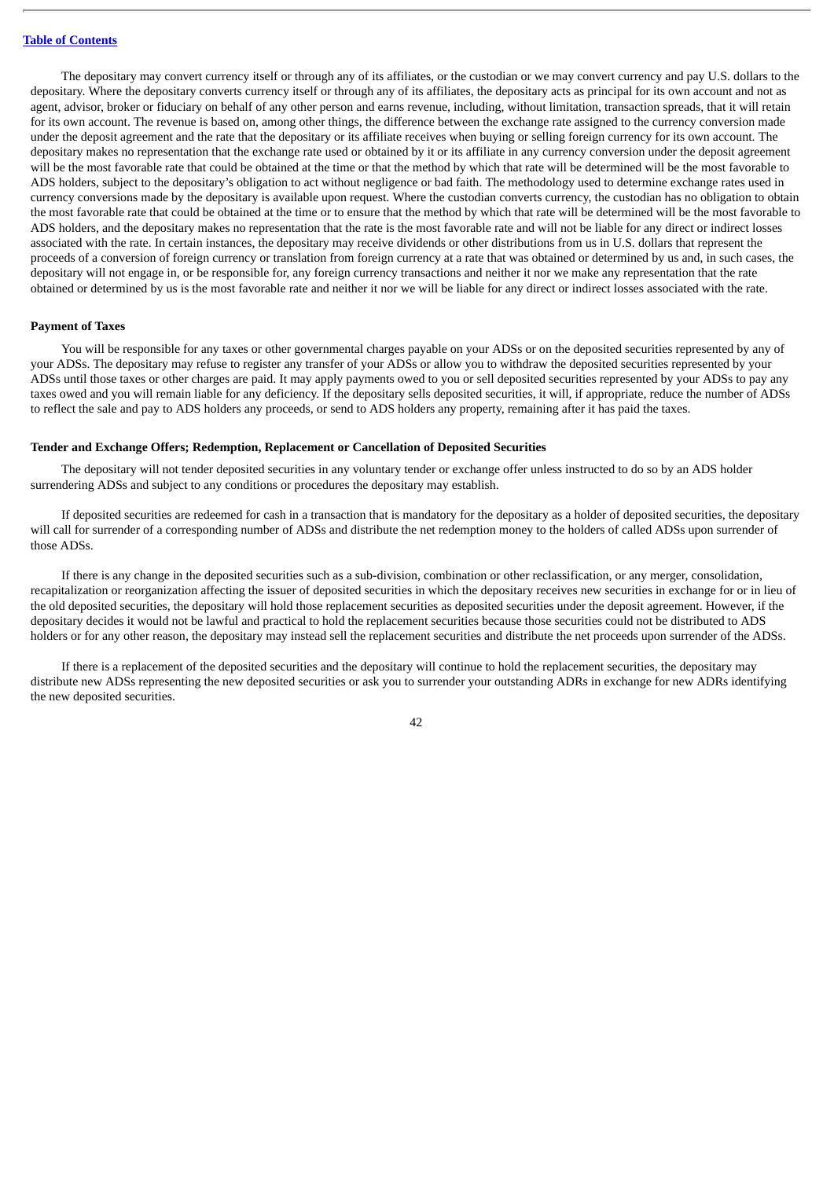The depositary may convert currency itself or through any of its affiliates, or the custodian or we may convert currency and pay U.S. dollars to the depositary. Where the depositary converts currency itself or through any of its affiliates, the depositary acts as principal for its own account and not as agent, advisor, broker or fiduciary on behalf of any other person and earns revenue, including, without limitation, transaction spreads, that it will retain for its own account. The revenue is based on, among other things, the difference between the exchange rate assigned to the currency conversion made under the deposit agreement and the rate that the depositary or its affiliate receives when buying or selling foreign currency for its own account. The depositary makes no representation that the exchange rate used or obtained by it or its affiliate in any currency conversion under the deposit agreement will be the most favorable rate that could be obtained at the time or that the method by which that rate will be determined will be the most favorable to ADS holders, subject to the depositary's obligation to act without negligence or bad faith. The methodology used to determine exchange rates used in currency conversions made by the depositary is available upon request. Where the custodian converts currency, the custodian has no obligation to obtain the most favorable rate that could be obtained at the time or to ensure that the method by which that rate will be determined will be the most favorable to ADS holders, and the depositary makes no representation that the rate is the most favorable rate and will not be liable for any direct or indirect losses associated with the rate. In certain instances, the depositary may receive dividends or other distributions from us in U.S. dollars that represent the proceeds of a conversion of foreign currency or translation from foreign currency at a rate that was obtained or determined by us and, in such cases, the depositary will not engage in, or be responsible for, any foreign currency transactions and neither it nor we make any representation that the rate obtained or determined by us is the most favorable rate and neither it nor we will be liable for any direct or indirect losses associated with the rate.

**Payment of Taxes**

You will be responsible for any taxes or other governmental charges payable on your ADSs or on the deposited securities represented by any of your ADSs. The depositary may refuse to register any transfer of your ADSs or allow you to withdraw the deposited securities represented by your ADSs until those taxes or other charges are paid. It may apply payments owed to you or sell deposited securities represented by your ADSs to pay any taxes owed and you will remain liable for any deficiency. If the depositary sells deposited securities, it will, if appropriate, reduce the number of ADSs to reflect the sale and pay to ADS holders any proceeds, or send to ADS holders any property, remaining after it has paid the taxes.

**Tender and Exchange Offers; Redemption, Replacement or Cancellation of Deposited Securities**

The depositary will not tender deposited securities in any voluntary tender or exchange offer unless instructed to do so by an ADS holder surrendering ADSs and subject to any conditions or procedures the depositary may establish.

If deposited securities are redeemed for cash in a transaction that is mandatory for the depositary as a holder of deposited securities, the depositary will call for surrender of a corresponding number of ADSs and distribute the net redemption money to the holders of called ADSs upon surrender of those ADSs.

If there is any change in the deposited securities such as a sub-division, combination or other reclassification, or any merger, consolidation, recapitalization or reorganization affecting the issuer of deposited securities in which the depositary receives new securities in exchange for or in lieu of the old deposited securities, the depositary will hold those replacement securities as deposited securities under the deposit agreement. However, if the depositary decides it would not be lawful and practical to hold the replacement securities because those securities could not be distributed to ADS holders or for any other reason, the depositary may instead sell the replacement securities and distribute the net proceeds upon surrender of the ADSs.

If there is a replacement of the deposited securities and the depositary will continue to hold the replacement securities, the depositary may distribute new ADSs representing the new deposited securities or ask you to surrender your outstanding ADRs in exchange for new ADRs identifying the new deposited securities.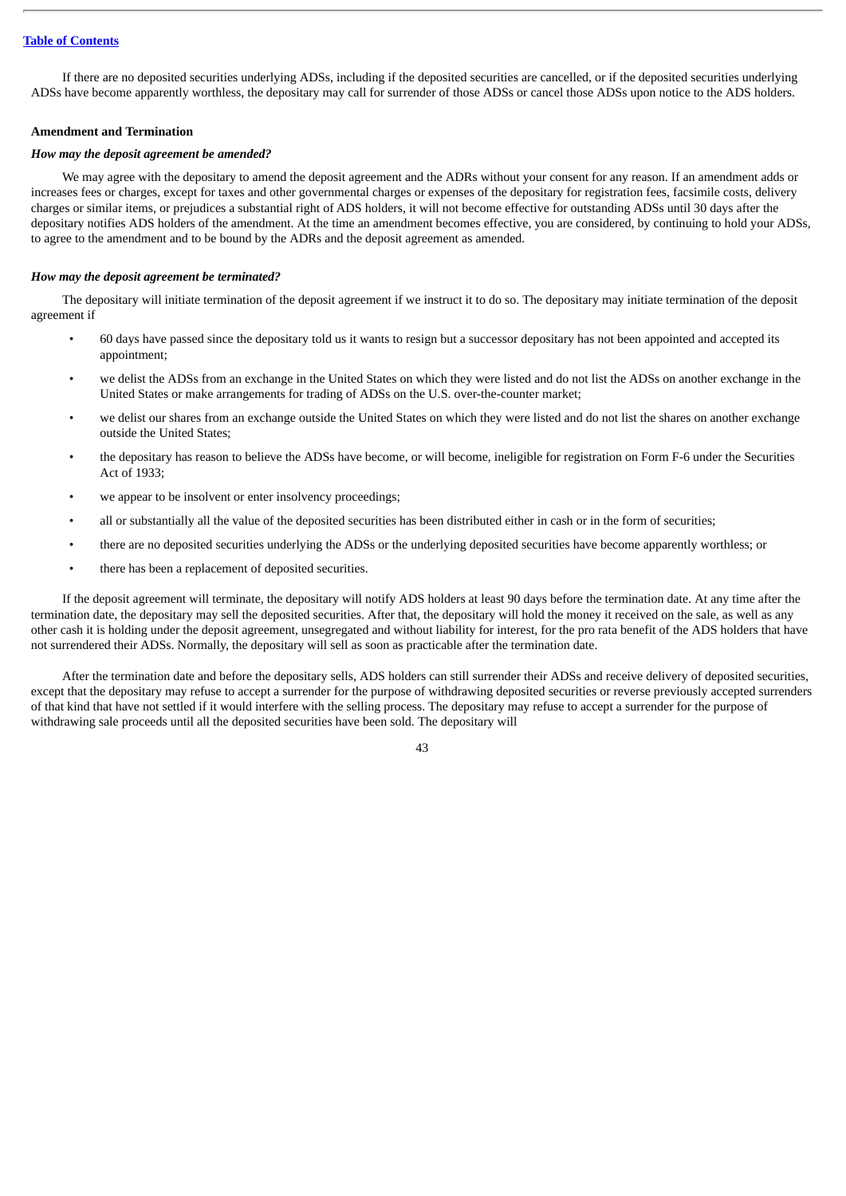If there are no deposited securities underlying ADSs, including if the deposited securities are cancelled, or if the deposited securities underlying ADSs have become apparently worthless, the depositary may call for surrender of those ADSs or cancel those ADSs upon notice to the ADS holders.

**Amendment and Termination**

***How may the deposit agreement be amended?***

We may agree with the depositary to amend the deposit agreement and the ADRs without your consent for any reason. If an amendment adds or increases fees or charges, except for taxes and other governmental charges or expenses of the depositary for registration fees, facsimile costs, delivery charges or similar items, or prejudices a substantial right of ADS holders, it will not become effective for outstanding ADSs until 30 days after the depositary notifies ADS holders of the amendment. At the time an amendment becomes effective, you are considered, by continuing to hold your ADSs, to agree to the amendment and to be bound by the ADRs and the deposit agreement as amended.

***How may the deposit agreement be terminated?***

The depositary will initiate termination of the deposit agreement if we instruct it to do so. The depositary may initiate termination of the deposit agreement if

- 60 days have passed since the depositary told us it wants to resign but a successor depositary has not been appointed and accepted its appointment;
- we delist the ADSs from an exchange in the United States on which they were listed and do not list the ADSs on another exchange in the United States or make arrangements for trading of ADSs on the U.S. over-the-counter market;
- we delist our shares from an exchange outside the United States on which they were listed and do not list the shares on another exchange outside the United States;
- the depositary has reason to believe the ADSs have become, or will become, ineligible for registration on Form F-6 under the Securities Act of 1933;
- we appear to be insolvent or enter insolvency proceedings;
- all or substantially all the value of the deposited securities has been distributed either in cash or in the form of securities;
- there are no deposited securities underlying the ADSs or the underlying deposited securities have become apparently worthless; or
- there has been a replacement of deposited securities.

If the deposit agreement will terminate, the depositary will notify ADS holders at least 90 days before the termination date. At any time after the termination date, the depositary may sell the deposited securities. After that, the depositary will hold the money it received on the sale, as well as any other cash it is holding under the deposit agreement, unsegregated and without liability for interest, for the pro rata benefit of the ADS holders that have not surrendered their ADSs. Normally, the depositary will sell as soon as practicable after the termination date.

After the termination date and before the depositary sells, ADS holders can still surrender their ADSs and receive delivery of deposited securities, except that the depositary may refuse to accept a surrender for the purpose of withdrawing deposited securities or reverse previously accepted surrenders of that kind that have not settled if it would interfere with the selling process. The depositary may refuse to accept a surrender for the purpose of withdrawing sale proceeds until all the deposited securities have been sold. The depositary will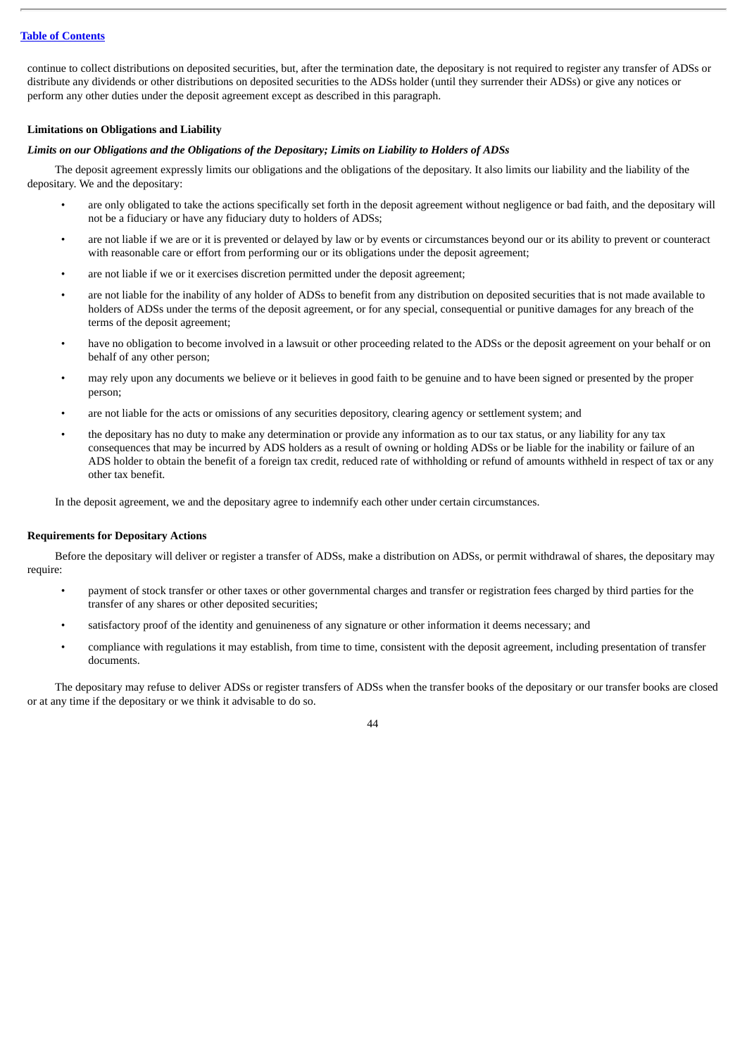continue to collect distributions on deposited securities, but, after the termination date, the depositary is not required to register any transfer of ADSs or distribute any dividends or other distributions on deposited securities to the ADSs holder (until they surrender their ADSs) or give any notices or perform any other duties under the deposit agreement except as described in this paragraph.

### Limitations on Obligations and Liability

#### *Limits on our Obligations and the Obligations of the Depositary; Limits on Liability to Holders of ADSs*

The deposit agreement expressly limits our obligations and the obligations of the depositary. It also limits our liability and the liability of the depositary. We and the depositary:

- are only obligated to take the actions specifically set forth in the deposit agreement without negligence or bad faith, and the depositary will not be a fiduciary or have any fiduciary duty to holders of ADSs;
- are not liable if we are or it is prevented or delayed by law or by events or circumstances beyond our or its ability to prevent or counteract with reasonable care or effort from performing our or its obligations under the deposit agreement;
- are not liable if we or it exercises discretion permitted under the deposit agreement;
- are not liable for the inability of any holder of ADSs to benefit from any distribution on deposited securities that is not made available to holders of ADSs under the terms of the deposit agreement, or for any special, consequential or punitive damages for any breach of the terms of the deposit agreement;
- have no obligation to become involved in a lawsuit or other proceeding related to the ADSs or the deposit agreement on your behalf or on behalf of any other person;
- may rely upon any documents we believe or it believes in good faith to be genuine and to have been signed or presented by the proper person;
- are not liable for the acts or omissions of any securities depository, clearing agency or settlement system; and
- the depositary has no duty to make any determination or provide any information as to our tax status, or any liability for any tax consequences that may be incurred by ADS holders as a result of owning or holding ADSs or be liable for the inability or failure of an ADS holder to obtain the benefit of a foreign tax credit, reduced rate of withholding or refund of amounts withheld in respect of tax or any other tax benefit.

In the deposit agreement, we and the depositary agree to indemnify each other under certain circumstances.

### Requirements for Depositary Actions

Before the depositary will deliver or register a transfer of ADSs, make a distribution on ADSs, or permit withdrawal of shares, the depositary may require:

- payment of stock transfer or other taxes or other governmental charges and transfer or registration fees charged by third parties for the transfer of any shares or other deposited securities;
- satisfactory proof of the identity and genuineness of any signature or other information it deems necessary; and
- compliance with regulations it may establish, from time to time, consistent with the deposit agreement, including presentation of transfer documents.

The depositary may refuse to deliver ADSs or register transfers of ADSs when the transfer books of the depositary or our transfer books are closed or at any time if the depositary or we think it advisable to do so.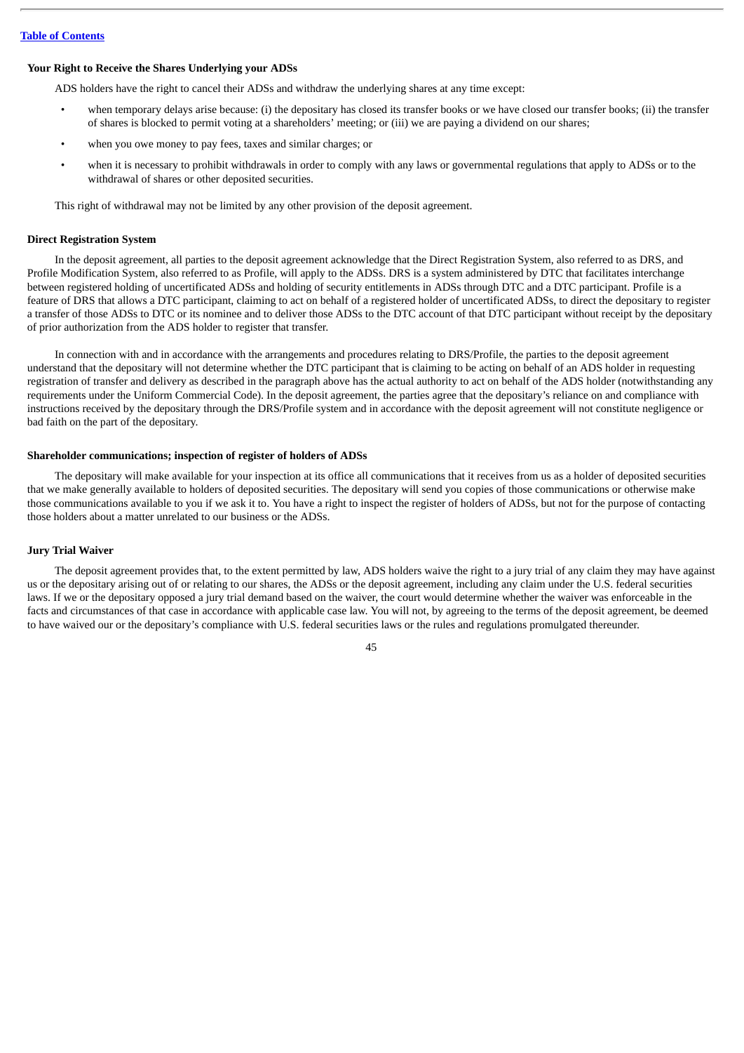**Your Right to Receive the Shares Underlying your ADSs**

ADS holders have the right to cancel their ADSs and withdraw the underlying shares at any time except:

- when temporary delays arise because: (i) the depositary has closed its transfer books or we have closed our transfer books; (ii) the transfer of shares is blocked to permit voting at a shareholders' meeting; or (iii) we are paying a dividend on our shares;
- when you owe money to pay fees, taxes and similar charges; or
- when it is necessary to prohibit withdrawals in order to comply with any laws or governmental regulations that apply to ADSs or to the withdrawal of shares or other deposited securities.

This right of withdrawal may not be limited by any other provision of the deposit agreement.

**Direct Registration System**

In the deposit agreement, all parties to the deposit agreement acknowledge that the Direct Registration System, also referred to as DRS, and Profile Modification System, also referred to as Profile, will apply to the ADSs. DRS is a system administered by DTC that facilitates interchange between registered holding of uncertificated ADSs and holding of security entitlements in ADSs through DTC and a DTC participant. Profile is a feature of DRS that allows a DTC participant, claiming to act on behalf of a registered holder of uncertificated ADSs, to direct the depositary to register a transfer of those ADSs to DTC or its nominee and to deliver those ADSs to the DTC account of that DTC participant without receipt by the depositary of prior authorization from the ADS holder to register that transfer.

In connection with and in accordance with the arrangements and procedures relating to DRS/Profile, the parties to the deposit agreement understand that the depositary will not determine whether the DTC participant that is claiming to be acting on behalf of an ADS holder in requesting registration of transfer and delivery as described in the paragraph above has the actual authority to act on behalf of the ADS holder (notwithstanding any requirements under the Uniform Commercial Code). In the deposit agreement, the parties agree that the depositary's reliance on and compliance with instructions received by the depositary through the DRS/Profile system and in accordance with the deposit agreement will not constitute negligence or bad faith on the part of the depositary.

**Shareholder communications; inspection of register of holders of ADSs**

The depositary will make available for your inspection at its office all communications that it receives from us as a holder of deposited securities that we make generally available to holders of deposited securities. The depositary will send you copies of those communications or otherwise make those communications available to you if we ask it to. You have a right to inspect the register of holders of ADSs, but not for the purpose of contacting those holders about a matter unrelated to our business or the ADSs.

**Jury Trial Waiver**

The deposit agreement provides that, to the extent permitted by law, ADS holders waive the right to a jury trial of any claim they may have against us or the depositary arising out of or relating to our shares, the ADSs or the deposit agreement, including any claim under the U.S. federal securities laws. If we or the depositary opposed a jury trial demand based on the waiver, the court would determine whether the waiver was enforceable in the facts and circumstances of that case in accordance with applicable case law. You will not, by agreeing to the terms of the deposit agreement, be deemed to have waived our or the depositary's compliance with U.S. federal securities laws or the rules and regulations promulgated thereunder.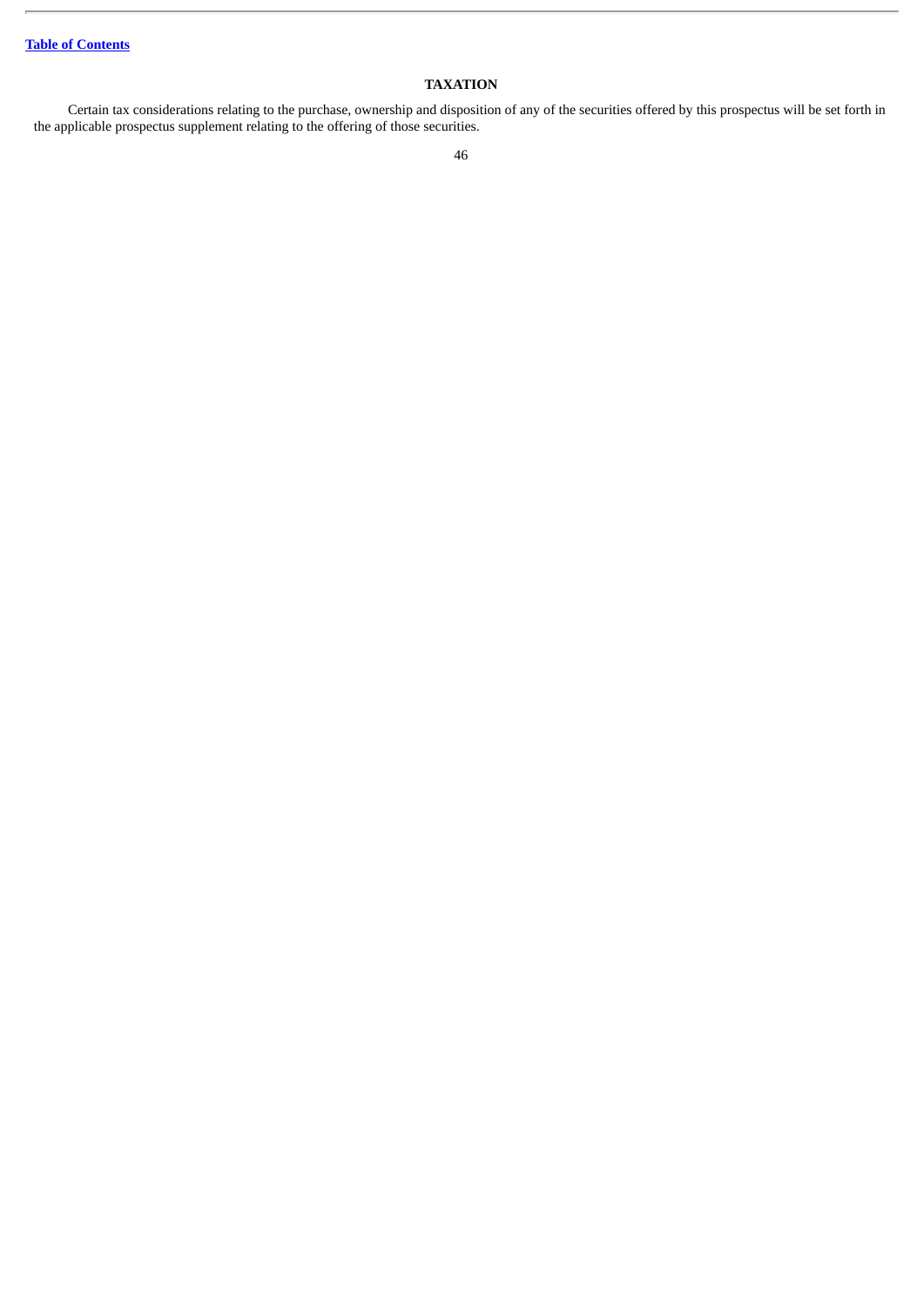## TAXATION

Certain tax considerations relating to the purchase, ownership and disposition of any of the securities offered by this prospectus will be set forth in the applicable prospectus supplement relating to the offering of those securities.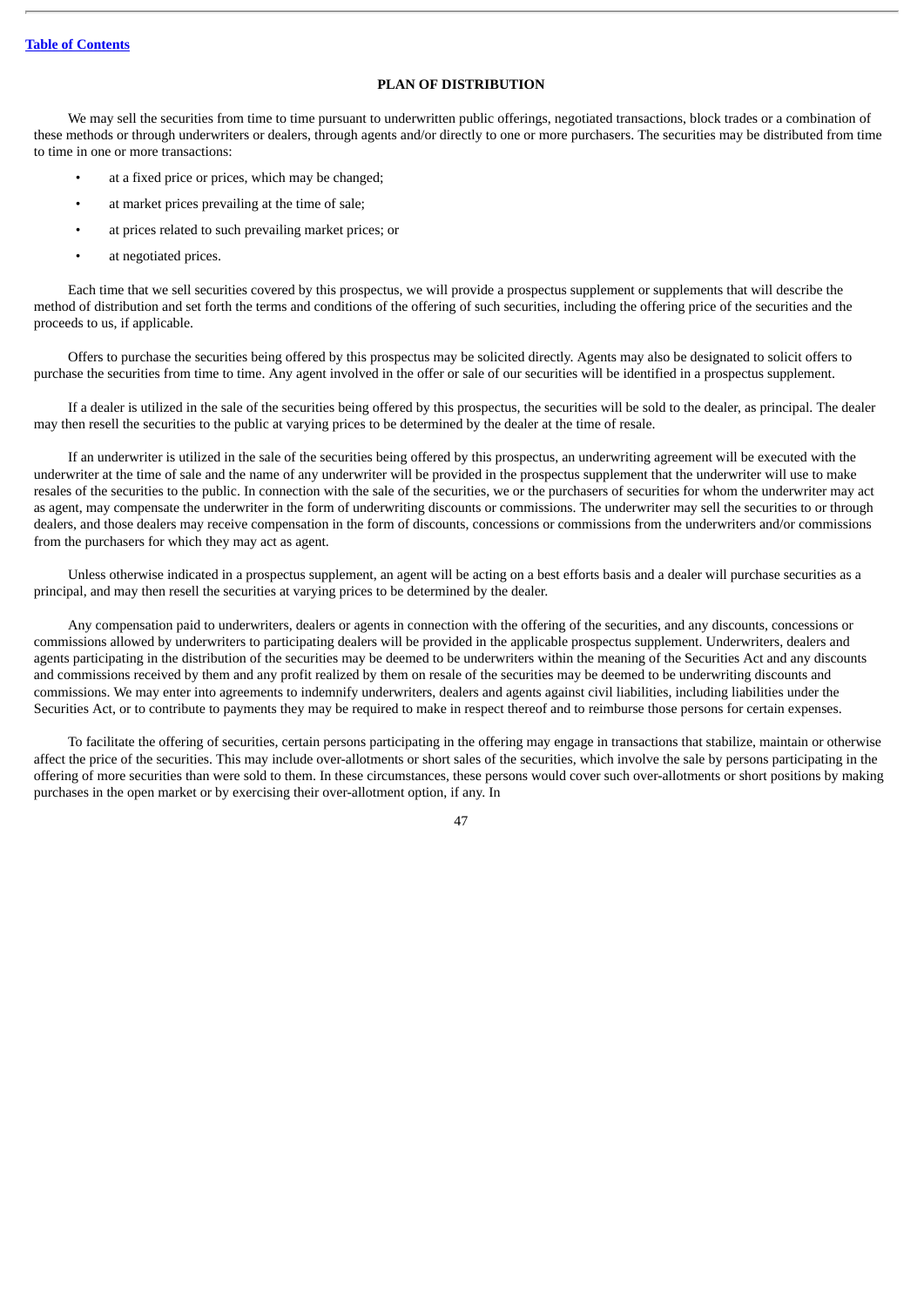## PLAN OF DISTRIBUTION

We may sell the securities from time to time pursuant to underwritten public offerings, negotiated transactions, block trades or a combination of these methods or through underwriters or dealers, through agents and/or directly to one or more purchasers. The securities may be distributed from time to time in one or more transactions:

- at a fixed price or prices, which may be changed;
- at market prices prevailing at the time of sale;
- at prices related to such prevailing market prices; or
- at negotiated prices.

Each time that we sell securities covered by this prospectus, we will provide a prospectus supplement or supplements that will describe the method of distribution and set forth the terms and conditions of the offering of such securities, including the offering price of the securities and the proceeds to us, if applicable.

Offers to purchase the securities being offered by this prospectus may be solicited directly. Agents may also be designated to solicit offers to purchase the securities from time to time. Any agent involved in the offer or sale of our securities will be identified in a prospectus supplement.

If a dealer is utilized in the sale of the securities being offered by this prospectus, the securities will be sold to the dealer, as principal. The dealer may then resell the securities to the public at varying prices to be determined by the dealer at the time of resale.

If an underwriter is utilized in the sale of the securities being offered by this prospectus, an underwriting agreement will be executed with the underwriter at the time of sale and the name of any underwriter will be provided in the prospectus supplement that the underwriter will use to make resales of the securities to the public. In connection with the sale of the securities, we or the purchasers of securities for whom the underwriter may act as agent, may compensate the underwriter in the form of underwriting discounts or commissions. The underwriter may sell the securities to or through dealers, and those dealers may receive compensation in the form of discounts, concessions or commissions from the underwriters and/or commissions from the purchasers for which they may act as agent.

Unless otherwise indicated in a prospectus supplement, an agent will be acting on a best efforts basis and a dealer will purchase securities as a principal, and may then resell the securities at varying prices to be determined by the dealer.

Any compensation paid to underwriters, dealers or agents in connection with the offering of the securities, and any discounts, concessions or commissions allowed by underwriters to participating dealers will be provided in the applicable prospectus supplement. Underwriters, dealers and agents participating in the distribution of the securities may be deemed to be underwriters within the meaning of the Securities Act and any discounts and commissions received by them and any profit realized by them on resale of the securities may be deemed to be underwriting discounts and commissions. We may enter into agreements to indemnify underwriters, dealers and agents against civil liabilities, including liabilities under the Securities Act, or to contribute to payments they may be required to make in respect thereof and to reimburse those persons for certain expenses.

To facilitate the offering of securities, certain persons participating in the offering may engage in transactions that stabilize, maintain or otherwise affect the price of the securities. This may include over-allotments or short sales of the securities, which involve the sale by persons participating in the offering of more securities than were sold to them. In these circumstances, these persons would cover such over-allotments or short positions by making purchases in the open market or by exercising their over-allotment option, if any. In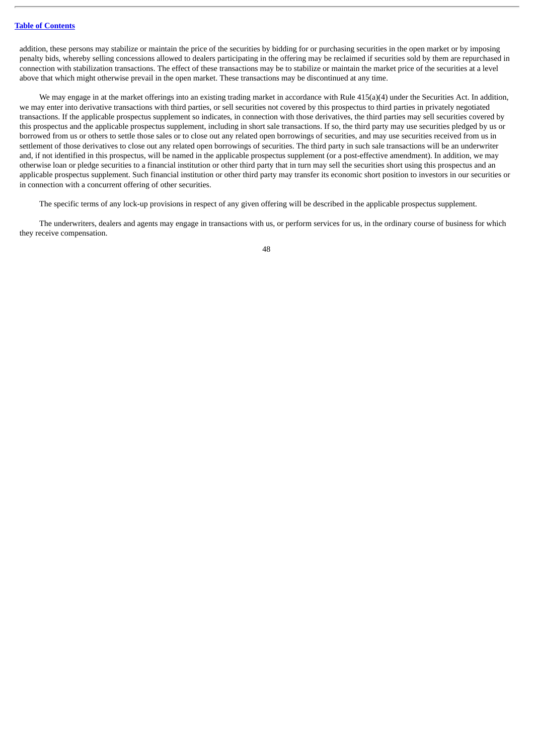addition, these persons may stabilize or maintain the price of the securities by bidding for or purchasing securities in the open market or by imposing penalty bids, whereby selling concessions allowed to dealers participating in the offering may be reclaimed if securities sold by them are repurchased in connection with stabilization transactions. The effect of these transactions may be to stabilize or maintain the market price of the securities at a level above that which might otherwise prevail in the open market. These transactions may be discontinued at any time.

We may engage in at the market offerings into an existing trading market in accordance with Rule 415(a)(4) under the Securities Act. In addition, we may enter into derivative transactions with third parties, or sell securities not covered by this prospectus to third parties in privately negotiated transactions. If the applicable prospectus supplement so indicates, in connection with those derivatives, the third parties may sell securities covered by this prospectus and the applicable prospectus supplement, including in short sale transactions. If so, the third party may use securities pledged by us or borrowed from us or others to settle those sales or to close out any related open borrowings of securities, and may use securities received from us in settlement of those derivatives to close out any related open borrowings of securities. The third party in such sale transactions will be an underwriter and, if not identified in this prospectus, will be named in the applicable prospectus supplement (or a post-effective amendment). In addition, we may otherwise loan or pledge securities to a financial institution or other third party that in turn may sell the securities short using this prospectus and an applicable prospectus supplement. Such financial institution or other third party may transfer its economic short position to investors in our securities or in connection with a concurrent offering of other securities.

The specific terms of any lock-up provisions in respect of any given offering will be described in the applicable prospectus supplement.

The underwriters, dealers and agents may engage in transactions with us, or perform services for us, in the ordinary course of business for which they receive compensation.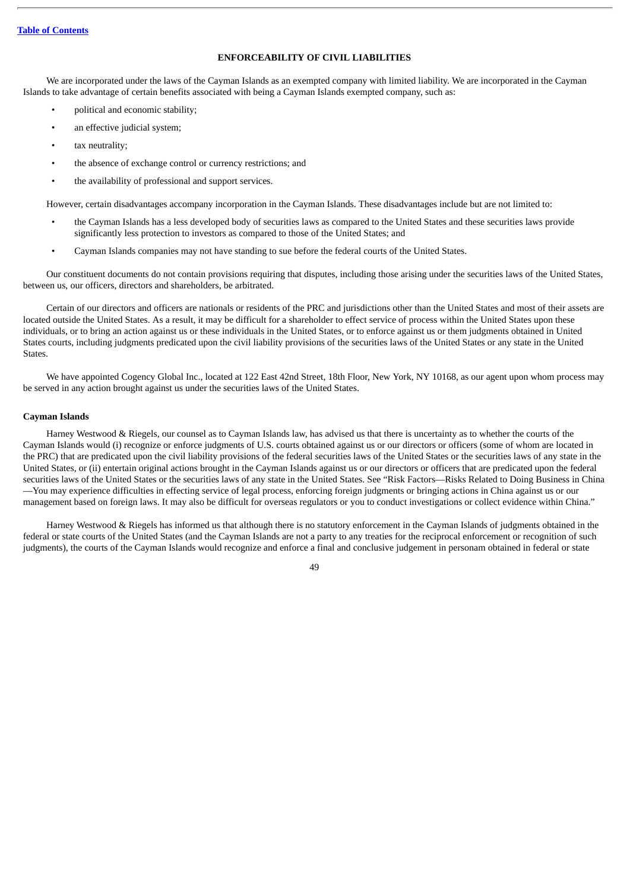[Table of Contents](#)

## ENFORCEABILITY OF CIVIL LIABILITIES

We are incorporated under the laws of the Cayman Islands as an exempted company with limited liability. We are incorporated in the Cayman Islands to take advantage of certain benefits associated with being a Cayman Islands exempted company, such as:

- political and economic stability;
- an effective judicial system;
- tax neutrality;
- the absence of exchange control or currency restrictions; and
- the availability of professional and support services.

However, certain disadvantages accompany incorporation in the Cayman Islands. These disadvantages include but are not limited to:

- the Cayman Islands has a less developed body of securities laws as compared to the United States and these securities laws provide significantly less protection to investors as compared to those of the United States; and
- Cayman Islands companies may not have standing to sue before the federal courts of the United States.

Our constituent documents do not contain provisions requiring that disputes, including those arising under the securities laws of the United States, between us, our officers, directors and shareholders, be arbitrated.

Certain of our directors and officers are nationals or residents of the PRC and jurisdictions other than the United States and most of their assets are located outside the United States. As a result, it may be difficult for a shareholder to effect service of process within the United States upon these individuals, or to bring an action against us or these individuals in the United States, or to enforce against us or them judgments obtained in United States courts, including judgments predicated upon the civil liability provisions of the securities laws of the United States or any state in the United States.

We have appointed Cogency Global Inc., located at 122 East 42nd Street, 18th Floor, New York, NY 10168, as our agent upon whom process may be served in any action brought against us under the securities laws of the United States.

**Cayman Islands**

Harney Westwood & Riegels, our counsel as to Cayman Islands law, has advised us that there is uncertainty as to whether the courts of the Cayman Islands would (i) recognize or enforce judgments of U.S. courts obtained against us or our directors or officers (some of whom are located in the PRC) that are predicated upon the civil liability provisions of the federal securities laws of the United States or the securities laws of any state in the United States, or (ii) entertain original actions brought in the Cayman Islands against us or our directors or officers that are predicated upon the federal securities laws of the United States or the securities laws of any state in the United States. See "Risk Factors—Risks Related to Doing Business in China—You may experience difficulties in effecting service of legal process, enforcing foreign judgments or bringing actions in China against us or our management based on foreign laws. It may also be difficult for overseas regulators or you to conduct investigations or collect evidence within China."

Harney Westwood & Riegels has informed us that although there is no statutory enforcement in the Cayman Islands of judgments obtained in the federal or state courts of the United States (and the Cayman Islands are not a party to any treaties for the reciprocal enforcement or recognition of such judgments), the courts of the Cayman Islands would recognize and enforce a final and conclusive judgement in personam obtained in federal or state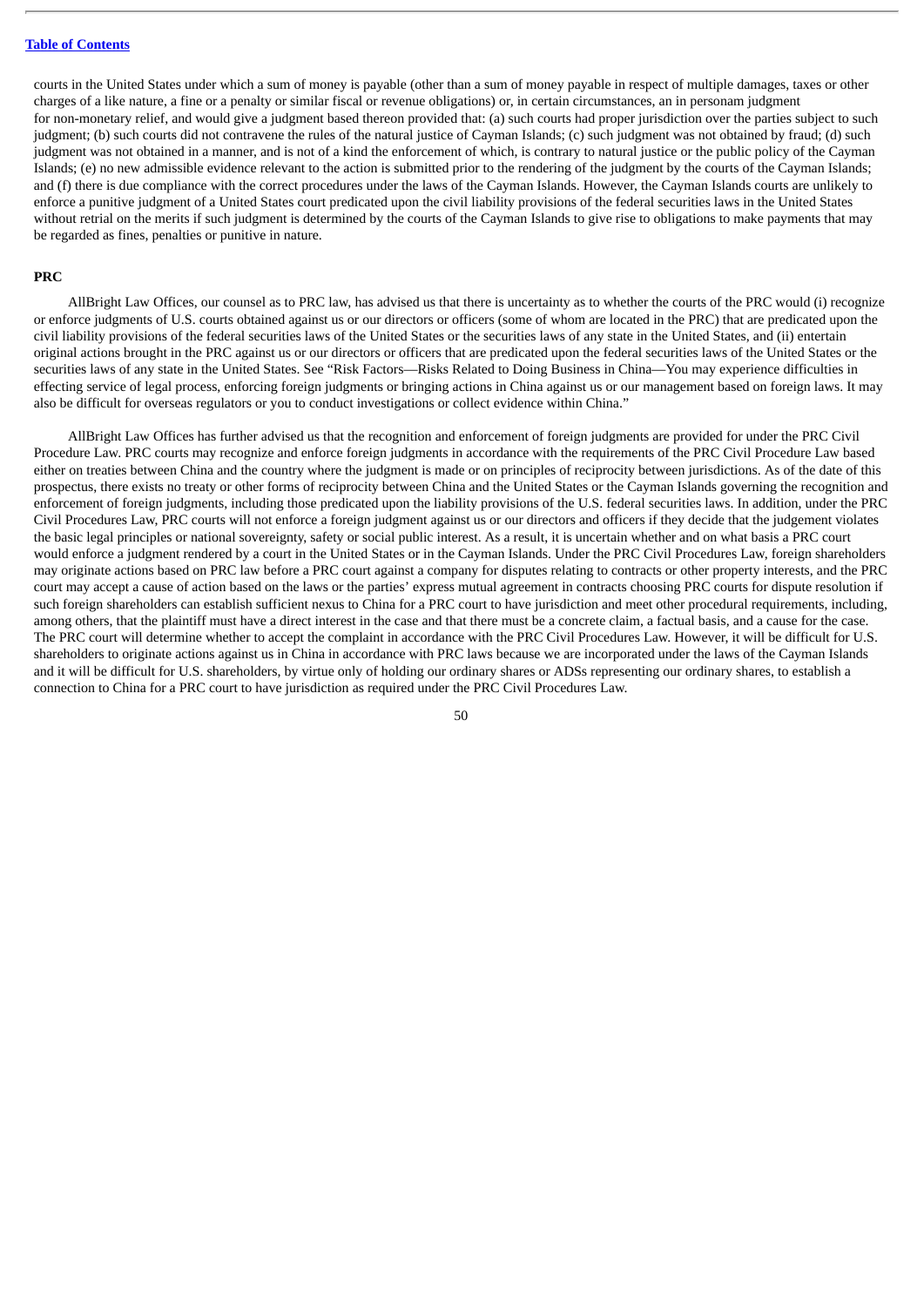courts in the United States under which a sum of money is payable (other than a sum of money payable in respect of multiple damages, taxes or other charges of a like nature, a fine or a penalty or similar fiscal or revenue obligations) or, in certain circumstances, an in personam judgment for non-monetary relief, and would give a judgment based thereon provided that: (a) such courts had proper jurisdiction over the parties subject to such judgment; (b) such courts did not contravene the rules of the natural justice of Cayman Islands; (c) such judgment was not obtained by fraud; (d) such judgment was not obtained in a manner, and is not of a kind the enforcement of which, is contrary to natural justice or the public policy of the Cayman Islands; (e) no new admissible evidence relevant to the action is submitted prior to the rendering of the judgment by the courts of the Cayman Islands; and (f) there is due compliance with the correct procedures under the laws of the Cayman Islands. However, the Cayman Islands courts are unlikely to enforce a punitive judgment of a United States court predicated upon the civil liability provisions of the federal securities laws in the United States without retrial on the merits if such judgment is determined by the courts of the Cayman Islands to give rise to obligations to make payments that may be regarded as fines, penalties or punitive in nature.

**PRC**

AllBright Law Offices, our counsel as to PRC law, has advised us that there is uncertainty as to whether the courts of the PRC would (i) recognize or enforce judgments of U.S. courts obtained against us or our directors or officers (some of whom are located in the PRC) that are predicated upon the civil liability provisions of the federal securities laws of the United States or the securities laws of any state in the United States, and (ii) entertain original actions brought in the PRC against us or our directors or officers that are predicated upon the federal securities laws of the United States or the securities laws of any state in the United States. See "Risk Factors—Risks Related to Doing Business in China—You may experience difficulties in effecting service of legal process, enforcing foreign judgments or bringing actions in China against us or our management based on foreign laws. It may also be difficult for overseas regulators or you to conduct investigations or collect evidence within China."

AllBright Law Offices has further advised us that the recognition and enforcement of foreign judgments are provided for under the PRC Civil Procedure Law. PRC courts may recognize and enforce foreign judgments in accordance with the requirements of the PRC Civil Procedure Law based either on treaties between China and the country where the judgment is made or on principles of reciprocity between jurisdictions. As of the date of this prospectus, there exists no treaty or other forms of reciprocity between China and the United States or the Cayman Islands governing the recognition and enforcement of foreign judgments, including those predicated upon the liability provisions of the U.S. federal securities laws. In addition, under the PRC Civil Procedures Law, PRC courts will not enforce a foreign judgment against us or our directors and officers if they decide that the judgement violates the basic legal principles or national sovereignty, safety or social public interest. As a result, it is uncertain whether and on what basis a PRC court would enforce a judgment rendered by a court in the United States or in the Cayman Islands. Under the PRC Civil Procedures Law, foreign shareholders may originate actions based on PRC law before a PRC court against a company for disputes relating to contracts or other property interests, and the PRC court may accept a cause of action based on the laws or the parties' express mutual agreement in contracts choosing PRC courts for dispute resolution if such foreign shareholders can establish sufficient nexus to China for a PRC court to have jurisdiction and meet other procedural requirements, including, among others, that the plaintiff must have a direct interest in the case and that there must be a concrete claim, a factual basis, and a cause for the case. The PRC court will determine whether to accept the complaint in accordance with the PRC Civil Procedures Law. However, it will be difficult for U.S. shareholders to originate actions against us in China in accordance with PRC laws because we are incorporated under the laws of the Cayman Islands and it will be difficult for U.S. shareholders, by virtue only of holding our ordinary shares or ADSs representing our ordinary shares, to establish a connection to China for a PRC court to have jurisdiction as required under the PRC Civil Procedures Law.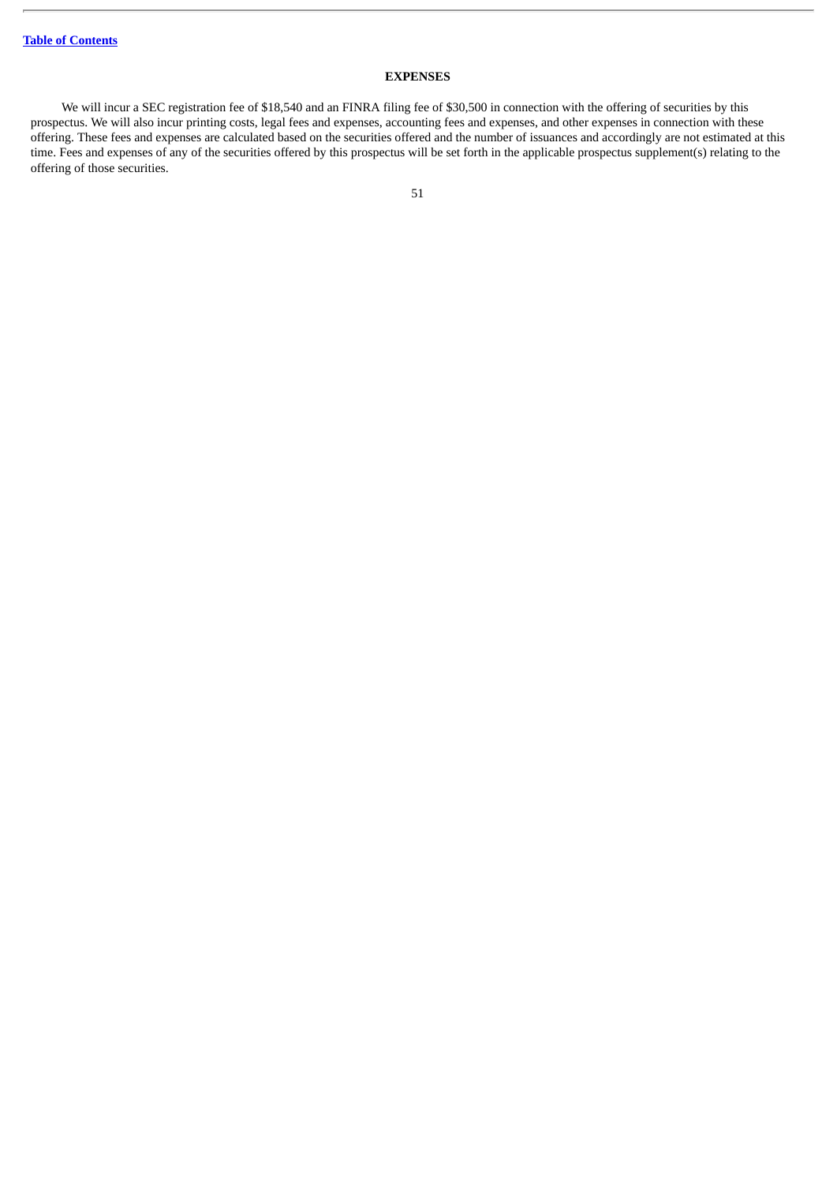## EXPENSES

We will incur a SEC registration fee of $18,540 and an FINRA filing fee of $30,500 in connection with the offering of securities by this prospectus. We will also incur printing costs, legal fees and expenses, accounting fees and expenses, and other expenses in connection with these offering. These fees and expenses are calculated based on the securities offered and the number of issuances and accordingly are not estimated at this time. Fees and expenses of any of the securities offered by this prospectus will be set forth in the applicable prospectus supplement(s) relating to the offering of those securities.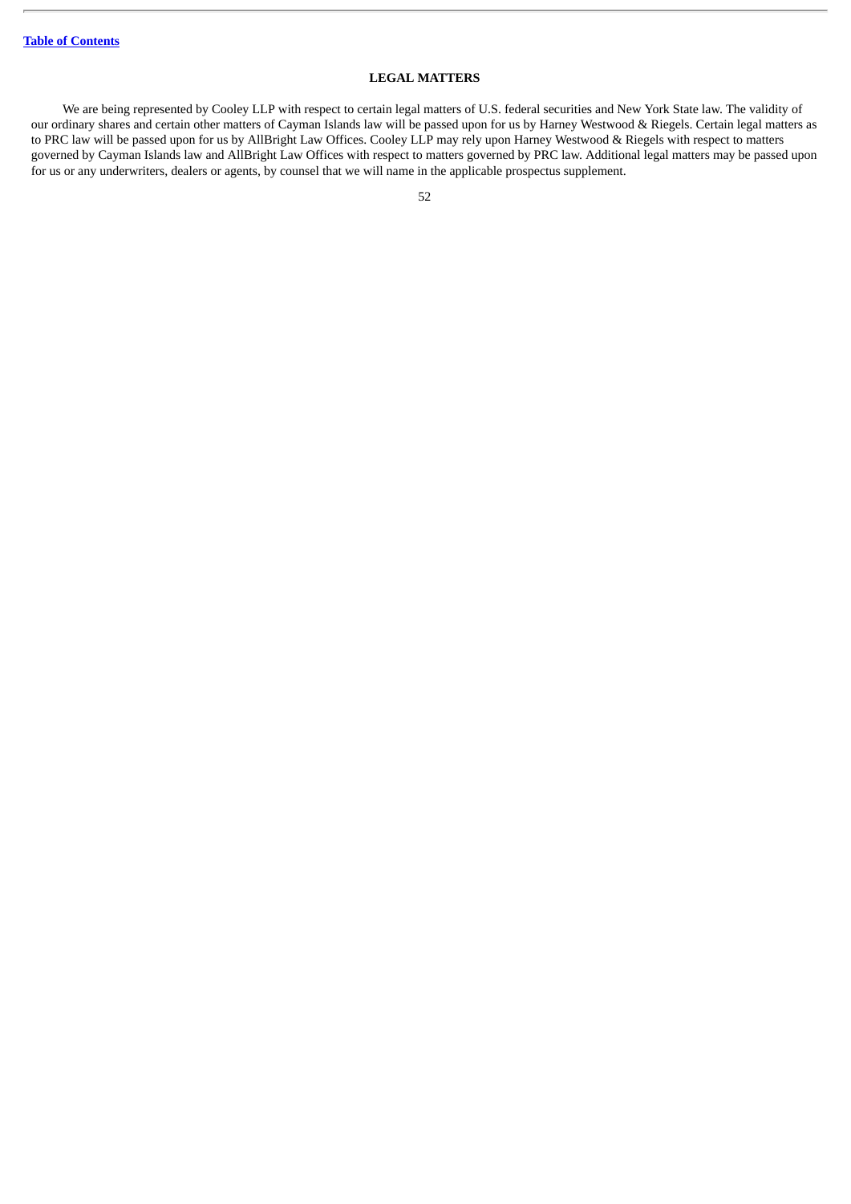## LEGAL MATTERS

We are being represented by Cooley LLP with respect to certain legal matters of U.S. federal securities and New York State law. The validity of our ordinary shares and certain other matters of Cayman Islands law will be passed upon for us by Harney Westwood & Riegels. Certain legal matters as to PRC law will be passed upon for us by AllBright Law Offices. Cooley LLP may rely upon Harney Westwood & Riegels with respect to matters governed by Cayman Islands law and AllBright Law Offices with respect to matters governed by PRC law. Additional legal matters may be passed upon for us or any underwriters, dealers or agents, by counsel that we will name in the applicable prospectus supplement.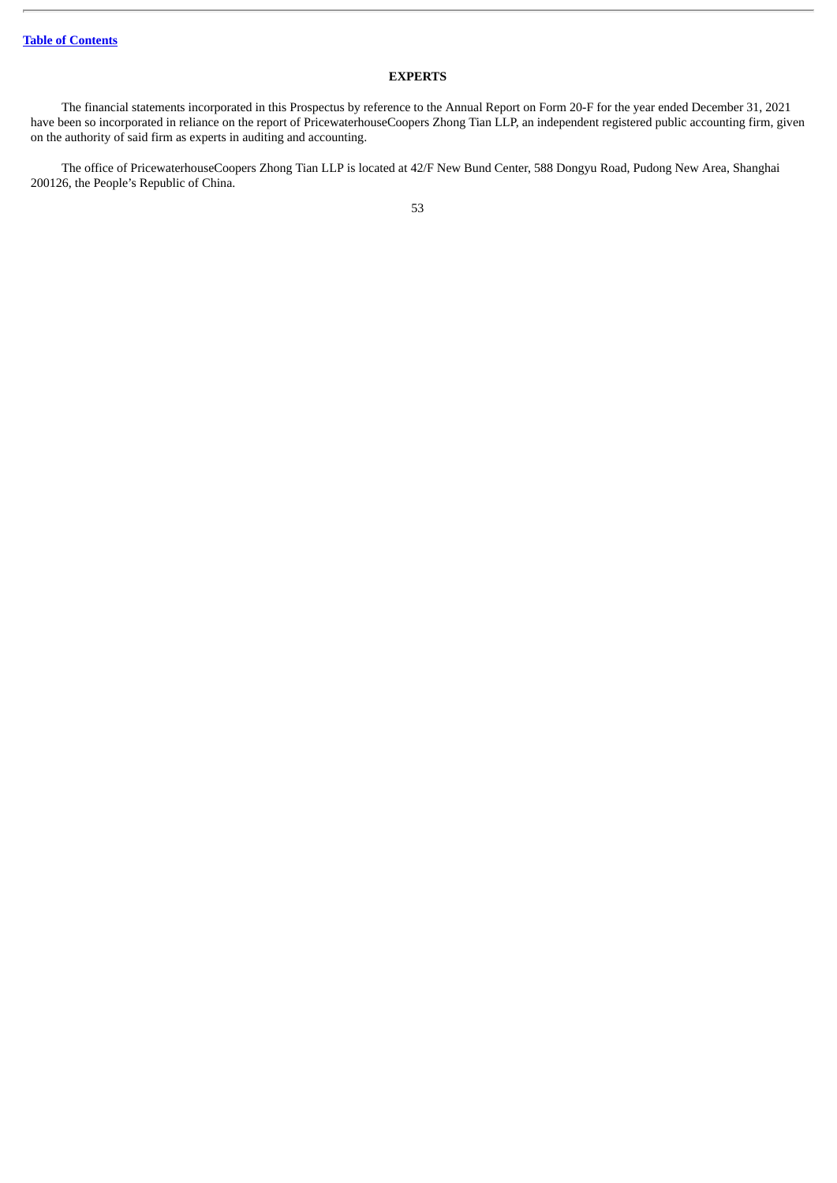## EXPERTS

The financial statements incorporated in this Prospectus by reference to the Annual Report on Form 20-F for the year ended December 31, 2021 have been so incorporated in reliance on the report of PricewaterhouseCoopers Zhong Tian LLP, an independent registered public accounting firm, given on the authority of said firm as experts in auditing and accounting.

The office of PricewaterhouseCoopers Zhong Tian LLP is located at 42/F New Bund Center, 588 Dongyu Road, Pudong New Area, Shanghai 200126, the People's Republic of China.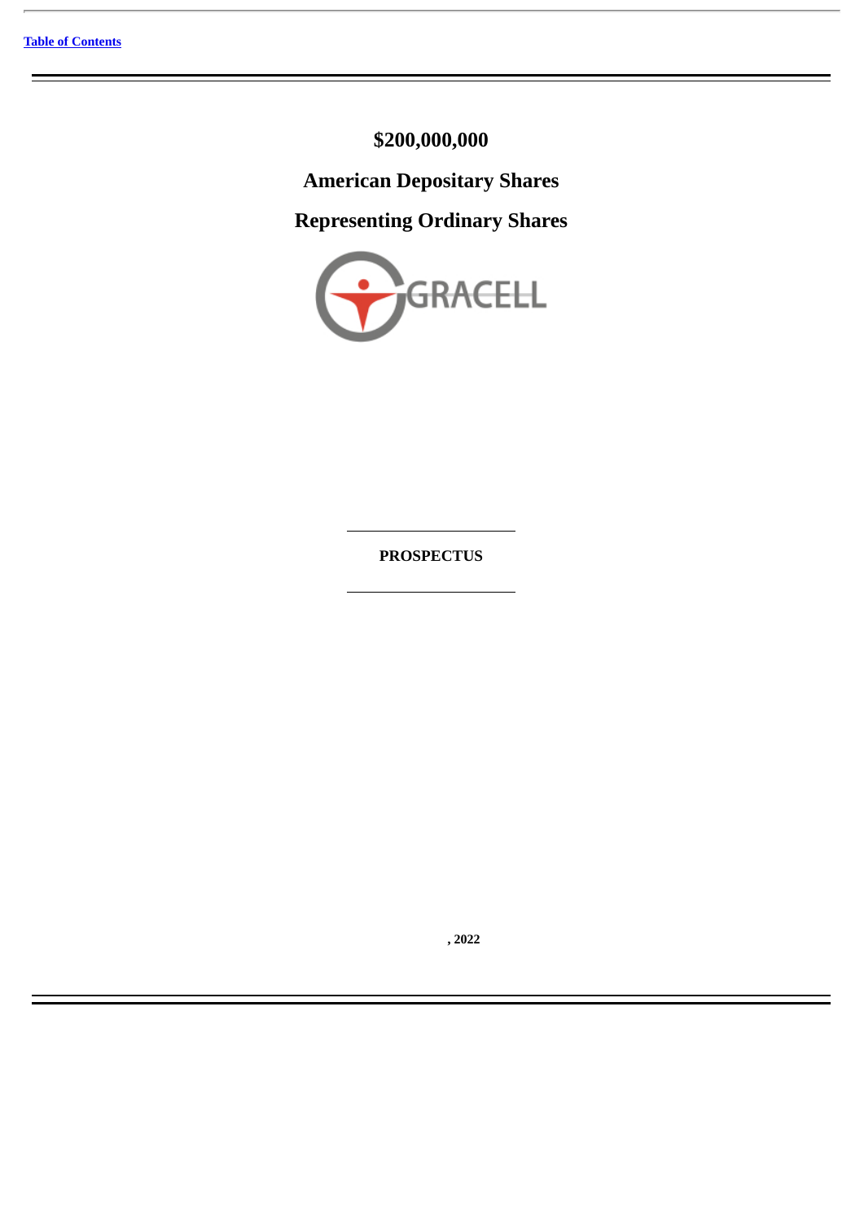# $200,000,000

## American Depositary Shares

## Representing Ordinary Shares

GRACELL

**PROSPECTUS**

, 2022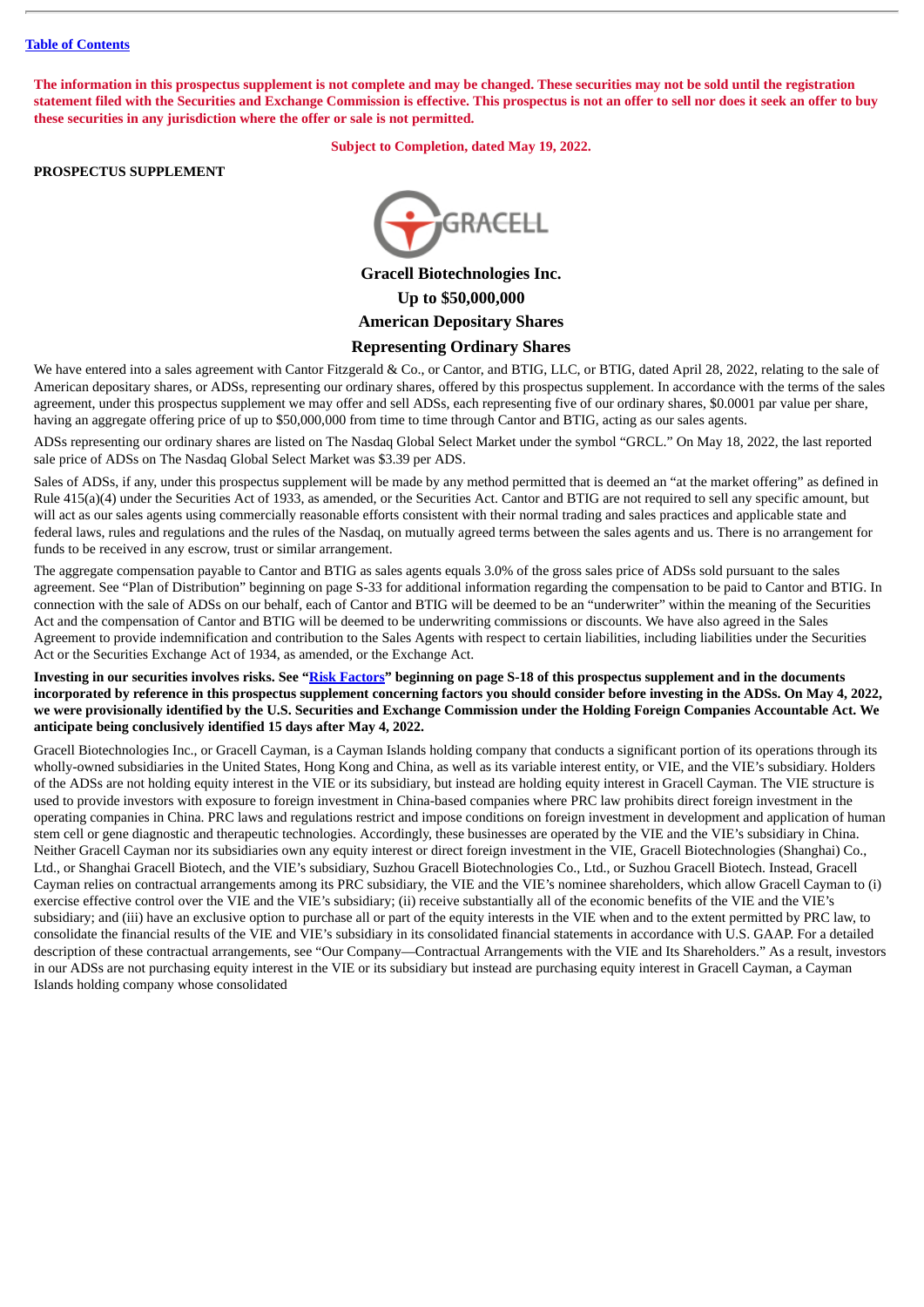[Table of Contents](#)

**The information in this prospectus supplement is not complete and may be changed. These securities may not be sold until the registration statement filed with the Securities and Exchange Commission is effective. This prospectus is not an offer to sell nor does it seek an offer to buy these securities in any jurisdiction where the offer or sale is not permitted.**

**Subject to Completion, dated May 19, 2022.**

**PROSPECTUS SUPPLEMENT**

# Gracell Biotechnologies Inc.

## Up to $50,000,000

## American Depositary Shares

## Representing Ordinary Shares

We have entered into a sales agreement with Cantor Fitzgerald & Co., or Cantor, and BTIG, LLC, or BTIG, dated April 28, 2022, relating to the sale of American depositary shares, or ADSs, representing our ordinary shares, offered by this prospectus supplement. In accordance with the terms of the sales agreement, under this prospectus supplement we may offer and sell ADSs, each representing five of our ordinary shares, $0.0001 par value per share, having an aggregate offering price of up to $50,000,000 from time to time through Cantor and BTIG, acting as our sales agents.

ADSs representing our ordinary shares are listed on The Nasdaq Global Select Market under the symbol "GRCL." On May 18, 2022, the last reported sale price of ADSs on The Nasdaq Global Select Market was $3.39 per ADS.

Sales of ADSs, if any, under this prospectus supplement will be made by any method permitted that is deemed an "at the market offering" as defined in Rule 415(a)(4) under the Securities Act of 1933, as amended, or the Securities Act. Cantor and BTIG are not required to sell any specific amount, but will act as our sales agents using commercially reasonable efforts consistent with their normal trading and sales practices and applicable state and federal laws, rules and regulations and the rules of the Nasdaq, on mutually agreed terms between the sales agents and us. There is no arrangement for funds to be received in any escrow, trust or similar arrangement.

The aggregate compensation payable to Cantor and BTIG as sales agents equals 3.0% of the gross sales price of ADSs sold pursuant to the sales agreement. See "Plan of Distribution" beginning on page S-33 for additional information regarding the compensation to be paid to Cantor and BTIG. In connection with the sale of ADSs on our behalf, each of Cantor and BTIG will be deemed to be an "underwriter" within the meaning of the Securities Act and the compensation of Cantor and BTIG will be deemed to be underwriting commissions or discounts. We have also agreed in the Sales Agreement to provide indemnification and contribution to the Sales Agents with respect to certain liabilities, including liabilities under the Securities Act or the Securities Exchange Act of 1934, as amended, or the Exchange Act.

**Investing in our securities involves risks. See "[Risk Factors](#)" beginning on page S-18 of this prospectus supplement and in the documents incorporated by reference in this prospectus supplement concerning factors you should consider before investing in the ADSs. On May 4, 2022, we were provisionally identified by the U.S. Securities and Exchange Commission under the Holding Foreign Companies Accountable Act. We anticipate being conclusively identified 15 days after May 4, 2022.**

Gracell Biotechnologies Inc., or Gracell Cayman, is a Cayman Islands holding company that conducts a significant portion of its operations through its wholly-owned subsidiaries in the United States, Hong Kong and China, as well as its variable interest entity, or VIE, and the VIE's subsidiary. Holders of the ADSs are not holding equity interest in the VIE or its subsidiary, but instead are holding equity interest in Gracell Cayman. The VIE structure is used to provide investors with exposure to foreign investment in China-based companies where PRC law prohibits direct foreign investment in the operating companies in China. PRC laws and regulations restrict and impose conditions on foreign investment in development and application of human stem cell or gene diagnostic and therapeutic technologies. Accordingly, these businesses are operated by the VIE and the VIE's subsidiary in China. Neither Gracell Cayman nor its subsidiaries own any equity interest or direct foreign investment in the VIE, Gracell Biotechnologies (Shanghai) Co., Ltd., or Shanghai Gracell Biotech, and the VIE's subsidiary, Suzhou Gracell Biotechnologies Co., Ltd., or Suzhou Gracell Biotech. Instead, Gracell Cayman relies on contractual arrangements among its PRC subsidiary, the VIE and the VIE's nominee shareholders, which allow Gracell Cayman to (i) exercise effective control over the VIE and the VIE's subsidiary; (ii) receive substantially all of the economic benefits of the VIE and the VIE's subsidiary; and (iii) have an exclusive option to purchase all or part of the equity interests in the VIE when and to the extent permitted by PRC law, to consolidate the financial results of the VIE and VIE's subsidiary in its consolidated financial statements in accordance with U.S. GAAP. For a detailed description of these contractual arrangements, see "Our Company—Contractual Arrangements with the VIE and Its Shareholders." As a result, investors in our ADSs are not purchasing equity interest in the VIE or its subsidiary but instead are purchasing equity interest in Gracell Cayman, a Cayman Islands holding company whose consolidated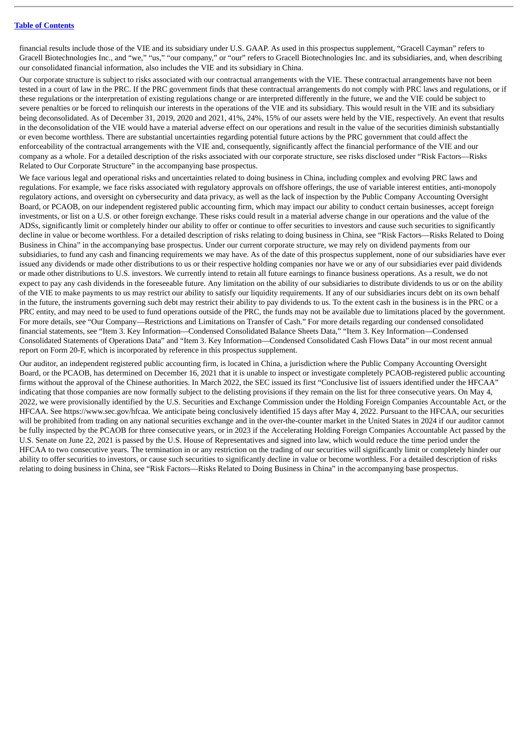financial results include those of the VIE and its subsidiary under U.S. GAAP. As used in this prospectus supplement, "Gracell Cayman" refers to Gracell Biotechnologies Inc., and "we," "us," "our company," or "our" refers to Gracell Biotechnologies Inc. and its subsidiaries, and, when describing our consolidated financial information, also includes the VIE and its subsidiary in China.

Our corporate structure is subject to risks associated with our contractual arrangements with the VIE. These contractual arrangements have not been tested in a court of law in the PRC. If the PRC government finds that these contractual arrangements do not comply with PRC laws and regulations, or if these regulations or the interpretation of existing regulations change or are interpreted differently in the future, we and the VIE could be subject to severe penalties or be forced to relinquish our interests in the operations of the VIE and its subsidiary. This would result in the VIE and its subsidiary being deconsolidated. As of December 31, 2019, 2020 and 2021, 41%, 24%, 15% of our assets were held by the VIE, respectively. An event that results in the deconsolidation of the VIE would have a material adverse effect on our operations and result in the value of the securities diminish substantially or even become worthless. There are substantial uncertainties regarding potential future actions by the PRC government that could affect the enforceability of the contractual arrangements with the VIE and, consequently, significantly affect the financial performance of the VIE and our company as a whole. For a detailed description of the risks associated with our corporate structure, see risks disclosed under "Risk Factors—Risks Related to Our Corporate Structure" in the accompanying base prospectus.

We face various legal and operational risks and uncertainties related to doing business in China, including complex and evolving PRC laws and regulations. For example, we face risks associated with regulatory approvals on offshore offerings, the use of variable interest entities, anti-monopoly regulatory actions, and oversight on cybersecurity and data privacy, as well as the lack of inspection by the Public Company Accounting Oversight Board, or PCAOB, on our independent registered public accounting firm, which may impact our ability to conduct certain businesses, accept foreign investments, or list on a U.S. or other foreign exchange. These risks could result in a material adverse change in our operations and the value of the ADSs, significantly limit or completely hinder our ability to offer or continue to offer securities to investors and cause such securities to significantly decline in value or become worthless. For a detailed description of risks relating to doing business in China, see "Risk Factors—Risks Related to Doing Business in China" in the accompanying base prospectus. Under our current corporate structure, we may rely on dividend payments from our subsidiaries, to fund any cash and financing requirements we may have. As of the date of this prospectus supplement, none of our subsidiaries have ever issued any dividends or made other distributions to us or their respective holding companies nor have we or any of our subsidiaries ever paid dividends or made other distributions to U.S. investors. We currently intend to retain all future earnings to finance business operations. As a result, we do not expect to pay any cash dividends in the foreseeable future. Any limitation on the ability of our subsidiaries to distribute dividends to us or on the ability of the VIE to make payments to us may restrict our ability to satisfy our liquidity requirements. If any of our subsidiaries incurs debt on its own behalf in the future, the instruments governing such debt may restrict their ability to pay dividends to us. To the extent cash in the business is in the PRC or a PRC entity, and may need to be used to fund operations outside of the PRC, the funds may not be available due to limitations placed by the government. For more details, see "Our Company—Restrictions and Limitations on Transfer of Cash." For more details regarding our condensed consolidated financial statements, see "Item 3. Key Information—Condensed Consolidated Balance Sheets Data," "Item 3. Key Information—Condensed Consolidated Statements of Operations Data" and "Item 3. Key Information—Condensed Consolidated Cash Flows Data" in our most recent annual report on Form 20-F, which is incorporated by reference in this prospectus supplement.

Our auditor, an independent registered public accounting firm, is located in China, a jurisdiction where the Public Company Accounting Oversight Board, or the PCAOB, has determined on December 16, 2021 that it is unable to inspect or investigate completely PCAOB-registered public accounting firms without the approval of the Chinese authorities. In March 2022, the SEC issued its first "Conclusive list of issuers identified under the HFCAA" indicating that those companies are now formally subject to the delisting provisions if they remain on the list for three consecutive years. On May 4, 2022, we were provisionally identified by the U.S. Securities and Exchange Commission under the Holding Foreign Companies Accountable Act, or the HFCAA. See https://www.sec.gov/hfcaa. We anticipate being conclusively identified 15 days after May 4, 2022. Pursuant to the HFCAA, our securities will be prohibited from trading on any national securities exchange and in the over-the-counter market in the United States in 2024 if our auditor cannot be fully inspected by the PCAOB for three consecutive years, or in 2023 if the Accelerating Holding Foreign Companies Accountable Act passed by the U.S. Senate on June 22, 2021 is passed by the U.S. House of Representatives and signed into law, which would reduce the time period under the HFCAA to two consecutive years. The termination in or any restriction on the trading of our securities will significantly limit or completely hinder our ability to offer securities to investors, or cause such securities to significantly decline in value or become worthless. For a detailed description of risks relating to doing business in China, see "Risk Factors—Risks Related to Doing Business in China" in the accompanying base prospectus.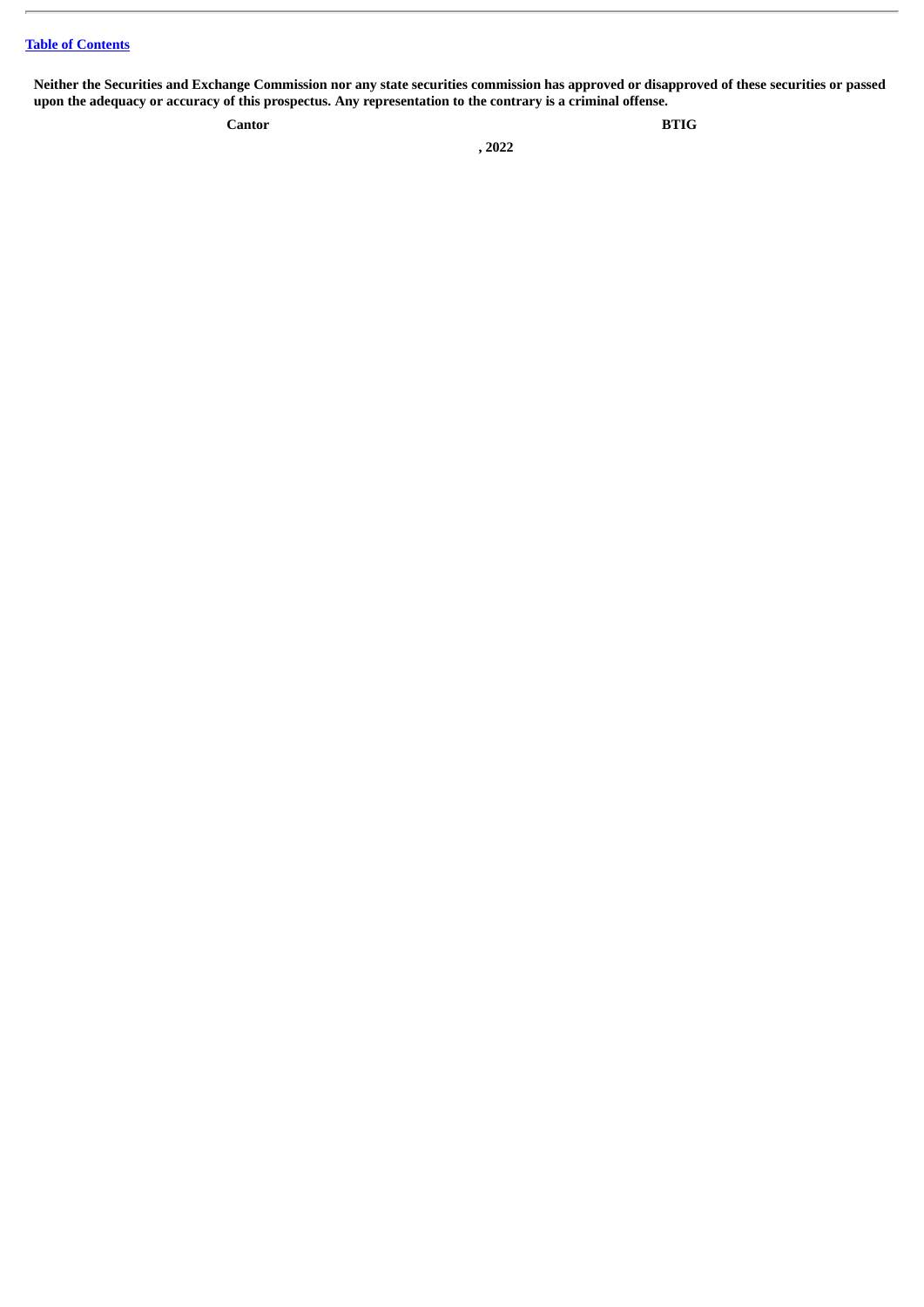[Table of Contents](#)

**Neither the Securities and Exchange Commission nor any state securities commission has approved or disapproved of these securities or passed upon the adequacy or accuracy of this prospectus. Any representation to the contrary is a criminal offense.**

**Cantor** **BTIG**

**, 2022**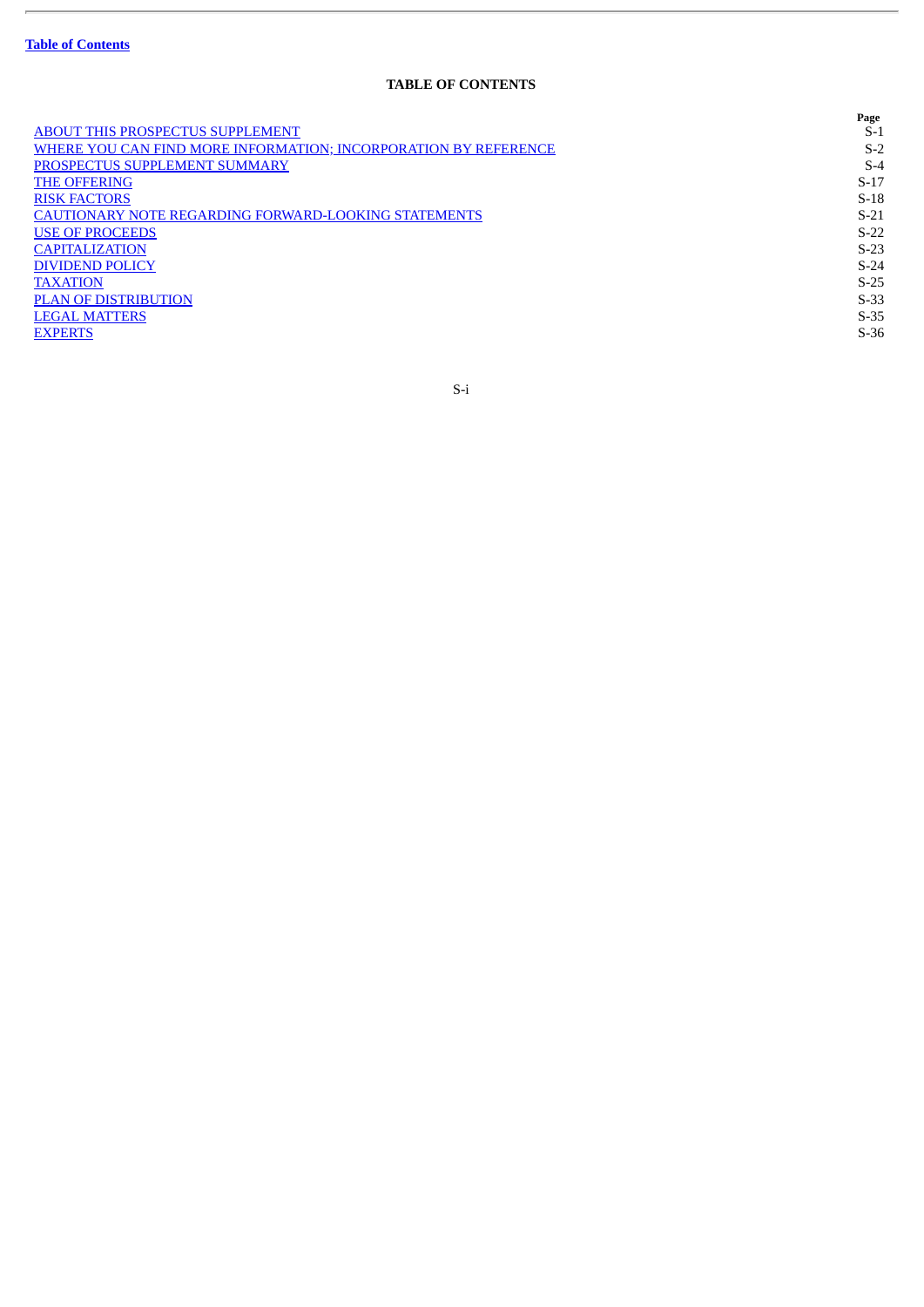## TABLE OF CONTENTS

| | Page |
|---|---|
| ABOUT THIS PROSPECTUS SUPPLEMENT | S-1 |
| WHERE YOU CAN FIND MORE INFORMATION; INCORPORATION BY REFERENCE | S-2 |
| PROSPECTUS SUPPLEMENT SUMMARY | S-4 |
| THE OFFERING | S-17 |
| RISK FACTORS | S-18 |
| CAUTIONARY NOTE REGARDING FORWARD-LOOKING STATEMENTS | S-21 |
| USE OF PROCEEDS | S-22 |
| CAPITALIZATION | S-23 |
| DIVIDEND POLICY | S-24 |
| TAXATION | S-25 |
| PLAN OF DISTRIBUTION | S-33 |
| LEGAL MATTERS | S-35 |
| EXPERTS | S-36 |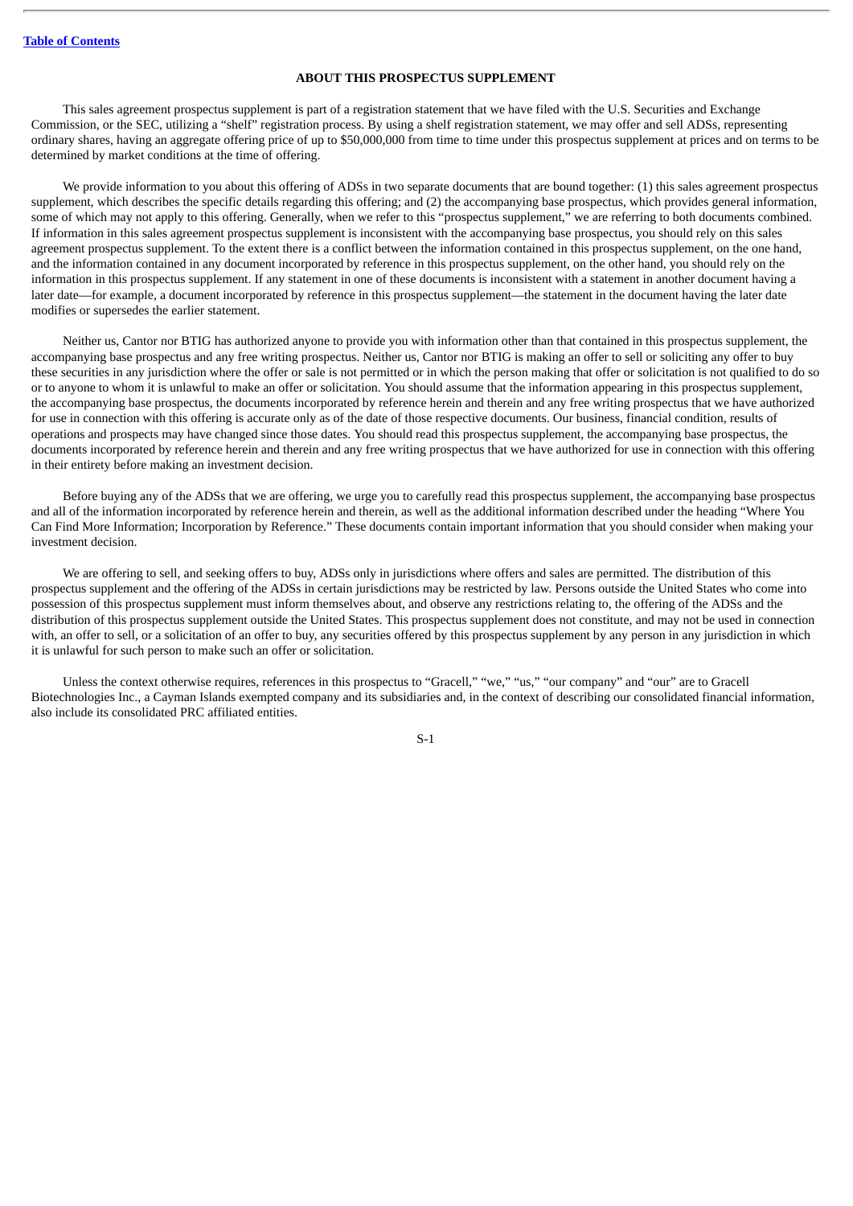## ABOUT THIS PROSPECTUS SUPPLEMENT

This sales agreement prospectus supplement is part of a registration statement that we have filed with the U.S. Securities and Exchange Commission, or the SEC, utilizing a "shelf" registration process. By using a shelf registration statement, we may offer and sell ADSs, representing ordinary shares, having an aggregate offering price of up to $50,000,000 from time to time under this prospectus supplement at prices and on terms to be determined by market conditions at the time of offering.

We provide information to you about this offering of ADSs in two separate documents that are bound together: (1) this sales agreement prospectus supplement, which describes the specific details regarding this offering; and (2) the accompanying base prospectus, which provides general information, some of which may not apply to this offering. Generally, when we refer to this "prospectus supplement," we are referring to both documents combined. If information in this sales agreement prospectus supplement is inconsistent with the accompanying base prospectus, you should rely on this sales agreement prospectus supplement. To the extent there is a conflict between the information contained in this prospectus supplement, on the one hand, and the information contained in any document incorporated by reference in this prospectus supplement, on the other hand, you should rely on the information in this prospectus supplement. If any statement in one of these documents is inconsistent with a statement in another document having a later date—for example, a document incorporated by reference in this prospectus supplement—the statement in the document having the later date modifies or supersedes the earlier statement.

Neither us, Cantor nor BTIG has authorized anyone to provide you with information other than that contained in this prospectus supplement, the accompanying base prospectus and any free writing prospectus. Neither us, Cantor nor BTIG is making an offer to sell or soliciting any offer to buy these securities in any jurisdiction where the offer or sale is not permitted or in which the person making that offer or solicitation is not qualified to do so or to anyone to whom it is unlawful to make an offer or solicitation. You should assume that the information appearing in this prospectus supplement, the accompanying base prospectus, the documents incorporated by reference herein and therein and any free writing prospectus that we have authorized for use in connection with this offering is accurate only as of the date of those respective documents. Our business, financial condition, results of operations and prospects may have changed since those dates. You should read this prospectus supplement, the accompanying base prospectus, the documents incorporated by reference herein and therein and any free writing prospectus that we have authorized for use in connection with this offering in their entirety before making an investment decision.

Before buying any of the ADSs that we are offering, we urge you to carefully read this prospectus supplement, the accompanying base prospectus and all of the information incorporated by reference herein and therein, as well as the additional information described under the heading "Where You Can Find More Information; Incorporation by Reference." These documents contain important information that you should consider when making your investment decision.

We are offering to sell, and seeking offers to buy, ADSs only in jurisdictions where offers and sales are permitted. The distribution of this prospectus supplement and the offering of the ADSs in certain jurisdictions may be restricted by law. Persons outside the United States who come into possession of this prospectus supplement must inform themselves about, and observe any restrictions relating to, the offering of the ADSs and the distribution of this prospectus supplement outside the United States. This prospectus supplement does not constitute, and may not be used in connection with, an offer to sell, or a solicitation of an offer to buy, any securities offered by this prospectus supplement by any person in any jurisdiction in which it is unlawful for such person to make such an offer or solicitation.

Unless the context otherwise requires, references in this prospectus to "Gracell," "we," "us," "our company" and "our" are to Gracell Biotechnologies Inc., a Cayman Islands exempted company and its subsidiaries and, in the context of describing our consolidated financial information, also include its consolidated PRC affiliated entities.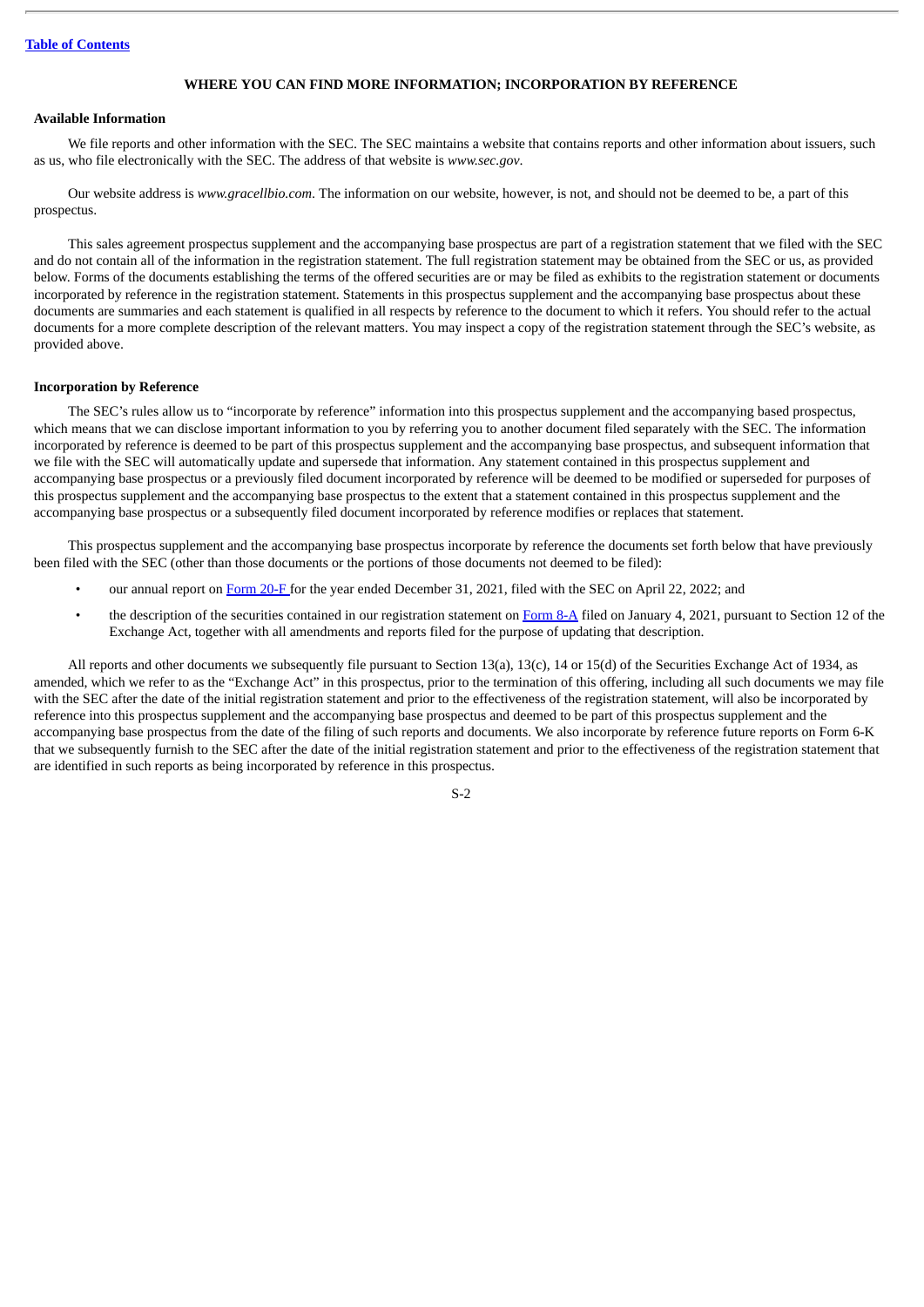[Table of Contents](#)

## WHERE YOU CAN FIND MORE INFORMATION; INCORPORATION BY REFERENCE

### Available Information

We file reports and other information with the SEC. The SEC maintains a website that contains reports and other information about issuers, such as us, who file electronically with the SEC. The address of that website is *www.sec.gov*.

Our website address is *www.gracellbio.com*. The information on our website, however, is not, and should not be deemed to be, a part of this prospectus.

This sales agreement prospectus supplement and the accompanying base prospectus are part of a registration statement that we filed with the SEC and do not contain all of the information in the registration statement. The full registration statement may be obtained from the SEC or us, as provided below. Forms of the documents establishing the terms of the offered securities are or may be filed as exhibits to the registration statement or documents incorporated by reference in the registration statement. Statements in this prospectus supplement and the accompanying base prospectus about these documents are summaries and each statement is qualified in all respects by reference to the document to which it refers. You should refer to the actual documents for a more complete description of the relevant matters. You may inspect a copy of the registration statement through the SEC's website, as provided above.

### Incorporation by Reference

The SEC's rules allow us to "incorporate by reference" information into this prospectus supplement and the accompanying based prospectus, which means that we can disclose important information to you by referring you to another document filed separately with the SEC. The information incorporated by reference is deemed to be part of this prospectus supplement and the accompanying base prospectus, and subsequent information that we file with the SEC will automatically update and supersede that information. Any statement contained in this prospectus supplement and accompanying base prospectus or a previously filed document incorporated by reference will be deemed to be modified or superseded for purposes of this prospectus supplement and the accompanying base prospectus to the extent that a statement contained in this prospectus supplement and the accompanying base prospectus or a subsequently filed document incorporated by reference modifies or replaces that statement.

This prospectus supplement and the accompanying base prospectus incorporate by reference the documents set forth below that have previously been filed with the SEC (other than those documents or the portions of those documents not deemed to be filed):

- our annual report on Form 20-F for the year ended December 31, 2021, filed with the SEC on April 22, 2022; and
- the description of the securities contained in our registration statement on Form 8-A filed on January 4, 2021, pursuant to Section 12 of the Exchange Act, together with all amendments and reports filed for the purpose of updating that description.

All reports and other documents we subsequently file pursuant to Section 13(a), 13(c), 14 or 15(d) of the Securities Exchange Act of 1934, as amended, which we refer to as the "Exchange Act" in this prospectus, prior to the termination of this offering, including all such documents we may file with the SEC after the date of the initial registration statement and prior to the effectiveness of the registration statement, will also be incorporated by reference into this prospectus supplement and the accompanying base prospectus and deemed to be part of this prospectus supplement and the accompanying base prospectus from the date of the filing of such reports and documents. We also incorporate by reference future reports on Form 6-K that we subsequently furnish to the SEC after the date of the initial registration statement and prior to the effectiveness of the registration statement that are identified in such reports as being incorporated by reference in this prospectus.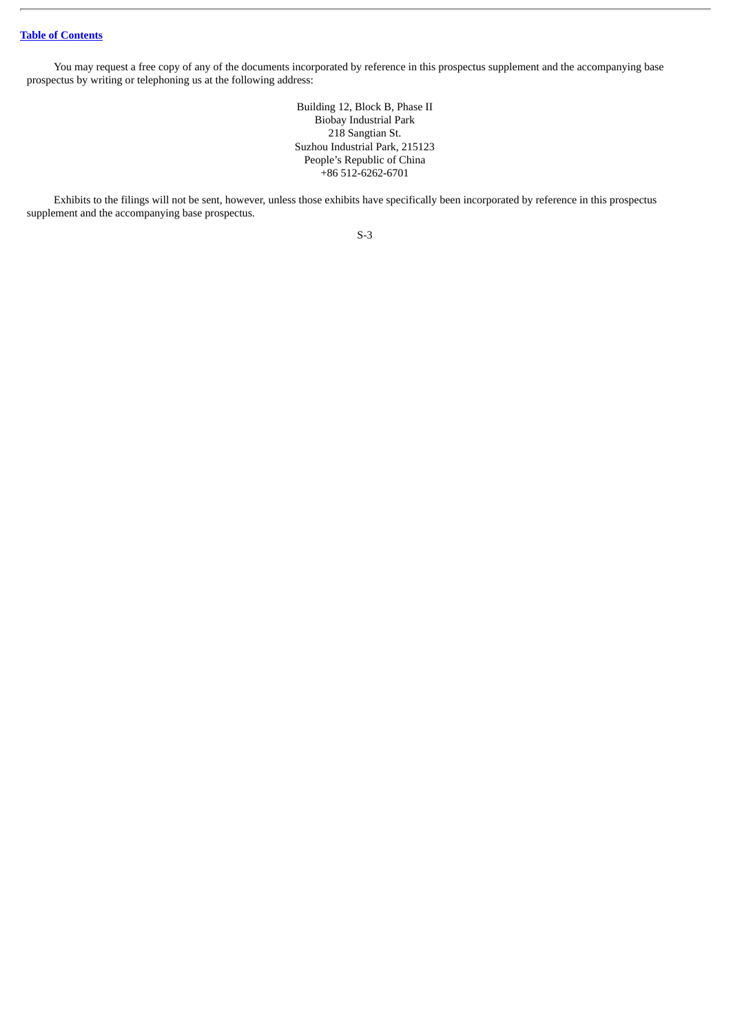You may request a free copy of any of the documents incorporated by reference in this prospectus supplement and the accompanying base prospectus by writing or telephoning us at the following address:

Building 12, Block B, Phase II
Biobay Industrial Park
218 Sangtian St.
Suzhou Industrial Park, 215123
People's Republic of China
+86 512-6262-6701

Exhibits to the filings will not be sent, however, unless those exhibits have specifically been incorporated by reference in this prospectus supplement and the accompanying base prospectus.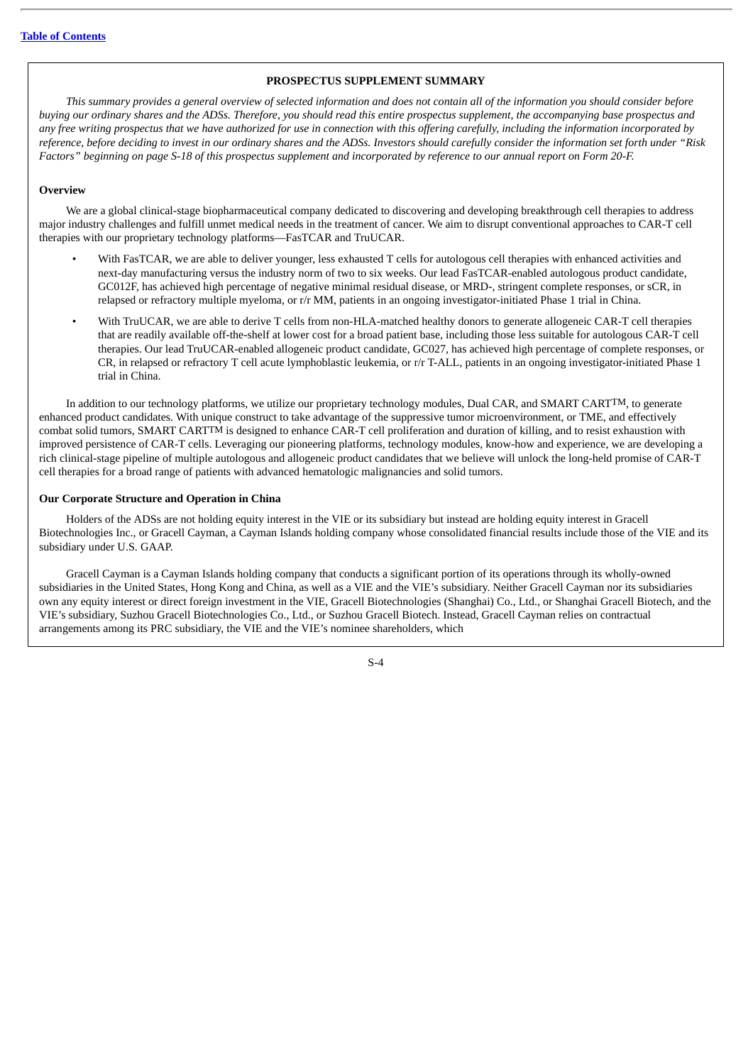# PROSPECTUS SUPPLEMENT SUMMARY

*This summary provides a general overview of selected information and does not contain all of the information you should consider before buying our ordinary shares and the ADSs. Therefore, you should read this entire prospectus supplement, the accompanying base prospectus and any free writing prospectus that we have authorized for use in connection with this offering carefully, including the information incorporated by reference, before deciding to invest in our ordinary shares and the ADSs. Investors should carefully consider the information set forth under "Risk Factors" beginning on page S-18 of this prospectus supplement and incorporated by reference to our annual report on Form 20-F.*

## Overview

We are a global clinical-stage biopharmaceutical company dedicated to discovering and developing breakthrough cell therapies to address major industry challenges and fulfill unmet medical needs in the treatment of cancer. We aim to disrupt conventional approaches to CAR-T cell therapies with our proprietary technology platforms—FasTCAR and TruUCAR.

- With FasTCAR, we are able to deliver younger, less exhausted T cells for autologous cell therapies with enhanced activities and next-day manufacturing versus the industry norm of two to six weeks. Our lead FasTCAR-enabled autologous product candidate, GC012F, has achieved high percentage of negative minimal residual disease, or MRD-, stringent complete responses, or sCR, in relapsed or refractory multiple myeloma, or r/r MM, patients in an ongoing investigator-initiated Phase 1 trial in China.
- With TruUCAR, we are able to derive T cells from non-HLA-matched healthy donors to generate allogeneic CAR-T cell therapies that are readily available off-the-shelf at lower cost for a broad patient base, including those less suitable for autologous CAR-T cell therapies. Our lead TruUCAR-enabled allogeneic product candidate, GC027, has achieved high percentage of complete responses, or CR, in relapsed or refractory T cell acute lymphoblastic leukemia, or r/r T-ALL, patients in an ongoing investigator-initiated Phase 1 trial in China.

In addition to our technology platforms, we utilize our proprietary technology modules, Dual CAR, and SMART CART™, to generate enhanced product candidates. With unique construct to take advantage of the suppressive tumor microenvironment, or TME, and effectively combat solid tumors, SMART CART™ is designed to enhance CAR-T cell proliferation and duration of killing, and to resist exhaustion with improved persistence of CAR-T cells. Leveraging our pioneering platforms, technology modules, know-how and experience, we are developing a rich clinical-stage pipeline of multiple autologous and allogeneic product candidates that we believe will unlock the long-held promise of CAR-T cell therapies for a broad range of patients with advanced hematologic malignancies and solid tumors.

## Our Corporate Structure and Operation in China

Holders of the ADSs are not holding equity interest in the VIE or its subsidiary but instead are holding equity interest in Gracell Biotechnologies Inc., or Gracell Cayman, a Cayman Islands holding company whose consolidated financial results include those of the VIE and its subsidiary under U.S. GAAP.

Gracell Cayman is a Cayman Islands holding company that conducts a significant portion of its operations through its wholly-owned subsidiaries in the United States, Hong Kong and China, as well as a VIE and the VIE's subsidiary. Neither Gracell Cayman nor its subsidiaries own any equity interest or direct foreign investment in the VIE, Gracell Biotechnologies (Shanghai) Co., Ltd., or Shanghai Gracell Biotech, and the VIE's subsidiary, Suzhou Gracell Biotechnologies Co., Ltd., or Suzhou Gracell Biotech. Instead, Gracell Cayman relies on contractual arrangements among its PRC subsidiary, the VIE and the VIE's nominee shareholders, which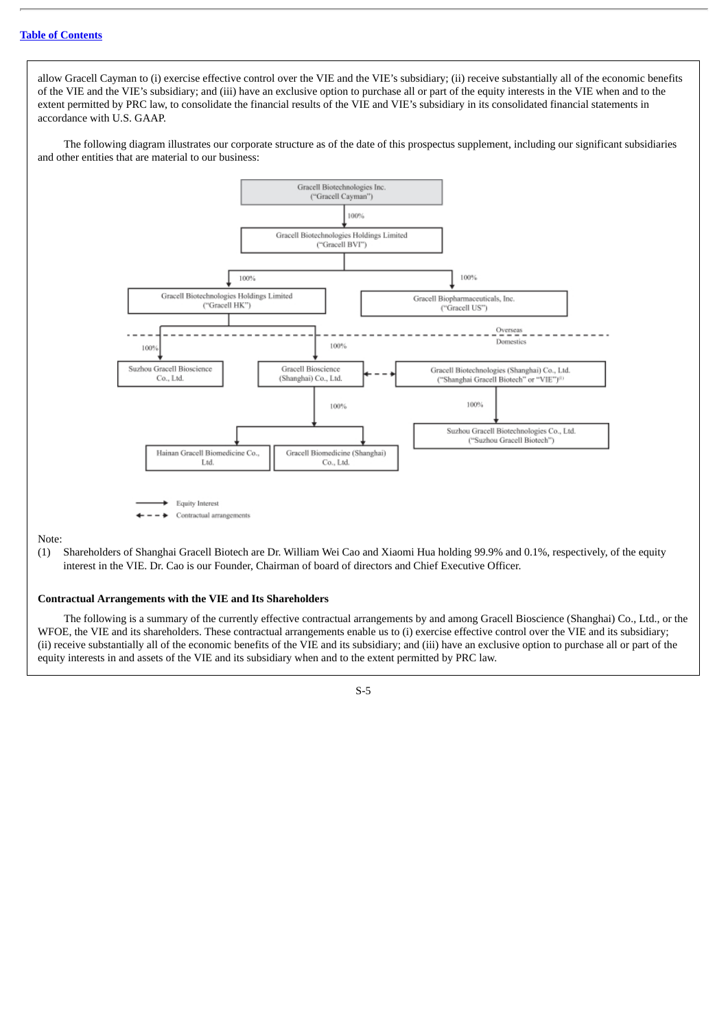allow Gracell Cayman to (i) exercise effective control over the VIE and the VIE's subsidiary; (ii) receive substantially all of the economic benefits of the VIE and the VIE's subsidiary; and (iii) have an exclusive option to purchase all or part of the equity interests in the VIE when and to the extent permitted by PRC law, to consolidate the financial results of the VIE and VIE's subsidiary in its consolidated financial statements in accordance with U.S. GAAP.

The following diagram illustrates our corporate structure as of the date of this prospectus supplement, including our significant subsidiaries and other entities that are material to our business:

Gracell Biotechnologies Inc. ("Gracell Cayman")

100%

Gracell Biotechnologies Holdings Limited ("Gracell BVI")

100% — Gracell Biotechnologies Holdings Limited ("Gracell HK")

100% — Gracell Biopharmaceuticals, Inc. ("Gracell US")

Overseas

Domestics

100% — Suzhou Gracell Bioscience Co., Ltd.

100% — Gracell Bioscience (Shanghai) Co., Ltd.

Gracell Biotechnologies (Shanghai) Co., Ltd. ("Shanghai Gracell Biotech" or "VIE")[1]

100% — Hainan Gracell Biomedicine Co., Ltd.

100% — Gracell Biomedicine (Shanghai) Co., Ltd.

100% — Suzhou Gracell Biotechnologies Co., Ltd. ("Suzhou Gracell Biotech")

Equity Interest

Contractual arrangements

Note:

(1) Shareholders of Shanghai Gracell Biotech are Dr. William Wei Cao and Xiaomi Hua holding 99.9% and 0.1%, respectively, of the equity interest in the VIE. Dr. Cao is our Founder, Chairman of board of directors and Chief Executive Officer.

**Contractual Arrangements with the VIE and Its Shareholders**

The following is a summary of the currently effective contractual arrangements by and among Gracell Bioscience (Shanghai) Co., Ltd., or the WFOE, the VIE and its shareholders. These contractual arrangements enable us to (i) exercise effective control over the VIE and its subsidiary; (ii) receive substantially all of the economic benefits of the VIE and its subsidiary; and (iii) have an exclusive option to purchase all or part of the equity interests in and assets of the VIE and its subsidiary when and to the extent permitted by PRC law.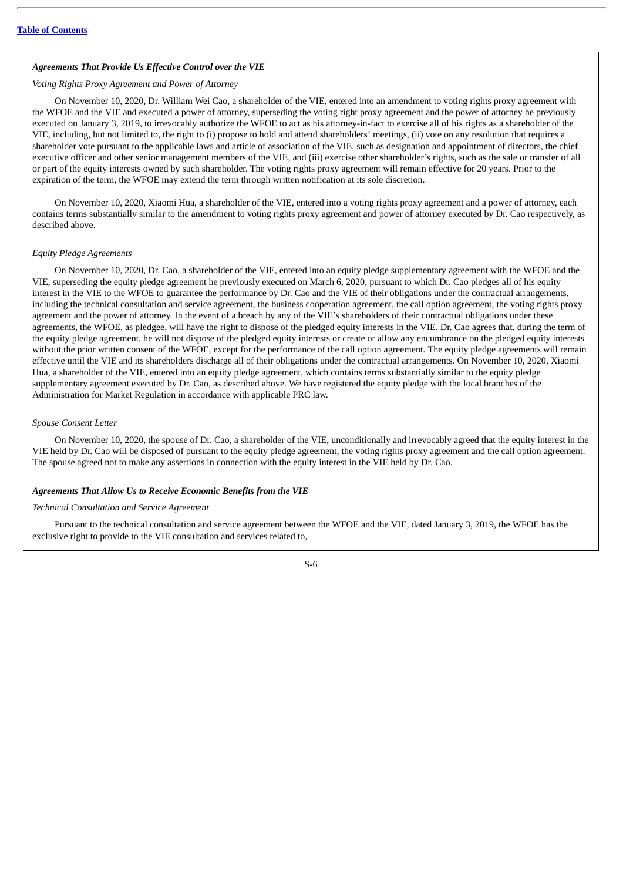***Agreements That Provide Us Effective Control over the VIE***

*Voting Rights Proxy Agreement and Power of Attorney*

On November 10, 2020, Dr. William Wei Cao, a shareholder of the VIE, entered into an amendment to voting rights proxy agreement with the WFOE and the VIE and executed a power of attorney, superseding the voting right proxy agreement and the power of attorney he previously executed on January 3, 2019, to irrevocably authorize the WFOE to act as his attorney-in-fact to exercise all of his rights as a shareholder of the VIE, including, but not limited to, the right to (i) propose to hold and attend shareholders' meetings, (ii) vote on any resolution that requires a shareholder vote pursuant to the applicable laws and article of association of the VIE, such as designation and appointment of directors, the chief executive officer and other senior management members of the VIE, and (iii) exercise other shareholder's rights, such as the sale or transfer of all or part of the equity interests owned by such shareholder. The voting rights proxy agreement will remain effective for 20 years. Prior to the expiration of the term, the WFOE may extend the term through written notification at its sole discretion.

On November 10, 2020, Xiaomi Hua, a shareholder of the VIE, entered into a voting rights proxy agreement and a power of attorney, each contains terms substantially similar to the amendment to voting rights proxy agreement and power of attorney executed by Dr. Cao respectively, as described above.

*Equity Pledge Agreements*

On November 10, 2020, Dr. Cao, a shareholder of the VIE, entered into an equity pledge supplementary agreement with the WFOE and the VIE, superseding the equity pledge agreement he previously executed on March 6, 2020, pursuant to which Dr. Cao pledges all of his equity interest in the VIE to the WFOE to guarantee the performance by Dr. Cao and the VIE of their obligations under the contractual arrangements, including the technical consultation and service agreement, the business cooperation agreement, the call option agreement, the voting rights proxy agreement and the power of attorney. In the event of a breach by any of the VIE's shareholders of their contractual obligations under these agreements, the WFOE, as pledgee, will have the right to dispose of the pledged equity interests in the VIE. Dr. Cao agrees that, during the term of the equity pledge agreement, he will not dispose of the pledged equity interests or create or allow any encumbrance on the pledged equity interests without the prior written consent of the WFOE, except for the performance of the call option agreement. The equity pledge agreements will remain effective until the VIE and its shareholders discharge all of their obligations under the contractual arrangements. On November 10, 2020, Xiaomi Hua, a shareholder of the VIE, entered into an equity pledge agreement, which contains terms substantially similar to the equity pledge supplementary agreement executed by Dr. Cao, as described above. We have registered the equity pledge with the local branches of the Administration for Market Regulation in accordance with applicable PRC law.

*Spouse Consent Letter*

On November 10, 2020, the spouse of Dr. Cao, a shareholder of the VIE, unconditionally and irrevocably agreed that the equity interest in the VIE held by Dr. Cao will be disposed of pursuant to the equity pledge agreement, the voting rights proxy agreement and the call option agreement. The spouse agreed not to make any assertions in connection with the equity interest in the VIE held by Dr. Cao.

***Agreements That Allow Us to Receive Economic Benefits from the VIE***

*Technical Consultation and Service Agreement*

Pursuant to the technical consultation and service agreement between the WFOE and the VIE, dated January 3, 2019, the WFOE has the exclusive right to provide to the VIE consultation and services related to,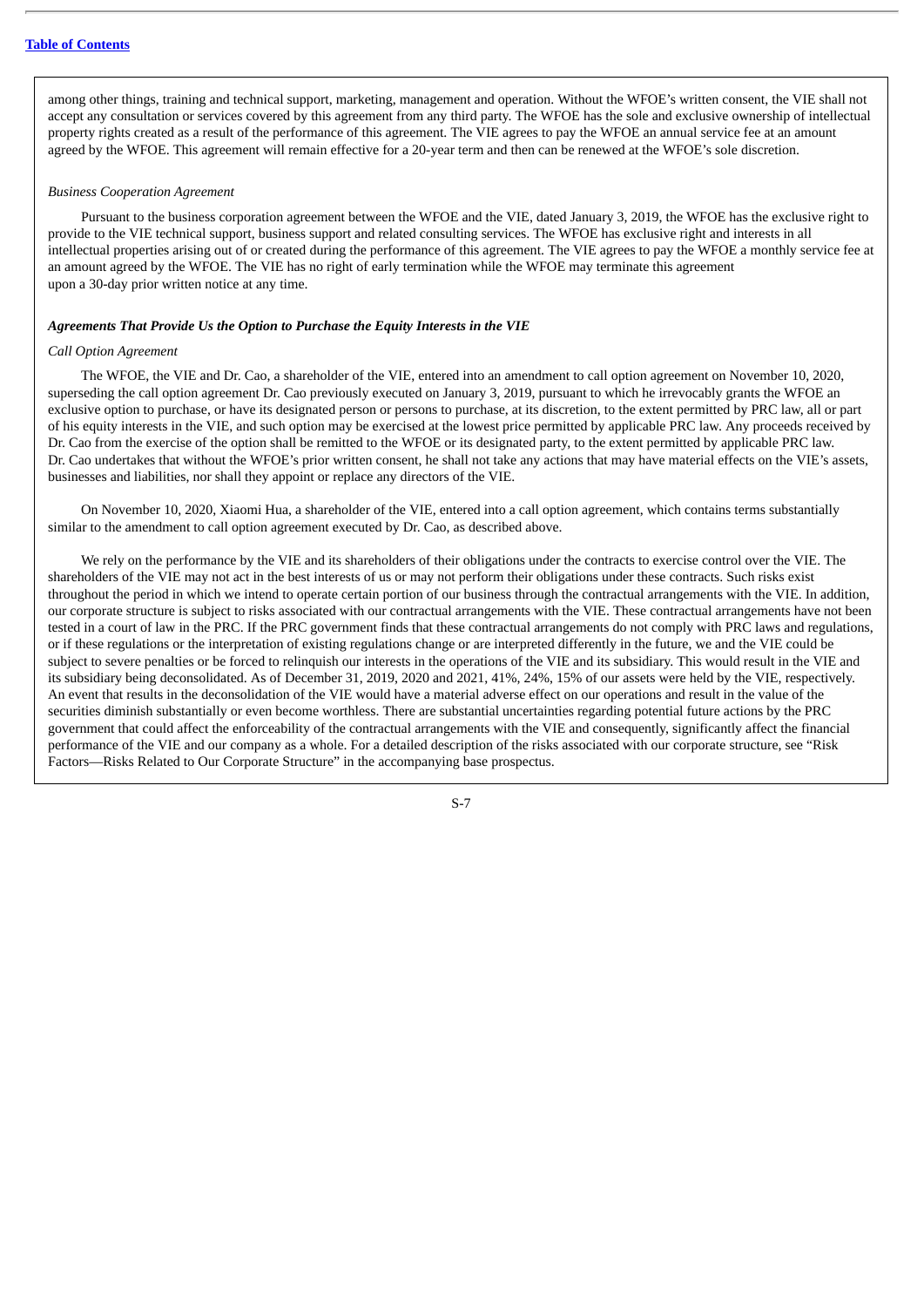among other things, training and technical support, marketing, management and operation. Without the WFOE's written consent, the VIE shall not accept any consultation or services covered by this agreement from any third party. The WFOE has the sole and exclusive ownership of intellectual property rights created as a result of the performance of this agreement. The VIE agrees to pay the WFOE an annual service fee at an amount agreed by the WFOE. This agreement will remain effective for a 20-year term and then can be renewed at the WFOE's sole discretion.

*Business Cooperation Agreement*

Pursuant to the business corporation agreement between the WFOE and the VIE, dated January 3, 2019, the WFOE has the exclusive right to provide to the VIE technical support, business support and related consulting services. The WFOE has exclusive right and interests in all intellectual properties arising out of or created during the performance of this agreement. The VIE agrees to pay the WFOE a monthly service fee at an amount agreed by the WFOE. The VIE has no right of early termination while the WFOE may terminate this agreement upon a 30-day prior written notice at any time.

***Agreements That Provide Us the Option to Purchase the Equity Interests in the VIE***

*Call Option Agreement*

The WFOE, the VIE and Dr. Cao, a shareholder of the VIE, entered into an amendment to call option agreement on November 10, 2020, superseding the call option agreement Dr. Cao previously executed on January 3, 2019, pursuant to which he irrevocably grants the WFOE an exclusive option to purchase, or have its designated person or persons to purchase, at its discretion, to the extent permitted by PRC law, all or part of his equity interests in the VIE, and such option may be exercised at the lowest price permitted by applicable PRC law. Any proceeds received by Dr. Cao from the exercise of the option shall be remitted to the WFOE or its designated party, to the extent permitted by applicable PRC law. Dr. Cao undertakes that without the WFOE's prior written consent, he shall not take any actions that may have material effects on the VIE's assets, businesses and liabilities, nor shall they appoint or replace any directors of the VIE.

On November 10, 2020, Xiaomi Hua, a shareholder of the VIE, entered into a call option agreement, which contains terms substantially similar to the amendment to call option agreement executed by Dr. Cao, as described above.

We rely on the performance by the VIE and its shareholders of their obligations under the contracts to exercise control over the VIE. The shareholders of the VIE may not act in the best interests of us or may not perform their obligations under these contracts. Such risks exist throughout the period in which we intend to operate certain portion of our business through the contractual arrangements with the VIE. In addition, our corporate structure is subject to risks associated with our contractual arrangements with the VIE. These contractual arrangements have not been tested in a court of law in the PRC. If the PRC government finds that these contractual arrangements do not comply with PRC laws and regulations, or if these regulations or the interpretation of existing regulations change or are interpreted differently in the future, we and the VIE could be subject to severe penalties or be forced to relinquish our interests in the operations of the VIE and its subsidiary. This would result in the VIE and its subsidiary being deconsolidated. As of December 31, 2019, 2020 and 2021, 41%, 24%, 15% of our assets were held by the VIE, respectively. An event that results in the deconsolidation of the VIE would have a material adverse effect on our operations and result in the value of the securities diminish substantially or even become worthless. There are substantial uncertainties regarding potential future actions by the PRC government that could affect the enforceability of the contractual arrangements with the VIE and consequently, significantly affect the financial performance of the VIE and our company as a whole. For a detailed description of the risks associated with our corporate structure, see "Risk Factors—Risks Related to Our Corporate Structure" in the accompanying base prospectus.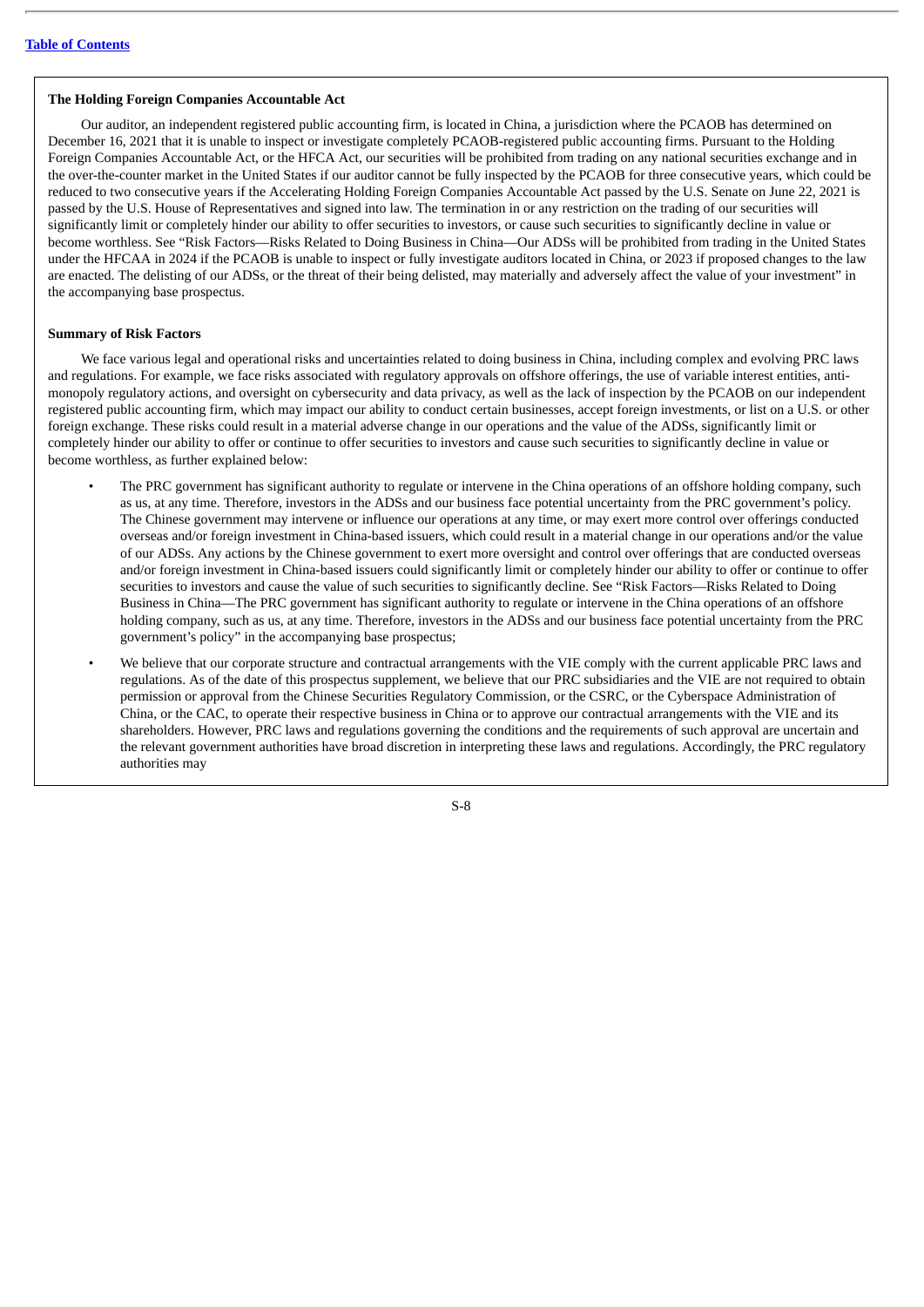### The Holding Foreign Companies Accountable Act

Our auditor, an independent registered public accounting firm, is located in China, a jurisdiction where the PCAOB has determined on December 16, 2021 that it is unable to inspect or investigate completely PCAOB-registered public accounting firms. Pursuant to the Holding Foreign Companies Accountable Act, or the HFCA Act, our securities will be prohibited from trading on any national securities exchange and in the over-the-counter market in the United States if our auditor cannot be fully inspected by the PCAOB for three consecutive years, which could be reduced to two consecutive years if the Accelerating Holding Foreign Companies Accountable Act passed by the U.S. Senate on June 22, 2021 is passed by the U.S. House of Representatives and signed into law. The termination in or any restriction on the trading of our securities will significantly limit or completely hinder our ability to offer securities to investors, or cause such securities to significantly decline in value or become worthless. See "Risk Factors—Risks Related to Doing Business in China—Our ADSs will be prohibited from trading in the United States under the HFCAA in 2024 if the PCAOB is unable to inspect or fully investigate auditors located in China, or 2023 if proposed changes to the law are enacted. The delisting of our ADSs, or the threat of their being delisted, may materially and adversely affect the value of your investment" in the accompanying base prospectus.

### Summary of Risk Factors

We face various legal and operational risks and uncertainties related to doing business in China, including complex and evolving PRC laws and regulations. For example, we face risks associated with regulatory approvals on offshore offerings, the use of variable interest entities, anti-monopoly regulatory actions, and oversight on cybersecurity and data privacy, as well as the lack of inspection by the PCAOB on our independent registered public accounting firm, which may impact our ability to conduct certain businesses, accept foreign investments, or list on a U.S. or other foreign exchange. These risks could result in a material adverse change in our operations and the value of the ADSs, significantly limit or completely hinder our ability to offer or continue to offer securities to investors and cause such securities to significantly decline in value or become worthless, as further explained below:

- The PRC government has significant authority to regulate or intervene in the China operations of an offshore holding company, such as us, at any time. Therefore, investors in the ADSs and our business face potential uncertainty from the PRC government's policy. The Chinese government may intervene or influence our operations at any time, or may exert more control over offerings conducted overseas and/or foreign investment in China-based issuers, which could result in a material change in our operations and/or the value of our ADSs. Any actions by the Chinese government to exert more oversight and control over offerings that are conducted overseas and/or foreign investment in China-based issuers could significantly limit or completely hinder our ability to offer or continue to offer securities to investors and cause the value of such securities to significantly decline. See "Risk Factors—Risks Related to Doing Business in China—The PRC government has significant authority to regulate or intervene in the China operations of an offshore holding company, such as us, at any time. Therefore, investors in the ADSs and our business face potential uncertainty from the PRC government's policy" in the accompanying base prospectus;
- We believe that our corporate structure and contractual arrangements with the VIE comply with the current applicable PRC laws and regulations. As of the date of this prospectus supplement, we believe that our PRC subsidiaries and the VIE are not required to obtain permission or approval from the Chinese Securities Regulatory Commission, or the CSRC, or the Cyberspace Administration of China, or the CAC, to operate their respective business in China or to approve our contractual arrangements with the VIE and its shareholders. However, PRC laws and regulations governing the conditions and the requirements of such approval are uncertain and the relevant government authorities have broad discretion in interpreting these laws and regulations. Accordingly, the PRC regulatory authorities may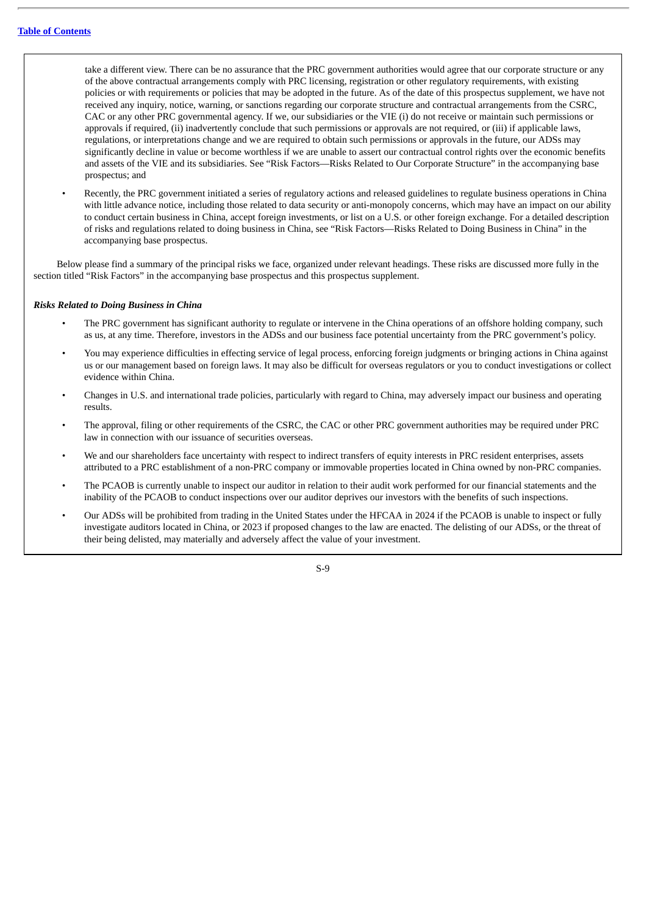take a different view. There can be no assurance that the PRC government authorities would agree that our corporate structure or any of the above contractual arrangements comply with PRC licensing, registration or other regulatory requirements, with existing policies or with requirements or policies that may be adopted in the future. As of the date of this prospectus supplement, we have not received any inquiry, notice, warning, or sanctions regarding our corporate structure and contractual arrangements from the CSRC, CAC or any other PRC governmental agency. If we, our subsidiaries or the VIE (i) do not receive or maintain such permissions or approvals if required, (ii) inadvertently conclude that such permissions or approvals are not required, or (iii) if applicable laws, regulations, or interpretations change and we are required to obtain such permissions or approvals in the future, our ADSs may significantly decline in value or become worthless if we are unable to assert our contractual control rights over the economic benefits and assets of the VIE and its subsidiaries. See "Risk Factors—Risks Related to Our Corporate Structure" in the accompanying base prospectus; and

- Recently, the PRC government initiated a series of regulatory actions and released guidelines to regulate business operations in China with little advance notice, including those related to data security or anti-monopoly concerns, which may have an impact on our ability to conduct certain business in China, accept foreign investments, or list on a U.S. or other foreign exchange. For a detailed description of risks and regulations related to doing business in China, see "Risk Factors—Risks Related to Doing Business in China" in the accompanying base prospectus.

Below please find a summary of the principal risks we face, organized under relevant headings. These risks are discussed more fully in the section titled "Risk Factors" in the accompanying base prospectus and this prospectus supplement.

***Risks Related to Doing Business in China***

- The PRC government has significant authority to regulate or intervene in the China operations of an offshore holding company, such as us, at any time. Therefore, investors in the ADSs and our business face potential uncertainty from the PRC government's policy.
- You may experience difficulties in effecting service of legal process, enforcing foreign judgments or bringing actions in China against us or our management based on foreign laws. It may also be difficult for overseas regulators or you to conduct investigations or collect evidence within China.
- Changes in U.S. and international trade policies, particularly with regard to China, may adversely impact our business and operating results.
- The approval, filing or other requirements of the CSRC, the CAC or other PRC government authorities may be required under PRC law in connection with our issuance of securities overseas.
- We and our shareholders face uncertainty with respect to indirect transfers of equity interests in PRC resident enterprises, assets attributed to a PRC establishment of a non-PRC company or immovable properties located in China owned by non-PRC companies.
- The PCAOB is currently unable to inspect our auditor in relation to their audit work performed for our financial statements and the inability of the PCAOB to conduct inspections over our auditor deprives our investors with the benefits of such inspections.
- Our ADSs will be prohibited from trading in the United States under the HFCAA in 2024 if the PCAOB is unable to inspect or fully investigate auditors located in China, or 2023 if proposed changes to the law are enacted. The delisting of our ADSs, or the threat of their being delisted, may materially and adversely affect the value of your investment.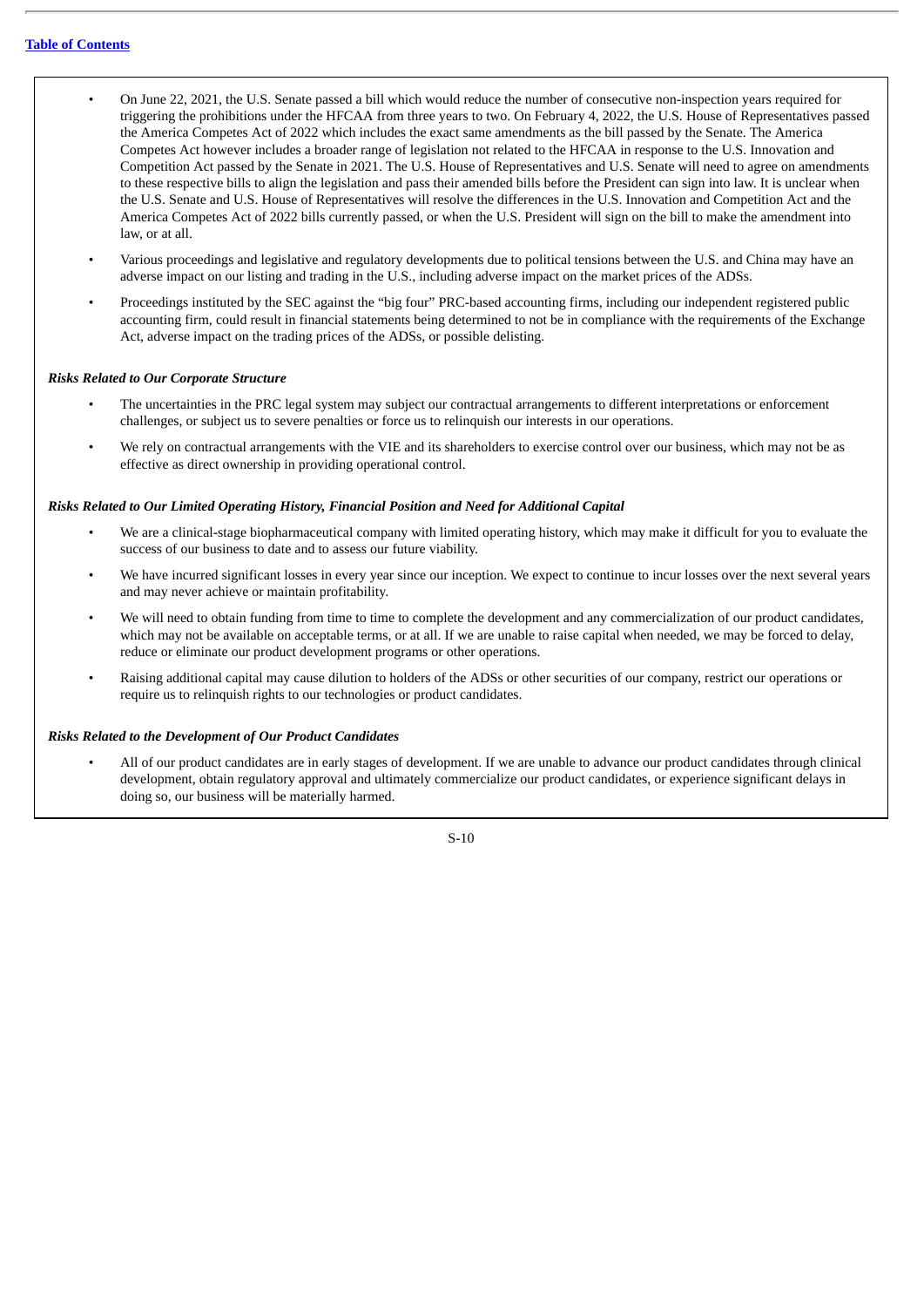- On June 22, 2021, the U.S. Senate passed a bill which would reduce the number of consecutive non-inspection years required for triggering the prohibitions under the HFCAA from three years to two. On February 4, 2022, the U.S. House of Representatives passed the America Competes Act of 2022 which includes the exact same amendments as the bill passed by the Senate. The America Competes Act however includes a broader range of legislation not related to the HFCAA in response to the U.S. Innovation and Competition Act passed by the Senate in 2021. The U.S. House of Representatives and U.S. Senate will need to agree on amendments to these respective bills to align the legislation and pass their amended bills before the President can sign into law. It is unclear when the U.S. Senate and U.S. House of Representatives will resolve the differences in the U.S. Innovation and Competition Act and the America Competes Act of 2022 bills currently passed, or when the U.S. President will sign on the bill to make the amendment into law, or at all.
- Various proceedings and legislative and regulatory developments due to political tensions between the U.S. and China may have an adverse impact on our listing and trading in the U.S., including adverse impact on the market prices of the ADSs.
- Proceedings instituted by the SEC against the "big four" PRC-based accounting firms, including our independent registered public accounting firm, could result in financial statements being determined to not be in compliance with the requirements of the Exchange Act, adverse impact on the trading prices of the ADSs, or possible delisting.

***Risks Related to Our Corporate Structure***

- The uncertainties in the PRC legal system may subject our contractual arrangements to different interpretations or enforcement challenges, or subject us to severe penalties or force us to relinquish our interests in our operations.
- We rely on contractual arrangements with the VIE and its shareholders to exercise control over our business, which may not be as effective as direct ownership in providing operational control.

***Risks Related to Our Limited Operating History, Financial Position and Need for Additional Capital***

- We are a clinical-stage biopharmaceutical company with limited operating history, which may make it difficult for you to evaluate the success of our business to date and to assess our future viability.
- We have incurred significant losses in every year since our inception. We expect to continue to incur losses over the next several years and may never achieve or maintain profitability.
- We will need to obtain funding from time to time to complete the development and any commercialization of our product candidates, which may not be available on acceptable terms, or at all. If we are unable to raise capital when needed, we may be forced to delay, reduce or eliminate our product development programs or other operations.
- Raising additional capital may cause dilution to holders of the ADSs or other securities of our company, restrict our operations or require us to relinquish rights to our technologies or product candidates.

***Risks Related to the Development of Our Product Candidates***

- All of our product candidates are in early stages of development. If we are unable to advance our product candidates through clinical development, obtain regulatory approval and ultimately commercialize our product candidates, or experience significant delays in doing so, our business will be materially harmed.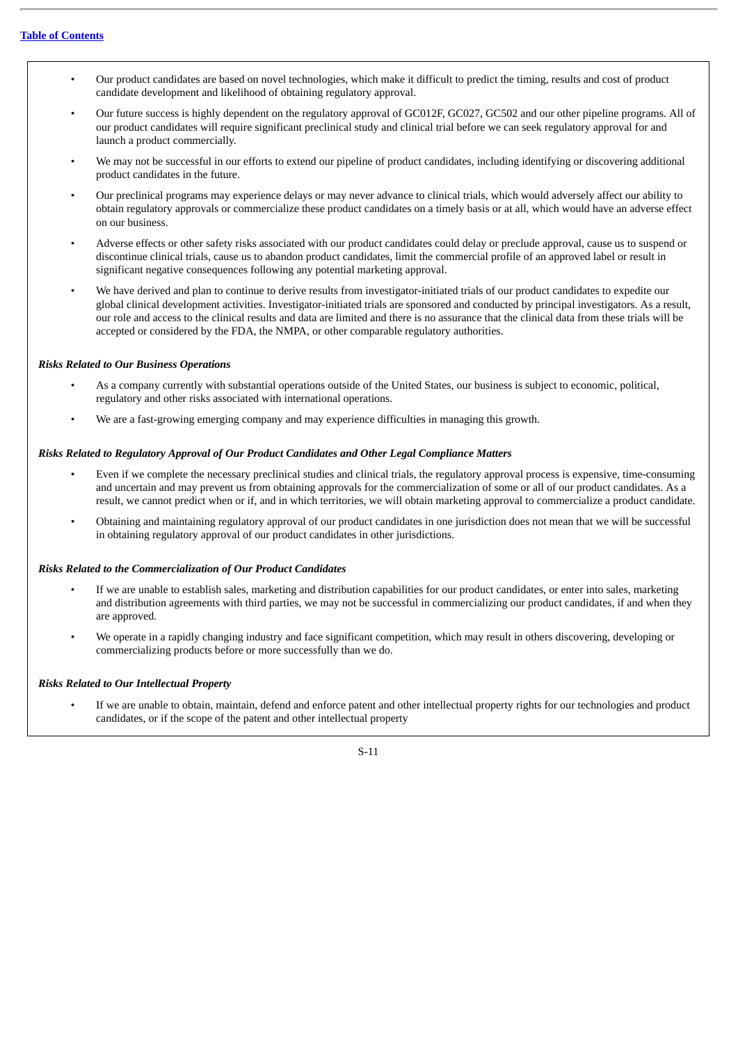- Our product candidates are based on novel technologies, which make it difficult to predict the timing, results and cost of product candidate development and likelihood of obtaining regulatory approval.
- Our future success is highly dependent on the regulatory approval of GC012F, GC027, GC502 and our other pipeline programs. All of our product candidates will require significant preclinical study and clinical trial before we can seek regulatory approval for and launch a product commercially.
- We may not be successful in our efforts to extend our pipeline of product candidates, including identifying or discovering additional product candidates in the future.
- Our preclinical programs may experience delays or may never advance to clinical trials, which would adversely affect our ability to obtain regulatory approvals or commercialize these product candidates on a timely basis or at all, which would have an adverse effect on our business.
- Adverse effects or other safety risks associated with our product candidates could delay or preclude approval, cause us to suspend or discontinue clinical trials, cause us to abandon product candidates, limit the commercial profile of an approved label or result in significant negative consequences following any potential marketing approval.
- We have derived and plan to continue to derive results from investigator-initiated trials of our product candidates to expedite our global clinical development activities. Investigator-initiated trials are sponsored and conducted by principal investigators. As a result, our role and access to the clinical results and data are limited and there is no assurance that the clinical data from these trials will be accepted or considered by the FDA, the NMPA, or other comparable regulatory authorities.

***Risks Related to Our Business Operations***

- As a company currently with substantial operations outside of the United States, our business is subject to economic, political, regulatory and other risks associated with international operations.
- We are a fast-growing emerging company and may experience difficulties in managing this growth.

***Risks Related to Regulatory Approval of Our Product Candidates and Other Legal Compliance Matters***

- Even if we complete the necessary preclinical studies and clinical trials, the regulatory approval process is expensive, time-consuming and uncertain and may prevent us from obtaining approvals for the commercialization of some or all of our product candidates. As a result, we cannot predict when or if, and in which territories, we will obtain marketing approval to commercialize a product candidate.
- Obtaining and maintaining regulatory approval of our product candidates in one jurisdiction does not mean that we will be successful in obtaining regulatory approval of our product candidates in other jurisdictions.

***Risks Related to the Commercialization of Our Product Candidates***

- If we are unable to establish sales, marketing and distribution capabilities for our product candidates, or enter into sales, marketing and distribution agreements with third parties, we may not be successful in commercializing our product candidates, if and when they are approved.
- We operate in a rapidly changing industry and face significant competition, which may result in others discovering, developing or commercializing products before or more successfully than we do.

***Risks Related to Our Intellectual Property***

- If we are unable to obtain, maintain, defend and enforce patent and other intellectual property rights for our technologies and product candidates, or if the scope of the patent and other intellectual property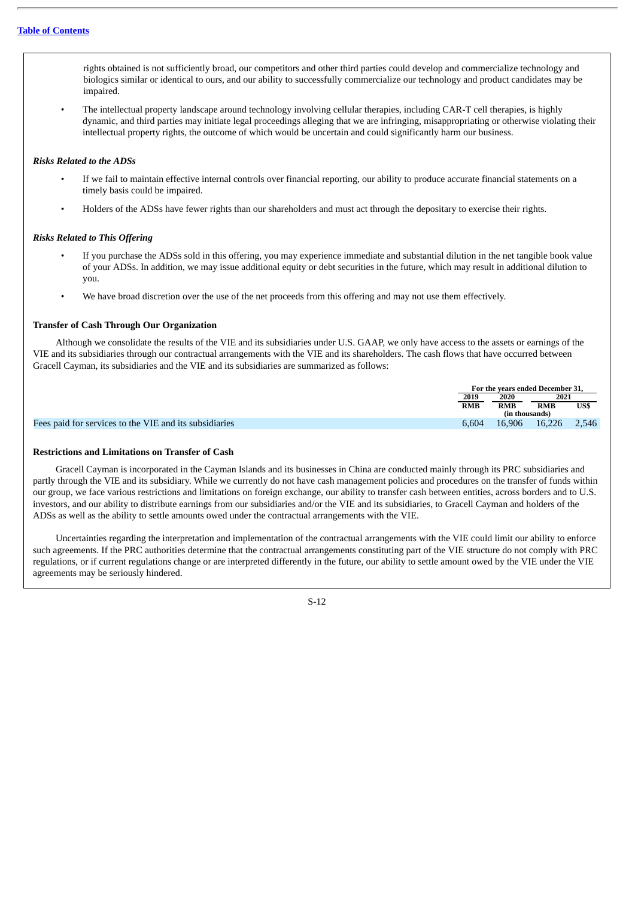rights obtained is not sufficiently broad, our competitors and other third parties could develop and commercialize technology and biologics similar or identical to ours, and our ability to successfully commercialize our technology and product candidates may be impaired.

- The intellectual property landscape around technology involving cellular therapies, including CAR-T cell therapies, is highly dynamic, and third parties may initiate legal proceedings alleging that we are infringing, misappropriating or otherwise violating their intellectual property rights, the outcome of which would be uncertain and could significantly harm our business.

***Risks Related to the ADSs***

- If we fail to maintain effective internal controls over financial reporting, our ability to produce accurate financial statements on a timely basis could be impaired.
- Holders of the ADSs have fewer rights than our shareholders and must act through the depositary to exercise their rights.

***Risks Related to This Offering***

- If you purchase the ADSs sold in this offering, you may experience immediate and substantial dilution in the net tangible book value of your ADSs. In addition, we may issue additional equity or debt securities in the future, which may result in additional dilution to you.
- We have broad discretion over the use of the net proceeds from this offering and may not use them effectively.

**Transfer of Cash Through Our Organization**

Although we consolidate the results of the VIE and its subsidiaries under U.S. GAAP, we only have access to the assets or earnings of the VIE and its subsidiaries through our contractual arrangements with the VIE and its shareholders. The cash flows that have occurred between Gracell Cayman, its subsidiaries and the VIE and its subsidiaries are summarized as follows:

| | For the years ended December 31, | | | |
|---|---|---|---|---|
| | 2019 | 2020 | 2021 | |
| | RMB | RMB | RMB | US$ |
| | (in thousands) | | | |
| Fees paid for services to the VIE and its subsidiaries | 6,604 | 16,906 | 16,226 | 2,546 |

**Restrictions and Limitations on Transfer of Cash**

Gracell Cayman is incorporated in the Cayman Islands and its businesses in China are conducted mainly through its PRC subsidiaries and partly through the VIE and its subsidiary. While we currently do not have cash management policies and procedures on the transfer of funds within our group, we face various restrictions and limitations on foreign exchange, our ability to transfer cash between entities, across borders and to U.S. investors, and our ability to distribute earnings from our subsidiaries and/or the VIE and its subsidiaries, to Gracell Cayman and holders of the ADSs as well as the ability to settle amounts owed under the contractual arrangements with the VIE.

Uncertainties regarding the interpretation and implementation of the contractual arrangements with the VIE could limit our ability to enforce such agreements. If the PRC authorities determine that the contractual arrangements constituting part of the VIE structure do not comply with PRC regulations, or if current regulations change or are interpreted differently in the future, our ability to settle amount owed by the VIE under the VIE agreements may be seriously hindered.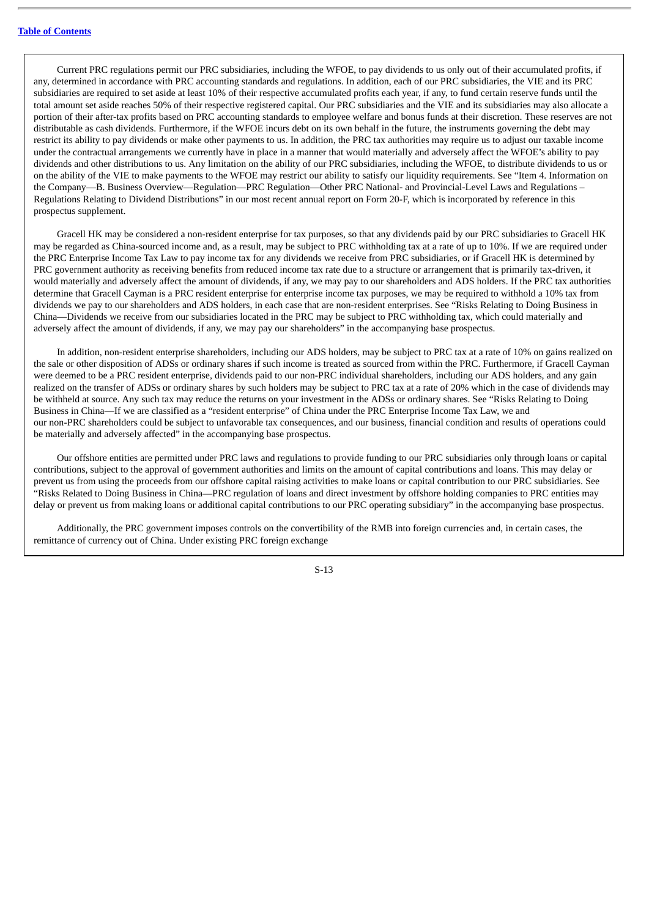Current PRC regulations permit our PRC subsidiaries, including the WFOE, to pay dividends to us only out of their accumulated profits, if any, determined in accordance with PRC accounting standards and regulations. In addition, each of our PRC subsidiaries, the VIE and its PRC subsidiaries are required to set aside at least 10% of their respective accumulated profits each year, if any, to fund certain reserve funds until the total amount set aside reaches 50% of their respective registered capital. Our PRC subsidiaries and the VIE and its subsidiaries may also allocate a portion of their after-tax profits based on PRC accounting standards to employee welfare and bonus funds at their discretion. These reserves are not distributable as cash dividends. Furthermore, if the WFOE incurs debt on its own behalf in the future, the instruments governing the debt may restrict its ability to pay dividends or make other payments to us. In addition, the PRC tax authorities may require us to adjust our taxable income under the contractual arrangements we currently have in place in a manner that would materially and adversely affect the WFOE's ability to pay dividends and other distributions to us. Any limitation on the ability of our PRC subsidiaries, including the WFOE, to distribute dividends to us or on the ability of the VIE to make payments to the WFOE may restrict our ability to satisfy our liquidity requirements. See "Item 4. Information on the Company—B. Business Overview—Regulation—PRC Regulation—Other PRC National- and Provincial-Level Laws and Regulations – Regulations Relating to Dividend Distributions" in our most recent annual report on Form 20-F, which is incorporated by reference in this prospectus supplement.

Gracell HK may be considered a non-resident enterprise for tax purposes, so that any dividends paid by our PRC subsidiaries to Gracell HK may be regarded as China-sourced income and, as a result, may be subject to PRC withholding tax at a rate of up to 10%. If we are required under the PRC Enterprise Income Tax Law to pay income tax for any dividends we receive from PRC subsidiaries, or if Gracell HK is determined by PRC government authority as receiving benefits from reduced income tax rate due to a structure or arrangement that is primarily tax-driven, it would materially and adversely affect the amount of dividends, if any, we may pay to our shareholders and ADS holders. If the PRC tax authorities determine that Gracell Cayman is a PRC resident enterprise for enterprise income tax purposes, we may be required to withhold a 10% tax from dividends we pay to our shareholders and ADS holders, in each case that are non-resident enterprises. See "Risks Relating to Doing Business in China—Dividends we receive from our subsidiaries located in the PRC may be subject to PRC withholding tax, which could materially and adversely affect the amount of dividends, if any, we may pay our shareholders" in the accompanying base prospectus.

In addition, non-resident enterprise shareholders, including our ADS holders, may be subject to PRC tax at a rate of 10% on gains realized on the sale or other disposition of ADSs or ordinary shares if such income is treated as sourced from within the PRC. Furthermore, if Gracell Cayman were deemed to be a PRC resident enterprise, dividends paid to our non-PRC individual shareholders, including our ADS holders, and any gain realized on the transfer of ADSs or ordinary shares by such holders may be subject to PRC tax at a rate of 20% which in the case of dividends may be withheld at source. Any such tax may reduce the returns on your investment in the ADSs or ordinary shares. See "Risks Relating to Doing Business in China—If we are classified as a "resident enterprise" of China under the PRC Enterprise Income Tax Law, we and our non-PRC shareholders could be subject to unfavorable tax consequences, and our business, financial condition and results of operations could be materially and adversely affected" in the accompanying base prospectus.

Our offshore entities are permitted under PRC laws and regulations to provide funding to our PRC subsidiaries only through loans or capital contributions, subject to the approval of government authorities and limits on the amount of capital contributions and loans. This may delay or prevent us from using the proceeds from our offshore capital raising activities to make loans or capital contribution to our PRC subsidiaries. See "Risks Related to Doing Business in China—PRC regulation of loans and direct investment by offshore holding companies to PRC entities may delay or prevent us from making loans or additional capital contributions to our PRC operating subsidiary" in the accompanying base prospectus.

Additionally, the PRC government imposes controls on the convertibility of the RMB into foreign currencies and, in certain cases, the remittance of currency out of China. Under existing PRC foreign exchange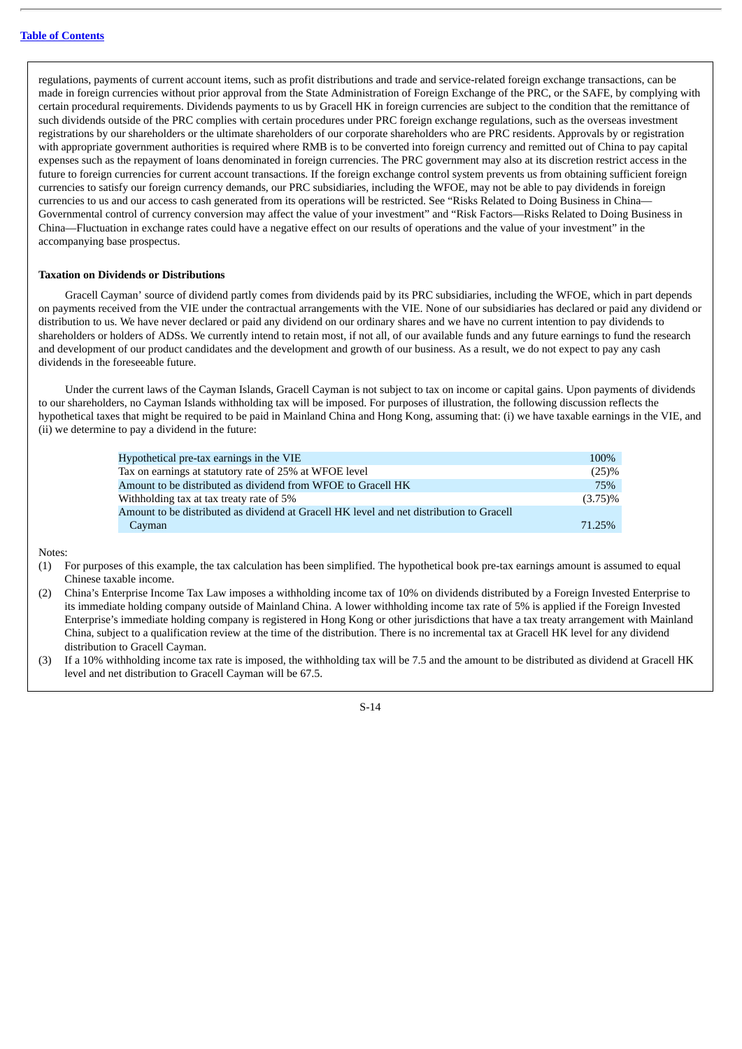regulations, payments of current account items, such as profit distributions and trade and service-related foreign exchange transactions, can be made in foreign currencies without prior approval from the State Administration of Foreign Exchange of the PRC, or the SAFE, by complying with certain procedural requirements. Dividends payments to us by Gracell HK in foreign currencies are subject to the condition that the remittance of such dividends outside of the PRC complies with certain procedures under PRC foreign exchange regulations, such as the overseas investment registrations by our shareholders or the ultimate shareholders of our corporate shareholders who are PRC residents. Approvals by or registration with appropriate government authorities is required where RMB is to be converted into foreign currency and remitted out of China to pay capital expenses such as the repayment of loans denominated in foreign currencies. The PRC government may also at its discretion restrict access in the future to foreign currencies for current account transactions. If the foreign exchange control system prevents us from obtaining sufficient foreign currencies to satisfy our foreign currency demands, our PRC subsidiaries, including the WFOE, may not be able to pay dividends in foreign currencies to us and our access to cash generated from its operations will be restricted. See "Risks Related to Doing Business in China—Governmental control of currency conversion may affect the value of your investment" and "Risk Factors—Risks Related to Doing Business in China—Fluctuation in exchange rates could have a negative effect on our results of operations and the value of your investment" in the accompanying base prospectus.

**Taxation on Dividends or Distributions**

Gracell Cayman' source of dividend partly comes from dividends paid by its PRC subsidiaries, including the WFOE, which in part depends on payments received from the VIE under the contractual arrangements with the VIE. None of our subsidiaries has declared or paid any dividend or distribution to us. We have never declared or paid any dividend on our ordinary shares and we have no current intention to pay dividends to shareholders or holders of ADSs. We currently intend to retain most, if not all, of our available funds and any future earnings to fund the research and development of our product candidates and the development and growth of our business. As a result, we do not expect to pay any cash dividends in the foreseeable future.

Under the current laws of the Cayman Islands, Gracell Cayman is not subject to tax on income or capital gains. Upon payments of dividends to our shareholders, no Cayman Islands withholding tax will be imposed. For purposes of illustration, the following discussion reflects the hypothetical taxes that might be required to be paid in Mainland China and Hong Kong, assuming that: (i) we have taxable earnings in the VIE, and (ii) we determine to pay a dividend in the future:

| | |
|---|---|
| Hypothetical pre-tax earnings in the VIE | 100% |
| Tax on earnings at statutory rate of 25% at WFOE level | (25)% |
| Amount to be distributed as dividend from WFOE to Gracell HK | 75% |
| Withholding tax at tax treaty rate of 5% | (3.75)% |
| Amount to be distributed as dividend at Gracell HK level and net distribution to Gracell Cayman | 71.25% |

Notes:

(1) For purposes of this example, the tax calculation has been simplified. The hypothetical book pre-tax earnings amount is assumed to equal Chinese taxable income.

(2) China's Enterprise Income Tax Law imposes a withholding income tax of 10% on dividends distributed by a Foreign Invested Enterprise to its immediate holding company outside of Mainland China. A lower withholding income tax rate of 5% is applied if the Foreign Invested Enterprise's immediate holding company is registered in Hong Kong or other jurisdictions that have a tax treaty arrangement with Mainland China, subject to a qualification review at the time of the distribution. There is no incremental tax at Gracell HK level for any dividend distribution to Gracell Cayman.

(3) If a 10% withholding income tax rate is imposed, the withholding tax will be 7.5 and the amount to be distributed as dividend at Gracell HK level and net distribution to Gracell Cayman will be 67.5.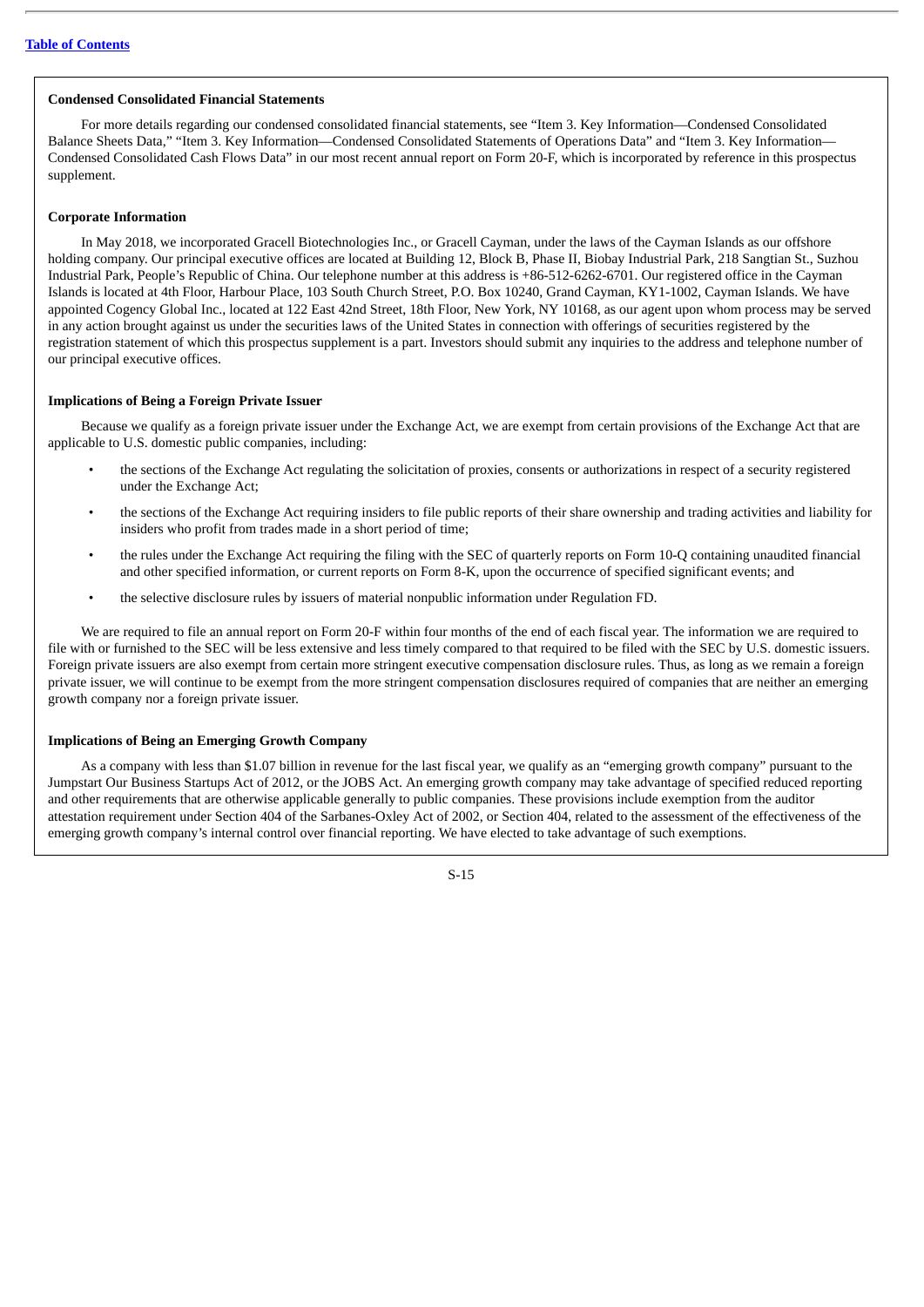**Condensed Consolidated Financial Statements**

For more details regarding our condensed consolidated financial statements, see "Item 3. Key Information—Condensed Consolidated Balance Sheets Data," "Item 3. Key Information—Condensed Consolidated Statements of Operations Data" and "Item 3. Key Information—Condensed Consolidated Cash Flows Data" in our most recent annual report on Form 20-F, which is incorporated by reference in this prospectus supplement.

**Corporate Information**

In May 2018, we incorporated Gracell Biotechnologies Inc., or Gracell Cayman, under the laws of the Cayman Islands as our offshore holding company. Our principal executive offices are located at Building 12, Block B, Phase II, Biobay Industrial Park, 218 Sangtian St., Suzhou Industrial Park, People's Republic of China. Our telephone number at this address is +86-512-6262-6701. Our registered office in the Cayman Islands is located at 4th Floor, Harbour Place, 103 South Church Street, P.O. Box 10240, Grand Cayman, KY1-1002, Cayman Islands. We have appointed Cogency Global Inc., located at 122 East 42nd Street, 18th Floor, New York, NY 10168, as our agent upon whom process may be served in any action brought against us under the securities laws of the United States in connection with offerings of securities registered by the registration statement of which this prospectus supplement is a part. Investors should submit any inquiries to the address and telephone number of our principal executive offices.

**Implications of Being a Foreign Private Issuer**

Because we qualify as a foreign private issuer under the Exchange Act, we are exempt from certain provisions of the Exchange Act that are applicable to U.S. domestic public companies, including:

- the sections of the Exchange Act regulating the solicitation of proxies, consents or authorizations in respect of a security registered under the Exchange Act;
- the sections of the Exchange Act requiring insiders to file public reports of their share ownership and trading activities and liability for insiders who profit from trades made in a short period of time;
- the rules under the Exchange Act requiring the filing with the SEC of quarterly reports on Form 10-Q containing unaudited financial and other specified information, or current reports on Form 8-K, upon the occurrence of specified significant events; and
- the selective disclosure rules by issuers of material nonpublic information under Regulation FD.

We are required to file an annual report on Form 20-F within four months of the end of each fiscal year. The information we are required to file with or furnished to the SEC will be less extensive and less timely compared to that required to be filed with the SEC by U.S. domestic issuers. Foreign private issuers are also exempt from certain more stringent executive compensation disclosure rules. Thus, as long as we remain a foreign private issuer, we will continue to be exempt from the more stringent compensation disclosures required of companies that are neither an emerging growth company nor a foreign private issuer.

**Implications of Being an Emerging Growth Company**

As a company with less than $1.07 billion in revenue for the last fiscal year, we qualify as an "emerging growth company" pursuant to the Jumpstart Our Business Startups Act of 2012, or the JOBS Act. An emerging growth company may take advantage of specified reduced reporting and other requirements that are otherwise applicable generally to public companies. These provisions include exemption from the auditor attestation requirement under Section 404 of the Sarbanes-Oxley Act of 2002, or Section 404, related to the assessment of the effectiveness of the emerging growth company's internal control over financial reporting. We have elected to take advantage of such exemptions.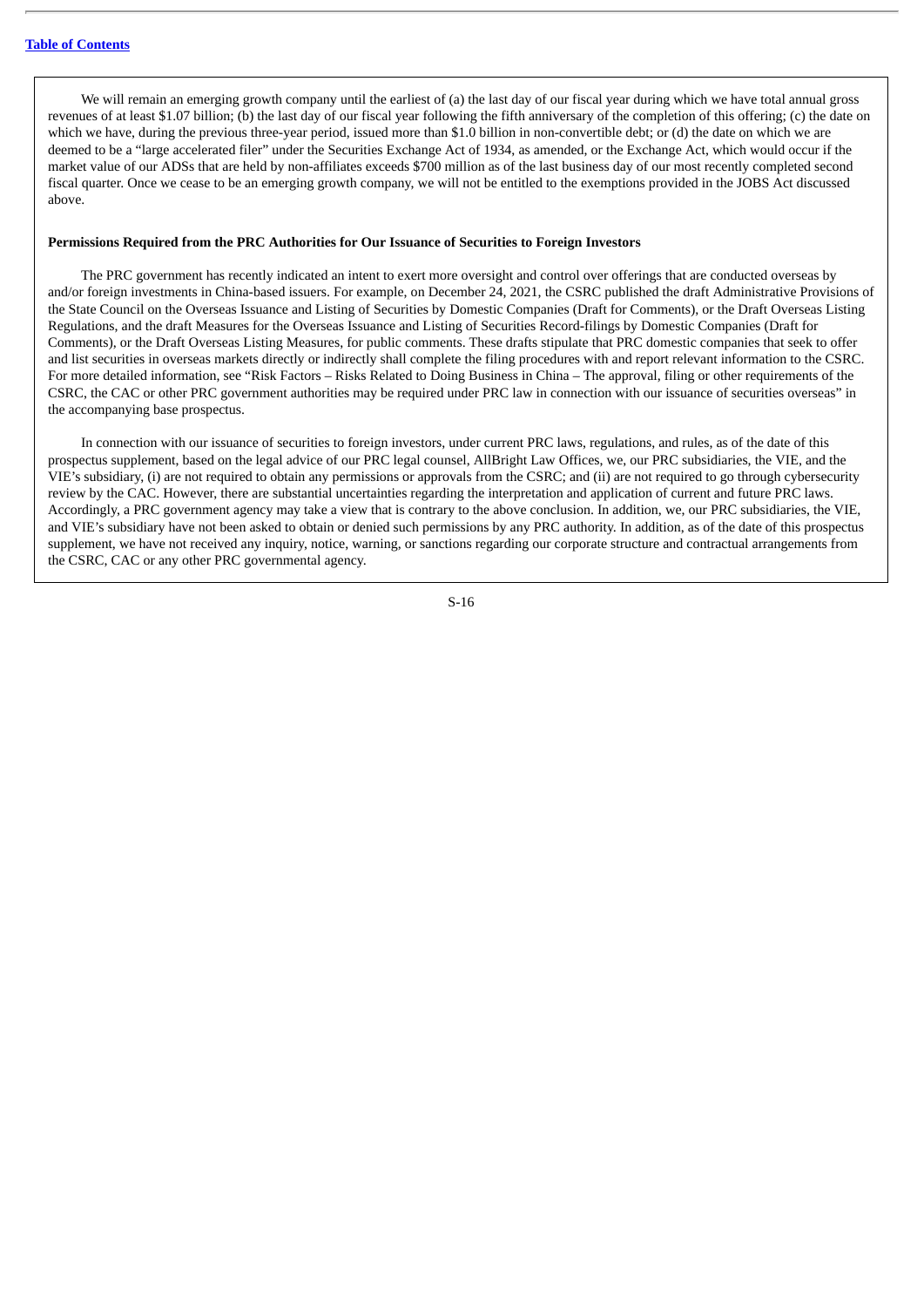We will remain an emerging growth company until the earliest of (a) the last day of our fiscal year during which we have total annual gross revenues of at least $1.07 billion; (b) the last day of our fiscal year following the fifth anniversary of the completion of this offering; (c) the date on which we have, during the previous three-year period, issued more than $1.0 billion in non-convertible debt; or (d) the date on which we are deemed to be a "large accelerated filer" under the Securities Exchange Act of 1934, as amended, or the Exchange Act, which would occur if the market value of our ADSs that are held by non-affiliates exceeds $700 million as of the last business day of our most recently completed second fiscal quarter. Once we cease to be an emerging growth company, we will not be entitled to the exemptions provided in the JOBS Act discussed above.

**Permissions Required from the PRC Authorities for Our Issuance of Securities to Foreign Investors**

The PRC government has recently indicated an intent to exert more oversight and control over offerings that are conducted overseas by and/or foreign investments in China-based issuers. For example, on December 24, 2021, the CSRC published the draft Administrative Provisions of the State Council on the Overseas Issuance and Listing of Securities by Domestic Companies (Draft for Comments), or the Draft Overseas Listing Regulations, and the draft Measures for the Overseas Issuance and Listing of Securities Record-filings by Domestic Companies (Draft for Comments), or the Draft Overseas Listing Measures, for public comments. These drafts stipulate that PRC domestic companies that seek to offer and list securities in overseas markets directly or indirectly shall complete the filing procedures with and report relevant information to the CSRC. For more detailed information, see "Risk Factors – Risks Related to Doing Business in China – The approval, filing or other requirements of the CSRC, the CAC or other PRC government authorities may be required under PRC law in connection with our issuance of securities overseas" in the accompanying base prospectus.

In connection with our issuance of securities to foreign investors, under current PRC laws, regulations, and rules, as of the date of this prospectus supplement, based on the legal advice of our PRC legal counsel, AllBright Law Offices, we, our PRC subsidiaries, the VIE, and the VIE's subsidiary, (i) are not required to obtain any permissions or approvals from the CSRC; and (ii) are not required to go through cybersecurity review by the CAC. However, there are substantial uncertainties regarding the interpretation and application of current and future PRC laws. Accordingly, a PRC government agency may take a view that is contrary to the above conclusion. In addition, we, our PRC subsidiaries, the VIE, and VIE's subsidiary have not been asked to obtain or denied such permissions by any PRC authority. In addition, as of the date of this prospectus supplement, we have not received any inquiry, notice, warning, or sanctions regarding our corporate structure and contractual arrangements from the CSRC, CAC or any other PRC governmental agency.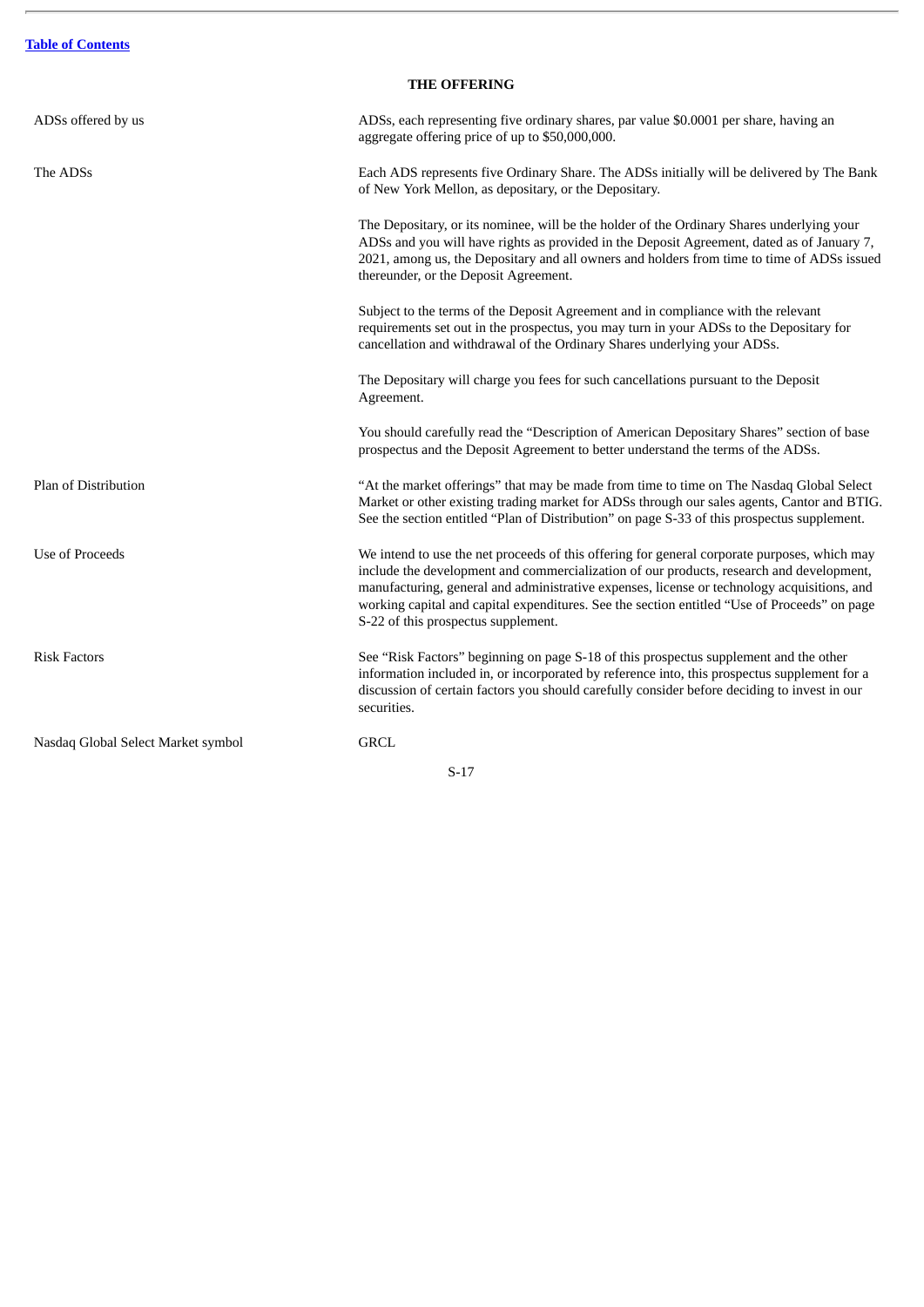## THE OFFERING

| | |
|---|---|
| ADSs offered by us | ADSs, each representing five ordinary shares, par value $0.0001 per share, having an aggregate offering price of up to $50,000,000. |
| The ADSs | Each ADS represents five Ordinary Share. The ADSs initially will be delivered by The Bank of New York Mellon, as depositary, or the Depositary. |
| | The Depositary, or its nominee, will be the holder of the Ordinary Shares underlying your ADSs and you will have rights as provided in the Deposit Agreement, dated as of January 7, 2021, among us, the Depositary and all owners and holders from time to time of ADSs issued thereunder, or the Deposit Agreement. |
| | Subject to the terms of the Deposit Agreement and in compliance with the relevant requirements set out in the prospectus, you may turn in your ADSs to the Depositary for cancellation and withdrawal of the Ordinary Shares underlying your ADSs. |
| | The Depositary will charge you fees for such cancellations pursuant to the Deposit Agreement. |
| | You should carefully read the "Description of American Depositary Shares" section of base prospectus and the Deposit Agreement to better understand the terms of the ADSs. |
| Plan of Distribution | "At the market offerings" that may be made from time to time on The Nasdaq Global Select Market or other existing trading market for ADSs through our sales agents, Cantor and BTIG. See the section entitled "Plan of Distribution" on page S-33 of this prospectus supplement. |
| Use of Proceeds | We intend to use the net proceeds of this offering for general corporate purposes, which may include the development and commercialization of our products, research and development, manufacturing, general and administrative expenses, license or technology acquisitions, and working capital and capital expenditures. See the section entitled "Use of Proceeds" on page S-22 of this prospectus supplement. |
| Risk Factors | See "Risk Factors" beginning on page S-18 of this prospectus supplement and the other information included in, or incorporated by reference into, this prospectus supplement for a discussion of certain factors you should carefully consider before deciding to invest in our securities. |
| Nasdaq Global Select Market symbol | GRCL |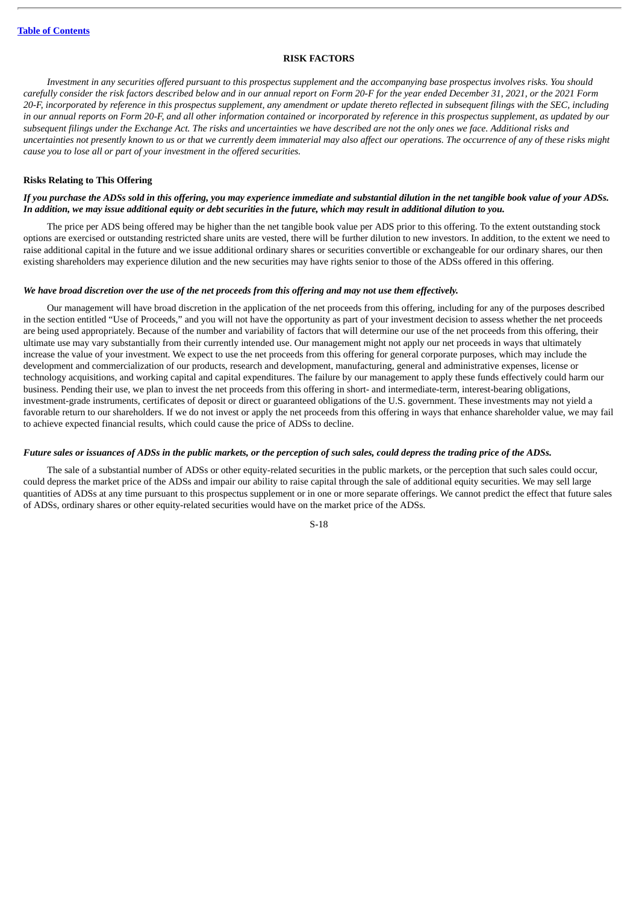## RISK FACTORS

*Investment in any securities offered pursuant to this prospectus supplement and the accompanying base prospectus involves risks. You should carefully consider the risk factors described below and in our annual report on Form 20-F for the year ended December 31, 2021, or the 2021 Form 20-F, incorporated by reference in this prospectus supplement, any amendment or update thereto reflected in subsequent filings with the SEC, including in our annual reports on Form 20-F, and all other information contained or incorporated by reference in this prospectus supplement, as updated by our subsequent filings under the Exchange Act. The risks and uncertainties we have described are not the only ones we face. Additional risks and uncertainties not presently known to us or that we currently deem immaterial may also affect our operations. The occurrence of any of these risks might cause you to lose all or part of your investment in the offered securities.*

### Risks Relating to This Offering

***If you purchase the ADSs sold in this offering, you may experience immediate and substantial dilution in the net tangible book value of your ADSs. In addition, we may issue additional equity or debt securities in the future, which may result in additional dilution to you.***

The price per ADS being offered may be higher than the net tangible book value per ADS prior to this offering. To the extent outstanding stock options are exercised or outstanding restricted share units are vested, there will be further dilution to new investors. In addition, to the extent we need to raise additional capital in the future and we issue additional ordinary shares or securities convertible or exchangeable for our ordinary shares, our then existing shareholders may experience dilution and the new securities may have rights senior to those of the ADSs offered in this offering.

***We have broad discretion over the use of the net proceeds from this offering and may not use them effectively.***

Our management will have broad discretion in the application of the net proceeds from this offering, including for any of the purposes described in the section entitled "Use of Proceeds," and you will not have the opportunity as part of your investment decision to assess whether the net proceeds are being used appropriately. Because of the number and variability of factors that will determine our use of the net proceeds from this offering, their ultimate use may vary substantially from their currently intended use. Our management might not apply our net proceeds in ways that ultimately increase the value of your investment. We expect to use the net proceeds from this offering for general corporate purposes, which may include the development and commercialization of our products, research and development, manufacturing, general and administrative expenses, license or technology acquisitions, and working capital and capital expenditures. The failure by our management to apply these funds effectively could harm our business. Pending their use, we plan to invest the net proceeds from this offering in short- and intermediate-term, interest-bearing obligations, investment-grade instruments, certificates of deposit or direct or guaranteed obligations of the U.S. government. These investments may not yield a favorable return to our shareholders. If we do not invest or apply the net proceeds from this offering in ways that enhance shareholder value, we may fail to achieve expected financial results, which could cause the price of ADSs to decline.

***Future sales or issuances of ADSs in the public markets, or the perception of such sales, could depress the trading price of the ADSs.***

The sale of a substantial number of ADSs or other equity-related securities in the public markets, or the perception that such sales could occur, could depress the market price of the ADSs and impair our ability to raise capital through the sale of additional equity securities. We may sell large quantities of ADSs at any time pursuant to this prospectus supplement or in one or more separate offerings. We cannot predict the effect that future sales of ADSs, ordinary shares or other equity-related securities would have on the market price of the ADSs.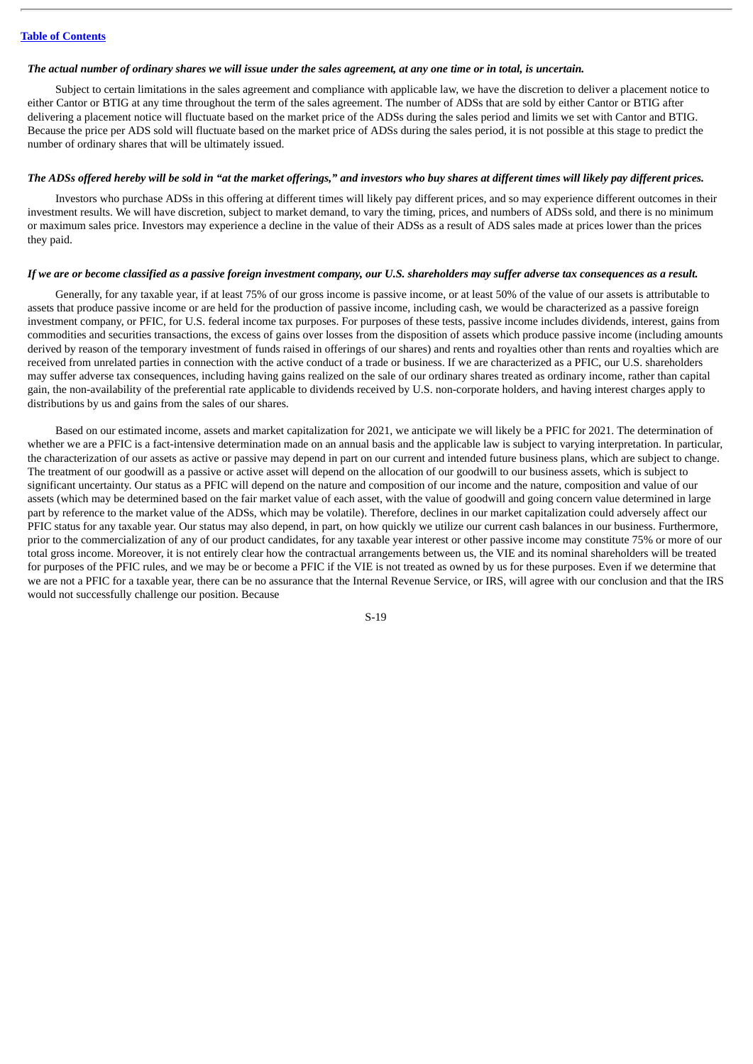*The actual number of ordinary shares we will issue under the sales agreement, at any one time or in total, is uncertain.*

Subject to certain limitations in the sales agreement and compliance with applicable law, we have the discretion to deliver a placement notice to either Cantor or BTIG at any time throughout the term of the sales agreement. The number of ADSs that are sold by either Cantor or BTIG after delivering a placement notice will fluctuate based on the market price of the ADSs during the sales period and limits we set with Cantor and BTIG. Because the price per ADS sold will fluctuate based on the market price of ADSs during the sales period, it is not possible at this stage to predict the number of ordinary shares that will be ultimately issued.

*The ADSs offered hereby will be sold in "at the market offerings," and investors who buy shares at different times will likely pay different prices.*

Investors who purchase ADSs in this offering at different times will likely pay different prices, and so may experience different outcomes in their investment results. We will have discretion, subject to market demand, to vary the timing, prices, and numbers of ADSs sold, and there is no minimum or maximum sales price. Investors may experience a decline in the value of their ADSs as a result of ADS sales made at prices lower than the prices they paid.

*If we are or become classified as a passive foreign investment company, our U.S. shareholders may suffer adverse tax consequences as a result.*

Generally, for any taxable year, if at least 75% of our gross income is passive income, or at least 50% of the value of our assets is attributable to assets that produce passive income or are held for the production of passive income, including cash, we would be characterized as a passive foreign investment company, or PFIC, for U.S. federal income tax purposes. For purposes of these tests, passive income includes dividends, interest, gains from commodities and securities transactions, the excess of gains over losses from the disposition of assets which produce passive income (including amounts derived by reason of the temporary investment of funds raised in offerings of our shares) and rents and royalties other than rents and royalties which are received from unrelated parties in connection with the active conduct of a trade or business. If we are characterized as a PFIC, our U.S. shareholders may suffer adverse tax consequences, including having gains realized on the sale of our ordinary shares treated as ordinary income, rather than capital gain, the non-availability of the preferential rate applicable to dividends received by U.S. non-corporate holders, and having interest charges apply to distributions by us and gains from the sales of our shares.

Based on our estimated income, assets and market capitalization for 2021, we anticipate we will likely be a PFIC for 2021. The determination of whether we are a PFIC is a fact-intensive determination made on an annual basis and the applicable law is subject to varying interpretation. In particular, the characterization of our assets as active or passive may depend in part on our current and intended future business plans, which are subject to change. The treatment of our goodwill as a passive or active asset will depend on the allocation of our goodwill to our business assets, which is subject to significant uncertainty. Our status as a PFIC will depend on the nature and composition of our income and the nature, composition and value of our assets (which may be determined based on the fair market value of each asset, with the value of goodwill and going concern value determined in large part by reference to the market value of the ADSs, which may be volatile). Therefore, declines in our market capitalization could adversely affect our PFIC status for any taxable year. Our status may also depend, in part, on how quickly we utilize our current cash balances in our business. Furthermore, prior to the commercialization of any of our product candidates, for any taxable year interest or other passive income may constitute 75% or more of our total gross income. Moreover, it is not entirely clear how the contractual arrangements between us, the VIE and its nominal shareholders will be treated for purposes of the PFIC rules, and we may be or become a PFIC if the VIE is not treated as owned by us for these purposes. Even if we determine that we are not a PFIC for a taxable year, there can be no assurance that the Internal Revenue Service, or IRS, will agree with our conclusion and that the IRS would not successfully challenge our position. Because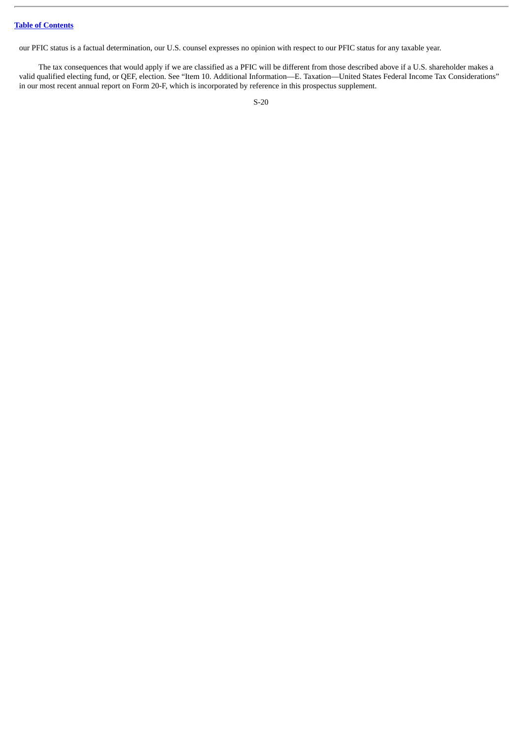our PFIC status is a factual determination, our U.S. counsel expresses no opinion with respect to our PFIC status for any taxable year.

The tax consequences that would apply if we are classified as a PFIC will be different from those described above if a U.S. shareholder makes a valid qualified electing fund, or QEF, election. See "Item 10. Additional Information—E. Taxation—United States Federal Income Tax Considerations" in our most recent annual report on Form 20-F, which is incorporated by reference in this prospectus supplement.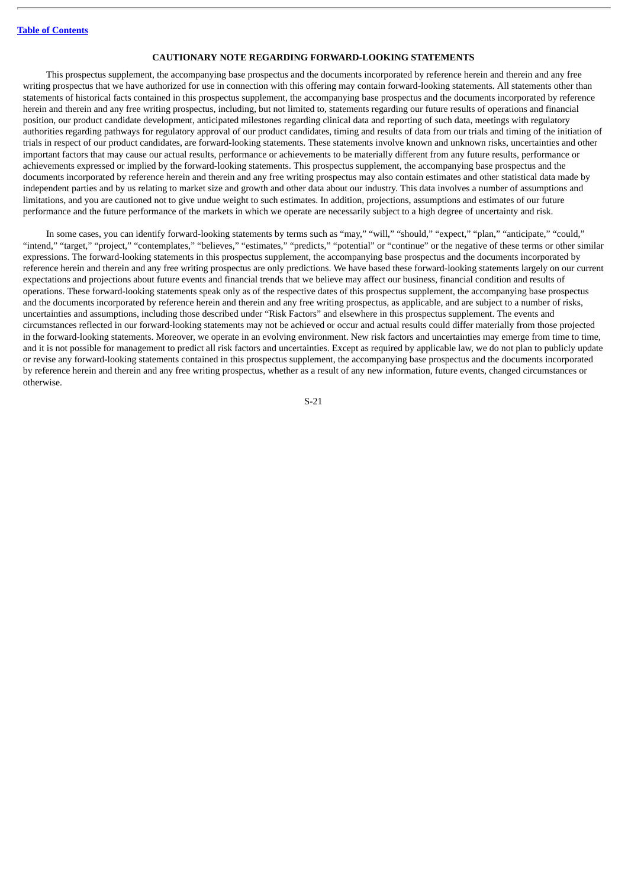## CAUTIONARY NOTE REGARDING FORWARD-LOOKING STATEMENTS

This prospectus supplement, the accompanying base prospectus and the documents incorporated by reference herein and therein and any free writing prospectus that we have authorized for use in connection with this offering may contain forward-looking statements. All statements other than statements of historical facts contained in this prospectus supplement, the accompanying base prospectus and the documents incorporated by reference herein and therein and any free writing prospectus, including, but not limited to, statements regarding our future results of operations and financial position, our product candidate development, anticipated milestones regarding clinical data and reporting of such data, meetings with regulatory authorities regarding pathways for regulatory approval of our product candidates, timing and results of data from our trials and timing of the initiation of trials in respect of our product candidates, are forward-looking statements. These statements involve known and unknown risks, uncertainties and other important factors that may cause our actual results, performance or achievements to be materially different from any future results, performance or achievements expressed or implied by the forward-looking statements. This prospectus supplement, the accompanying base prospectus and the documents incorporated by reference herein and therein and any free writing prospectus may also contain estimates and other statistical data made by independent parties and by us relating to market size and growth and other data about our industry. This data involves a number of assumptions and limitations, and you are cautioned not to give undue weight to such estimates. In addition, projections, assumptions and estimates of our future performance and the future performance of the markets in which we operate are necessarily subject to a high degree of uncertainty and risk.

In some cases, you can identify forward-looking statements by terms such as "may," "will," "should," "expect," "plan," "anticipate," "could," "intend," "target," "project," "contemplates," "believes," "estimates," "predicts," "potential" or "continue" or the negative of these terms or other similar expressions. The forward-looking statements in this prospectus supplement, the accompanying base prospectus and the documents incorporated by reference herein and therein and any free writing prospectus are only predictions. We have based these forward-looking statements largely on our current expectations and projections about future events and financial trends that we believe may affect our business, financial condition and results of operations. These forward-looking statements speak only as of the respective dates of this prospectus supplement, the accompanying base prospectus and the documents incorporated by reference herein and therein and any free writing prospectus, as applicable, and are subject to a number of risks, uncertainties and assumptions, including those described under "Risk Factors" and elsewhere in this prospectus supplement. The events and circumstances reflected in our forward-looking statements may not be achieved or occur and actual results could differ materially from those projected in the forward-looking statements. Moreover, we operate in an evolving environment. New risk factors and uncertainties may emerge from time to time, and it is not possible for management to predict all risk factors and uncertainties. Except as required by applicable law, we do not plan to publicly update or revise any forward-looking statements contained in this prospectus supplement, the accompanying base prospectus and the documents incorporated by reference herein and therein and any free writing prospectus, whether as a result of any new information, future events, changed circumstances or otherwise.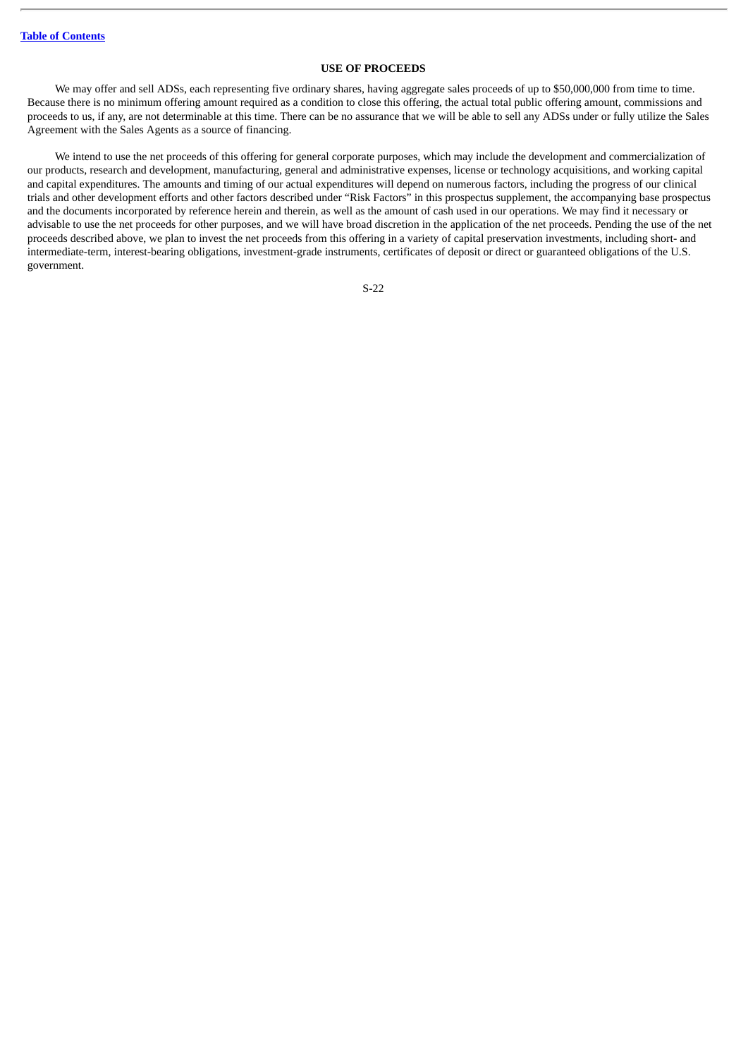## USE OF PROCEEDS

We may offer and sell ADSs, each representing five ordinary shares, having aggregate sales proceeds of up to $50,000,000 from time to time. Because there is no minimum offering amount required as a condition to close this offering, the actual total public offering amount, commissions and proceeds to us, if any, are not determinable at this time. There can be no assurance that we will be able to sell any ADSs under or fully utilize the Sales Agreement with the Sales Agents as a source of financing.

We intend to use the net proceeds of this offering for general corporate purposes, which may include the development and commercialization of our products, research and development, manufacturing, general and administrative expenses, license or technology acquisitions, and working capital and capital expenditures. The amounts and timing of our actual expenditures will depend on numerous factors, including the progress of our clinical trials and other development efforts and other factors described under "Risk Factors" in this prospectus supplement, the accompanying base prospectus and the documents incorporated by reference herein and therein, as well as the amount of cash used in our operations. We may find it necessary or advisable to use the net proceeds for other purposes, and we will have broad discretion in the application of the net proceeds. Pending the use of the net proceeds described above, we plan to invest the net proceeds from this offering in a variety of capital preservation investments, including short- and intermediate-term, interest-bearing obligations, investment-grade instruments, certificates of deposit or direct or guaranteed obligations of the U.S. government.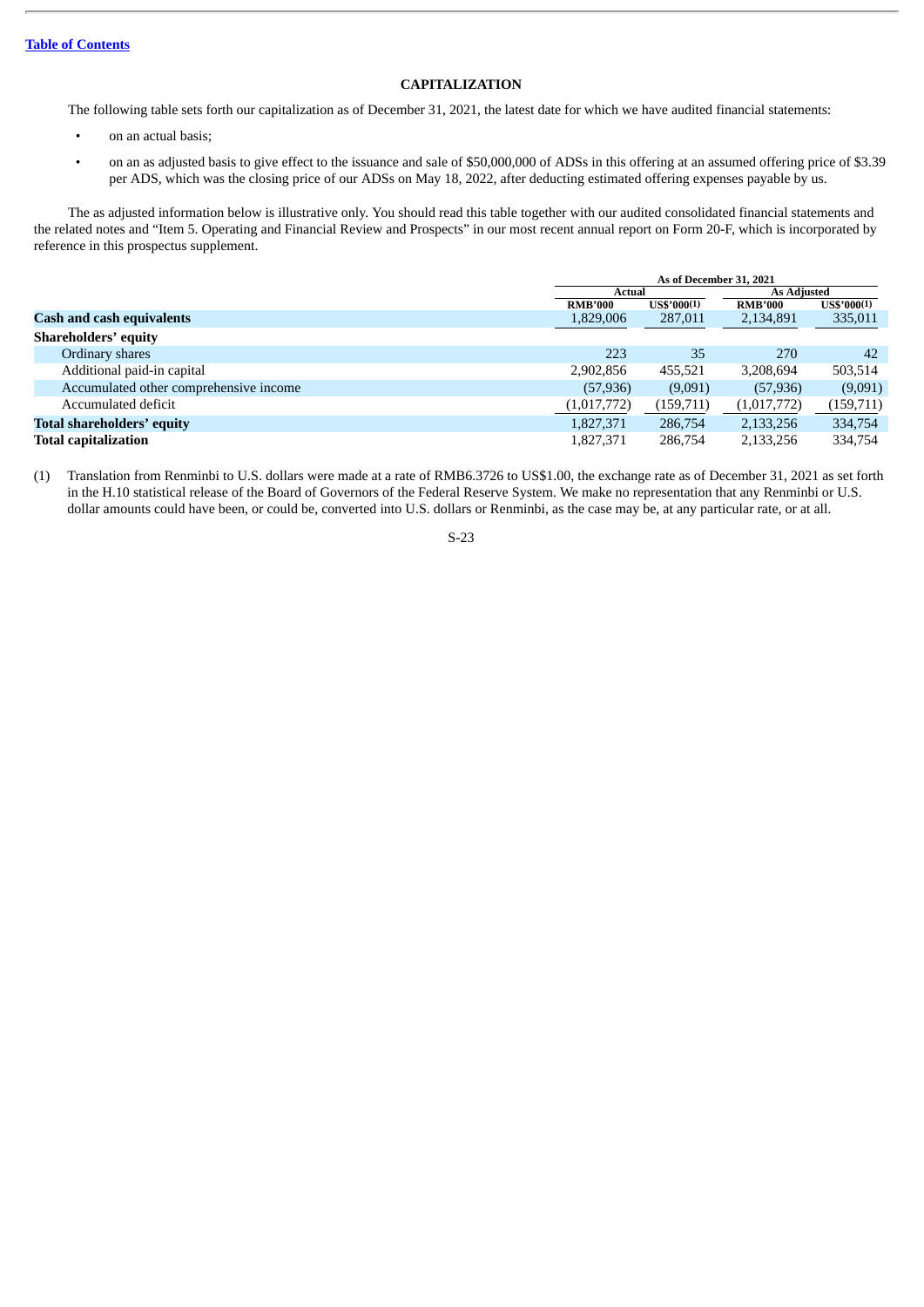## CAPITALIZATION

The following table sets forth our capitalization as of December 31, 2021, the latest date for which we have audited financial statements:

- on an actual basis;
- on an as adjusted basis to give effect to the issuance and sale of $50,000,000 of ADSs in this offering at an assumed offering price of $3.39 per ADS, which was the closing price of our ADSs on May 18, 2022, after deducting estimated offering expenses payable by us.

The as adjusted information below is illustrative only. You should read this table together with our audited consolidated financial statements and the related notes and "Item 5. Operating and Financial Review and Prospects" in our most recent annual report on Form 20-F, which is incorporated by reference in this prospectus supplement.

| | As of December 31, 2021 | | | |
|---|---|---|---|---|
| | Actual | | As Adjusted | |
| | RMB'000 | US$'000(1) | RMB'000 | US$'000(1) |
| **Cash and cash equivalents** | 1,829,006 | 287,011 | 2,134,891 | 335,011 |
| **Shareholders' equity** | | | | |
| Ordinary shares | 223 | 35 | 270 | 42 |
| Additional paid-in capital | 2,902,856 | 455,521 | 3,208,694 | 503,514 |
| Accumulated other comprehensive income | (57,936) | (9,091) | (57,936) | (9,091) |
| Accumulated deficit | (1,017,772) | (159,711) | (1,017,772) | (159,711) |
| **Total shareholders' equity** | 1,827,371 | 286,754 | 2,133,256 | 334,754 |
| **Total capitalization** | 1,827,371 | 286,754 | 2,133,256 | 334,754 |

(1) Translation from Renminbi to U.S. dollars were made at a rate of RMB6.3726 to US$1.00, the exchange rate as of December 31, 2021 as set forth in the H.10 statistical release of the Board of Governors of the Federal Reserve System. We make no representation that any Renminbi or U.S. dollar amounts could have been, or could be, converted into U.S. dollars or Renminbi, as the case may be, at any particular rate, or at all.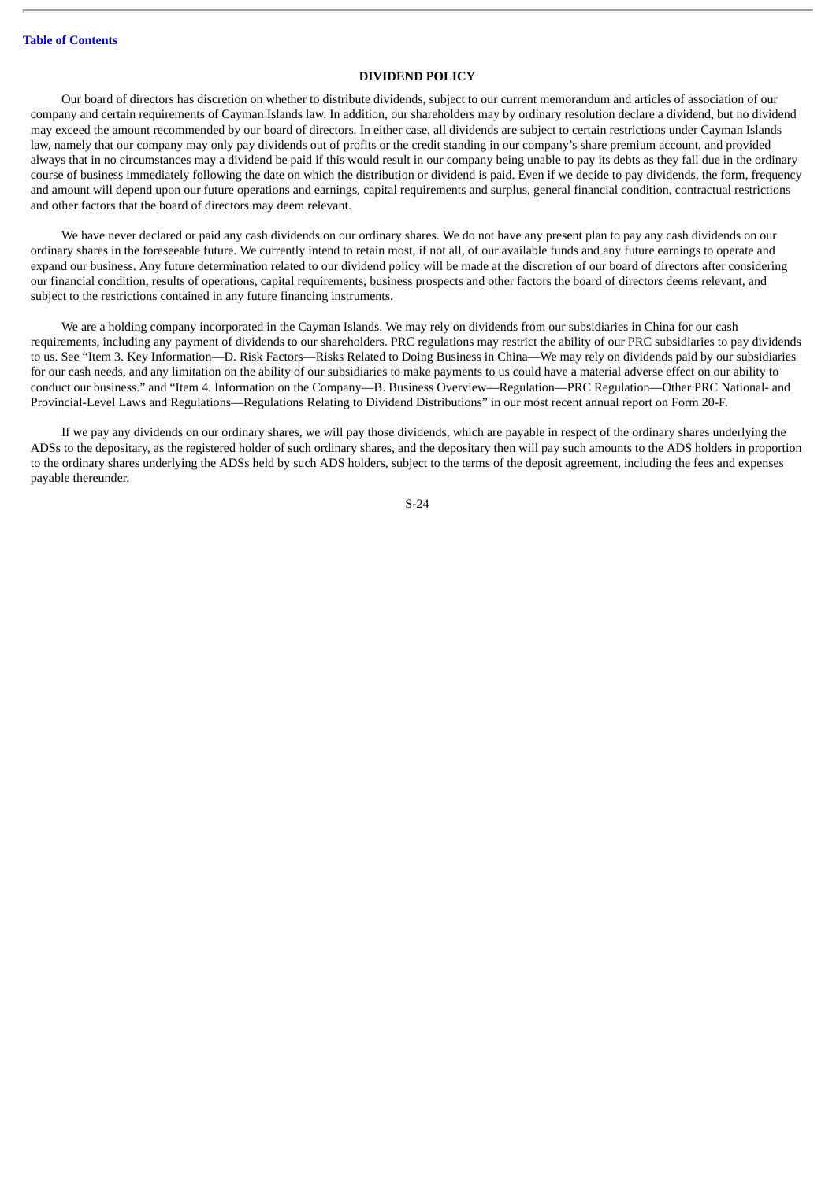## DIVIDEND POLICY

Our board of directors has discretion on whether to distribute dividends, subject to our current memorandum and articles of association of our company and certain requirements of Cayman Islands law. In addition, our shareholders may by ordinary resolution declare a dividend, but no dividend may exceed the amount recommended by our board of directors. In either case, all dividends are subject to certain restrictions under Cayman Islands law, namely that our company may only pay dividends out of profits or the credit standing in our company's share premium account, and provided always that in no circumstances may a dividend be paid if this would result in our company being unable to pay its debts as they fall due in the ordinary course of business immediately following the date on which the distribution or dividend is paid. Even if we decide to pay dividends, the form, frequency and amount will depend upon our future operations and earnings, capital requirements and surplus, general financial condition, contractual restrictions and other factors that the board of directors may deem relevant.

We have never declared or paid any cash dividends on our ordinary shares. We do not have any present plan to pay any cash dividends on our ordinary shares in the foreseeable future. We currently intend to retain most, if not all, of our available funds and any future earnings to operate and expand our business. Any future determination related to our dividend policy will be made at the discretion of our board of directors after considering our financial condition, results of operations, capital requirements, business prospects and other factors the board of directors deems relevant, and subject to the restrictions contained in any future financing instruments.

We are a holding company incorporated in the Cayman Islands. We may rely on dividends from our subsidiaries in China for our cash requirements, including any payment of dividends to our shareholders. PRC regulations may restrict the ability of our PRC subsidiaries to pay dividends to us. See "Item 3. Key Information—D. Risk Factors—Risks Related to Doing Business in China—We may rely on dividends paid by our subsidiaries for our cash needs, and any limitation on the ability of our subsidiaries to make payments to us could have a material adverse effect on our ability to conduct our business." and "Item 4. Information on the Company—B. Business Overview—Regulation—PRC Regulation—Other PRC National- and Provincial-Level Laws and Regulations—Regulations Relating to Dividend Distributions" in our most recent annual report on Form 20-F.

If we pay any dividends on our ordinary shares, we will pay those dividends, which are payable in respect of the ordinary shares underlying the ADSs to the depositary, as the registered holder of such ordinary shares, and the depositary then will pay such amounts to the ADS holders in proportion to the ordinary shares underlying the ADSs held by such ADS holders, subject to the terms of the deposit agreement, including the fees and expenses payable thereunder.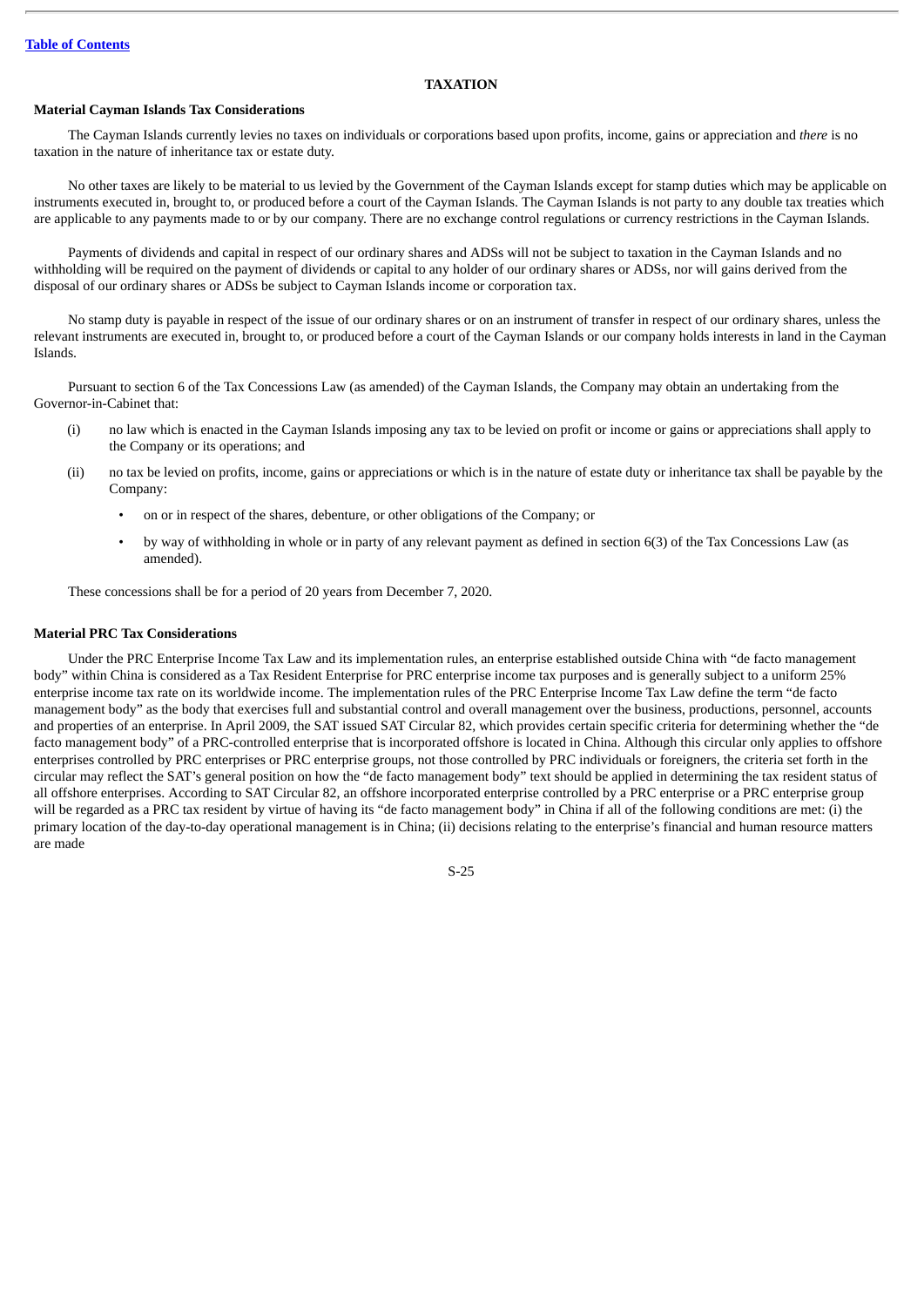## TAXATION

### Material Cayman Islands Tax Considerations

The Cayman Islands currently levies no taxes on individuals or corporations based upon profits, income, gains or appreciation and *there* is no taxation in the nature of inheritance tax or estate duty.

No other taxes are likely to be material to us levied by the Government of the Cayman Islands except for stamp duties which may be applicable on instruments executed in, brought to, or produced before a court of the Cayman Islands. The Cayman Islands is not party to any double tax treaties which are applicable to any payments made to or by our company. There are no exchange control regulations or currency restrictions in the Cayman Islands.

Payments of dividends and capital in respect of our ordinary shares and ADSs will not be subject to taxation in the Cayman Islands and no withholding will be required on the payment of dividends or capital to any holder of our ordinary shares or ADSs, nor will gains derived from the disposal of our ordinary shares or ADSs be subject to Cayman Islands income or corporation tax.

No stamp duty is payable in respect of the issue of our ordinary shares or on an instrument of transfer in respect of our ordinary shares, unless the relevant instruments are executed in, brought to, or produced before a court of the Cayman Islands or our company holds interests in land in the Cayman Islands.

Pursuant to section 6 of the Tax Concessions Law (as amended) of the Cayman Islands, the Company may obtain an undertaking from the Governor-in-Cabinet that:

(i) no law which is enacted in the Cayman Islands imposing any tax to be levied on profit or income or gains or appreciations shall apply to the Company or its operations; and

(ii) no tax be levied on profits, income, gains or appreciations or which is in the nature of estate duty or inheritance tax shall be payable by the Company:

- on or in respect of the shares, debenture, or other obligations of the Company; or
- by way of withholding in whole or in party of any relevant payment as defined in section 6(3) of the Tax Concessions Law (as amended).

These concessions shall be for a period of 20 years from December 7, 2020.

### Material PRC Tax Considerations

Under the PRC Enterprise Income Tax Law and its implementation rules, an enterprise established outside China with "de facto management body" within China is considered as a Tax Resident Enterprise for PRC enterprise income tax purposes and is generally subject to a uniform 25% enterprise income tax rate on its worldwide income. The implementation rules of the PRC Enterprise Income Tax Law define the term "de facto management body" as the body that exercises full and substantial control and overall management over the business, productions, personnel, accounts and properties of an enterprise. In April 2009, the SAT issued SAT Circular 82, which provides certain specific criteria for determining whether the "de facto management body" of a PRC-controlled enterprise that is incorporated offshore is located in China. Although this circular only applies to offshore enterprises controlled by PRC enterprises or PRC enterprise groups, not those controlled by PRC individuals or foreigners, the criteria set forth in the circular may reflect the SAT's general position on how the "de facto management body" text should be applied in determining the tax resident status of all offshore enterprises. According to SAT Circular 82, an offshore incorporated enterprise controlled by a PRC enterprise or a PRC enterprise group will be regarded as a PRC tax resident by virtue of having its "de facto management body" in China if all of the following conditions are met: (i) the primary location of the day-to-day operational management is in China; (ii) decisions relating to the enterprise's financial and human resource matters are made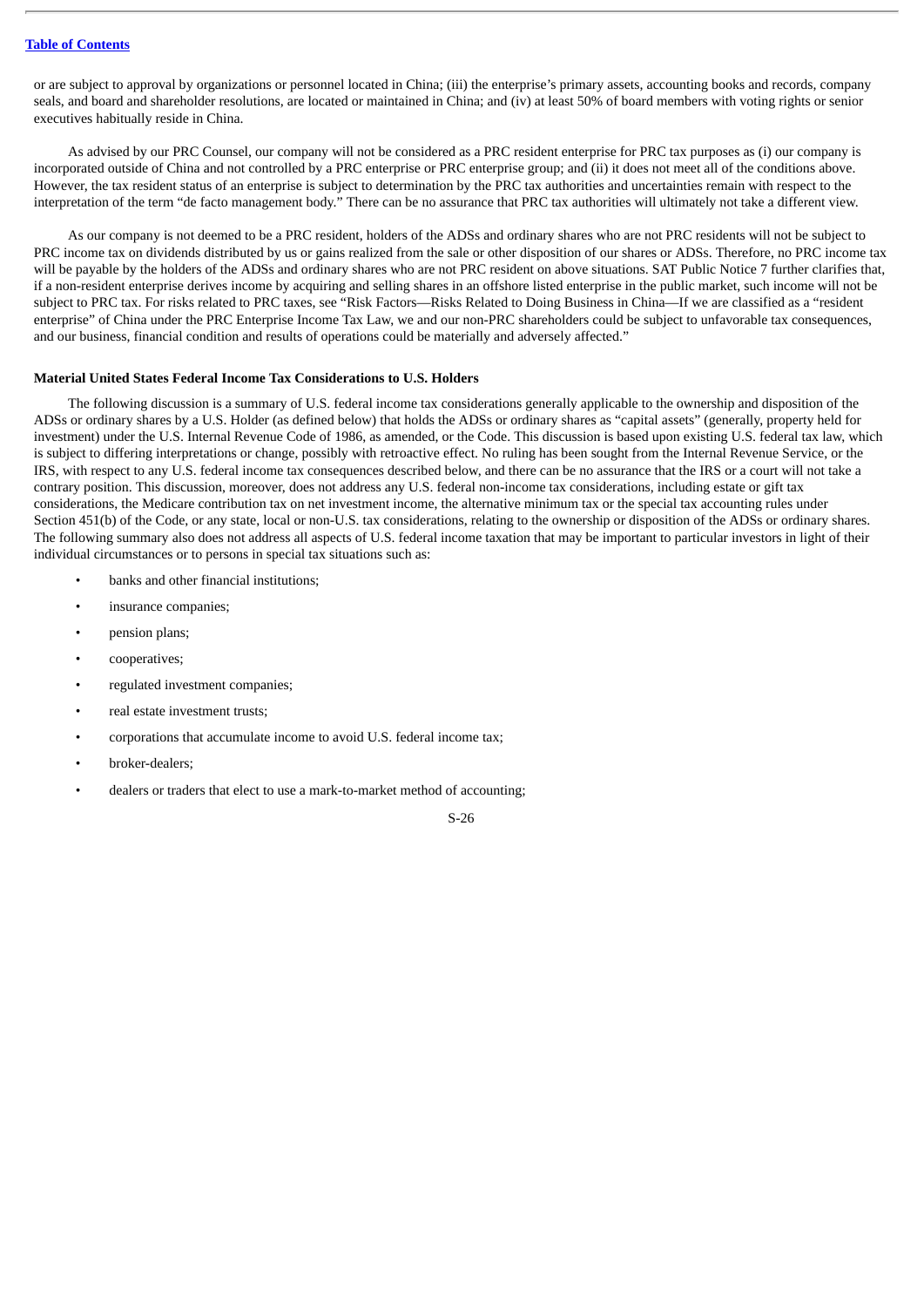or are subject to approval by organizations or personnel located in China; (iii) the enterprise's primary assets, accounting books and records, company seals, and board and shareholder resolutions, are located or maintained in China; and (iv) at least 50% of board members with voting rights or senior executives habitually reside in China.

As advised by our PRC Counsel, our company will not be considered as a PRC resident enterprise for PRC tax purposes as (i) our company is incorporated outside of China and not controlled by a PRC enterprise or PRC enterprise group; and (ii) it does not meet all of the conditions above. However, the tax resident status of an enterprise is subject to determination by the PRC tax authorities and uncertainties remain with respect to the interpretation of the term "de facto management body." There can be no assurance that PRC tax authorities will ultimately not take a different view.

As our company is not deemed to be a PRC resident, holders of the ADSs and ordinary shares who are not PRC residents will not be subject to PRC income tax on dividends distributed by us or gains realized from the sale or other disposition of our shares or ADSs. Therefore, no PRC income tax will be payable by the holders of the ADSs and ordinary shares who are not PRC resident on above situations. SAT Public Notice 7 further clarifies that, if a non-resident enterprise derives income by acquiring and selling shares in an offshore listed enterprise in the public market, such income will not be subject to PRC tax. For risks related to PRC taxes, see "Risk Factors—Risks Related to Doing Business in China—If we are classified as a "resident enterprise" of China under the PRC Enterprise Income Tax Law, we and our non-PRC shareholders could be subject to unfavorable tax consequences, and our business, financial condition and results of operations could be materially and adversely affected."

**Material United States Federal Income Tax Considerations to U.S. Holders**

The following discussion is a summary of U.S. federal income tax considerations generally applicable to the ownership and disposition of the ADSs or ordinary shares by a U.S. Holder (as defined below) that holds the ADSs or ordinary shares as "capital assets" (generally, property held for investment) under the U.S. Internal Revenue Code of 1986, as amended, or the Code. This discussion is based upon existing U.S. federal tax law, which is subject to differing interpretations or change, possibly with retroactive effect. No ruling has been sought from the Internal Revenue Service, or the IRS, with respect to any U.S. federal income tax consequences described below, and there can be no assurance that the IRS or a court will not take a contrary position. This discussion, moreover, does not address any U.S. federal non-income tax considerations, including estate or gift tax considerations, the Medicare contribution tax on net investment income, the alternative minimum tax or the special tax accounting rules under Section 451(b) of the Code, or any state, local or non-U.S. tax considerations, relating to the ownership or disposition of the ADSs or ordinary shares. The following summary also does not address all aspects of U.S. federal income taxation that may be important to particular investors in light of their individual circumstances or to persons in special tax situations such as:

- banks and other financial institutions;
- insurance companies;
- pension plans;
- cooperatives;
- regulated investment companies;
- real estate investment trusts;
- corporations that accumulate income to avoid U.S. federal income tax;
- broker-dealers;
- dealers or traders that elect to use a mark-to-market method of accounting;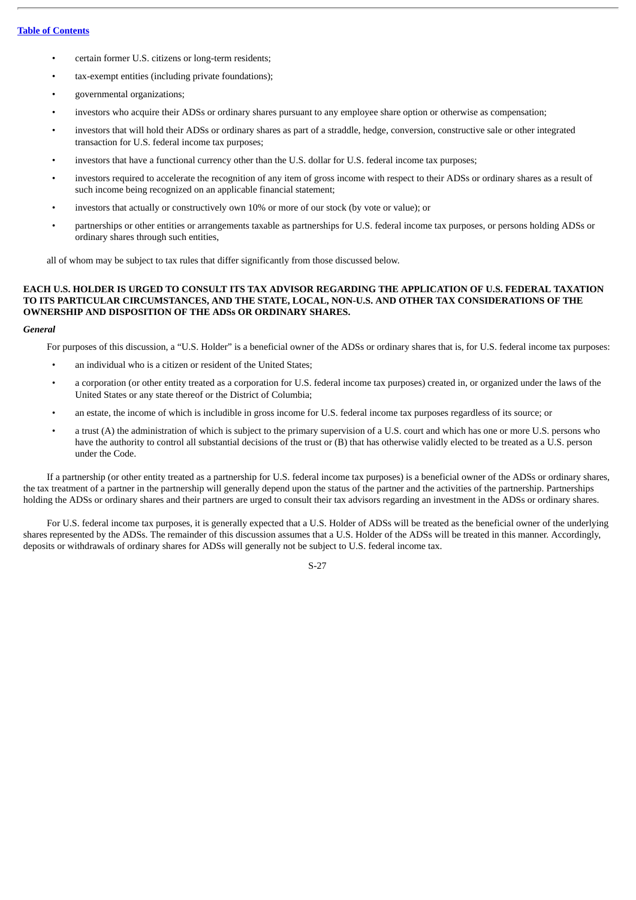- certain former U.S. citizens or long-term residents;
- tax-exempt entities (including private foundations);
- governmental organizations;
- investors who acquire their ADSs or ordinary shares pursuant to any employee share option or otherwise as compensation;
- investors that will hold their ADSs or ordinary shares as part of a straddle, hedge, conversion, constructive sale or other integrated transaction for U.S. federal income tax purposes;
- investors that have a functional currency other than the U.S. dollar for U.S. federal income tax purposes;
- investors required to accelerate the recognition of any item of gross income with respect to their ADSs or ordinary shares as a result of such income being recognized on an applicable financial statement;
- investors that actually or constructively own 10% or more of our stock (by vote or value); or
- partnerships or other entities or arrangements taxable as partnerships for U.S. federal income tax purposes, or persons holding ADSs or ordinary shares through such entities,

all of whom may be subject to tax rules that differ significantly from those discussed below.

**EACH U.S. HOLDER IS URGED TO CONSULT ITS TAX ADVISOR REGARDING THE APPLICATION OF U.S. FEDERAL TAXATION TO ITS PARTICULAR CIRCUMSTANCES, AND THE STATE, LOCAL, NON-U.S. AND OTHER TAX CONSIDERATIONS OF THE OWNERSHIP AND DISPOSITION OF THE ADSs OR ORDINARY SHARES.**

***General***

For purposes of this discussion, a "U.S. Holder" is a beneficial owner of the ADSs or ordinary shares that is, for U.S. federal income tax purposes:

- an individual who is a citizen or resident of the United States;
- a corporation (or other entity treated as a corporation for U.S. federal income tax purposes) created in, or organized under the laws of the United States or any state thereof or the District of Columbia;
- an estate, the income of which is includible in gross income for U.S. federal income tax purposes regardless of its source; or
- a trust (A) the administration of which is subject to the primary supervision of a U.S. court and which has one or more U.S. persons who have the authority to control all substantial decisions of the trust or (B) that has otherwise validly elected to be treated as a U.S. person under the Code.

If a partnership (or other entity treated as a partnership for U.S. federal income tax purposes) is a beneficial owner of the ADSs or ordinary shares, the tax treatment of a partner in the partnership will generally depend upon the status of the partner and the activities of the partnership. Partnerships holding the ADSs or ordinary shares and their partners are urged to consult their tax advisors regarding an investment in the ADSs or ordinary shares.

For U.S. federal income tax purposes, it is generally expected that a U.S. Holder of ADSs will be treated as the beneficial owner of the underlying shares represented by the ADSs. The remainder of this discussion assumes that a U.S. Holder of the ADSs will be treated in this manner. Accordingly, deposits or withdrawals of ordinary shares for ADSs will generally not be subject to U.S. federal income tax.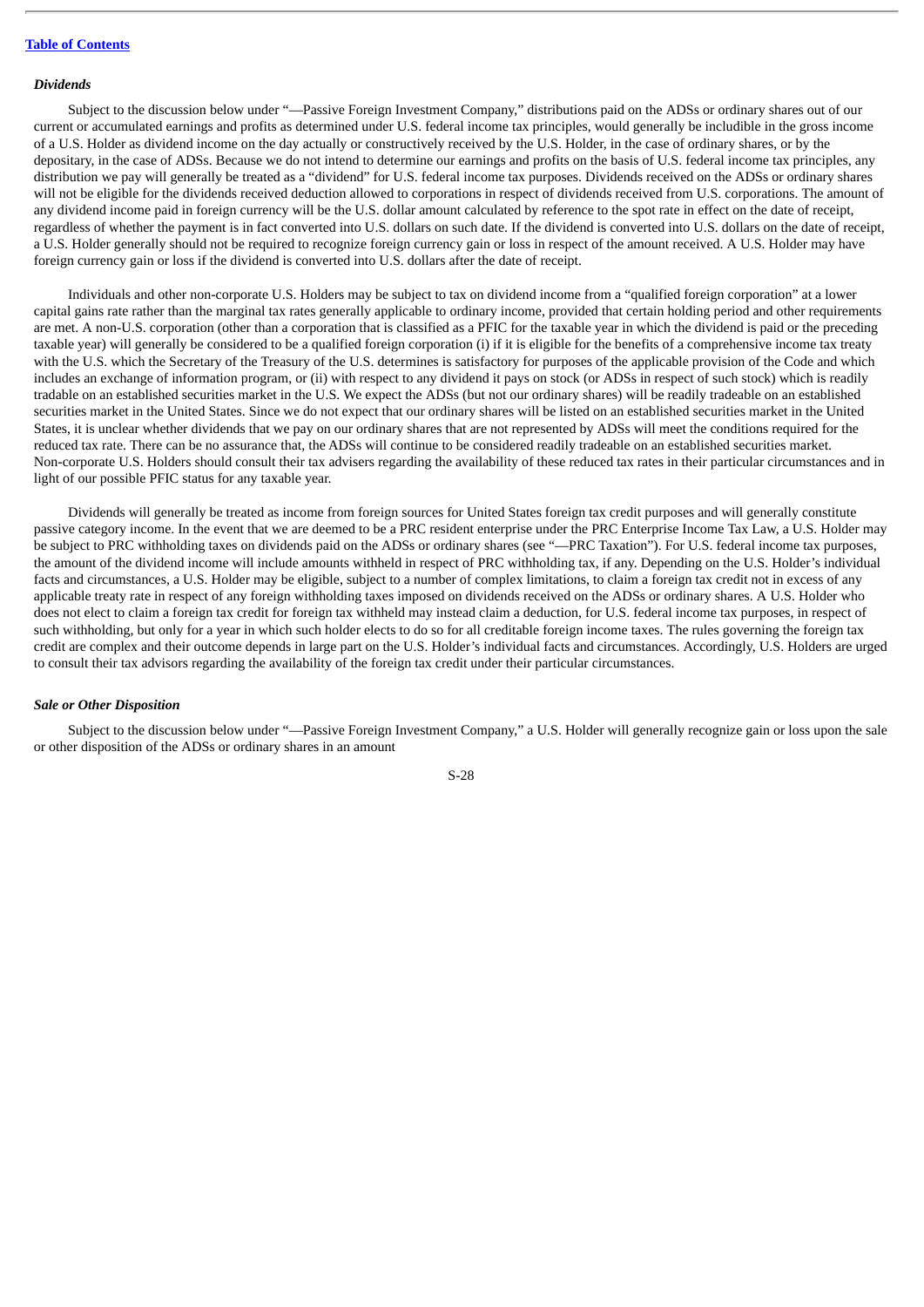***Dividends***

Subject to the discussion below under "—Passive Foreign Investment Company," distributions paid on the ADSs or ordinary shares out of our current or accumulated earnings and profits as determined under U.S. federal income tax principles, would generally be includible in the gross income of a U.S. Holder as dividend income on the day actually or constructively received by the U.S. Holder, in the case of ordinary shares, or by the depositary, in the case of ADSs. Because we do not intend to determine our earnings and profits on the basis of U.S. federal income tax principles, any distribution we pay will generally be treated as a "dividend" for U.S. federal income tax purposes. Dividends received on the ADSs or ordinary shares will not be eligible for the dividends received deduction allowed to corporations in respect of dividends received from U.S. corporations. The amount of any dividend income paid in foreign currency will be the U.S. dollar amount calculated by reference to the spot rate in effect on the date of receipt, regardless of whether the payment is in fact converted into U.S. dollars on such date. If the dividend is converted into U.S. dollars on the date of receipt, a U.S. Holder generally should not be required to recognize foreign currency gain or loss in respect of the amount received. A U.S. Holder may have foreign currency gain or loss if the dividend is converted into U.S. dollars after the date of receipt.

Individuals and other non-corporate U.S. Holders may be subject to tax on dividend income from a "qualified foreign corporation" at a lower capital gains rate rather than the marginal tax rates generally applicable to ordinary income, provided that certain holding period and other requirements are met. A non-U.S. corporation (other than a corporation that is classified as a PFIC for the taxable year in which the dividend is paid or the preceding taxable year) will generally be considered to be a qualified foreign corporation (i) if it is eligible for the benefits of a comprehensive income tax treaty with the U.S. which the Secretary of the Treasury of the U.S. determines is satisfactory for purposes of the applicable provision of the Code and which includes an exchange of information program, or (ii) with respect to any dividend it pays on stock (or ADSs in respect of such stock) which is readily tradable on an established securities market in the U.S. We expect the ADSs (but not our ordinary shares) will be readily tradeable on an established securities market in the United States. Since we do not expect that our ordinary shares will be listed on an established securities market in the United States, it is unclear whether dividends that we pay on our ordinary shares that are not represented by ADSs will meet the conditions required for the reduced tax rate. There can be no assurance that, the ADSs will continue to be considered readily tradeable on an established securities market. Non-corporate U.S. Holders should consult their tax advisers regarding the availability of these reduced tax rates in their particular circumstances and in light of our possible PFIC status for any taxable year.

Dividends will generally be treated as income from foreign sources for United States foreign tax credit purposes and will generally constitute passive category income. In the event that we are deemed to be a PRC resident enterprise under the PRC Enterprise Income Tax Law, a U.S. Holder may be subject to PRC withholding taxes on dividends paid on the ADSs or ordinary shares (see "—PRC Taxation"). For U.S. federal income tax purposes, the amount of the dividend income will include amounts withheld in respect of PRC withholding tax, if any. Depending on the U.S. Holder's individual facts and circumstances, a U.S. Holder may be eligible, subject to a number of complex limitations, to claim a foreign tax credit not in excess of any applicable treaty rate in respect of any foreign withholding taxes imposed on dividends received on the ADSs or ordinary shares. A U.S. Holder who does not elect to claim a foreign tax credit for foreign tax withheld may instead claim a deduction, for U.S. federal income tax purposes, in respect of such withholding, but only for a year in which such holder elects to do so for all creditable foreign income taxes. The rules governing the foreign tax credit are complex and their outcome depends in large part on the U.S. Holder's individual facts and circumstances. Accordingly, U.S. Holders are urged to consult their tax advisors regarding the availability of the foreign tax credit under their particular circumstances.

***Sale or Other Disposition***

Subject to the discussion below under "—Passive Foreign Investment Company," a U.S. Holder will generally recognize gain or loss upon the sale or other disposition of the ADSs or ordinary shares in an amount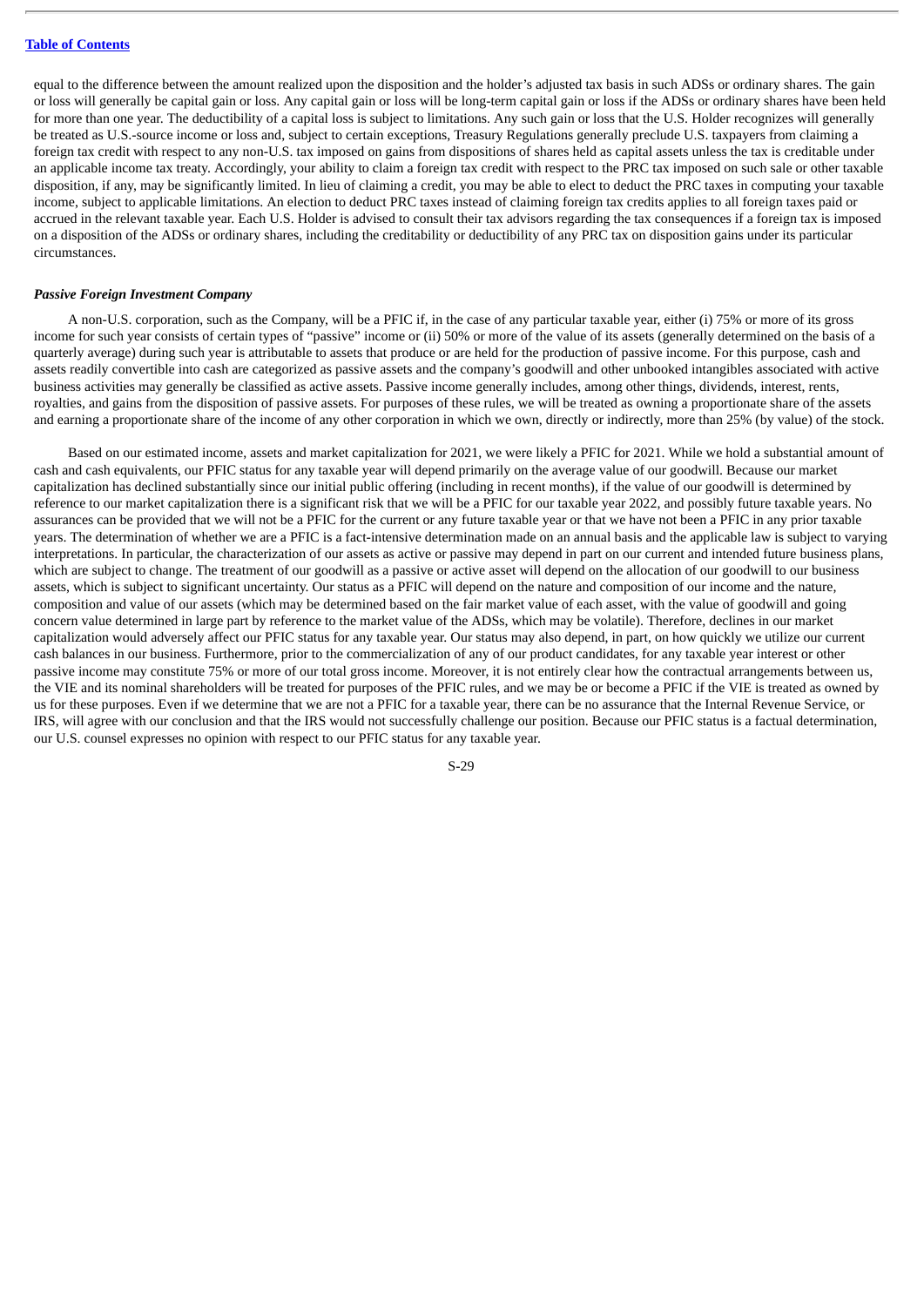equal to the difference between the amount realized upon the disposition and the holder's adjusted tax basis in such ADSs or ordinary shares. The gain or loss will generally be capital gain or loss. Any capital gain or loss will be long-term capital gain or loss if the ADSs or ordinary shares have been held for more than one year. The deductibility of a capital loss is subject to limitations. Any such gain or loss that the U.S. Holder recognizes will generally be treated as U.S.-source income or loss and, subject to certain exceptions, Treasury Regulations generally preclude U.S. taxpayers from claiming a foreign tax credit with respect to any non-U.S. tax imposed on gains from dispositions of shares held as capital assets unless the tax is creditable under an applicable income tax treaty. Accordingly, your ability to claim a foreign tax credit with respect to the PRC tax imposed on such sale or other taxable disposition, if any, may be significantly limited. In lieu of claiming a credit, you may be able to elect to deduct the PRC taxes in computing your taxable income, subject to applicable limitations. An election to deduct PRC taxes instead of claiming foreign tax credits applies to all foreign taxes paid or accrued in the relevant taxable year. Each U.S. Holder is advised to consult their tax advisors regarding the tax consequences if a foreign tax is imposed on a disposition of the ADSs or ordinary shares, including the creditability or deductibility of any PRC tax on disposition gains under its particular circumstances.

***Passive Foreign Investment Company***

A non-U.S. corporation, such as the Company, will be a PFIC if, in the case of any particular taxable year, either (i) 75% or more of its gross income for such year consists of certain types of "passive" income or (ii) 50% or more of the value of its assets (generally determined on the basis of a quarterly average) during such year is attributable to assets that produce or are held for the production of passive income. For this purpose, cash and assets readily convertible into cash are categorized as passive assets and the company's goodwill and other unbooked intangibles associated with active business activities may generally be classified as active assets. Passive income generally includes, among other things, dividends, interest, rents, royalties, and gains from the disposition of passive assets. For purposes of these rules, we will be treated as owning a proportionate share of the assets and earning a proportionate share of the income of any other corporation in which we own, directly or indirectly, more than 25% (by value) of the stock.

Based on our estimated income, assets and market capitalization for 2021, we were likely a PFIC for 2021. While we hold a substantial amount of cash and cash equivalents, our PFIC status for any taxable year will depend primarily on the average value of our goodwill. Because our market capitalization has declined substantially since our initial public offering (including in recent months), if the value of our goodwill is determined by reference to our market capitalization there is a significant risk that we will be a PFIC for our taxable year 2022, and possibly future taxable years. No assurances can be provided that we will not be a PFIC for the current or any future taxable year or that we have not been a PFIC in any prior taxable years. The determination of whether we are a PFIC is a fact-intensive determination made on an annual basis and the applicable law is subject to varying interpretations. In particular, the characterization of our assets as active or passive may depend in part on our current and intended future business plans, which are subject to change. The treatment of our goodwill as a passive or active asset will depend on the allocation of our goodwill to our business assets, which is subject to significant uncertainty. Our status as a PFIC will depend on the nature and composition of our income and the nature, composition and value of our assets (which may be determined based on the fair market value of each asset, with the value of goodwill and going concern value determined in large part by reference to the market value of the ADSs, which may be volatile). Therefore, declines in our market capitalization would adversely affect our PFIC status for any taxable year. Our status may also depend, in part, on how quickly we utilize our current cash balances in our business. Furthermore, prior to the commercialization of any of our product candidates, for any taxable year interest or other passive income may constitute 75% or more of our total gross income. Moreover, it is not entirely clear how the contractual arrangements between us, the VIE and its nominal shareholders will be treated for purposes of the PFIC rules, and we may be or become a PFIC if the VIE is treated as owned by us for these purposes. Even if we determine that we are not a PFIC for a taxable year, there can be no assurance that the Internal Revenue Service, or IRS, will agree with our conclusion and that the IRS would not successfully challenge our position. Because our PFIC status is a factual determination, our U.S. counsel expresses no opinion with respect to our PFIC status for any taxable year.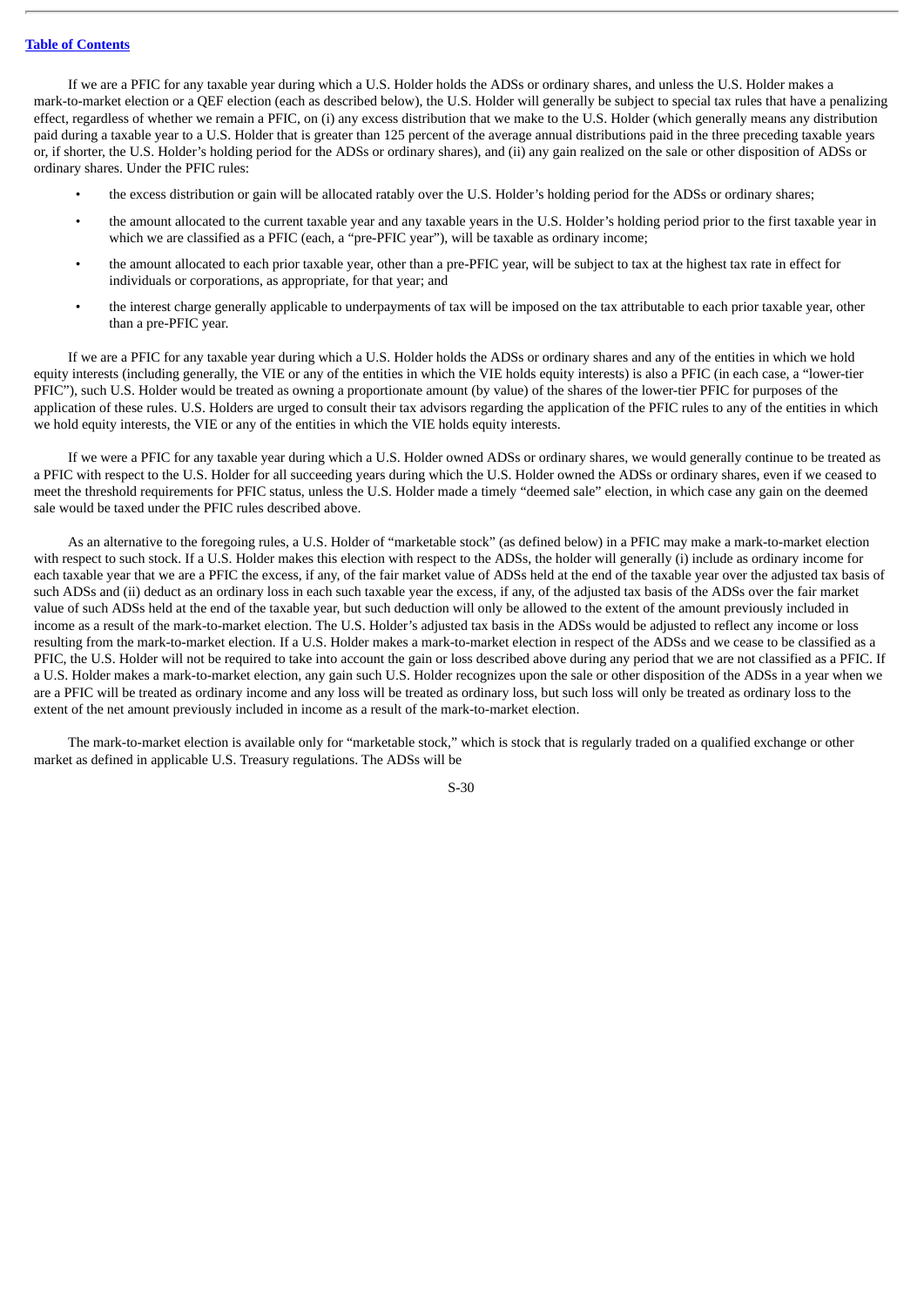If we are a PFIC for any taxable year during which a U.S. Holder holds the ADSs or ordinary shares, and unless the U.S. Holder makes a mark-to-market election or a QEF election (each as described below), the U.S. Holder will generally be subject to special tax rules that have a penalizing effect, regardless of whether we remain a PFIC, on (i) any excess distribution that we make to the U.S. Holder (which generally means any distribution paid during a taxable year to a U.S. Holder that is greater than 125 percent of the average annual distributions paid in the three preceding taxable years or, if shorter, the U.S. Holder's holding period for the ADSs or ordinary shares), and (ii) any gain realized on the sale or other disposition of ADSs or ordinary shares. Under the PFIC rules:

- the excess distribution or gain will be allocated ratably over the U.S. Holder's holding period for the ADSs or ordinary shares;
- the amount allocated to the current taxable year and any taxable years in the U.S. Holder's holding period prior to the first taxable year in which we are classified as a PFIC (each, a "pre-PFIC year"), will be taxable as ordinary income;
- the amount allocated to each prior taxable year, other than a pre-PFIC year, will be subject to tax at the highest tax rate in effect for individuals or corporations, as appropriate, for that year; and
- the interest charge generally applicable to underpayments of tax will be imposed on the tax attributable to each prior taxable year, other than a pre-PFIC year.

If we are a PFIC for any taxable year during which a U.S. Holder holds the ADSs or ordinary shares and any of the entities in which we hold equity interests (including generally, the VIE or any of the entities in which the VIE holds equity interests) is also a PFIC (in each case, a "lower-tier PFIC"), such U.S. Holder would be treated as owning a proportionate amount (by value) of the shares of the lower-tier PFIC for purposes of the application of these rules. U.S. Holders are urged to consult their tax advisors regarding the application of the PFIC rules to any of the entities in which we hold equity interests, the VIE or any of the entities in which the VIE holds equity interests.

If we were a PFIC for any taxable year during which a U.S. Holder owned ADSs or ordinary shares, we would generally continue to be treated as a PFIC with respect to the U.S. Holder for all succeeding years during which the U.S. Holder owned the ADSs or ordinary shares, even if we ceased to meet the threshold requirements for PFIC status, unless the U.S. Holder made a timely "deemed sale" election, in which case any gain on the deemed sale would be taxed under the PFIC rules described above.

As an alternative to the foregoing rules, a U.S. Holder of "marketable stock" (as defined below) in a PFIC may make a mark-to-market election with respect to such stock. If a U.S. Holder makes this election with respect to the ADSs, the holder will generally (i) include as ordinary income for each taxable year that we are a PFIC the excess, if any, of the fair market value of ADSs held at the end of the taxable year over the adjusted tax basis of such ADSs and (ii) deduct as an ordinary loss in each such taxable year the excess, if any, of the adjusted tax basis of the ADSs over the fair market value of such ADSs held at the end of the taxable year, but such deduction will only be allowed to the extent of the amount previously included in income as a result of the mark-to-market election. The U.S. Holder's adjusted tax basis in the ADSs would be adjusted to reflect any income or loss resulting from the mark-to-market election. If a U.S. Holder makes a mark-to-market election in respect of the ADSs and we cease to be classified as a PFIC, the U.S. Holder will not be required to take into account the gain or loss described above during any period that we are not classified as a PFIC. If a U.S. Holder makes a mark-to-market election, any gain such U.S. Holder recognizes upon the sale or other disposition of the ADSs in a year when we are a PFIC will be treated as ordinary income and any loss will be treated as ordinary loss, but such loss will only be treated as ordinary loss to the extent of the net amount previously included in income as a result of the mark-to-market election.

The mark-to-market election is available only for "marketable stock," which is stock that is regularly traded on a qualified exchange or other market as defined in applicable U.S. Treasury regulations. The ADSs will be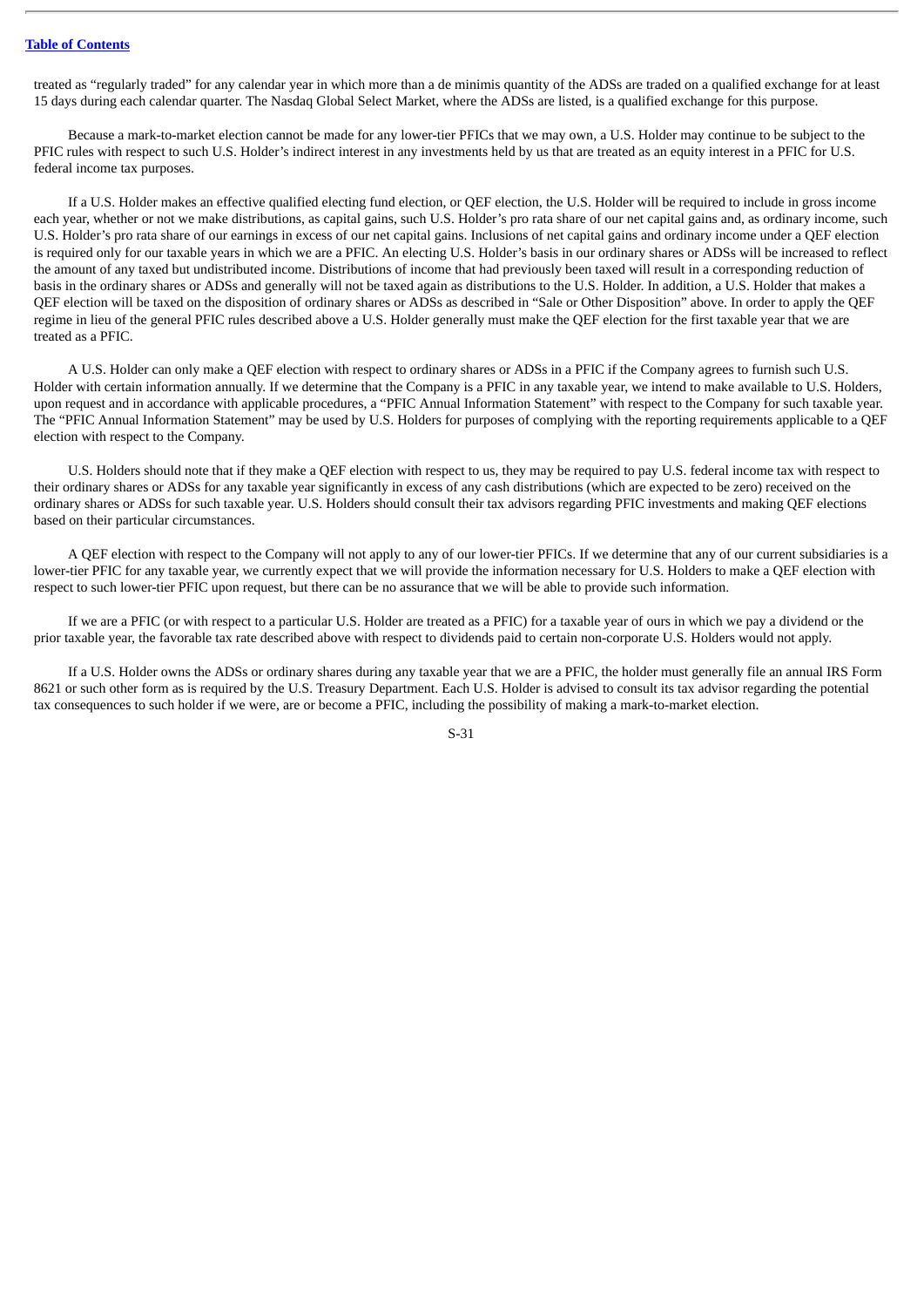treated as "regularly traded" for any calendar year in which more than a de minimis quantity of the ADSs are traded on a qualified exchange for at least 15 days during each calendar quarter. The Nasdaq Global Select Market, where the ADSs are listed, is a qualified exchange for this purpose.

Because a mark-to-market election cannot be made for any lower-tier PFICs that we may own, a U.S. Holder may continue to be subject to the PFIC rules with respect to such U.S. Holder's indirect interest in any investments held by us that are treated as an equity interest in a PFIC for U.S. federal income tax purposes.

If a U.S. Holder makes an effective qualified electing fund election, or QEF election, the U.S. Holder will be required to include in gross income each year, whether or not we make distributions, as capital gains, such U.S. Holder's pro rata share of our net capital gains and, as ordinary income, such U.S. Holder's pro rata share of our earnings in excess of our net capital gains. Inclusions of net capital gains and ordinary income under a QEF election is required only for our taxable years in which we are a PFIC. An electing U.S. Holder's basis in our ordinary shares or ADSs will be increased to reflect the amount of any taxed but undistributed income. Distributions of income that had previously been taxed will result in a corresponding reduction of basis in the ordinary shares or ADSs and generally will not be taxed again as distributions to the U.S. Holder. In addition, a U.S. Holder that makes a QEF election will be taxed on the disposition of ordinary shares or ADSs as described in "Sale or Other Disposition" above. In order to apply the QEF regime in lieu of the general PFIC rules described above a U.S. Holder generally must make the QEF election for the first taxable year that we are treated as a PFIC.

A U.S. Holder can only make a QEF election with respect to ordinary shares or ADSs in a PFIC if the Company agrees to furnish such U.S. Holder with certain information annually. If we determine that the Company is a PFIC in any taxable year, we intend to make available to U.S. Holders, upon request and in accordance with applicable procedures, a "PFIC Annual Information Statement" with respect to the Company for such taxable year. The "PFIC Annual Information Statement" may be used by U.S. Holders for purposes of complying with the reporting requirements applicable to a QEF election with respect to the Company.

U.S. Holders should note that if they make a QEF election with respect to us, they may be required to pay U.S. federal income tax with respect to their ordinary shares or ADSs for any taxable year significantly in excess of any cash distributions (which are expected to be zero) received on the ordinary shares or ADSs for such taxable year. U.S. Holders should consult their tax advisors regarding PFIC investments and making QEF elections based on their particular circumstances.

A QEF election with respect to the Company will not apply to any of our lower-tier PFICs. If we determine that any of our current subsidiaries is a lower-tier PFIC for any taxable year, we currently expect that we will provide the information necessary for U.S. Holders to make a QEF election with respect to such lower-tier PFIC upon request, but there can be no assurance that we will be able to provide such information.

If we are a PFIC (or with respect to a particular U.S. Holder are treated as a PFIC) for a taxable year of ours in which we pay a dividend or the prior taxable year, the favorable tax rate described above with respect to dividends paid to certain non-corporate U.S. Holders would not apply.

If a U.S. Holder owns the ADSs or ordinary shares during any taxable year that we are a PFIC, the holder must generally file an annual IRS Form 8621 or such other form as is required by the U.S. Treasury Department. Each U.S. Holder is advised to consult its tax advisor regarding the potential tax consequences to such holder if we were, are or become a PFIC, including the possibility of making a mark-to-market election.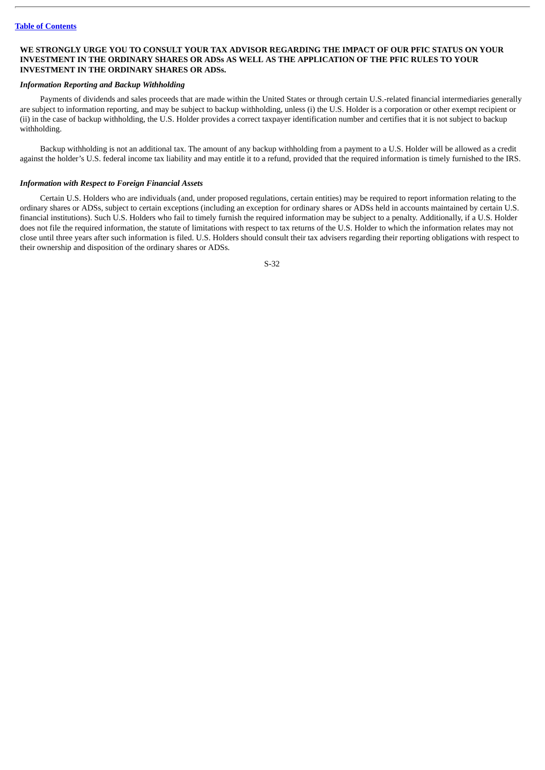**WE STRONGLY URGE YOU TO CONSULT YOUR TAX ADVISOR REGARDING THE IMPACT OF OUR PFIC STATUS ON YOUR INVESTMENT IN THE ORDINARY SHARES OR ADSs AS WELL AS THE APPLICATION OF THE PFIC RULES TO YOUR INVESTMENT IN THE ORDINARY SHARES OR ADSs.**

***Information Reporting and Backup Withholding***

Payments of dividends and sales proceeds that are made within the United States or through certain U.S.-related financial intermediaries generally are subject to information reporting, and may be subject to backup withholding, unless (i) the U.S. Holder is a corporation or other exempt recipient or (ii) in the case of backup withholding, the U.S. Holder provides a correct taxpayer identification number and certifies that it is not subject to backup withholding.

Backup withholding is not an additional tax. The amount of any backup withholding from a payment to a U.S. Holder will be allowed as a credit against the holder's U.S. federal income tax liability and may entitle it to a refund, provided that the required information is timely furnished to the IRS.

***Information with Respect to Foreign Financial Assets***

Certain U.S. Holders who are individuals (and, under proposed regulations, certain entities) may be required to report information relating to the ordinary shares or ADSs, subject to certain exceptions (including an exception for ordinary shares or ADSs held in accounts maintained by certain U.S. financial institutions). Such U.S. Holders who fail to timely furnish the required information may be subject to a penalty. Additionally, if a U.S. Holder does not file the required information, the statute of limitations with respect to tax returns of the U.S. Holder to which the information relates may not close until three years after such information is filed. U.S. Holders should consult their tax advisers regarding their reporting obligations with respect to their ownership and disposition of the ordinary shares or ADSs.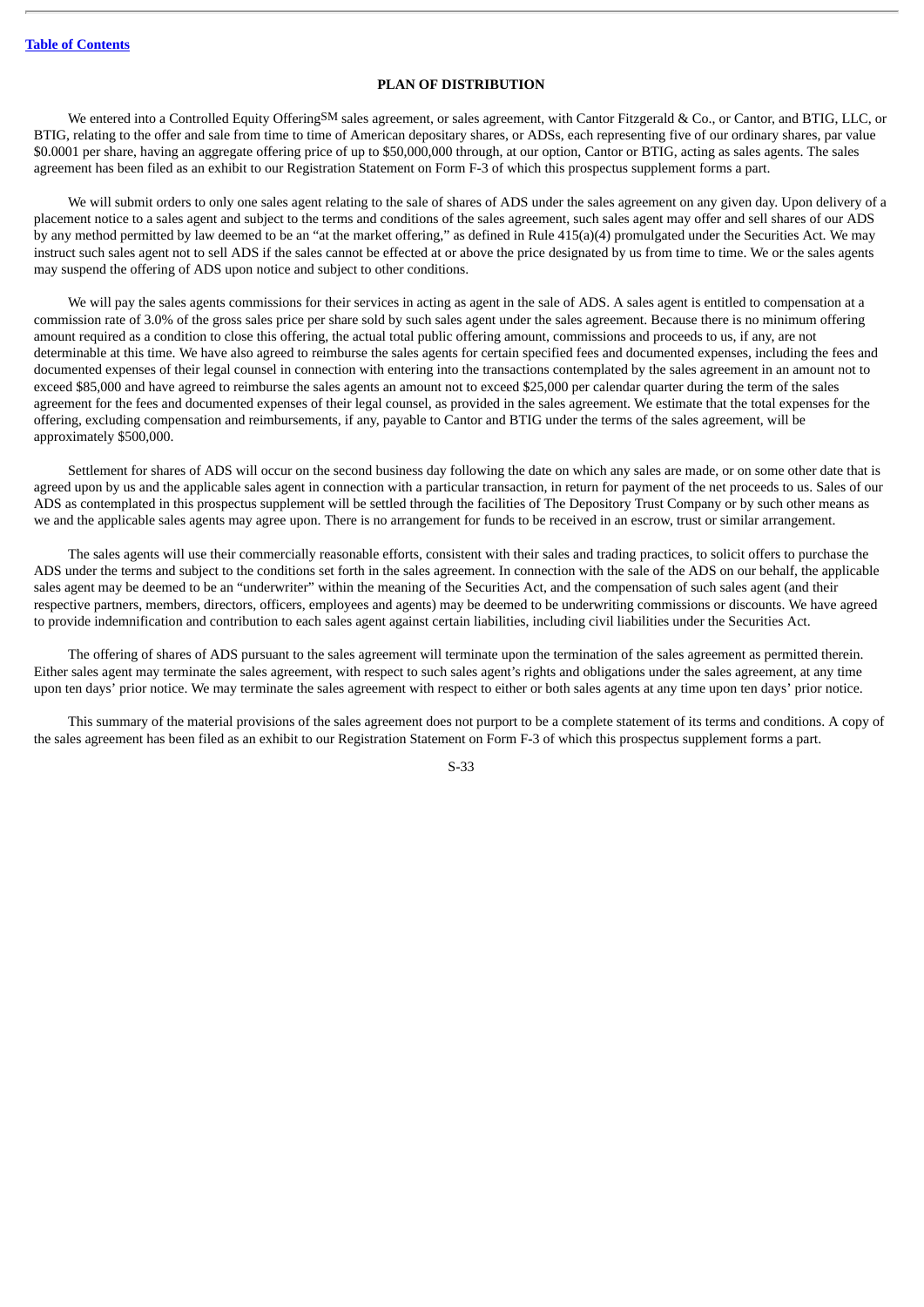## PLAN OF DISTRIBUTION

We entered into a Controlled Equity Offering[SM] sales agreement, or sales agreement, with Cantor Fitzgerald & Co., or Cantor, and BTIG, LLC, or BTIG, relating to the offer and sale from time to time of American depositary shares, or ADSs, each representing five of our ordinary shares, par value $0.0001 per share, having an aggregate offering price of up to $50,000,000 through, at our option, Cantor or BTIG, acting as sales agents. The sales agreement has been filed as an exhibit to our Registration Statement on Form F-3 of which this prospectus supplement forms a part.

We will submit orders to only one sales agent relating to the sale of shares of ADS under the sales agreement on any given day. Upon delivery of a placement notice to a sales agent and subject to the terms and conditions of the sales agreement, such sales agent may offer and sell shares of our ADS by any method permitted by law deemed to be an "at the market offering," as defined in Rule 415(a)(4) promulgated under the Securities Act. We may instruct such sales agent not to sell ADS if the sales cannot be effected at or above the price designated by us from time to time. We or the sales agents may suspend the offering of ADS upon notice and subject to other conditions.

We will pay the sales agents commissions for their services in acting as agent in the sale of ADS. A sales agent is entitled to compensation at a commission rate of 3.0% of the gross sales price per share sold by such sales agent under the sales agreement. Because there is no minimum offering amount required as a condition to close this offering, the actual total public offering amount, commissions and proceeds to us, if any, are not determinable at this time. We have also agreed to reimburse the sales agents for certain specified fees and documented expenses, including the fees and documented expenses of their legal counsel in connection with entering into the transactions contemplated by the sales agreement in an amount not to exceed $85,000 and have agreed to reimburse the sales agents an amount not to exceed $25,000 per calendar quarter during the term of the sales agreement for the fees and documented expenses of their legal counsel, as provided in the sales agreement. We estimate that the total expenses for the offering, excluding compensation and reimbursements, if any, payable to Cantor and BTIG under the terms of the sales agreement, will be approximately $500,000.

Settlement for shares of ADS will occur on the second business day following the date on which any sales are made, or on some other date that is agreed upon by us and the applicable sales agent in connection with a particular transaction, in return for payment of the net proceeds to us. Sales of our ADS as contemplated in this prospectus supplement will be settled through the facilities of The Depository Trust Company or by such other means as we and the applicable sales agents may agree upon. There is no arrangement for funds to be received in an escrow, trust or similar arrangement.

The sales agents will use their commercially reasonable efforts, consistent with their sales and trading practices, to solicit offers to purchase the ADS under the terms and subject to the conditions set forth in the sales agreement. In connection with the sale of the ADS on our behalf, the applicable sales agent may be deemed to be an "underwriter" within the meaning of the Securities Act, and the compensation of such sales agent (and their respective partners, members, directors, officers, employees and agents) may be deemed to be underwriting commissions or discounts. We have agreed to provide indemnification and contribution to each sales agent against certain liabilities, including civil liabilities under the Securities Act.

The offering of shares of ADS pursuant to the sales agreement will terminate upon the termination of the sales agreement as permitted therein. Either sales agent may terminate the sales agreement, with respect to such sales agent's rights and obligations under the sales agreement, at any time upon ten days' prior notice. We may terminate the sales agreement with respect to either or both sales agents at any time upon ten days' prior notice.

This summary of the material provisions of the sales agreement does not purport to be a complete statement of its terms and conditions. A copy of the sales agreement has been filed as an exhibit to our Registration Statement on Form F-3 of which this prospectus supplement forms a part.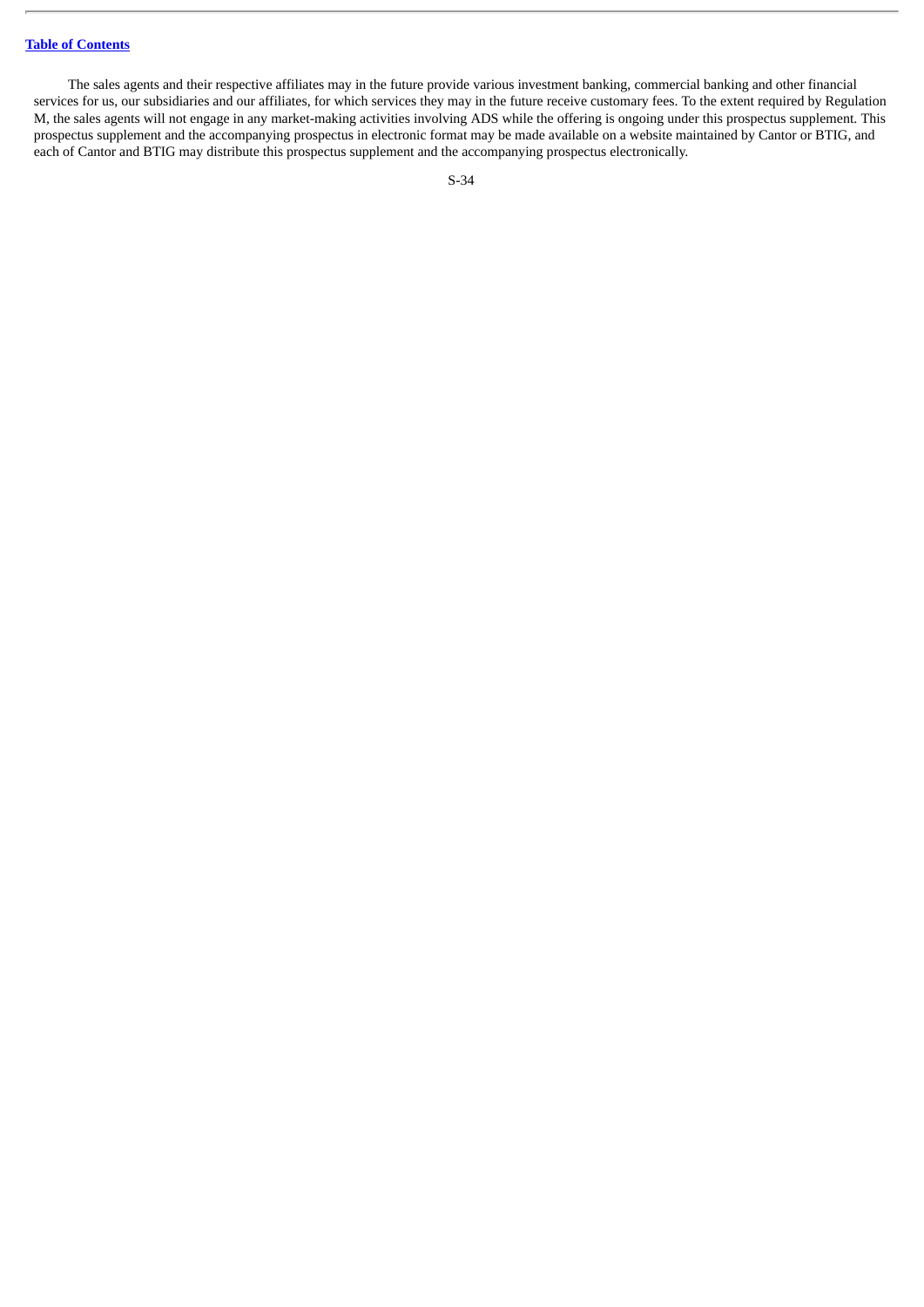The sales agents and their respective affiliates may in the future provide various investment banking, commercial banking and other financial services for us, our subsidiaries and our affiliates, for which services they may in the future receive customary fees. To the extent required by Regulation M, the sales agents will not engage in any market-making activities involving ADS while the offering is ongoing under this prospectus supplement. This prospectus supplement and the accompanying prospectus in electronic format may be made available on a website maintained by Cantor or BTIG, and each of Cantor and BTIG may distribute this prospectus supplement and the accompanying prospectus electronically.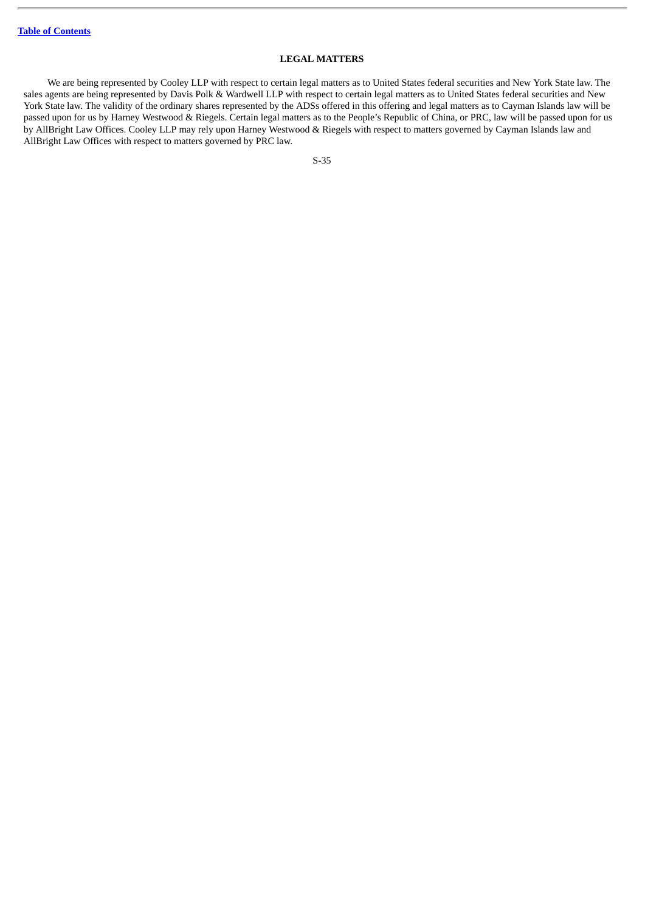## LEGAL MATTERS

We are being represented by Cooley LLP with respect to certain legal matters as to United States federal securities and New York State law. The sales agents are being represented by Davis Polk & Wardwell LLP with respect to certain legal matters as to United States federal securities and New York State law. The validity of the ordinary shares represented by the ADSs offered in this offering and legal matters as to Cayman Islands law will be passed upon for us by Harney Westwood & Riegels. Certain legal matters as to the People's Republic of China, or PRC, law will be passed upon for us by AllBright Law Offices. Cooley LLP may rely upon Harney Westwood & Riegels with respect to matters governed by Cayman Islands law and AllBright Law Offices with respect to matters governed by PRC law.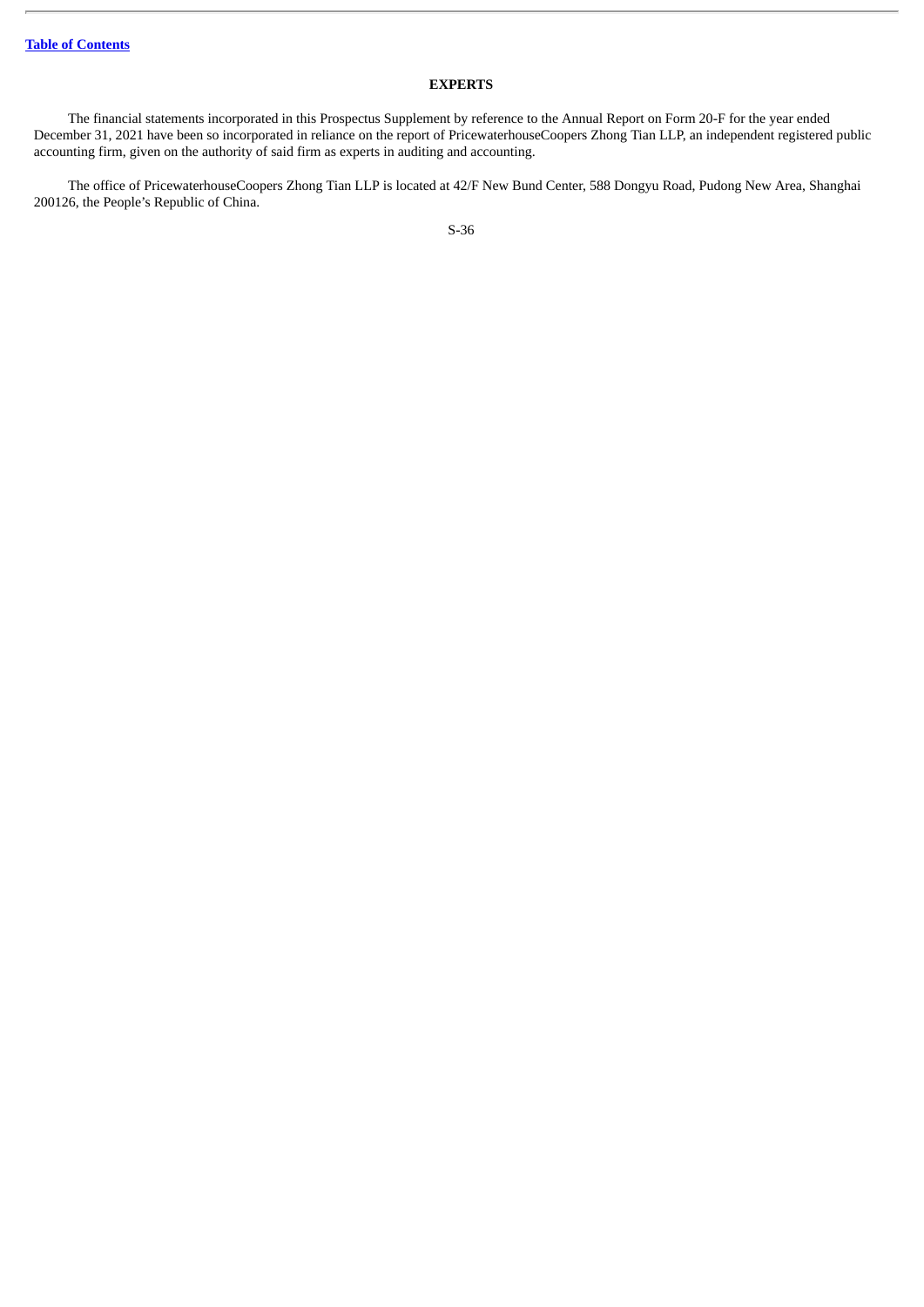## EXPERTS

The financial statements incorporated in this Prospectus Supplement by reference to the Annual Report on Form 20-F for the year ended December 31, 2021 have been so incorporated in reliance on the report of PricewaterhouseCoopers Zhong Tian LLP, an independent registered public accounting firm, given on the authority of said firm as experts in auditing and accounting.

The office of PricewaterhouseCoopers Zhong Tian LLP is located at 42/F New Bund Center, 588 Dongyu Road, Pudong New Area, Shanghai 200126, the People's Republic of China.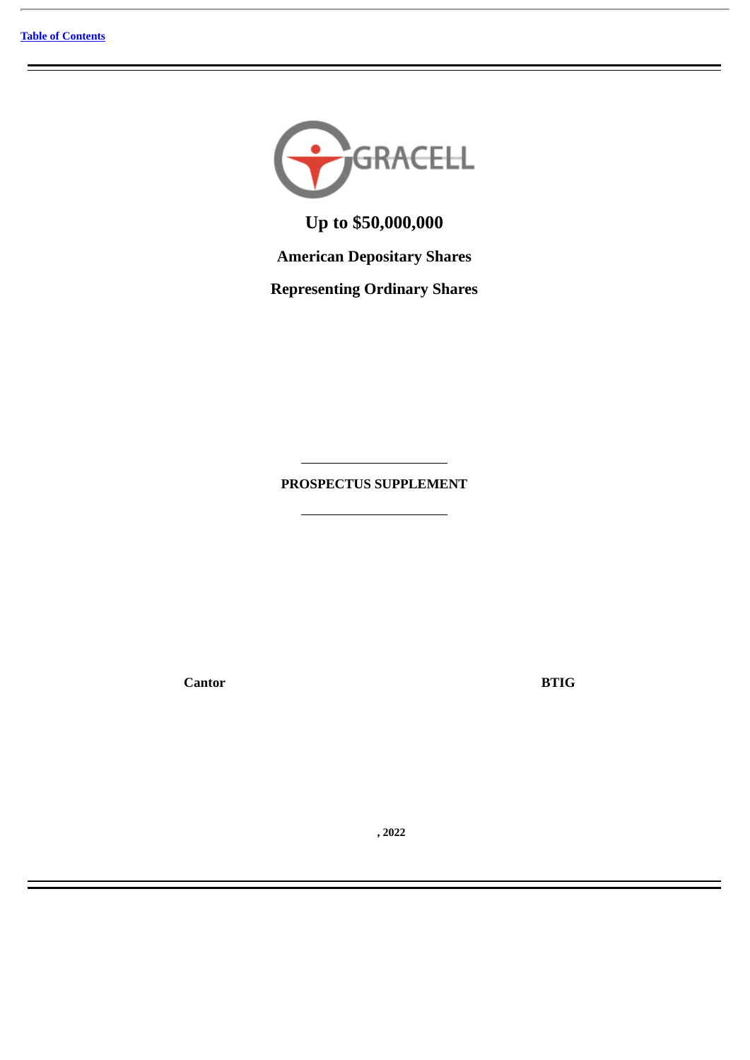GRACELL

**Up to $50,000,000**

**American Depositary Shares**

**Representing Ordinary Shares**

---

**PROSPECTUS SUPPLEMENT**

---

**Cantor** **BTIG**

**, 2022**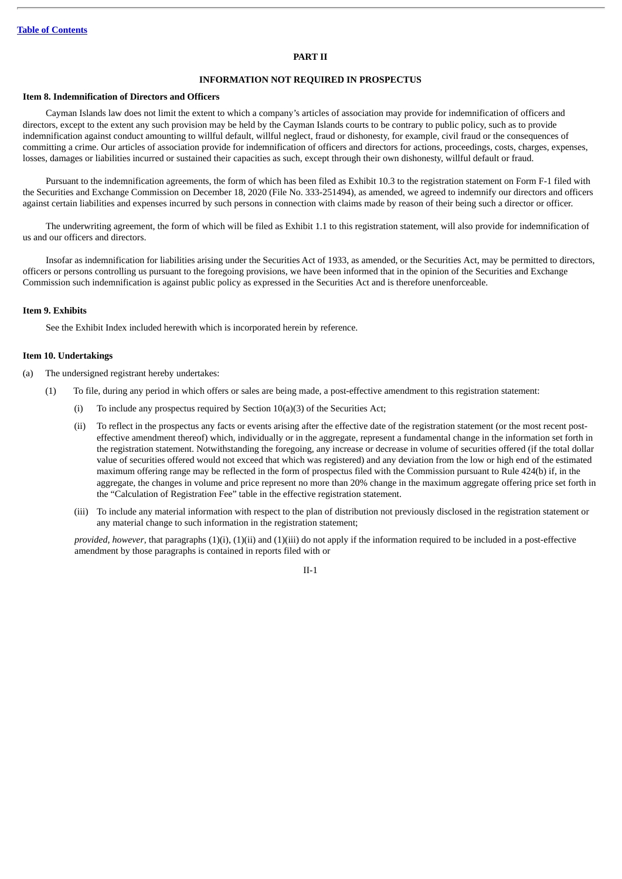[Table of Contents](#)

## PART II

## INFORMATION NOT REQUIRED IN PROSPECTUS

### Item 8. Indemnification of Directors and Officers

Cayman Islands law does not limit the extent to which a company's articles of association may provide for indemnification of officers and directors, except to the extent any such provision may be held by the Cayman Islands courts to be contrary to public policy, such as to provide indemnification against conduct amounting to willful default, willful neglect, fraud or dishonesty, for example, civil fraud or the consequences of committing a crime. Our articles of association provide for indemnification of officers and directors for actions, proceedings, costs, charges, expenses, losses, damages or liabilities incurred or sustained their capacities as such, except through their own dishonesty, willful default or fraud.

Pursuant to the indemnification agreements, the form of which has been filed as Exhibit 10.3 to the registration statement on Form F-1 filed with the Securities and Exchange Commission on December 18, 2020 (File No. 333-251494), as amended, we agreed to indemnify our directors and officers against certain liabilities and expenses incurred by such persons in connection with claims made by reason of their being such a director or officer.

The underwriting agreement, the form of which will be filed as Exhibit 1.1 to this registration statement, will also provide for indemnification of us and our officers and directors.

Insofar as indemnification for liabilities arising under the Securities Act of 1933, as amended, or the Securities Act, may be permitted to directors, officers or persons controlling us pursuant to the foregoing provisions, we have been informed that in the opinion of the Securities and Exchange Commission such indemnification is against public policy as expressed in the Securities Act and is therefore unenforceable.

### Item 9. Exhibits

See the Exhibit Index included herewith which is incorporated herein by reference.

### Item 10. Undertakings

(a) The undersigned registrant hereby undertakes:

(1) To file, during any period in which offers or sales are being made, a post-effective amendment to this registration statement:

(i) To include any prospectus required by Section 10(a)(3) of the Securities Act;

(ii) To reflect in the prospectus any facts or events arising after the effective date of the registration statement (or the most recent post-effective amendment thereof) which, individually or in the aggregate, represent a fundamental change in the information set forth in the registration statement. Notwithstanding the foregoing, any increase or decrease in volume of securities offered (if the total dollar value of securities offered would not exceed that which was registered) and any deviation from the low or high end of the estimated maximum offering range may be reflected in the form of prospectus filed with the Commission pursuant to Rule 424(b) if, in the aggregate, the changes in volume and price represent no more than 20% change in the maximum aggregate offering price set forth in the "Calculation of Registration Fee" table in the effective registration statement.

(iii) To include any material information with respect to the plan of distribution not previously disclosed in the registration statement or any material change to such information in the registration statement;

*provided, however*, that paragraphs (1)(i), (1)(ii) and (1)(iii) do not apply if the information required to be included in a post-effective amendment by those paragraphs is contained in reports filed with or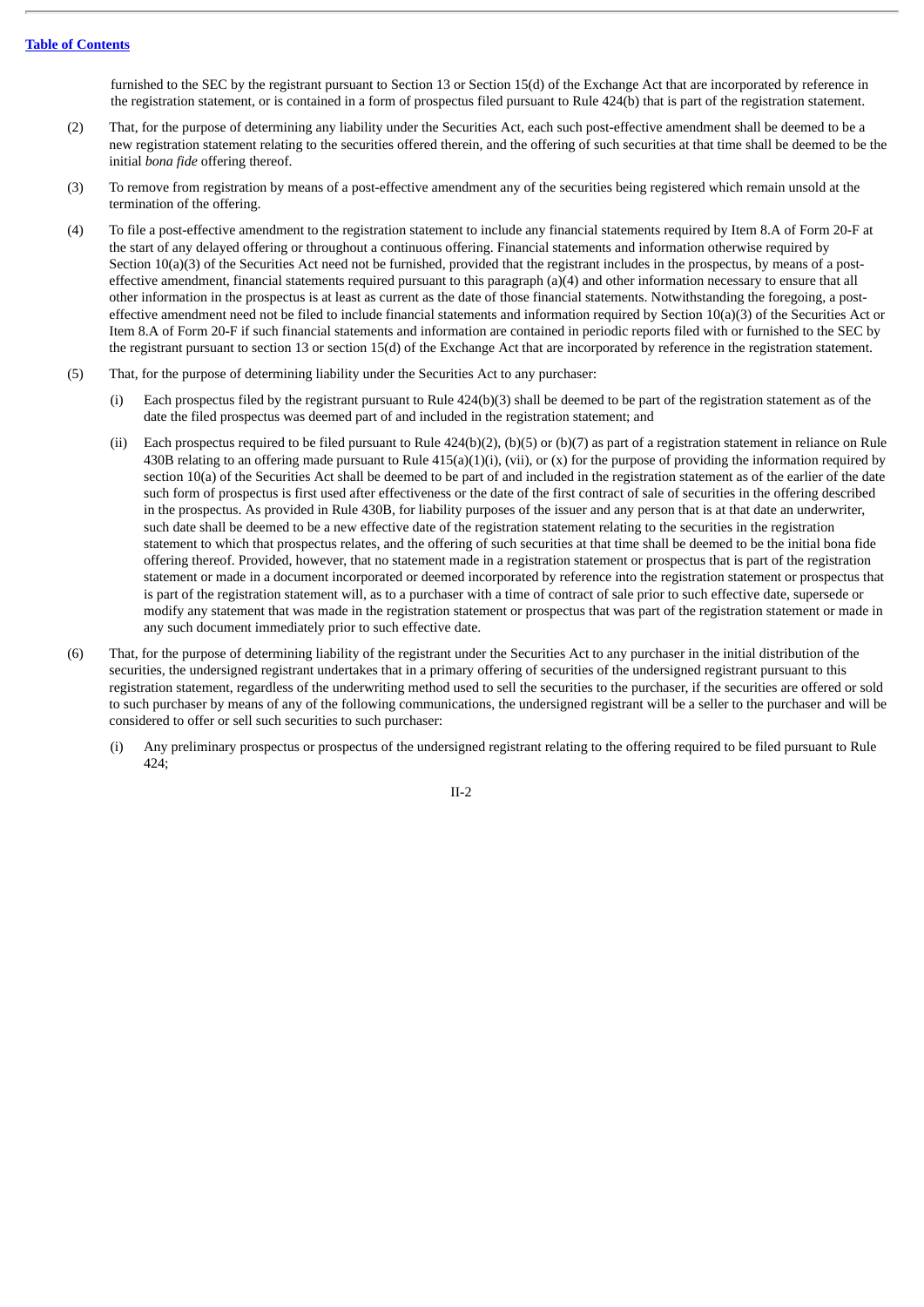furnished to the SEC by the registrant pursuant to Section 13 or Section 15(d) of the Exchange Act that are incorporated by reference in the registration statement, or is contained in a form of prospectus filed pursuant to Rule 424(b) that is part of the registration statement.

(2) That, for the purpose of determining any liability under the Securities Act, each such post-effective amendment shall be deemed to be a new registration statement relating to the securities offered therein, and the offering of such securities at that time shall be deemed to be the initial *bona fide* offering thereof.

(3) To remove from registration by means of a post-effective amendment any of the securities being registered which remain unsold at the termination of the offering.

(4) To file a post-effective amendment to the registration statement to include any financial statements required by Item 8.A of Form 20-F at the start of any delayed offering or throughout a continuous offering. Financial statements and information otherwise required by Section 10(a)(3) of the Securities Act need not be furnished, provided that the registrant includes in the prospectus, by means of a post-effective amendment, financial statements required pursuant to this paragraph (a)(4) and other information necessary to ensure that all other information in the prospectus is at least as current as the date of those financial statements. Notwithstanding the foregoing, a post-effective amendment need not be filed to include financial statements and information required by Section 10(a)(3) of the Securities Act or Item 8.A of Form 20-F if such financial statements and information are contained in periodic reports filed with or furnished to the SEC by the registrant pursuant to section 13 or section 15(d) of the Exchange Act that are incorporated by reference in the registration statement.

(5) That, for the purpose of determining liability under the Securities Act to any purchaser:

   (i) Each prospectus filed by the registrant pursuant to Rule 424(b)(3) shall be deemed to be part of the registration statement as of the date the filed prospectus was deemed part of and included in the registration statement; and

   (ii) Each prospectus required to be filed pursuant to Rule 424(b)(2), (b)(5) or (b)(7) as part of a registration statement in reliance on Rule 430B relating to an offering made pursuant to Rule 415(a)(1)(i), (vii), or (x) for the purpose of providing the information required by section 10(a) of the Securities Act shall be deemed to be part of and included in the registration statement as of the earlier of the date such form of prospectus is first used after effectiveness or the date of the first contract of sale of securities in the offering described in the prospectus. As provided in Rule 430B, for liability purposes of the issuer and any person that is at that date an underwriter, such date shall be deemed to be a new effective date of the registration statement relating to the securities in the registration statement to which that prospectus relates, and the offering of such securities at that time shall be deemed to be the initial bona fide offering thereof. Provided, however, that no statement made in a registration statement or prospectus that is part of the registration statement or made in a document incorporated or deemed incorporated by reference into the registration statement or prospectus that is part of the registration statement will, as to a purchaser with a time of contract of sale prior to such effective date, supersede or modify any statement that was made in the registration statement or prospectus that was part of the registration statement or made in any such document immediately prior to such effective date.

(6) That, for the purpose of determining liability of the registrant under the Securities Act to any purchaser in the initial distribution of the securities, the undersigned registrant undertakes that in a primary offering of securities of the undersigned registrant pursuant to this registration statement, regardless of the underwriting method used to sell the securities to the purchaser, if the securities are offered or sold to such purchaser by means of any of the following communications, the undersigned registrant will be a seller to the purchaser and will be considered to offer or sell such securities to such purchaser:

   (i) Any preliminary prospectus or prospectus of the undersigned registrant relating to the offering required to be filed pursuant to Rule 424;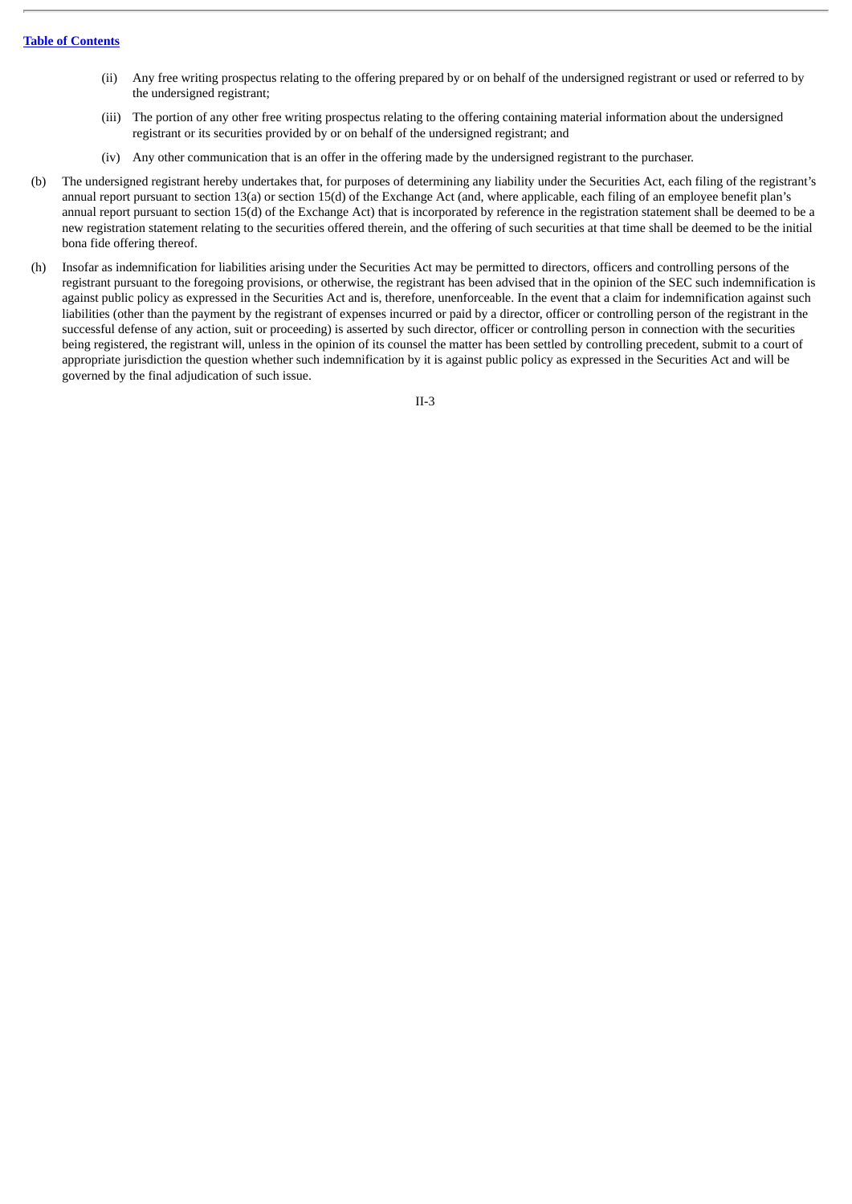(ii) Any free writing prospectus relating to the offering prepared by or on behalf of the undersigned registrant or used or referred to by the undersigned registrant;

(iii) The portion of any other free writing prospectus relating to the offering containing material information about the undersigned registrant or its securities provided by or on behalf of the undersigned registrant; and

(iv) Any other communication that is an offer in the offering made by the undersigned registrant to the purchaser.

(b) The undersigned registrant hereby undertakes that, for purposes of determining any liability under the Securities Act, each filing of the registrant's annual report pursuant to section 13(a) or section 15(d) of the Exchange Act (and, where applicable, each filing of an employee benefit plan's annual report pursuant to section 15(d) of the Exchange Act) that is incorporated by reference in the registration statement shall be deemed to be a new registration statement relating to the securities offered therein, and the offering of such securities at that time shall be deemed to be the initial bona fide offering thereof.

(h) Insofar as indemnification for liabilities arising under the Securities Act may be permitted to directors, officers and controlling persons of the registrant pursuant to the foregoing provisions, or otherwise, the registrant has been advised that in the opinion of the SEC such indemnification is against public policy as expressed in the Securities Act and is, therefore, unenforceable. In the event that a claim for indemnification against such liabilities (other than the payment by the registrant of expenses incurred or paid by a director, officer or controlling person of the registrant in the successful defense of any action, suit or proceeding) is asserted by such director, officer or controlling person in connection with the securities being registered, the registrant will, unless in the opinion of its counsel the matter has been settled by controlling precedent, submit to a court of appropriate jurisdiction the question whether such indemnification by it is against public policy as expressed in the Securities Act and will be governed by the final adjudication of such issue.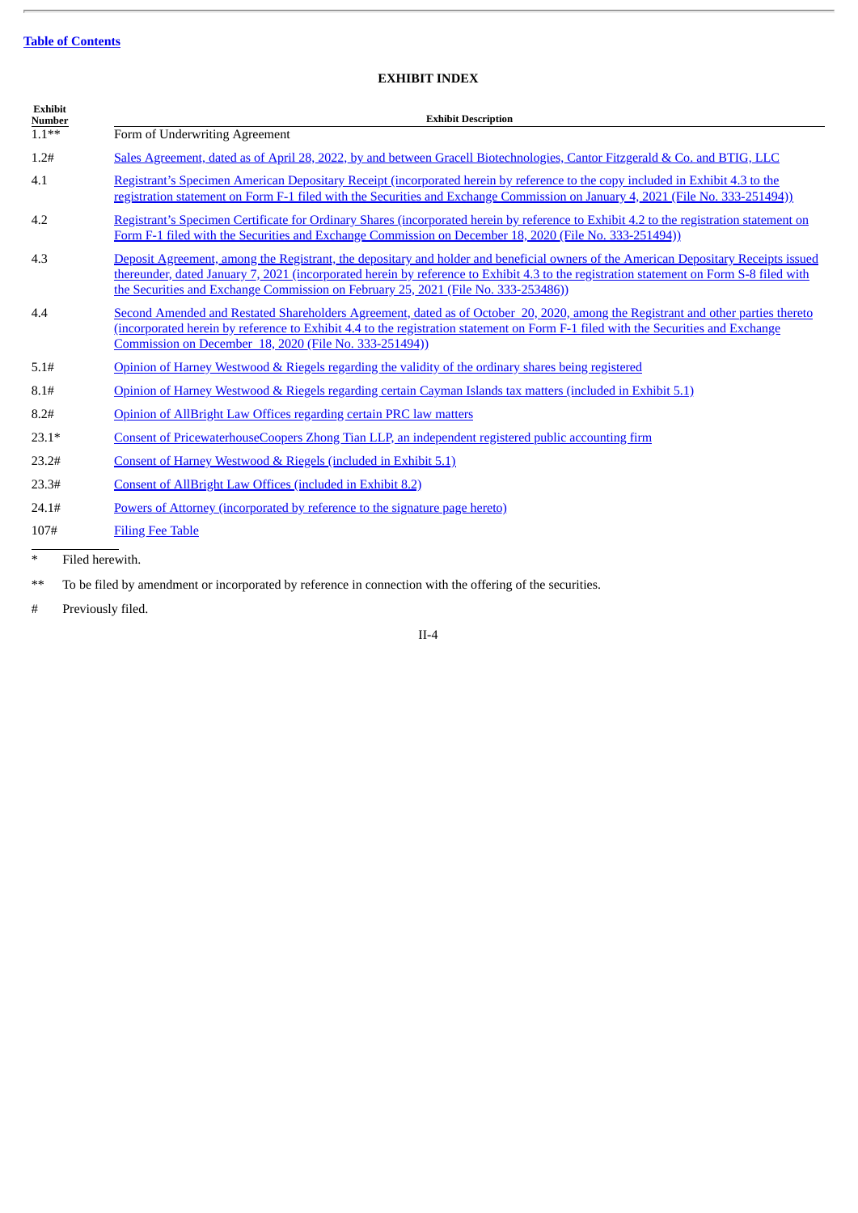[Table of Contents](#)

## EXHIBIT INDEX

| Exhibit Number | Exhibit Description |
|---|---|
| 1.1** | Form of Underwriting Agreement |
| 1.2# | Sales Agreement, dated as of April 28, 2022, by and between Gracell Biotechnologies, Cantor Fitzgerald & Co. and BTIG, LLC |
| 4.1 | Registrant's Specimen American Depositary Receipt (incorporated herein by reference to the copy included in Exhibit 4.3 to the registration statement on Form F-1 filed with the Securities and Exchange Commission on January 4, 2021 (File No. 333-251494)) |
| 4.2 | Registrant's Specimen Certificate for Ordinary Shares (incorporated herein by reference to Exhibit 4.2 to the registration statement on Form F-1 filed with the Securities and Exchange Commission on December 18, 2020 (File No. 333-251494)) |
| 4.3 | Deposit Agreement, among the Registrant, the depositary and holder and beneficial owners of the American Depositary Receipts issued thereunder, dated January 7, 2021 (incorporated herein by reference to Exhibit 4.3 to the registration statement on Form S-8 filed with the Securities and Exchange Commission on February 25, 2021 (File No. 333-253486)) |
| 4.4 | Second Amended and Restated Shareholders Agreement, dated as of October 20, 2020, among the Registrant and other parties thereto (incorporated herein by reference to Exhibit 4.4 to the registration statement on Form F-1 filed with the Securities and Exchange Commission on December 18, 2020 (File No. 333-251494)) |
| 5.1# | Opinion of Harney Westwood & Riegels regarding the validity of the ordinary shares being registered |
| 8.1# | Opinion of Harney Westwood & Riegels regarding certain Cayman Islands tax matters (included in Exhibit 5.1) |
| 8.2# | Opinion of AllBright Law Offices regarding certain PRC law matters |
| 23.1* | Consent of PricewaterhouseCoopers Zhong Tian LLP, an independent registered public accounting firm |
| 23.2# | Consent of Harney Westwood & Riegels (included in Exhibit 5.1) |
| 23.3# | Consent of AllBright Law Offices (included in Exhibit 8.2) |
| 24.1# | Powers of Attorney (incorporated by reference to the signature page hereto) |
| 107# | Filing Fee Table |

\* Filed herewith.

** To be filed by amendment or incorporated by reference in connection with the offering of the securities.

\# Previously filed.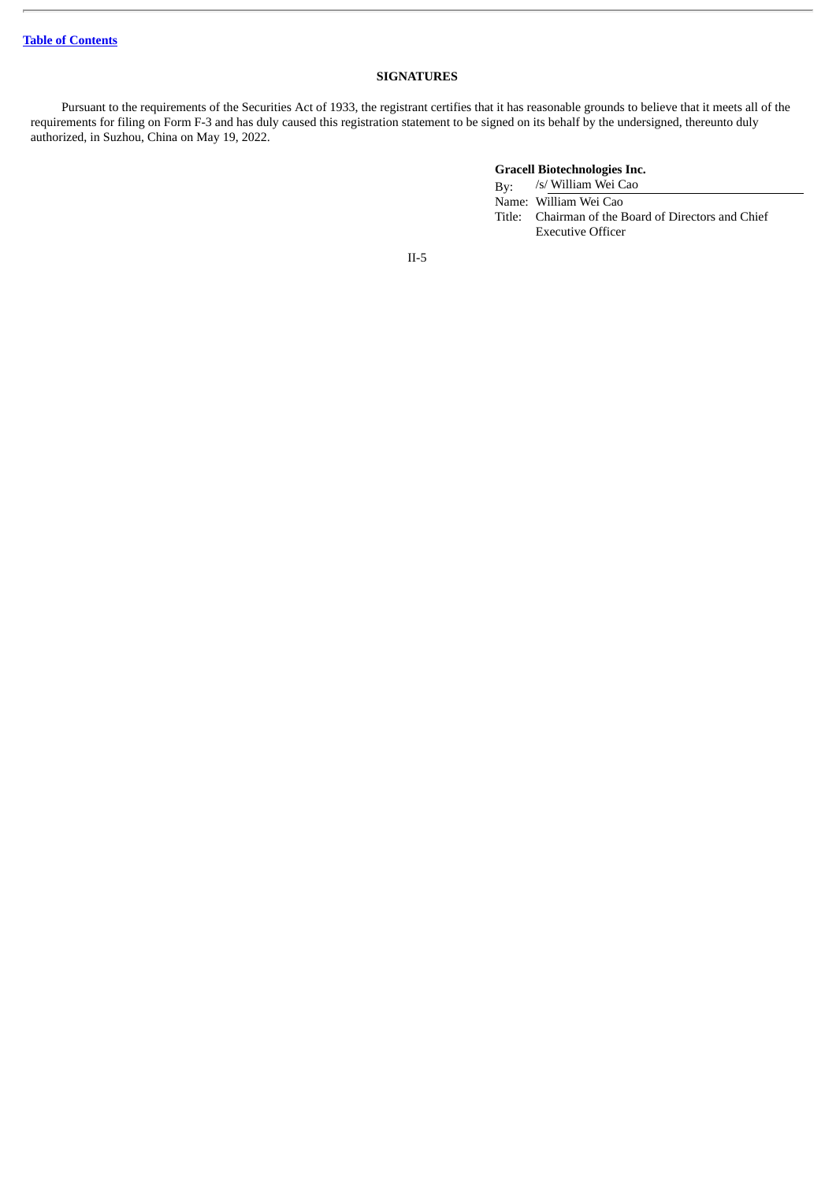## SIGNATURES

Pursuant to the requirements of the Securities Act of 1933, the registrant certifies that it has reasonable grounds to believe that it meets all of the requirements for filing on Form F-3 and has duly caused this registration statement to be signed on its behalf by the undersigned, thereunto duly authorized, in Suzhou, China on May 19, 2022.

**Gracell Biotechnologies Inc.**

By: /s/ William Wei Cao

Name: William Wei Cao

Title: Chairman of the Board of Directors and Chief Executive Officer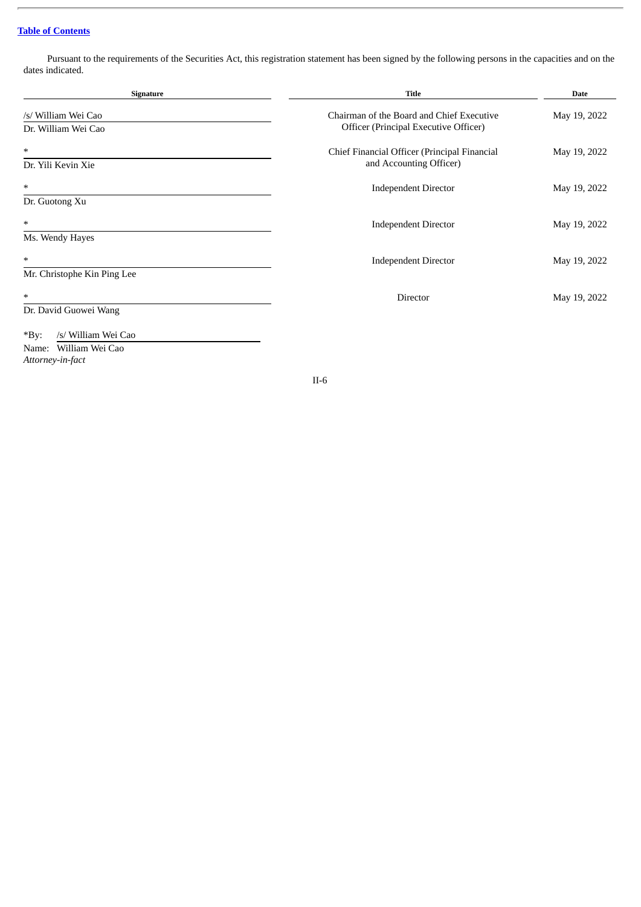Pursuant to the requirements of the Securities Act, this registration statement has been signed by the following persons in the capacities and on the dates indicated.

| Signature | Title | Date |
|---|---|---|
| /s/ William Wei Cao<br>Dr. William Wei Cao | Chairman of the Board and Chief Executive Officer (Principal Executive Officer) | May 19, 2022 |
| *<br>Dr. Yili Kevin Xie | Chief Financial Officer (Principal Financial and Accounting Officer) | May 19, 2022 |
| *<br>Dr. Guotong Xu | Independent Director | May 19, 2022 |
| *<br>Ms. Wendy Hayes | Independent Director | May 19, 2022 |
| *<br>Mr. Christophe Kin Ping Lee | Independent Director | May 19, 2022 |
| *<br>Dr. David Guowei Wang | Director | May 19, 2022 |

*By: /s/ William Wei Cao
Name: William Wei Cao
*Attorney-in-fact*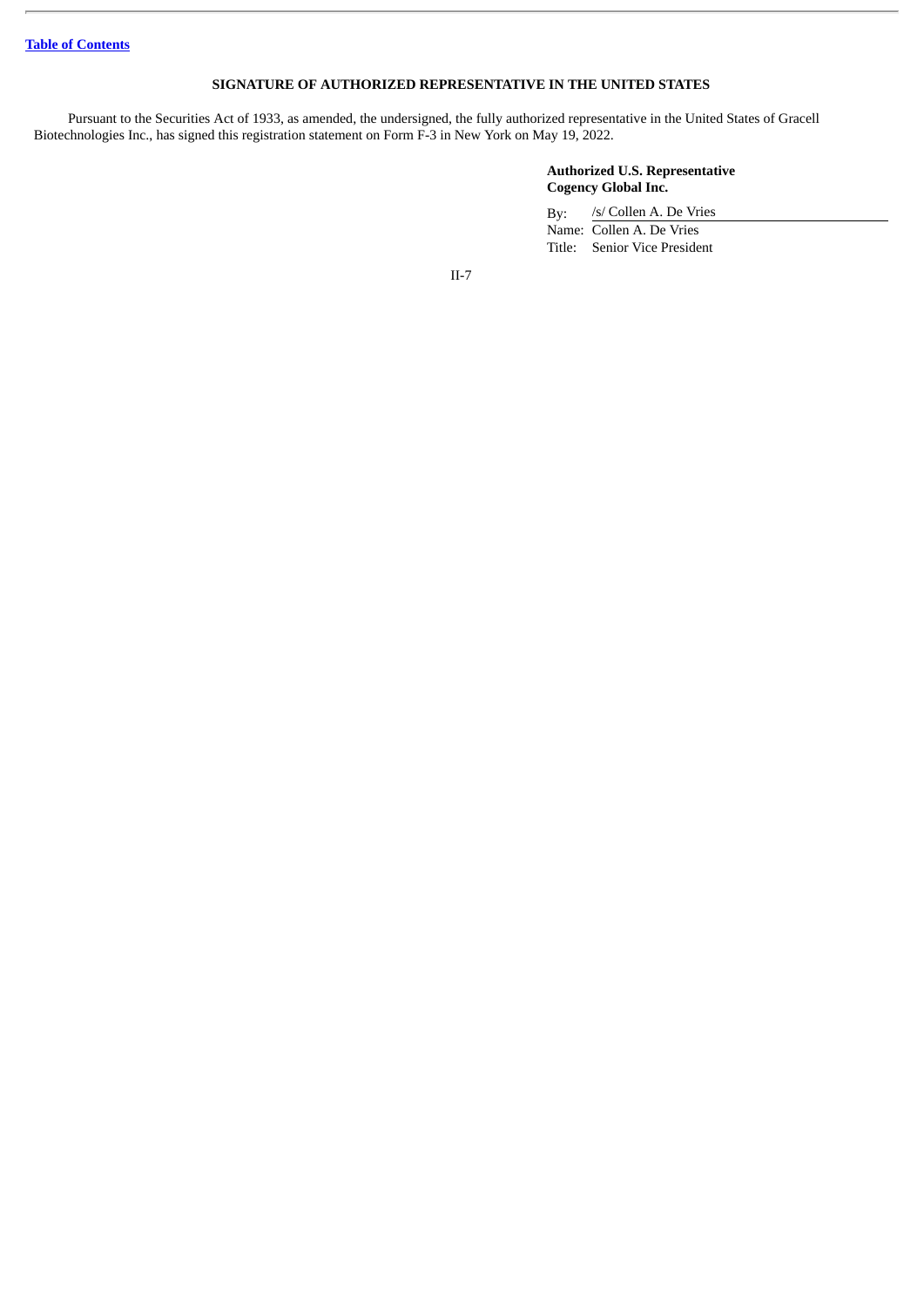[Table of Contents]

## SIGNATURE OF AUTHORIZED REPRESENTATIVE IN THE UNITED STATES

Pursuant to the Securities Act of 1933, as amended, the undersigned, the fully authorized representative in the United States of Gracell Biotechnologies Inc., has signed this registration statement on Form F-3 in New York on May 19, 2022.

**Authorized U.S. Representative**
**Cogency Global Inc.**

By: /s/ Collen A. De Vries
Name: Collen A. De Vries
Title: Senior Vice President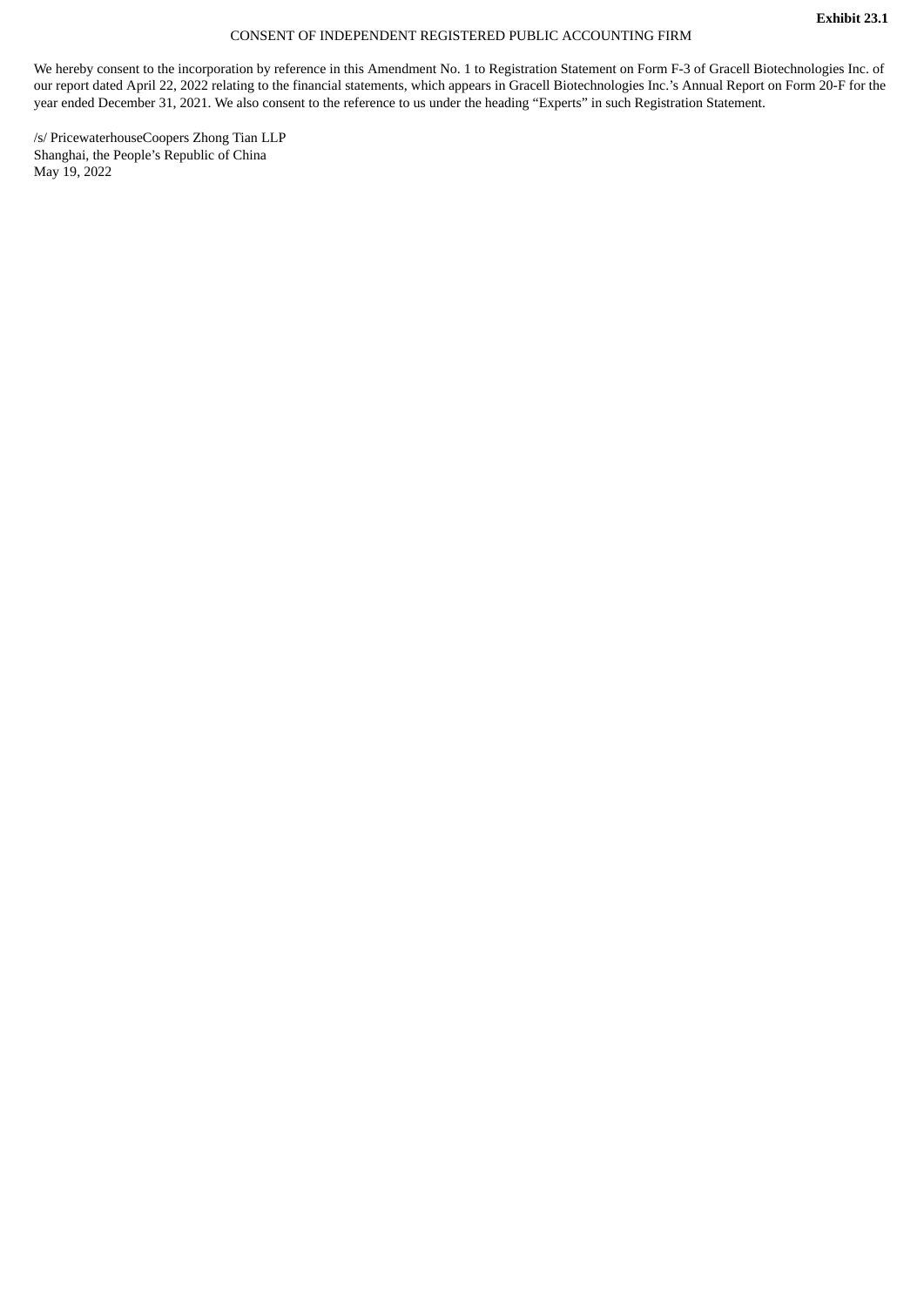**Exhibit 23.1**

CONSENT OF INDEPENDENT REGISTERED PUBLIC ACCOUNTING FIRM

We hereby consent to the incorporation by reference in this Amendment No. 1 to Registration Statement on Form F-3 of Gracell Biotechnologies Inc. of our report dated April 22, 2022 relating to the financial statements, which appears in Gracell Biotechnologies Inc.'s Annual Report on Form 20-F for the year ended December 31, 2021. We also consent to the reference to us under the heading "Experts" in such Registration Statement.

/s/ PricewaterhouseCoopers Zhong Tian LLP
Shanghai, the People's Republic of China
May 19, 2022